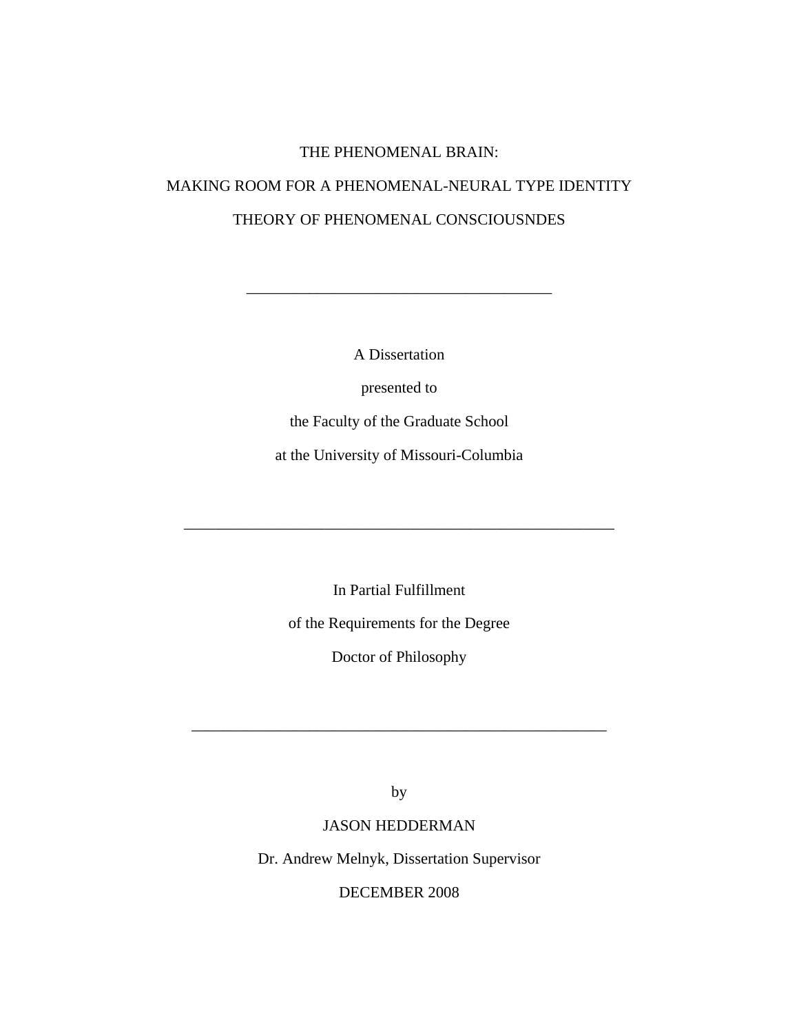# THE PHENOMENAL BRAIN:

# MAKING ROOM FOR A PHENOMENAL-NEURAL TYPE IDENTITY THEORY OF PHENOMENAL CONSCIOUSNDES

---

A Dissertation

presented to

the Faculty of the Graduate School

at the University of Missouri-Columbia

---

In Partial Fulfillment

of the Requirements for the Degree

Doctor of Philosophy

---

by

JASON HEDDERMAN

Dr. Andrew Melnyk, Dissertation Supervisor

DECEMBER 2008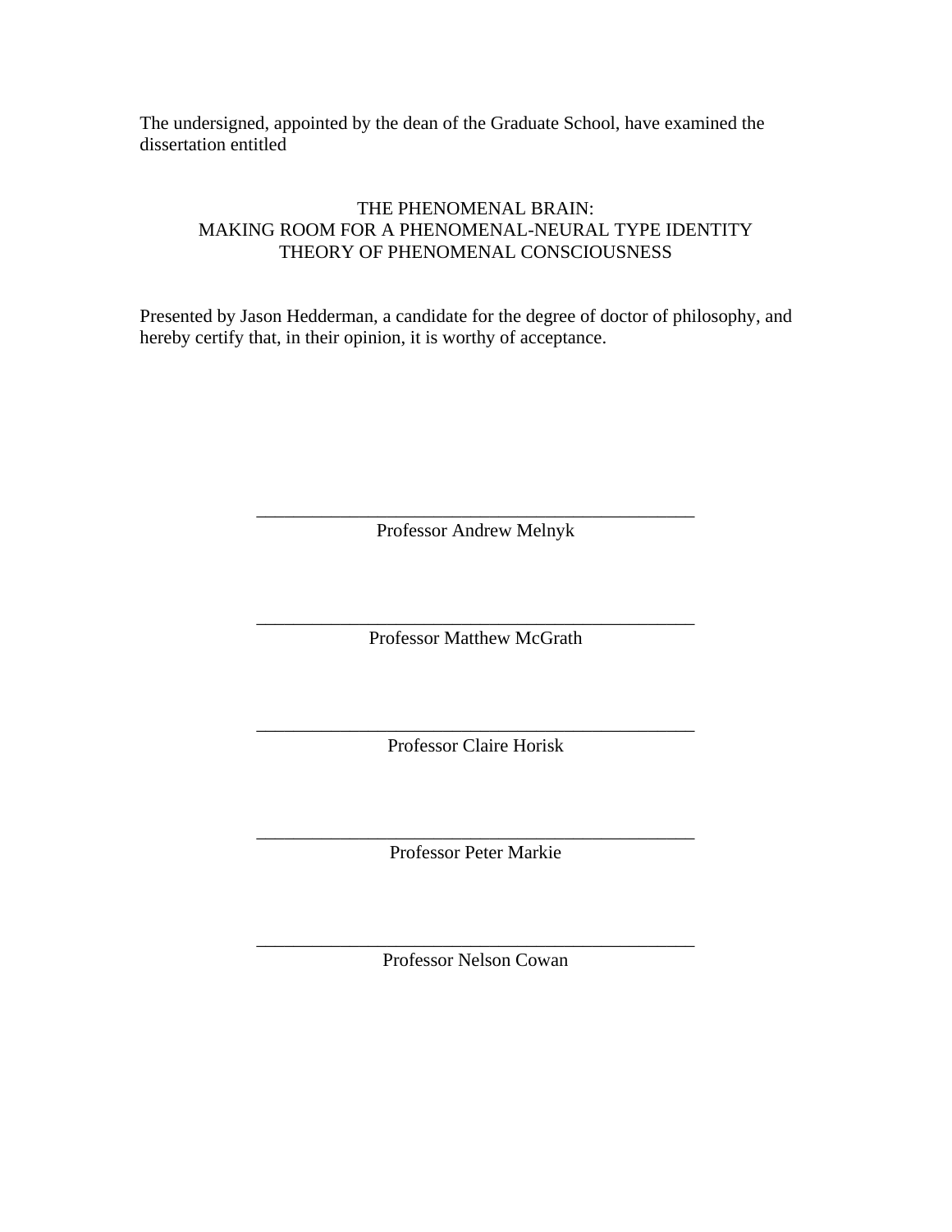The undersigned, appointed by the dean of the Graduate School, have examined the dissertation entitled

THE PHENOMENAL BRAIN:
MAKING ROOM FOR A PHENOMENAL-NEURAL TYPE IDENTITY THEORY OF PHENOMENAL CONSCIOUSNESS

Presented by Jason Hedderman, a candidate for the degree of doctor of philosophy, and hereby certify that, in their opinion, it is worthy of acceptance.

\_\_\_\_\_\_\_\_\_\_\_\_\_\_\_\_\_\_\_\_\_\_\_\_\_\_\_\_\_\_\_\_\_\_\_\_\_\_\_\_\_\_\_\_\_\_\_\_
Professor Andrew Melnyk

\_\_\_\_\_\_\_\_\_\_\_\_\_\_\_\_\_\_\_\_\_\_\_\_\_\_\_\_\_\_\_\_\_\_\_\_\_\_\_\_\_\_\_\_\_\_\_\_
Professor Matthew McGrath

\_\_\_\_\_\_\_\_\_\_\_\_\_\_\_\_\_\_\_\_\_\_\_\_\_\_\_\_\_\_\_\_\_\_\_\_\_\_\_\_\_\_\_\_\_\_\_\_
Professor Claire Horisk

\_\_\_\_\_\_\_\_\_\_\_\_\_\_\_\_\_\_\_\_\_\_\_\_\_\_\_\_\_\_\_\_\_\_\_\_\_\_\_\_\_\_\_\_\_\_\_\_
Professor Peter Markie

\_\_\_\_\_\_\_\_\_\_\_\_\_\_\_\_\_\_\_\_\_\_\_\_\_\_\_\_\_\_\_\_\_\_\_\_\_\_\_\_\_\_\_\_\_\_\_\_
Professor Nelson Cowan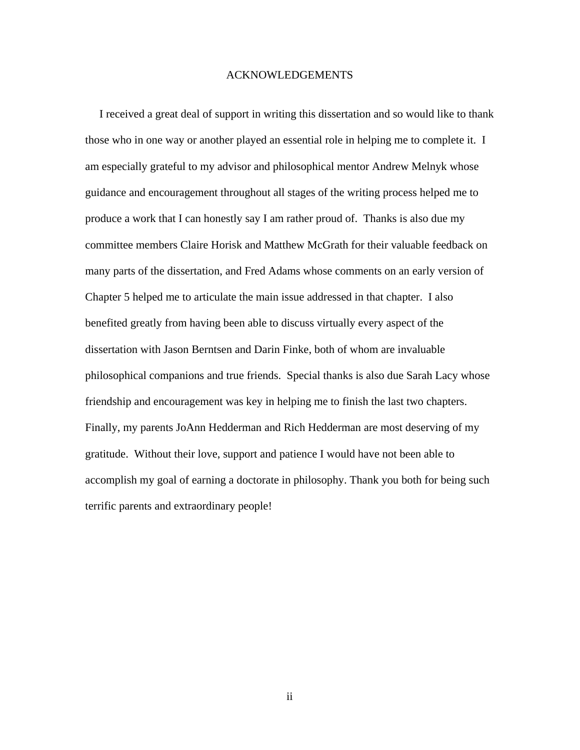# ACKNOWLEDGEMENTS

I received a great deal of support in writing this dissertation and so would like to thank those who in one way or another played an essential role in helping me to complete it. I am especially grateful to my advisor and philosophical mentor Andrew Melnyk whose guidance and encouragement throughout all stages of the writing process helped me to produce a work that I can honestly say I am rather proud of. Thanks is also due my committee members Claire Horisk and Matthew McGrath for their valuable feedback on many parts of the dissertation, and Fred Adams whose comments on an early version of Chapter 5 helped me to articulate the main issue addressed in that chapter. I also benefited greatly from having been able to discuss virtually every aspect of the dissertation with Jason Berntsen and Darin Finke, both of whom are invaluable philosophical companions and true friends. Special thanks is also due Sarah Lacy whose friendship and encouragement was key in helping me to finish the last two chapters. Finally, my parents JoAnn Hedderman and Rich Hedderman are most deserving of my gratitude. Without their love, support and patience I would have not been able to accomplish my goal of earning a doctorate in philosophy. Thank you both for being such terrific parents and extraordinary people!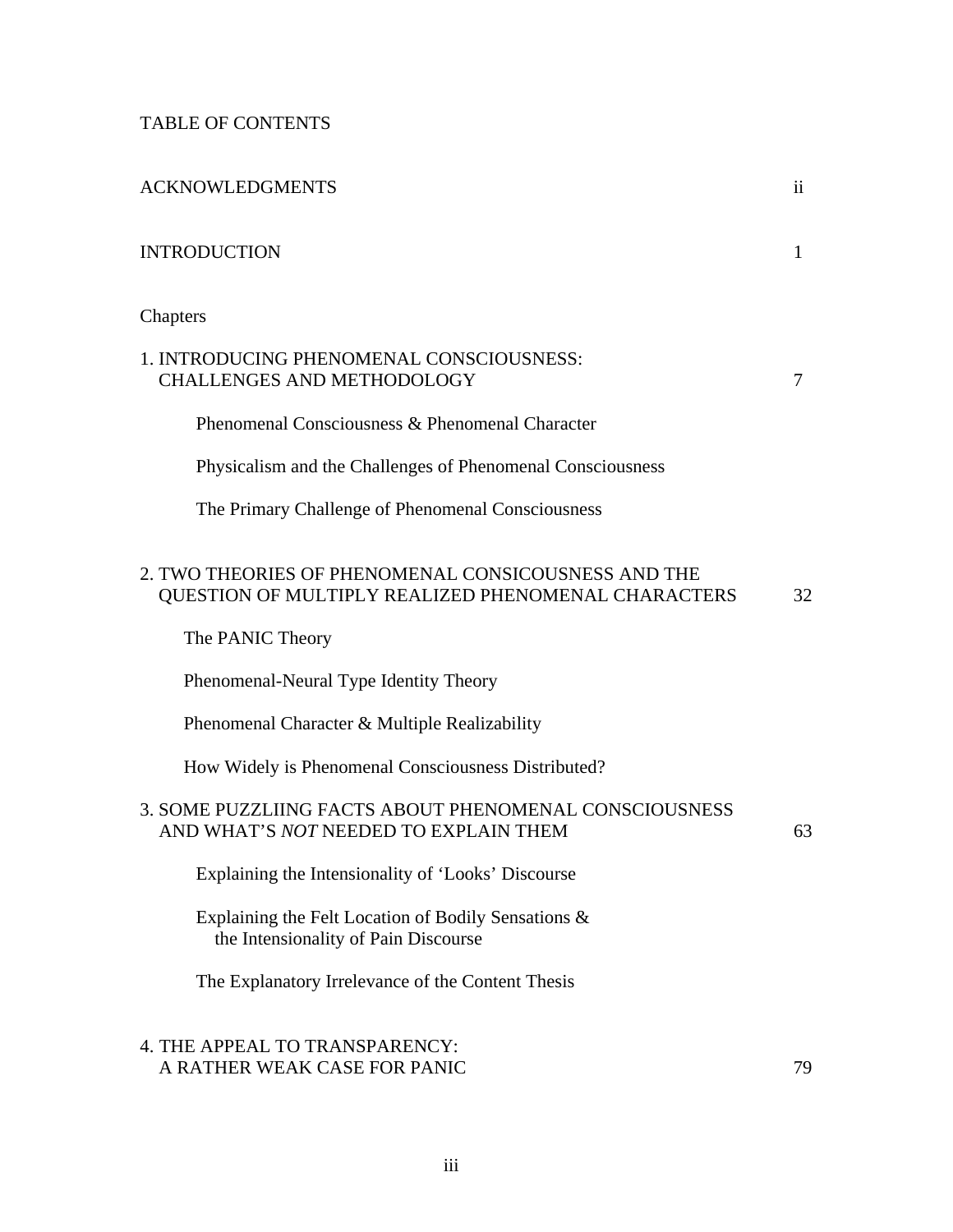# TABLE OF CONTENTS

ACKNOWLEDGMENTS ii

INTRODUCTION 1

Chapters

1. INTRODUCING PHENOMENAL CONSCIOUSNESS: CHALLENGES AND METHODOLOGY 7

   - Phenomenal Consciousness & Phenomenal Character
   - Physicalism and the Challenges of Phenomenal Consciousness
   - The Primary Challenge of Phenomenal Consciousness

2. TWO THEORIES OF PHENOMENAL CONSICOUSNESS AND THE QUESTION OF MULTIPLY REALIZED PHENOMENAL CHARACTERS 32

   - The PANIC Theory
   - Phenomenal-Neural Type Identity Theory
   - Phenomenal Character & Multiple Realizability
   - How Widely is Phenomenal Consciousness Distributed?

3. SOME PUZZLIING FACTS ABOUT PHENOMENAL CONSCIOUSNESS AND WHAT'S *NOT* NEEDED TO EXPLAIN THEM 63

   - Explaining the Intensionality of 'Looks' Discourse
   - Explaining the Felt Location of Bodily Sensations & the Intensionality of Pain Discourse
   - The Explanatory Irrelevance of the Content Thesis

4. THE APPEAL TO TRANSPARENCY: A RATHER WEAK CASE FOR PANIC 79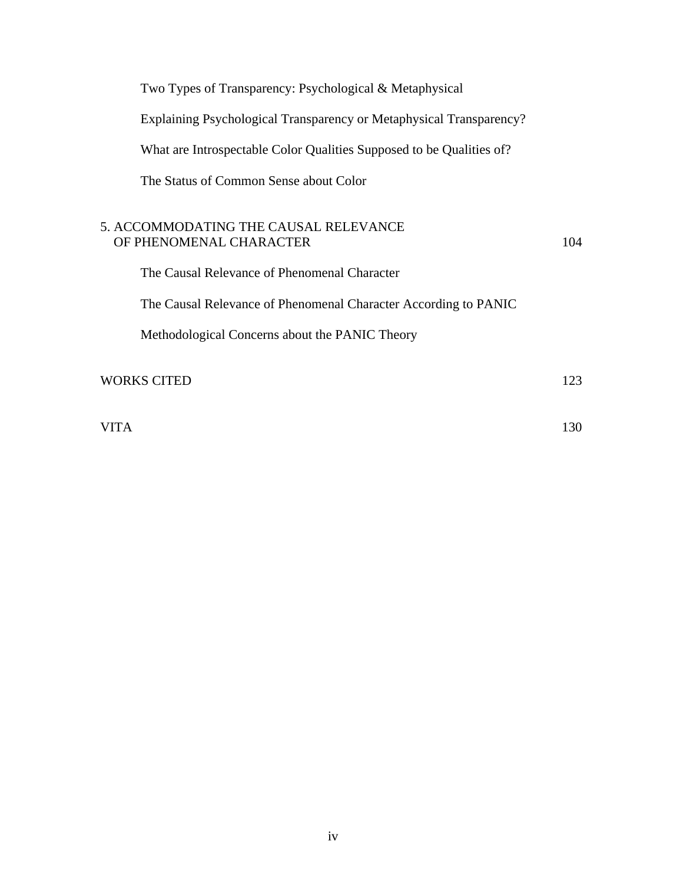Two Types of Transparency: Psychological & Metaphysical

Explaining Psychological Transparency or Metaphysical Transparency?

What are Introspectable Color Qualities Supposed to be Qualities of?

The Status of Common Sense about Color

5. ACCOMMODATING THE CAUSAL RELEVANCE OF PHENOMENAL CHARACTER 104

The Causal Relevance of Phenomenal Character

The Causal Relevance of Phenomenal Character According to PANIC

Methodological Concerns about the PANIC Theory

WORKS CITED 123

VITA 130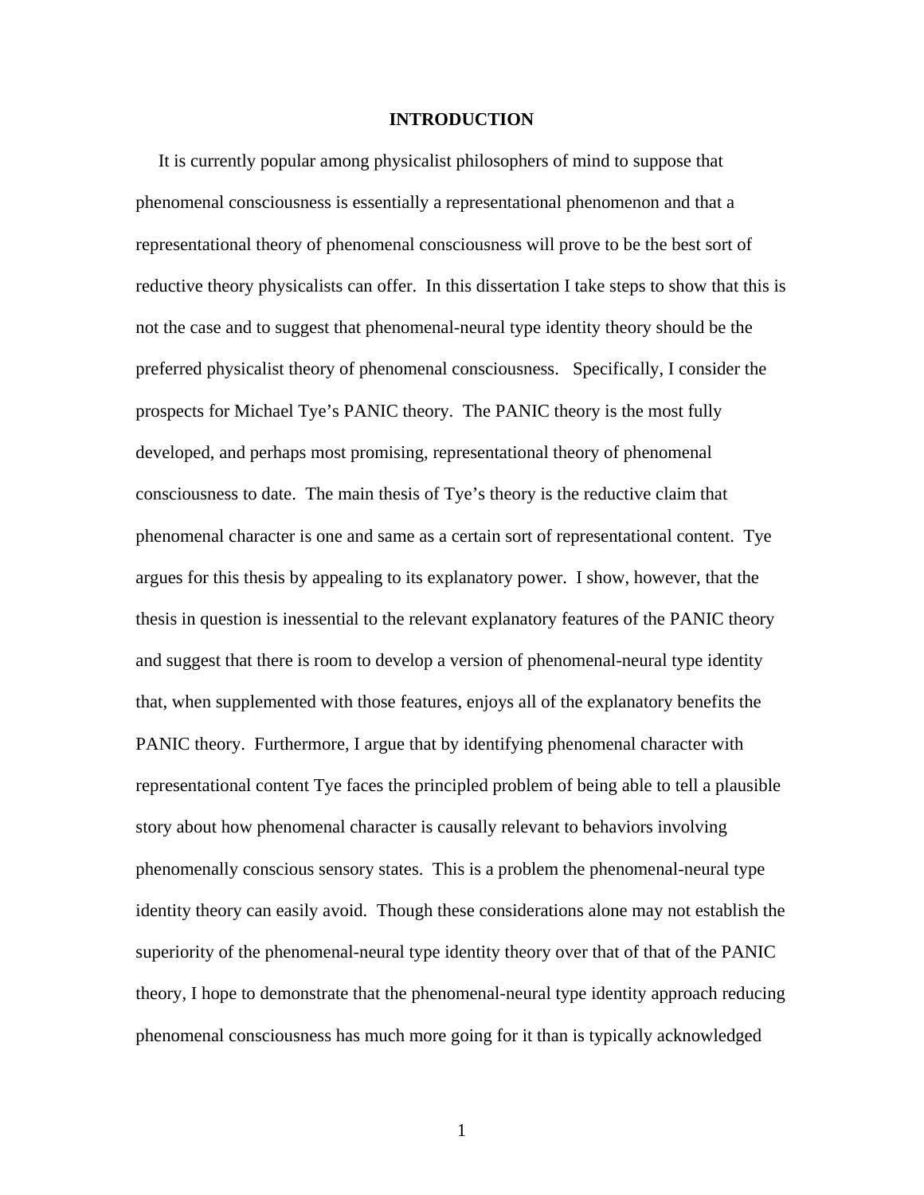# INTRODUCTION

It is currently popular among physicalist philosophers of mind to suppose that phenomenal consciousness is essentially a representational phenomenon and that a representational theory of phenomenal consciousness will prove to be the best sort of reductive theory physicalists can offer. In this dissertation I take steps to show that this is not the case and to suggest that phenomenal-neural type identity theory should be the preferred physicalist theory of phenomenal consciousness. Specifically, I consider the prospects for Michael Tye's PANIC theory. The PANIC theory is the most fully developed, and perhaps most promising, representational theory of phenomenal consciousness to date. The main thesis of Tye's theory is the reductive claim that phenomenal character is one and same as a certain sort of representational content. Tye argues for this thesis by appealing to its explanatory power. I show, however, that the thesis in question is inessential to the relevant explanatory features of the PANIC theory and suggest that there is room to develop a version of phenomenal-neural type identity that, when supplemented with those features, enjoys all of the explanatory benefits the PANIC theory. Furthermore, I argue that by identifying phenomenal character with representational content Tye faces the principled problem of being able to tell a plausible story about how phenomenal character is causally relevant to behaviors involving phenomenally conscious sensory states. This is a problem the phenomenal-neural type identity theory can easily avoid. Though these considerations alone may not establish the superiority of the phenomenal-neural type identity theory over that of that of the PANIC theory, I hope to demonstrate that the phenomenal-neural type identity approach reducing phenomenal consciousness has much more going for it than is typically acknowledged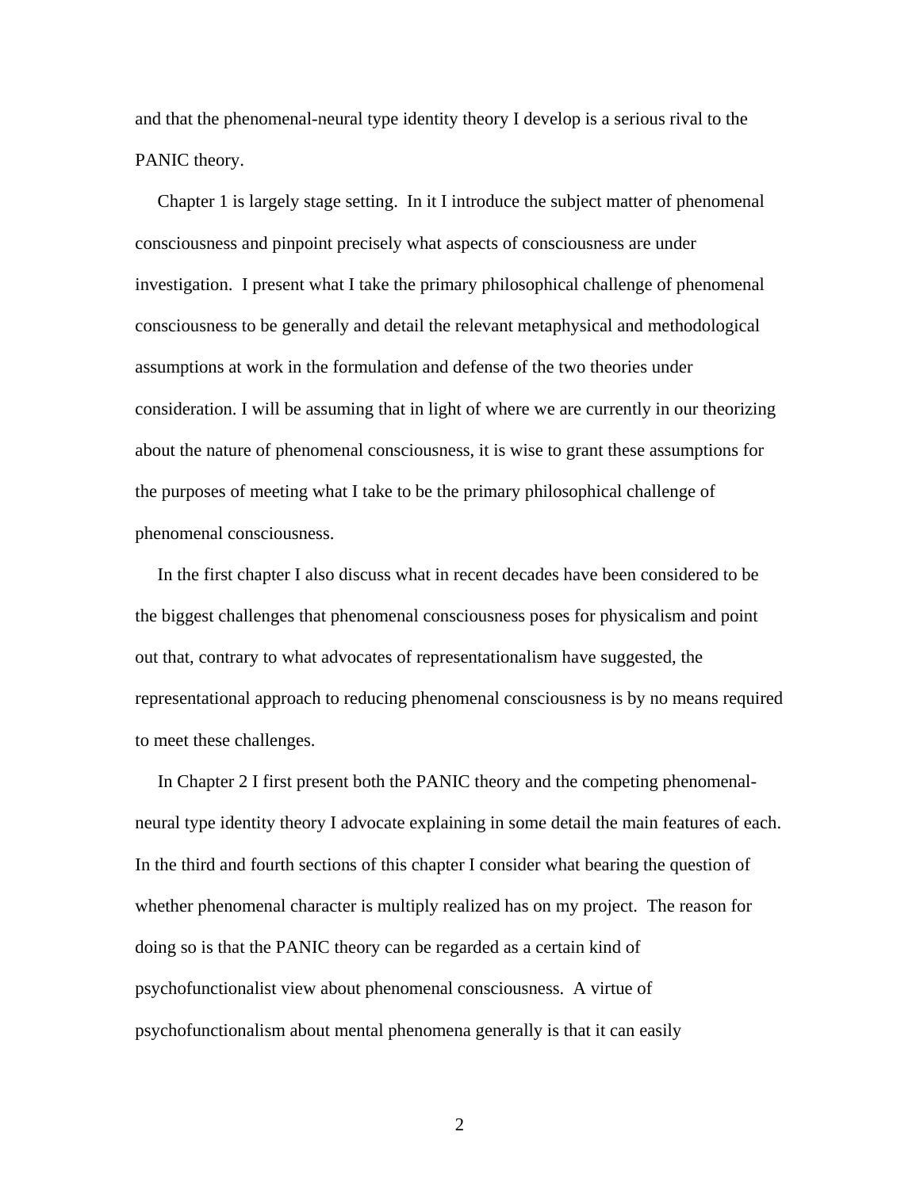and that the phenomenal-neural type identity theory I develop is a serious rival to the PANIC theory.

Chapter 1 is largely stage setting. In it I introduce the subject matter of phenomenal consciousness and pinpoint precisely what aspects of consciousness are under investigation. I present what I take the primary philosophical challenge of phenomenal consciousness to be generally and detail the relevant metaphysical and methodological assumptions at work in the formulation and defense of the two theories under consideration. I will be assuming that in light of where we are currently in our theorizing about the nature of phenomenal consciousness, it is wise to grant these assumptions for the purposes of meeting what I take to be the primary philosophical challenge of phenomenal consciousness.

In the first chapter I also discuss what in recent decades have been considered to be the biggest challenges that phenomenal consciousness poses for physicalism and point out that, contrary to what advocates of representationalism have suggested, the representational approach to reducing phenomenal consciousness is by no means required to meet these challenges.

In Chapter 2 I first present both the PANIC theory and the competing phenomenal-neural type identity theory I advocate explaining in some detail the main features of each. In the third and fourth sections of this chapter I consider what bearing the question of whether phenomenal character is multiply realized has on my project. The reason for doing so is that the PANIC theory can be regarded as a certain kind of psychofunctionalist view about phenomenal consciousness. A virtue of psychofunctionalism about mental phenomena generally is that it can easily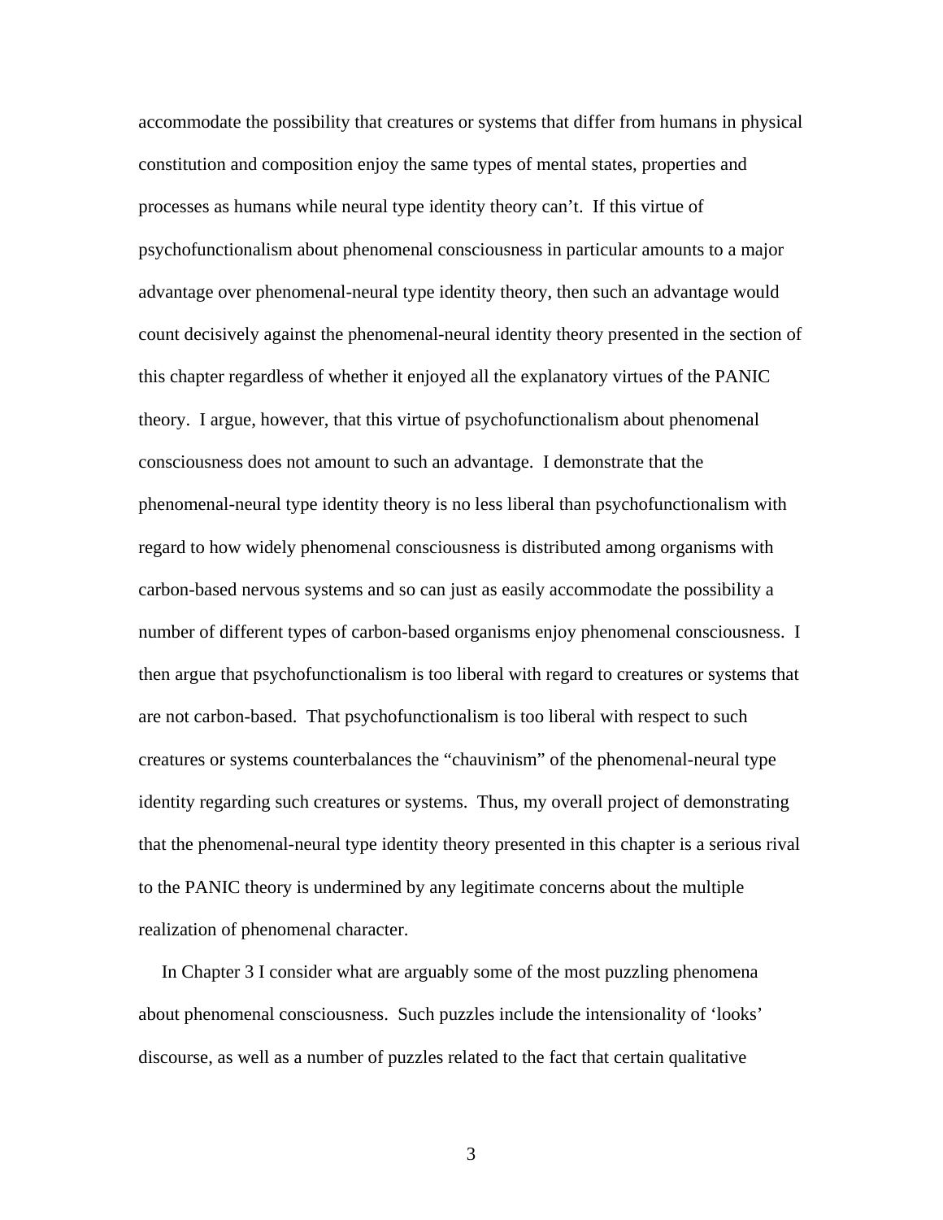accommodate the possibility that creatures or systems that differ from humans in physical constitution and composition enjoy the same types of mental states, properties and processes as humans while neural type identity theory can't. If this virtue of psychofunctionalism about phenomenal consciousness in particular amounts to a major advantage over phenomenal-neural type identity theory, then such an advantage would count decisively against the phenomenal-neural identity theory presented in the section of this chapter regardless of whether it enjoyed all the explanatory virtues of the PANIC theory. I argue, however, that this virtue of psychofunctionalism about phenomenal consciousness does not amount to such an advantage. I demonstrate that the phenomenal-neural type identity theory is no less liberal than psychofunctionalism with regard to how widely phenomenal consciousness is distributed among organisms with carbon-based nervous systems and so can just as easily accommodate the possibility a number of different types of carbon-based organisms enjoy phenomenal consciousness. I then argue that psychofunctionalism is too liberal with regard to creatures or systems that are not carbon-based. That psychofunctionalism is too liberal with respect to such creatures or systems counterbalances the "chauvinism" of the phenomenal-neural type identity regarding such creatures or systems. Thus, my overall project of demonstrating that the phenomenal-neural type identity theory presented in this chapter is a serious rival to the PANIC theory is undermined by any legitimate concerns about the multiple realization of phenomenal character.

In Chapter 3 I consider what are arguably some of the most puzzling phenomena about phenomenal consciousness. Such puzzles include the intensionality of 'looks' discourse, as well as a number of puzzles related to the fact that certain qualitative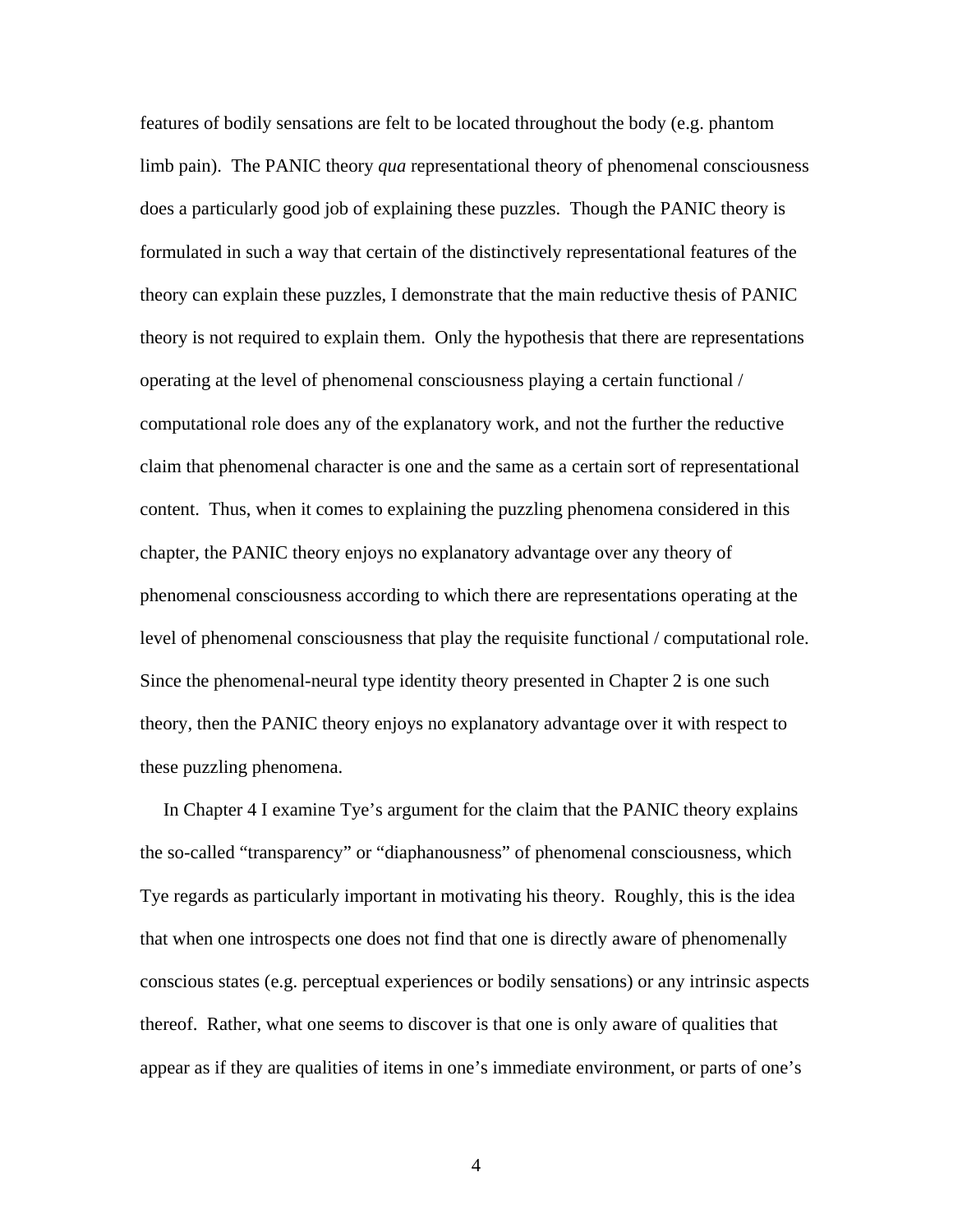features of bodily sensations are felt to be located throughout the body (e.g. phantom limb pain). The PANIC theory *qua* representational theory of phenomenal consciousness does a particularly good job of explaining these puzzles. Though the PANIC theory is formulated in such a way that certain of the distinctively representational features of the theory can explain these puzzles, I demonstrate that the main reductive thesis of PANIC theory is not required to explain them. Only the hypothesis that there are representations operating at the level of phenomenal consciousness playing a certain functional / computational role does any of the explanatory work, and not the further the reductive claim that phenomenal character is one and the same as a certain sort of representational content. Thus, when it comes to explaining the puzzling phenomena considered in this chapter, the PANIC theory enjoys no explanatory advantage over any theory of phenomenal consciousness according to which there are representations operating at the level of phenomenal consciousness that play the requisite functional / computational role. Since the phenomenal-neural type identity theory presented in Chapter 2 is one such theory, then the PANIC theory enjoys no explanatory advantage over it with respect to these puzzling phenomena.

In Chapter 4 I examine Tye's argument for the claim that the PANIC theory explains the so-called "transparency" or "diaphanousness" of phenomenal consciousness, which Tye regards as particularly important in motivating his theory. Roughly, this is the idea that when one introspects one does not find that one is directly aware of phenomenally conscious states (e.g. perceptual experiences or bodily sensations) or any intrinsic aspects thereof. Rather, what one seems to discover is that one is only aware of qualities that appear as if they are qualities of items in one's immediate environment, or parts of one's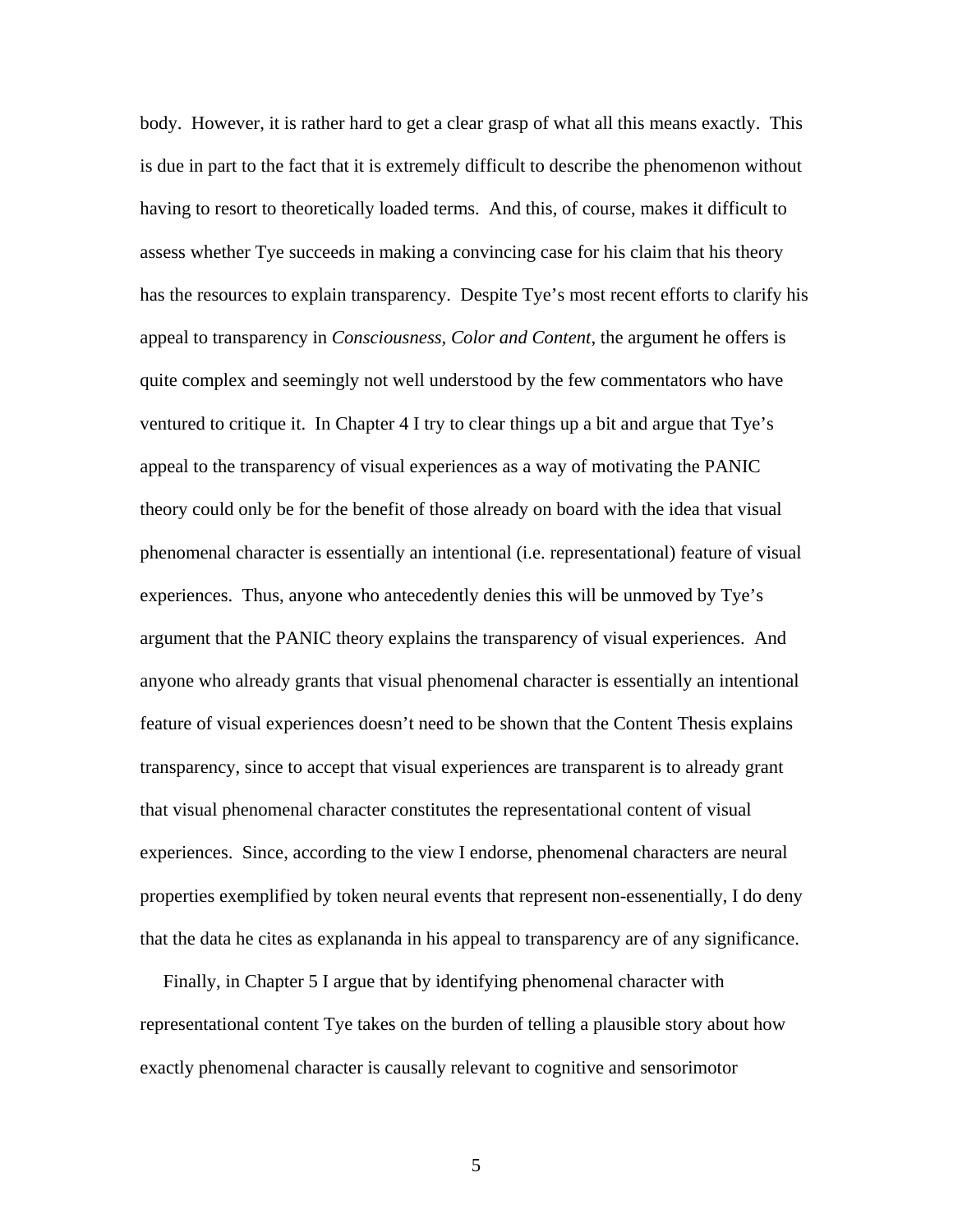body. However, it is rather hard to get a clear grasp of what all this means exactly. This is due in part to the fact that it is extremely difficult to describe the phenomenon without having to resort to theoretically loaded terms. And this, of course, makes it difficult to assess whether Tye succeeds in making a convincing case for his claim that his theory has the resources to explain transparency. Despite Tye's most recent efforts to clarify his appeal to transparency in *Consciousness, Color and Content*, the argument he offers is quite complex and seemingly not well understood by the few commentators who have ventured to critique it. In Chapter 4 I try to clear things up a bit and argue that Tye's appeal to the transparency of visual experiences as a way of motivating the PANIC theory could only be for the benefit of those already on board with the idea that visual phenomenal character is essentially an intentional (i.e. representational) feature of visual experiences. Thus, anyone who antecedently denies this will be unmoved by Tye's argument that the PANIC theory explains the transparency of visual experiences. And anyone who already grants that visual phenomenal character is essentially an intentional feature of visual experiences doesn't need to be shown that the Content Thesis explains transparency, since to accept that visual experiences are transparent is to already grant that visual phenomenal character constitutes the representational content of visual experiences. Since, according to the view I endorse, phenomenal characters are neural properties exemplified by token neural events that represent non-essenentially, I do deny that the data he cites as explananda in his appeal to transparency are of any significance.

Finally, in Chapter 5 I argue that by identifying phenomenal character with representational content Tye takes on the burden of telling a plausible story about how exactly phenomenal character is causally relevant to cognitive and sensorimotor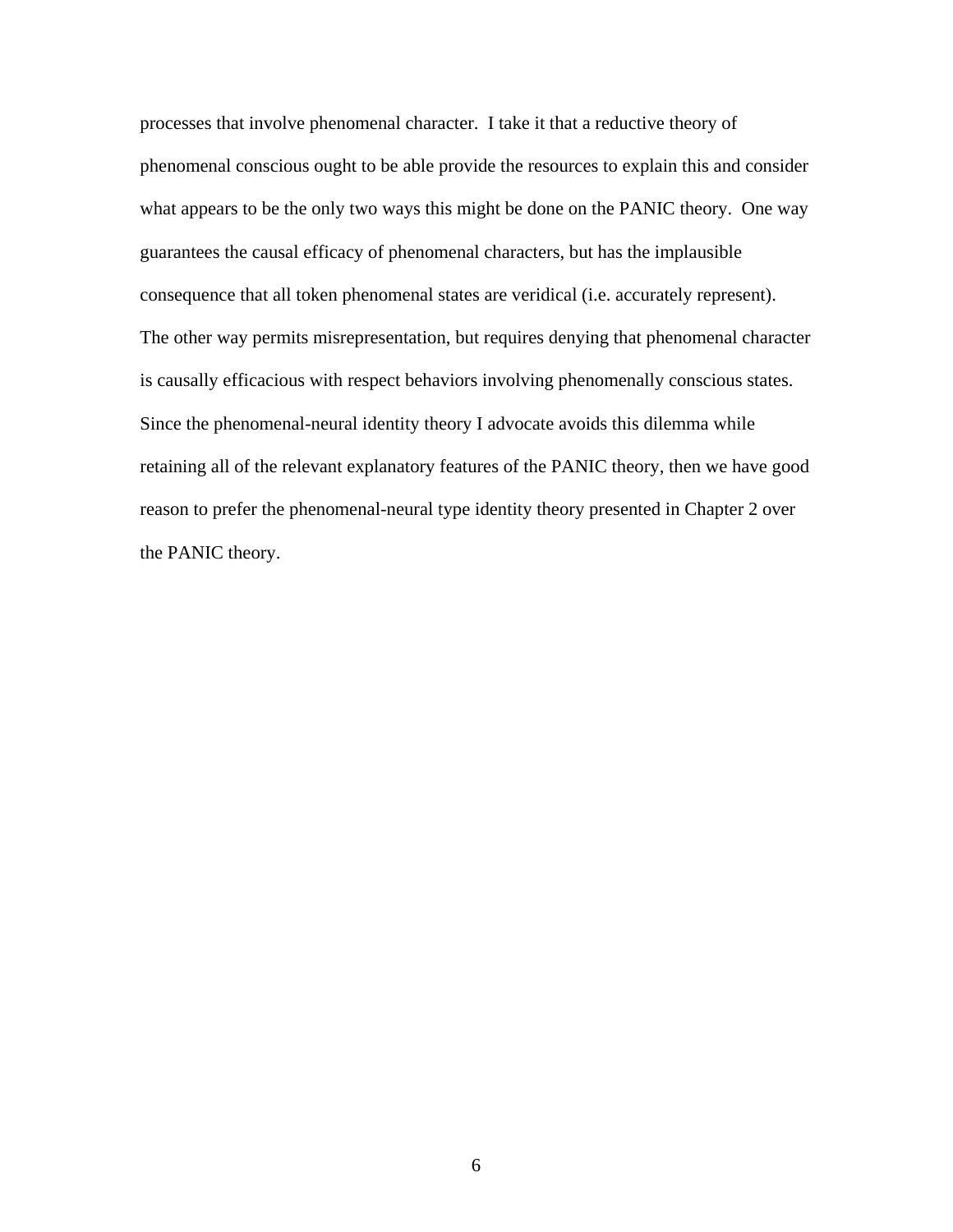processes that involve phenomenal character. I take it that a reductive theory of phenomenal conscious ought to be able provide the resources to explain this and consider what appears to be the only two ways this might be done on the PANIC theory. One way guarantees the causal efficacy of phenomenal characters, but has the implausible consequence that all token phenomenal states are veridical (i.e. accurately represent). The other way permits misrepresentation, but requires denying that phenomenal character is causally efficacious with respect behaviors involving phenomenally conscious states. Since the phenomenal-neural identity theory I advocate avoids this dilemma while retaining all of the relevant explanatory features of the PANIC theory, then we have good reason to prefer the phenomenal-neural type identity theory presented in Chapter 2 over the PANIC theory.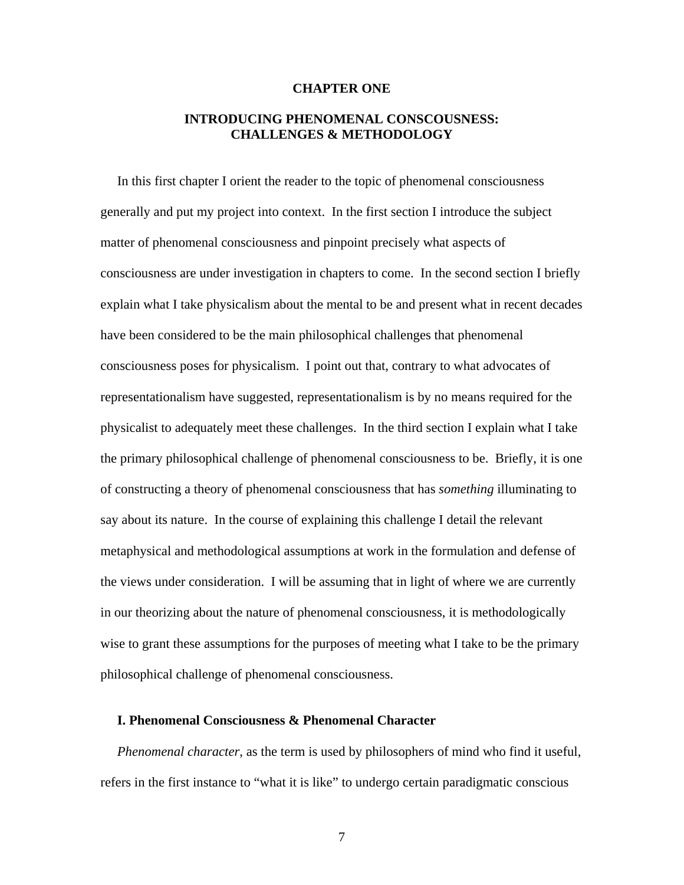# CHAPTER ONE

## INTRODUCING PHENOMENAL CONSCOUSNESS: CHALLENGES & METHODOLOGY

In this first chapter I orient the reader to the topic of phenomenal consciousness generally and put my project into context. In the first section I introduce the subject matter of phenomenal consciousness and pinpoint precisely what aspects of consciousness are under investigation in chapters to come. In the second section I briefly explain what I take physicalism about the mental to be and present what in recent decades have been considered to be the main philosophical challenges that phenomenal consciousness poses for physicalism. I point out that, contrary to what advocates of representationalism have suggested, representationalism is by no means required for the physicalist to adequately meet these challenges. In the third section I explain what I take the primary philosophical challenge of phenomenal consciousness to be. Briefly, it is one of constructing a theory of phenomenal consciousness that has *something* illuminating to say about its nature. In the course of explaining this challenge I detail the relevant metaphysical and methodological assumptions at work in the formulation and defense of the views under consideration. I will be assuming that in light of where we are currently in our theorizing about the nature of phenomenal consciousness, it is methodologically wise to grant these assumptions for the purposes of meeting what I take to be the primary philosophical challenge of phenomenal consciousness.

### I. Phenomenal Consciousness & Phenomenal Character

*Phenomenal character*, as the term is used by philosophers of mind who find it useful, refers in the first instance to "what it is like" to undergo certain paradigmatic conscious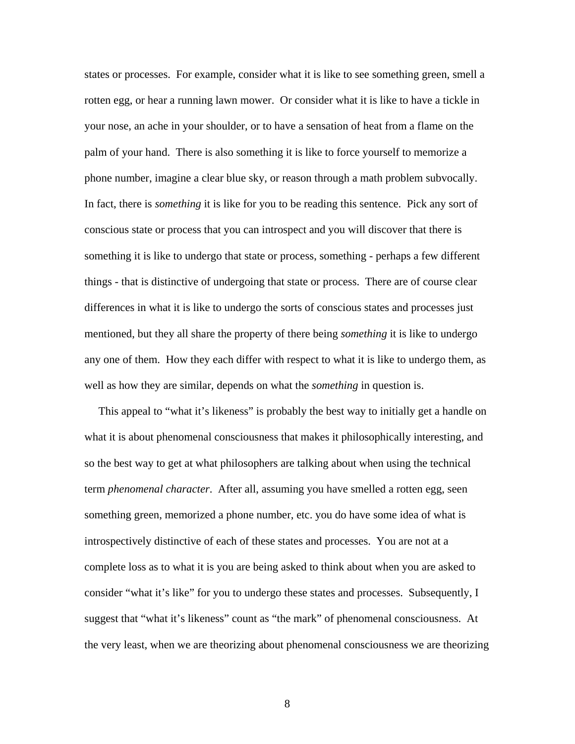states or processes. For example, consider what it is like to see something green, smell a rotten egg, or hear a running lawn mower. Or consider what it is like to have a tickle in your nose, an ache in your shoulder, or to have a sensation of heat from a flame on the palm of your hand. There is also something it is like to force yourself to memorize a phone number, imagine a clear blue sky, or reason through a math problem subvocally. In fact, there is *something* it is like for you to be reading this sentence. Pick any sort of conscious state or process that you can introspect and you will discover that there is something it is like to undergo that state or process, something - perhaps a few different things - that is distinctive of undergoing that state or process. There are of course clear differences in what it is like to undergo the sorts of conscious states and processes just mentioned, but they all share the property of there being *something* it is like to undergo any one of them. How they each differ with respect to what it is like to undergo them, as well as how they are similar, depends on what the *something* in question is.

This appeal to "what it's likeness" is probably the best way to initially get a handle on what it is about phenomenal consciousness that makes it philosophically interesting, and so the best way to get at what philosophers are talking about when using the technical term *phenomenal character*. After all, assuming you have smelled a rotten egg, seen something green, memorized a phone number, etc. you do have some idea of what is introspectively distinctive of each of these states and processes. You are not at a complete loss as to what it is you are being asked to think about when you are asked to consider "what it's like" for you to undergo these states and processes. Subsequently, I suggest that "what it's likeness" count as "the mark" of phenomenal consciousness. At the very least, when we are theorizing about phenomenal consciousness we are theorizing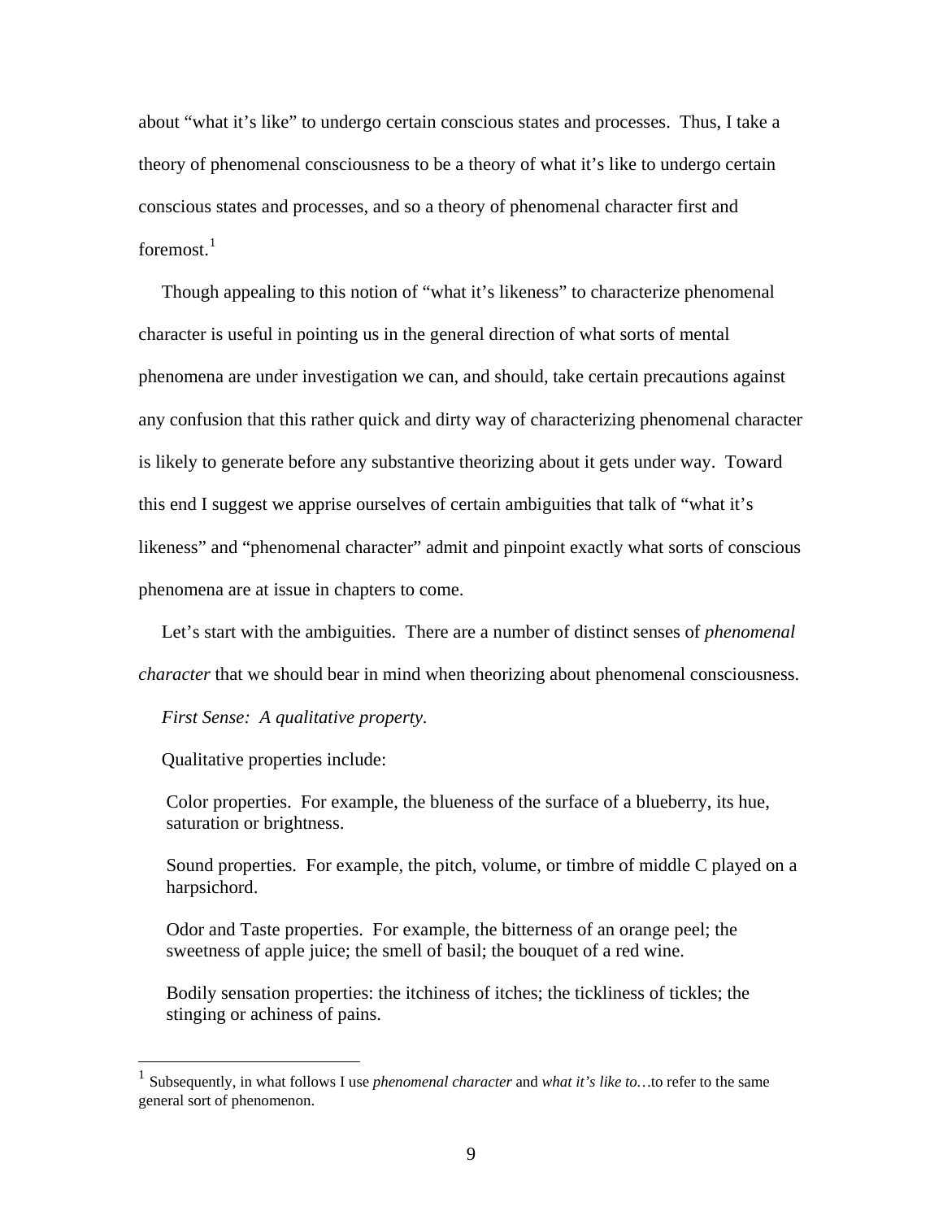about "what it's like" to undergo certain conscious states and processes. Thus, I take a theory of phenomenal consciousness to be a theory of what it's like to undergo certain conscious states and processes, and so a theory of phenomenal character first and foremost.[1]

Though appealing to this notion of "what it's likeness" to characterize phenomenal character is useful in pointing us in the general direction of what sorts of mental phenomena are under investigation we can, and should, take certain precautions against any confusion that this rather quick and dirty way of characterizing phenomenal character is likely to generate before any substantive theorizing about it gets under way. Toward this end I suggest we apprise ourselves of certain ambiguities that talk of "what it's likeness" and "phenomenal character" admit and pinpoint exactly what sorts of conscious phenomena are at issue in chapters to come.

Let's start with the ambiguities. There are a number of distinct senses of *phenomenal character* that we should bear in mind when theorizing about phenomenal consciousness.

*First Sense: A qualitative property.*

Qualitative properties include:

Color properties. For example, the blueness of the surface of a blueberry, its hue, saturation or brightness.

Sound properties. For example, the pitch, volume, or timbre of middle C played on a harpsichord.

Odor and Taste properties. For example, the bitterness of an orange peel; the sweetness of apple juice; the smell of basil; the bouquet of a red wine.

Bodily sensation properties: the itchiness of itches; the tickliness of tickles; the stinging or achiness of pains.

---

[1] Subsequently, in what follows I use *phenomenal character* and *what it's like to…*to refer to the same general sort of phenomenon.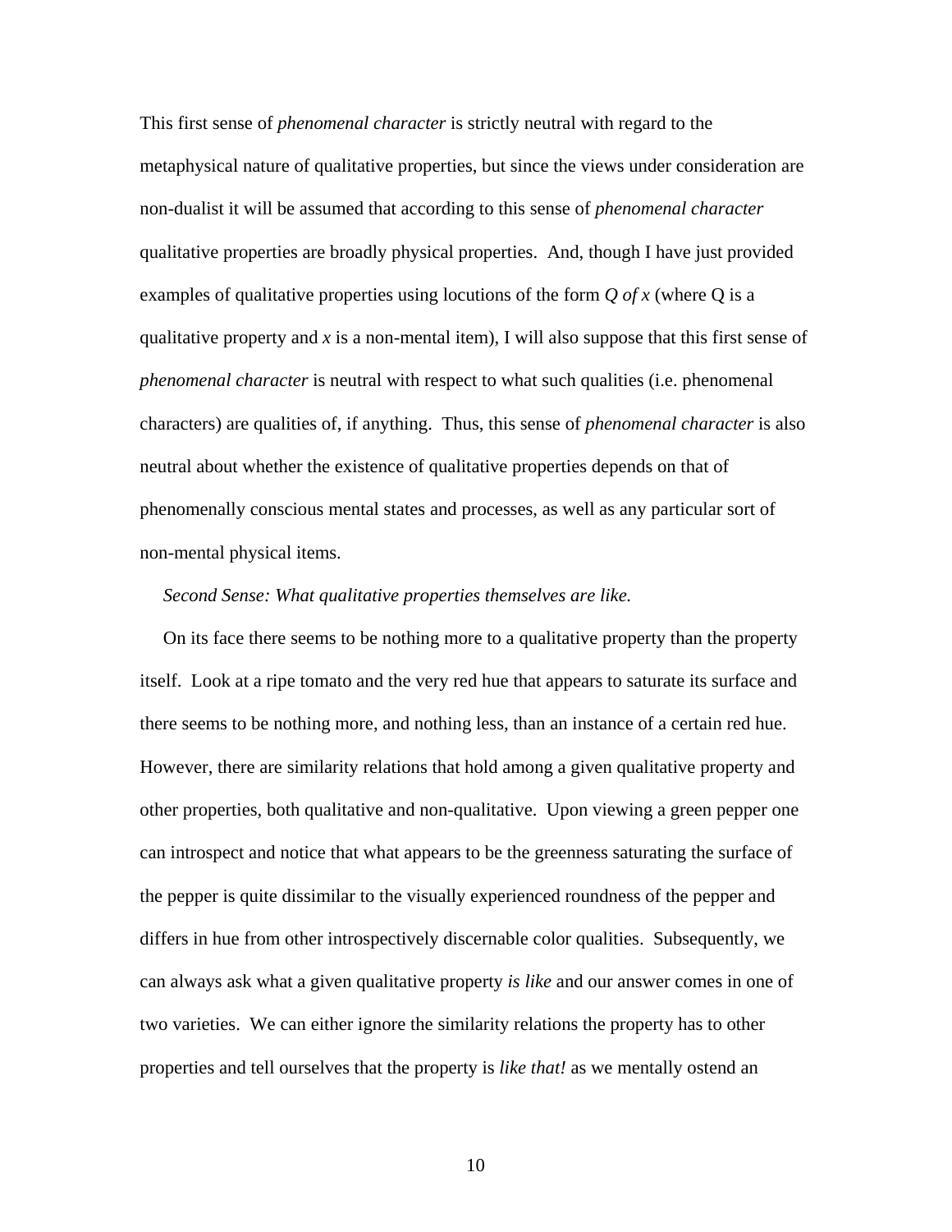This first sense of *phenomenal character* is strictly neutral with regard to the metaphysical nature of qualitative properties, but since the views under consideration are non-dualist it will be assumed that according to this sense of *phenomenal character* qualitative properties are broadly physical properties. And, though I have just provided examples of qualitative properties using locutions of the form *Q of x* (where Q is a qualitative property and *x* is a non-mental item), I will also suppose that this first sense of *phenomenal character* is neutral with respect to what such qualities (i.e. phenomenal characters) are qualities of, if anything. Thus, this sense of *phenomenal character* is also neutral about whether the existence of qualitative properties depends on that of phenomenally conscious mental states and processes, as well as any particular sort of non-mental physical items.

*Second Sense: What qualitative properties themselves are like.*

On its face there seems to be nothing more to a qualitative property than the property itself. Look at a ripe tomato and the very red hue that appears to saturate its surface and there seems to be nothing more, and nothing less, than an instance of a certain red hue. However, there are similarity relations that hold among a given qualitative property and other properties, both qualitative and non-qualitative. Upon viewing a green pepper one can introspect and notice that what appears to be the greenness saturating the surface of the pepper is quite dissimilar to the visually experienced roundness of the pepper and differs in hue from other introspectively discernable color qualities. Subsequently, we can always ask what a given qualitative property *is like* and our answer comes in one of two varieties. We can either ignore the similarity relations the property has to other properties and tell ourselves that the property is *like that!* as we mentally ostend an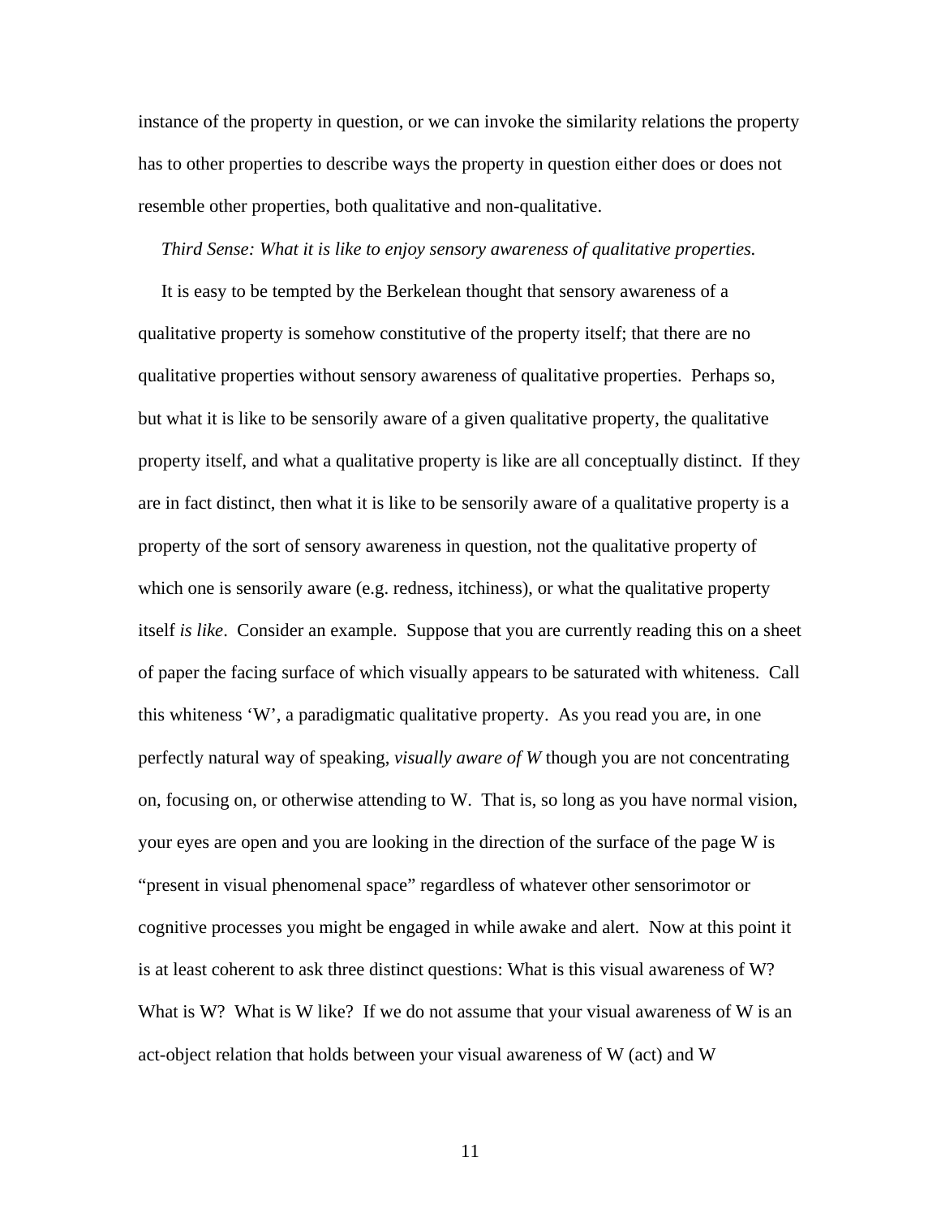instance of the property in question, or we can invoke the similarity relations the property has to other properties to describe ways the property in question either does or does not resemble other properties, both qualitative and non-qualitative.

*Third Sense: What it is like to enjoy sensory awareness of qualitative properties.*

It is easy to be tempted by the Berkelean thought that sensory awareness of a qualitative property is somehow constitutive of the property itself; that there are no qualitative properties without sensory awareness of qualitative properties. Perhaps so, but what it is like to be sensorily aware of a given qualitative property, the qualitative property itself, and what a qualitative property is like are all conceptually distinct. If they are in fact distinct, then what it is like to be sensorily aware of a qualitative property is a property of the sort of sensory awareness in question, not the qualitative property of which one is sensorily aware (e.g. redness, itchiness), or what the qualitative property itself *is like*. Consider an example. Suppose that you are currently reading this on a sheet of paper the facing surface of which visually appears to be saturated with whiteness. Call this whiteness 'W', a paradigmatic qualitative property. As you read you are, in one perfectly natural way of speaking, *visually aware of W* though you are not concentrating on, focusing on, or otherwise attending to W. That is, so long as you have normal vision, your eyes are open and you are looking in the direction of the surface of the page W is "present in visual phenomenal space" regardless of whatever other sensorimotor or cognitive processes you might be engaged in while awake and alert. Now at this point it is at least coherent to ask three distinct questions: What is this visual awareness of W? What is W? What is W like? If we do not assume that your visual awareness of W is an act-object relation that holds between your visual awareness of W (act) and W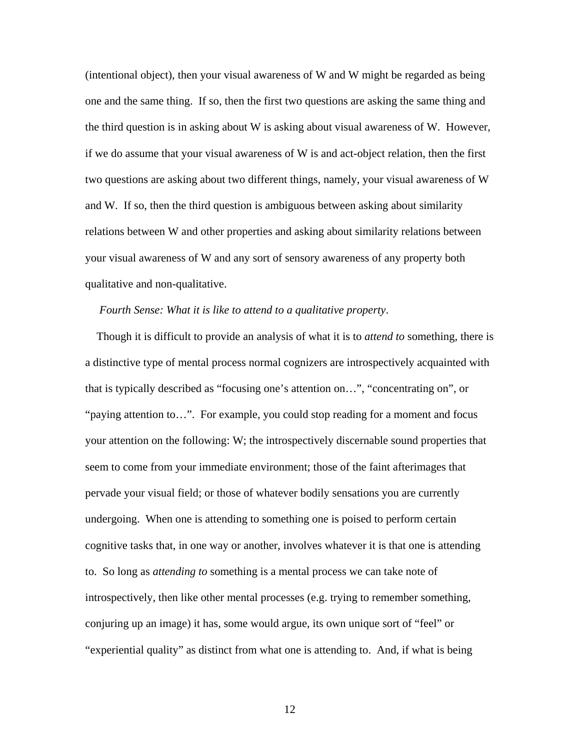(intentional object), then your visual awareness of W and W might be regarded as being one and the same thing. If so, then the first two questions are asking the same thing and the third question is in asking about W is asking about visual awareness of W. However, if we do assume that your visual awareness of W is and act-object relation, then the first two questions are asking about two different things, namely, your visual awareness of W and W. If so, then the third question is ambiguous between asking about similarity relations between W and other properties and asking about similarity relations between your visual awareness of W and any sort of sensory awareness of any property both qualitative and non-qualitative.

*Fourth Sense: What it is like to attend to a qualitative property*.

Though it is difficult to provide an analysis of what it is to *attend to* something, there is a distinctive type of mental process normal cognizers are introspectively acquainted with that is typically described as "focusing one's attention on…", "concentrating on", or "paying attention to…". For example, you could stop reading for a moment and focus your attention on the following: W; the introspectively discernable sound properties that seem to come from your immediate environment; those of the faint afterimages that pervade your visual field; or those of whatever bodily sensations you are currently undergoing. When one is attending to something one is poised to perform certain cognitive tasks that, in one way or another, involves whatever it is that one is attending to. So long as *attending to* something is a mental process we can take note of introspectively, then like other mental processes (e.g. trying to remember something, conjuring up an image) it has, some would argue, its own unique sort of "feel" or "experiential quality" as distinct from what one is attending to. And, if what is being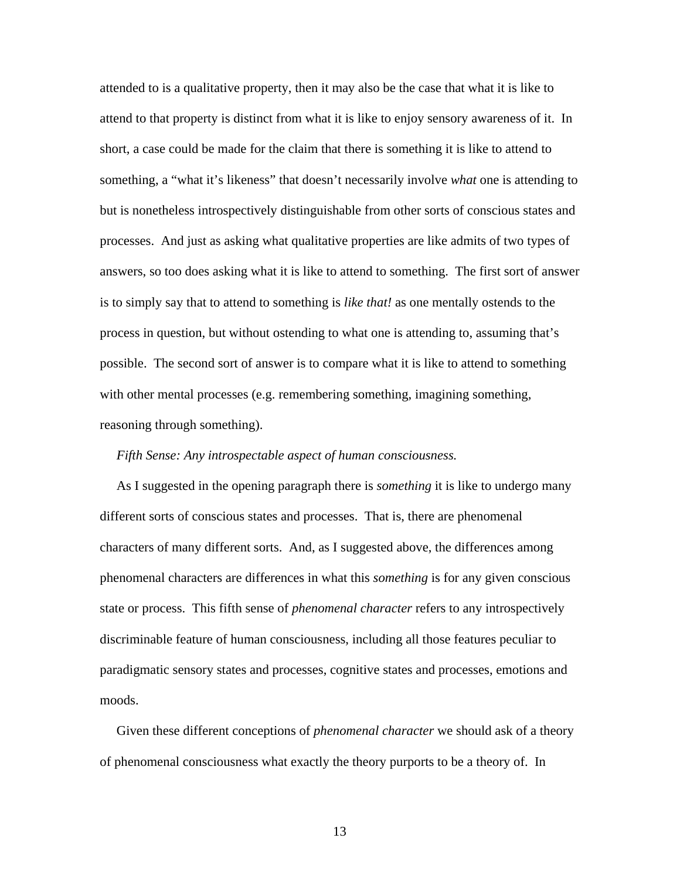attended to is a qualitative property, then it may also be the case that what it is like to attend to that property is distinct from what it is like to enjoy sensory awareness of it. In short, a case could be made for the claim that there is something it is like to attend to something, a "what it's likeness" that doesn't necessarily involve *what* one is attending to but is nonetheless introspectively distinguishable from other sorts of conscious states and processes. And just as asking what qualitative properties are like admits of two types of answers, so too does asking what it is like to attend to something. The first sort of answer is to simply say that to attend to something is *like that!* as one mentally ostends to the process in question, but without ostending to what one is attending to, assuming that's possible. The second sort of answer is to compare what it is like to attend to something with other mental processes (e.g. remembering something, imagining something, reasoning through something).

*Fifth Sense: Any introspectable aspect of human consciousness.*

As I suggested in the opening paragraph there is *something* it is like to undergo many different sorts of conscious states and processes. That is, there are phenomenal characters of many different sorts. And, as I suggested above, the differences among phenomenal characters are differences in what this *something* is for any given conscious state or process. This fifth sense of *phenomenal character* refers to any introspectively discriminable feature of human consciousness, including all those features peculiar to paradigmatic sensory states and processes, cognitive states and processes, emotions and moods.

Given these different conceptions of *phenomenal character* we should ask of a theory of phenomenal consciousness what exactly the theory purports to be a theory of. In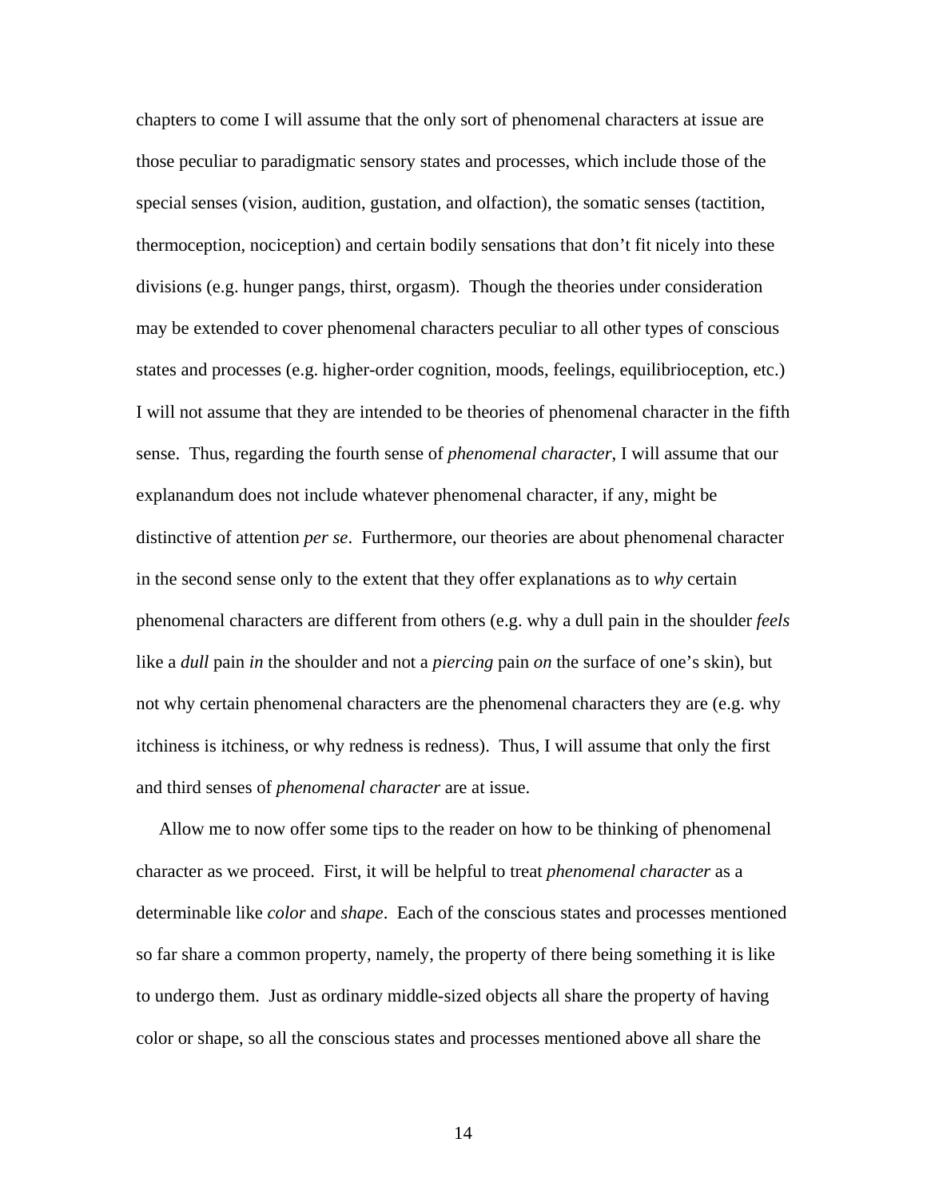chapters to come I will assume that the only sort of phenomenal characters at issue are those peculiar to paradigmatic sensory states and processes, which include those of the special senses (vision, audition, gustation, and olfaction), the somatic senses (tactition, thermoception, nociception) and certain bodily sensations that don't fit nicely into these divisions (e.g. hunger pangs, thirst, orgasm). Though the theories under consideration may be extended to cover phenomenal characters peculiar to all other types of conscious states and processes (e.g. higher-order cognition, moods, feelings, equilibrioception, etc.) I will not assume that they are intended to be theories of phenomenal character in the fifth sense. Thus, regarding the fourth sense of *phenomenal character*, I will assume that our explanandum does not include whatever phenomenal character, if any, might be distinctive of attention *per se*. Furthermore, our theories are about phenomenal character in the second sense only to the extent that they offer explanations as to *why* certain phenomenal characters are different from others (e.g. why a dull pain in the shoulder *feels* like a *dull* pain *in* the shoulder and not a *piercing* pain *on* the surface of one's skin), but not why certain phenomenal characters are the phenomenal characters they are (e.g. why itchiness is itchiness, or why redness is redness). Thus, I will assume that only the first and third senses of *phenomenal character* are at issue.

Allow me to now offer some tips to the reader on how to be thinking of phenomenal character as we proceed. First, it will be helpful to treat *phenomenal character* as a determinable like *color* and *shape*. Each of the conscious states and processes mentioned so far share a common property, namely, the property of there being something it is like to undergo them. Just as ordinary middle-sized objects all share the property of having color or shape, so all the conscious states and processes mentioned above all share the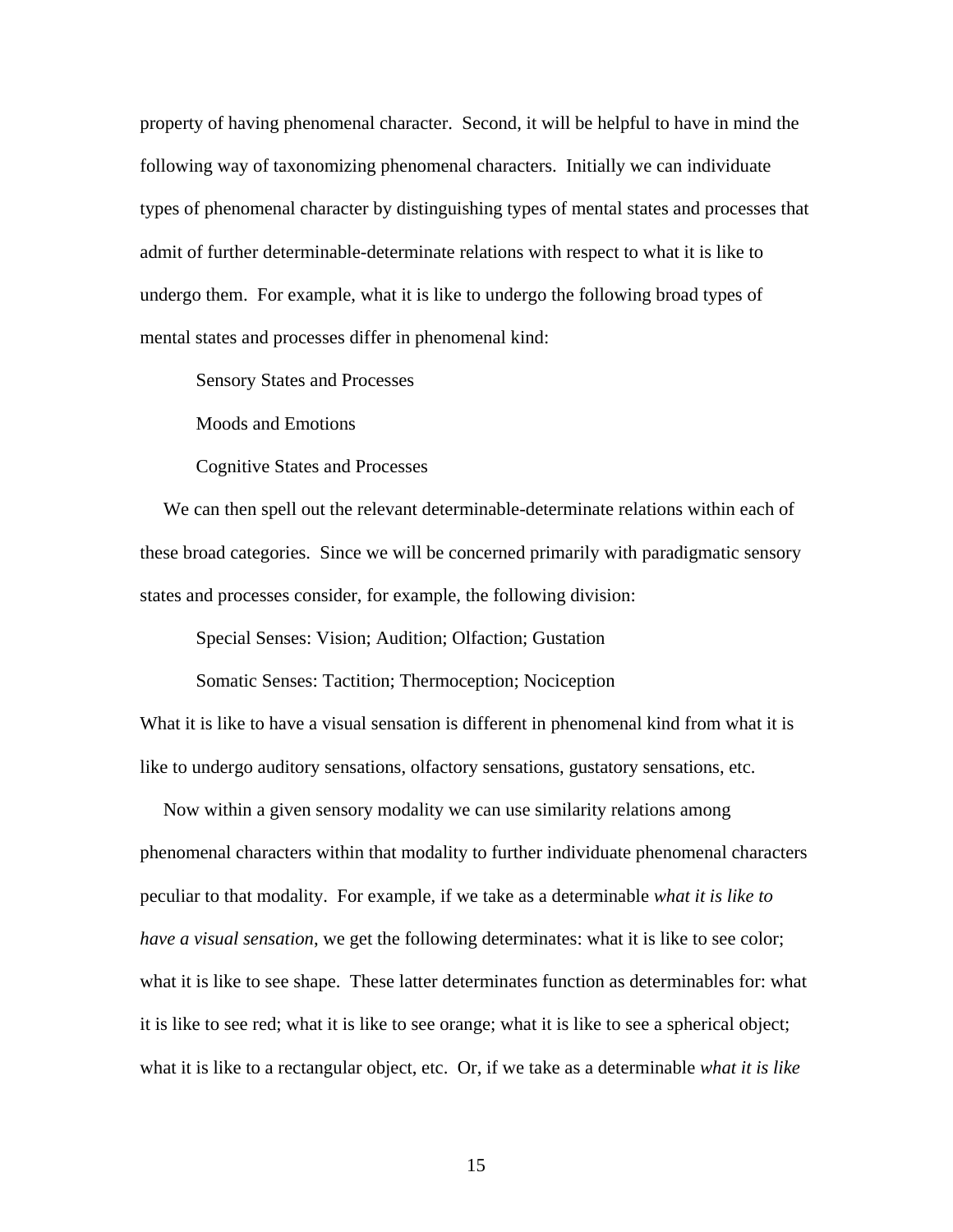property of having phenomenal character. Second, it will be helpful to have in mind the following way of taxonomizing phenomenal characters. Initially we can individuate types of phenomenal character by distinguishing types of mental states and processes that admit of further determinable-determinate relations with respect to what it is like to undergo them. For example, what it is like to undergo the following broad types of mental states and processes differ in phenomenal kind:

Sensory States and Processes

Moods and Emotions

Cognitive States and Processes

We can then spell out the relevant determinable-determinate relations within each of these broad categories. Since we will be concerned primarily with paradigmatic sensory states and processes consider, for example, the following division:

Special Senses: Vision; Audition; Olfaction; Gustation

Somatic Senses: Tactition; Thermoception; Nociception

What it is like to have a visual sensation is different in phenomenal kind from what it is like to undergo auditory sensations, olfactory sensations, gustatory sensations, etc.

Now within a given sensory modality we can use similarity relations among phenomenal characters within that modality to further individuate phenomenal characters peculiar to that modality. For example, if we take as a determinable *what it is like to have a visual sensation*, we get the following determinates: what it is like to see color; what it is like to see shape. These latter determinates function as determinables for: what it is like to see red; what it is like to see orange; what it is like to see a spherical object; what it is like to a rectangular object, etc. Or, if we take as a determinable *what it is like*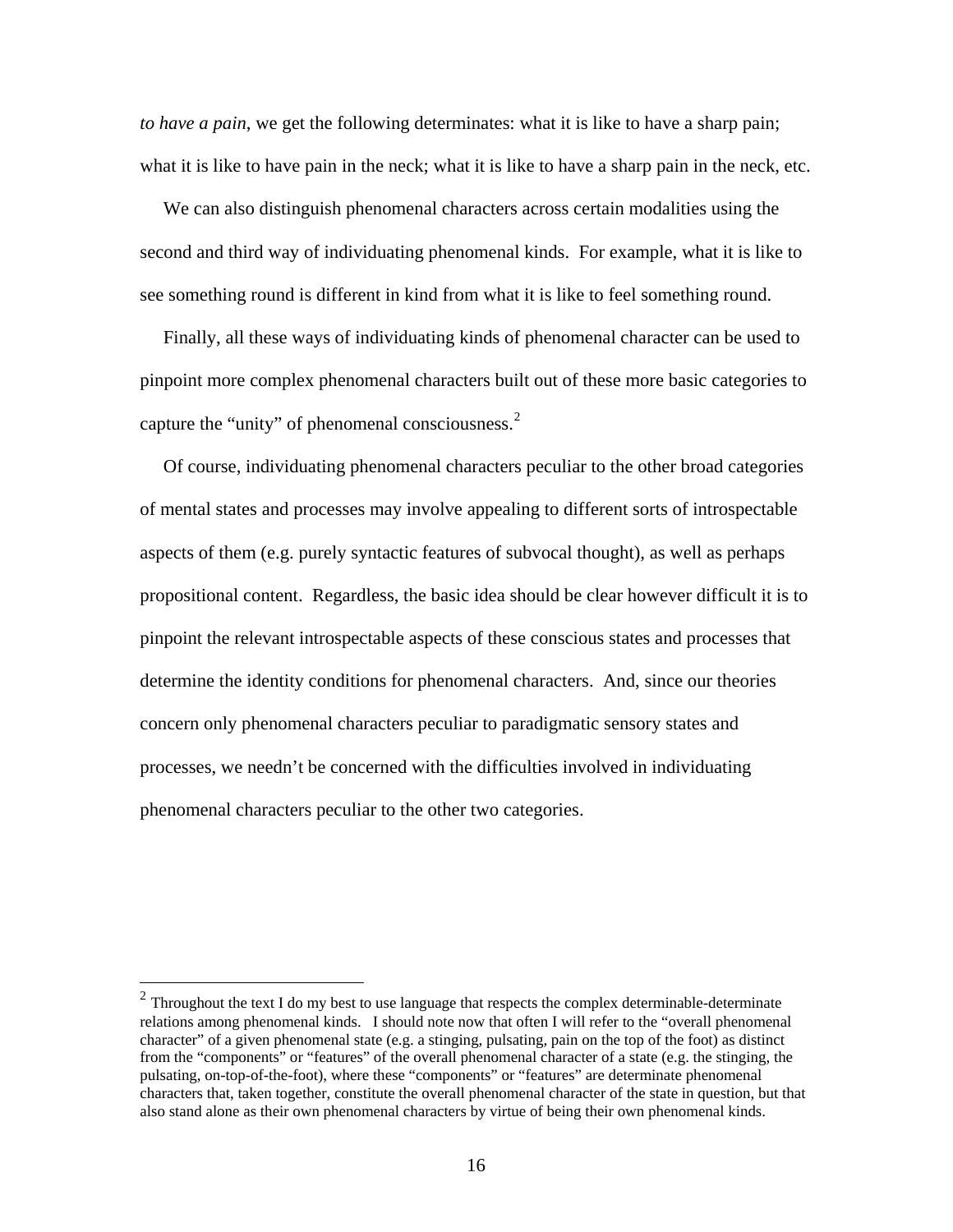*to have a pain*, we get the following determinates: what it is like to have a sharp pain; what it is like to have pain in the neck; what it is like to have a sharp pain in the neck, etc.

We can also distinguish phenomenal characters across certain modalities using the second and third way of individuating phenomenal kinds. For example, what it is like to see something round is different in kind from what it is like to feel something round.

Finally, all these ways of individuating kinds of phenomenal character can be used to pinpoint more complex phenomenal characters built out of these more basic categories to capture the "unity" of phenomenal consciousness.[2]

Of course, individuating phenomenal characters peculiar to the other broad categories of mental states and processes may involve appealing to different sorts of introspectable aspects of them (e.g. purely syntactic features of subvocal thought), as well as perhaps propositional content. Regardless, the basic idea should be clear however difficult it is to pinpoint the relevant introspectable aspects of these conscious states and processes that determine the identity conditions for phenomenal characters. And, since our theories concern only phenomenal characters peculiar to paradigmatic sensory states and processes, we needn't be concerned with the difficulties involved in individuating phenomenal characters peculiar to the other two categories.

---

[2] Throughout the text I do my best to use language that respects the complex determinable-determinate relations among phenomenal kinds. I should note now that often I will refer to the "overall phenomenal character" of a given phenomenal state (e.g. a stinging, pulsating, pain on the top of the foot) as distinct from the "components" or "features" of the overall phenomenal character of a state (e.g. the stinging, the pulsating, on-top-of-the-foot), where these "components" or "features" are determinate phenomenal characters that, taken together, constitute the overall phenomenal character of the state in question, but that also stand alone as their own phenomenal characters by virtue of being their own phenomenal kinds.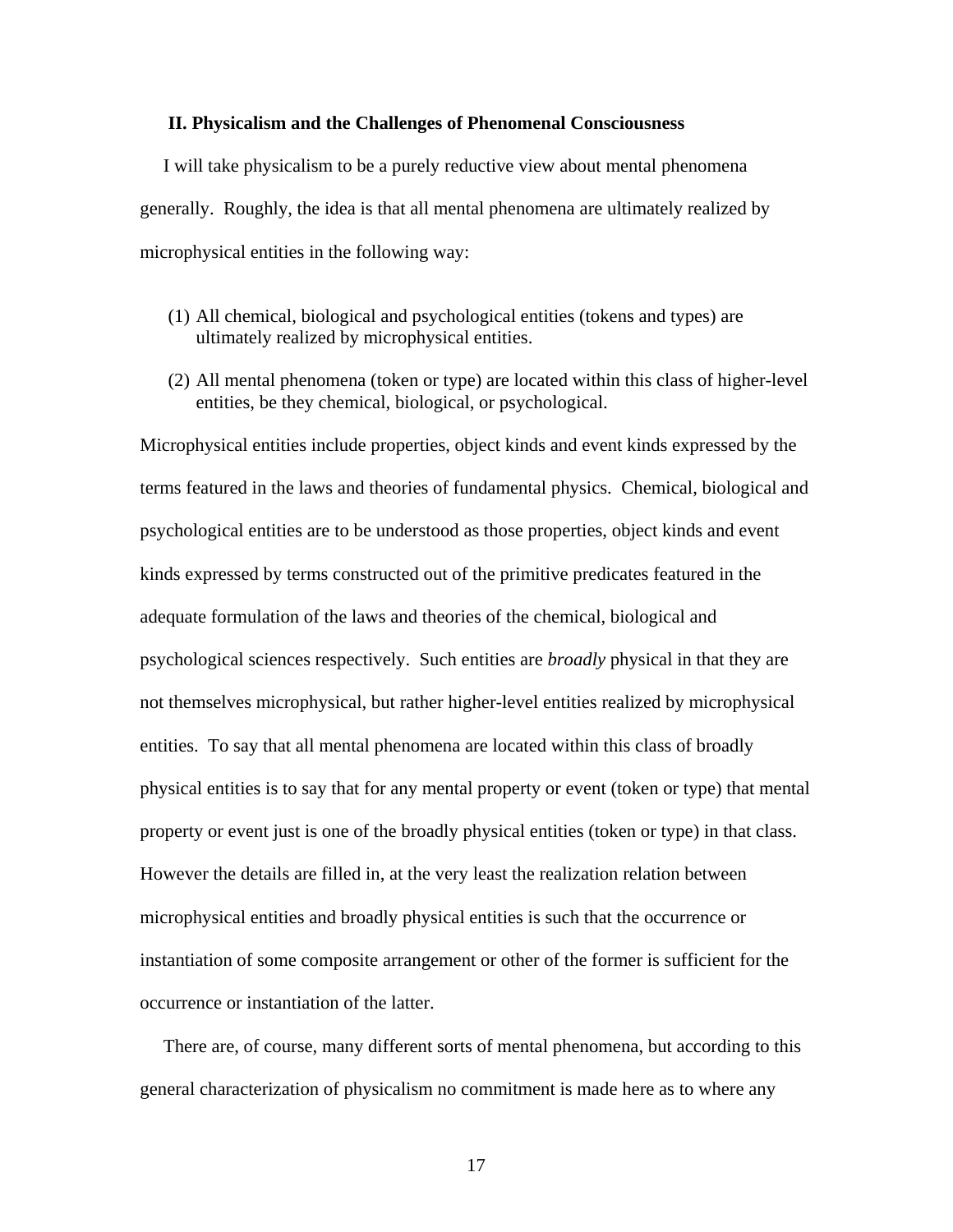## II. Physicalism and the Challenges of Phenomenal Consciousness

I will take physicalism to be a purely reductive view about mental phenomena generally. Roughly, the idea is that all mental phenomena are ultimately realized by microphysical entities in the following way:

(1) All chemical, biological and psychological entities (tokens and types) are ultimately realized by microphysical entities.

(2) All mental phenomena (token or type) are located within this class of higher-level entities, be they chemical, biological, or psychological.

Microphysical entities include properties, object kinds and event kinds expressed by the terms featured in the laws and theories of fundamental physics. Chemical, biological and psychological entities are to be understood as those properties, object kinds and event kinds expressed by terms constructed out of the primitive predicates featured in the adequate formulation of the laws and theories of the chemical, biological and psychological sciences respectively. Such entities are *broadly* physical in that they are not themselves microphysical, but rather higher-level entities realized by microphysical entities. To say that all mental phenomena are located within this class of broadly physical entities is to say that for any mental property or event (token or type) that mental property or event just is one of the broadly physical entities (token or type) in that class. However the details are filled in, at the very least the realization relation between microphysical entities and broadly physical entities is such that the occurrence or instantiation of some composite arrangement or other of the former is sufficient for the occurrence or instantiation of the latter.

There are, of course, many different sorts of mental phenomena, but according to this general characterization of physicalism no commitment is made here as to where any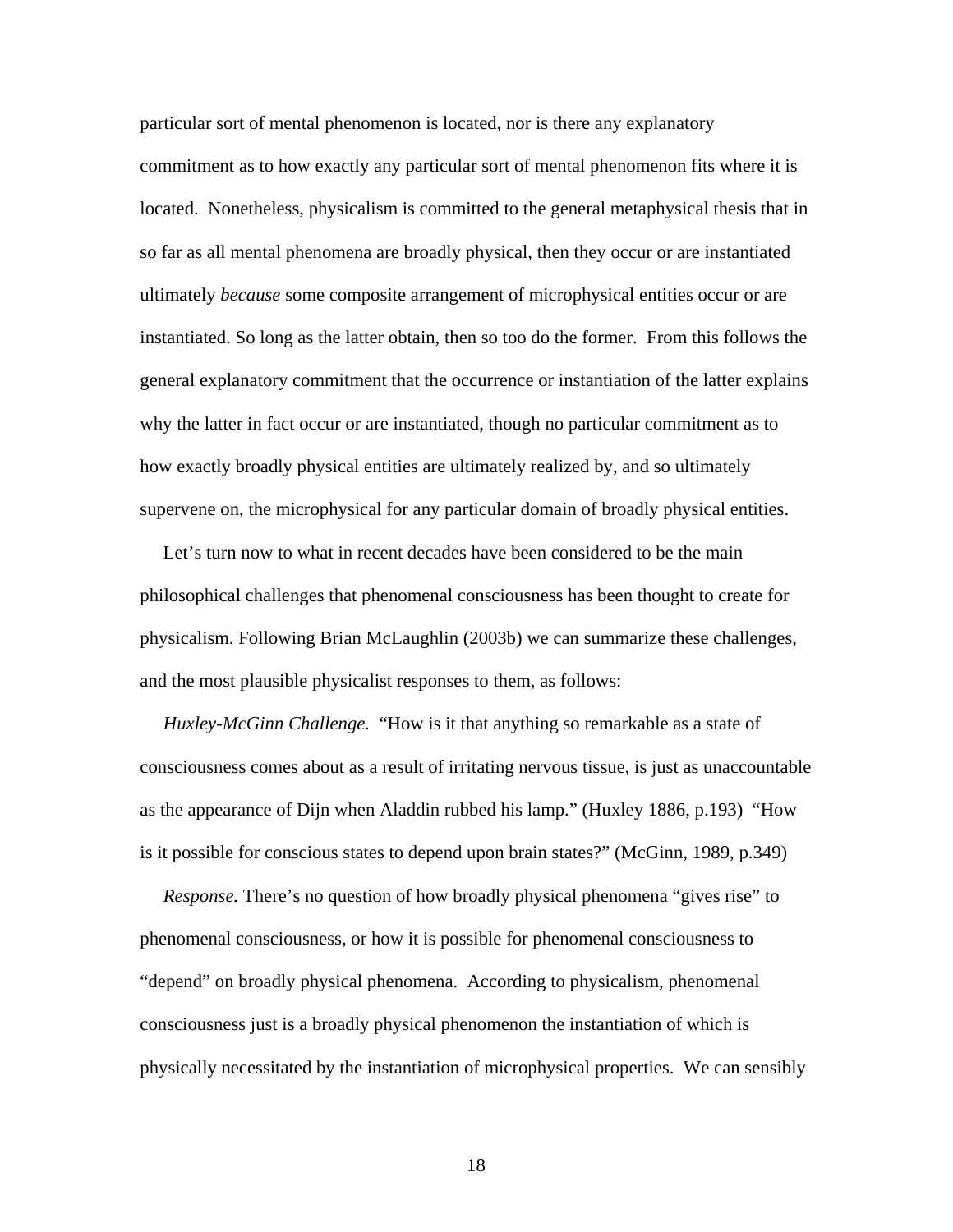particular sort of mental phenomenon is located, nor is there any explanatory commitment as to how exactly any particular sort of mental phenomenon fits where it is located. Nonetheless, physicalism is committed to the general metaphysical thesis that in so far as all mental phenomena are broadly physical, then they occur or are instantiated ultimately *because* some composite arrangement of microphysical entities occur or are instantiated. So long as the latter obtain, then so too do the former. From this follows the general explanatory commitment that the occurrence or instantiation of the latter explains why the latter in fact occur or are instantiated, though no particular commitment as to how exactly broadly physical entities are ultimately realized by, and so ultimately supervene on, the microphysical for any particular domain of broadly physical entities.

Let's turn now to what in recent decades have been considered to be the main philosophical challenges that phenomenal consciousness has been thought to create for physicalism. Following Brian McLaughlin (2003b) we can summarize these challenges, and the most plausible physicalist responses to them, as follows:

*Huxley-McGinn Challenge.* "How is it that anything so remarkable as a state of consciousness comes about as a result of irritating nervous tissue, is just as unaccountable as the appearance of Dijn when Aladdin rubbed his lamp." (Huxley 1886, p.193) "How is it possible for conscious states to depend upon brain states?" (McGinn, 1989, p.349)

*Response.* There's no question of how broadly physical phenomena "gives rise" to phenomenal consciousness, or how it is possible for phenomenal consciousness to "depend" on broadly physical phenomena. According to physicalism, phenomenal consciousness just is a broadly physical phenomenon the instantiation of which is physically necessitated by the instantiation of microphysical properties. We can sensibly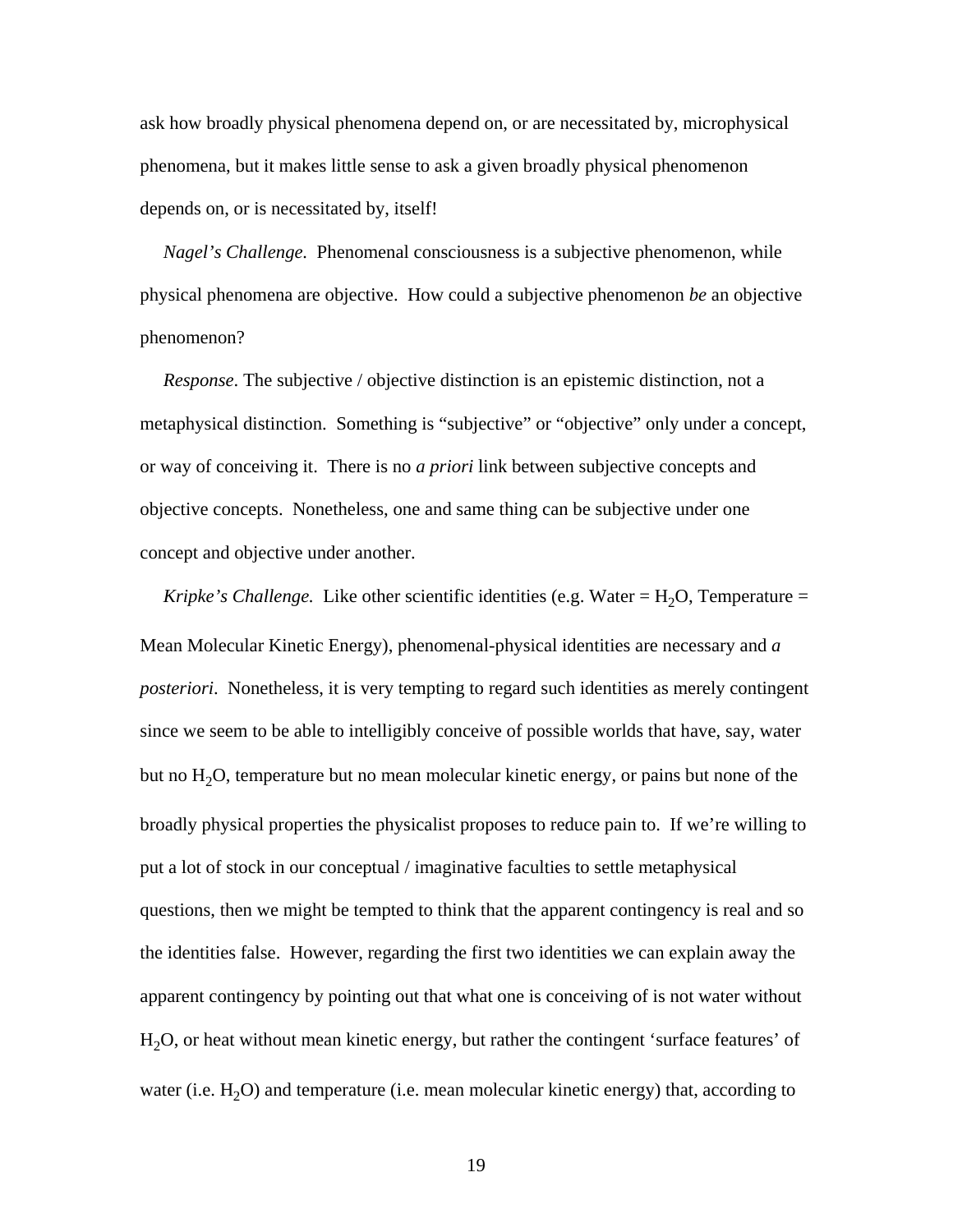ask how broadly physical phenomena depend on, or are necessitated by, microphysical phenomena, but it makes little sense to ask a given broadly physical phenomenon depends on, or is necessitated by, itself!

*Nagel's Challenge.* Phenomenal consciousness is a subjective phenomenon, while physical phenomena are objective. How could a subjective phenomenon *be* an objective phenomenon?

*Response*. The subjective / objective distinction is an epistemic distinction, not a metaphysical distinction. Something is "subjective" or "objective" only under a concept, or way of conceiving it. There is no *a priori* link between subjective concepts and objective concepts. Nonetheless, one and same thing can be subjective under one concept and objective under another.

*Kripke's Challenge.* Like other scientific identities (e.g. Water = $H_2O$, Temperature = Mean Molecular Kinetic Energy), phenomenal-physical identities are necessary and *a posteriori*. Nonetheless, it is very tempting to regard such identities as merely contingent since we seem to be able to intelligibly conceive of possible worlds that have, say, water but no $H_2O$, temperature but no mean molecular kinetic energy, or pains but none of the broadly physical properties the physicalist proposes to reduce pain to. If we're willing to put a lot of stock in our conceptual / imaginative faculties to settle metaphysical questions, then we might be tempted to think that the apparent contingency is real and so the identities false. However, regarding the first two identities we can explain away the apparent contingency by pointing out that what one is conceiving of is not water without $H_2O$, or heat without mean kinetic energy, but rather the contingent 'surface features' of water (i.e. $H_2O$) and temperature (i.e. mean molecular kinetic energy) that, according to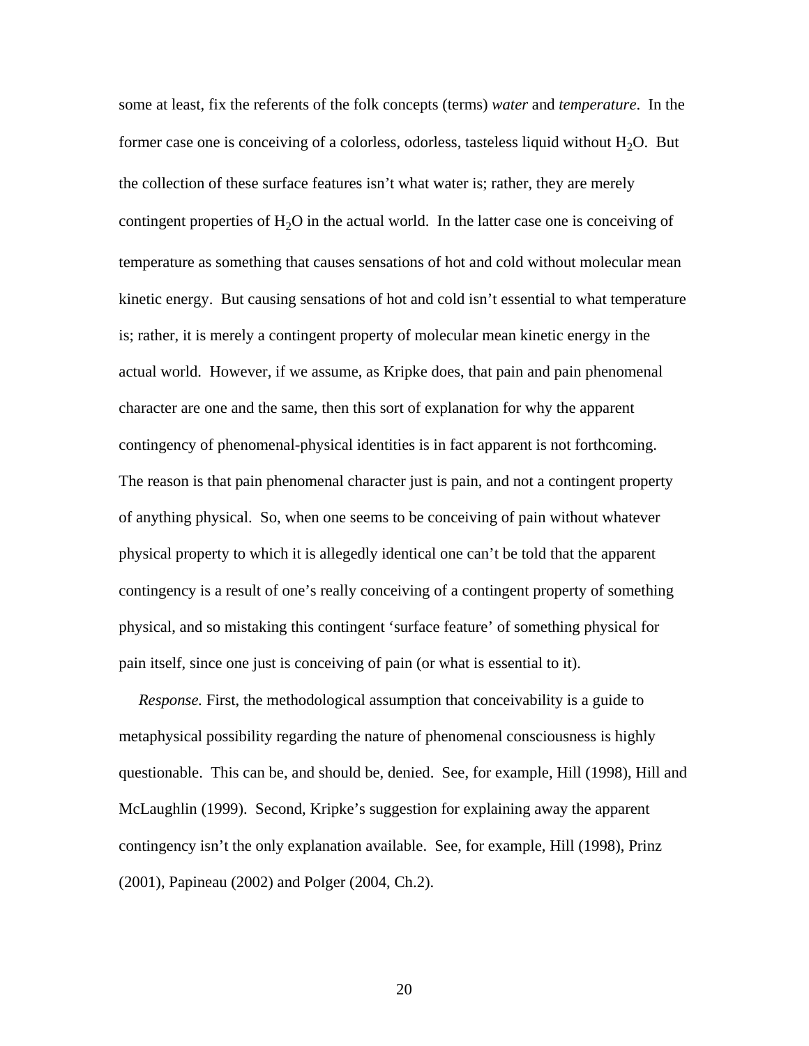some at least, fix the referents of the folk concepts (terms) *water* and *temperature*. In the former case one is conceiving of a colorless, odorless, tasteless liquid without $H_2O$. But the collection of these surface features isn't what water is; rather, they are merely contingent properties of $H_2O$ in the actual world. In the latter case one is conceiving of temperature as something that causes sensations of hot and cold without molecular mean kinetic energy. But causing sensations of hot and cold isn't essential to what temperature is; rather, it is merely a contingent property of molecular mean kinetic energy in the actual world. However, if we assume, as Kripke does, that pain and pain phenomenal character are one and the same, then this sort of explanation for why the apparent contingency of phenomenal-physical identities is in fact apparent is not forthcoming. The reason is that pain phenomenal character just is pain, and not a contingent property of anything physical. So, when one seems to be conceiving of pain without whatever physical property to which it is allegedly identical one can't be told that the apparent contingency is a result of one's really conceiving of a contingent property of something physical, and so mistaking this contingent 'surface feature' of something physical for pain itself, since one just is conceiving of pain (or what is essential to it).

*Response.* First, the methodological assumption that conceivability is a guide to metaphysical possibility regarding the nature of phenomenal consciousness is highly questionable. This can be, and should be, denied. See, for example, Hill (1998), Hill and McLaughlin (1999). Second, Kripke's suggestion for explaining away the apparent contingency isn't the only explanation available. See, for example, Hill (1998), Prinz (2001), Papineau (2002) and Polger (2004, Ch.2).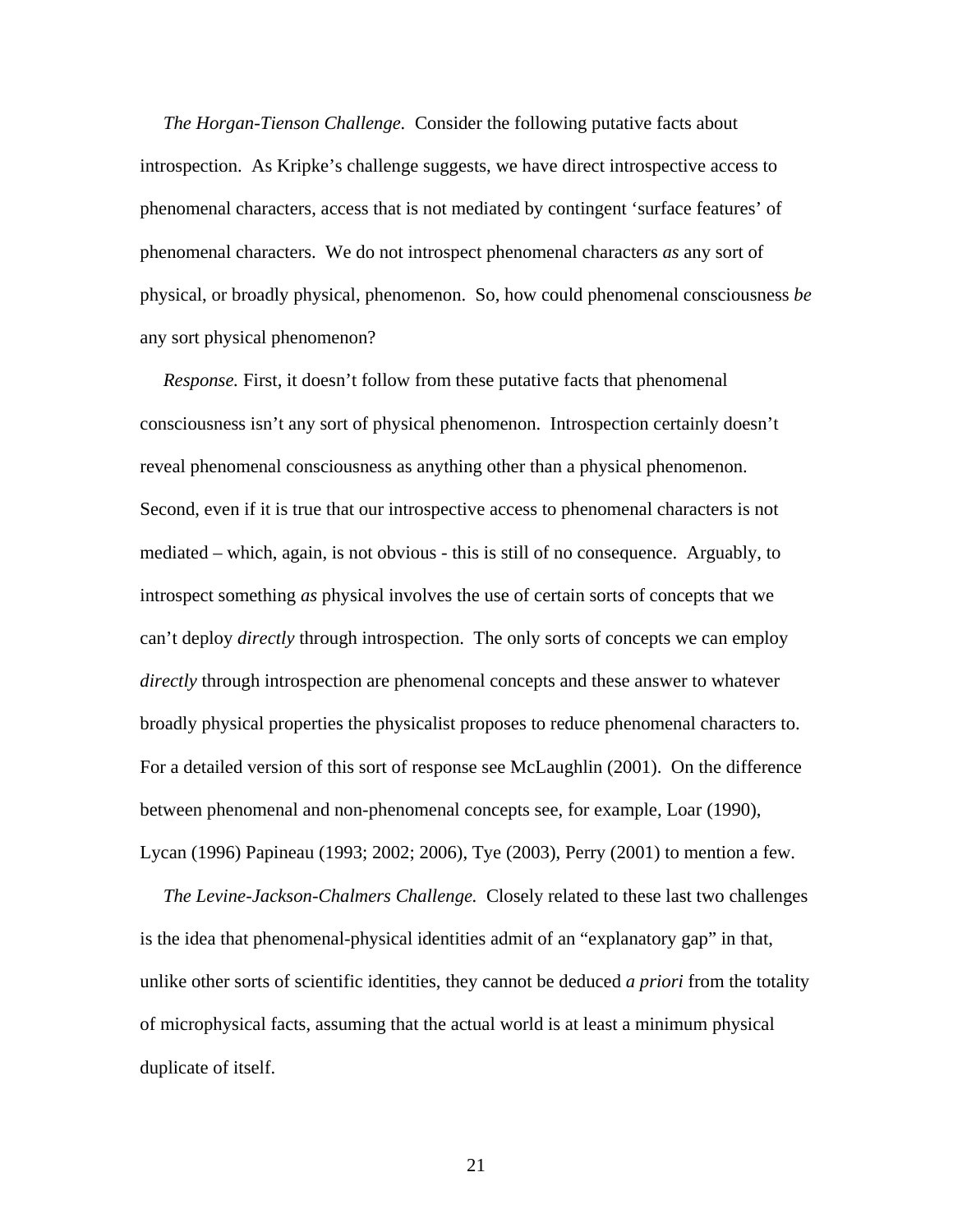*The Horgan-Tienson Challenge.* Consider the following putative facts about introspection. As Kripke's challenge suggests, we have direct introspective access to phenomenal characters, access that is not mediated by contingent 'surface features' of phenomenal characters. We do not introspect phenomenal characters *as* any sort of physical, or broadly physical, phenomenon. So, how could phenomenal consciousness *be* any sort physical phenomenon?

*Response.* First, it doesn't follow from these putative facts that phenomenal consciousness isn't any sort of physical phenomenon. Introspection certainly doesn't reveal phenomenal consciousness as anything other than a physical phenomenon. Second, even if it is true that our introspective access to phenomenal characters is not mediated – which, again, is not obvious - this is still of no consequence. Arguably, to introspect something *as* physical involves the use of certain sorts of concepts that we can't deploy *directly* through introspection. The only sorts of concepts we can employ *directly* through introspection are phenomenal concepts and these answer to whatever broadly physical properties the physicalist proposes to reduce phenomenal characters to. For a detailed version of this sort of response see McLaughlin (2001). On the difference between phenomenal and non-phenomenal concepts see, for example, Loar (1990), Lycan (1996) Papineau (1993; 2002; 2006), Tye (2003), Perry (2001) to mention a few.

*The Levine-Jackson-Chalmers Challenge.* Closely related to these last two challenges is the idea that phenomenal-physical identities admit of an "explanatory gap" in that, unlike other sorts of scientific identities, they cannot be deduced *a priori* from the totality of microphysical facts, assuming that the actual world is at least a minimum physical duplicate of itself.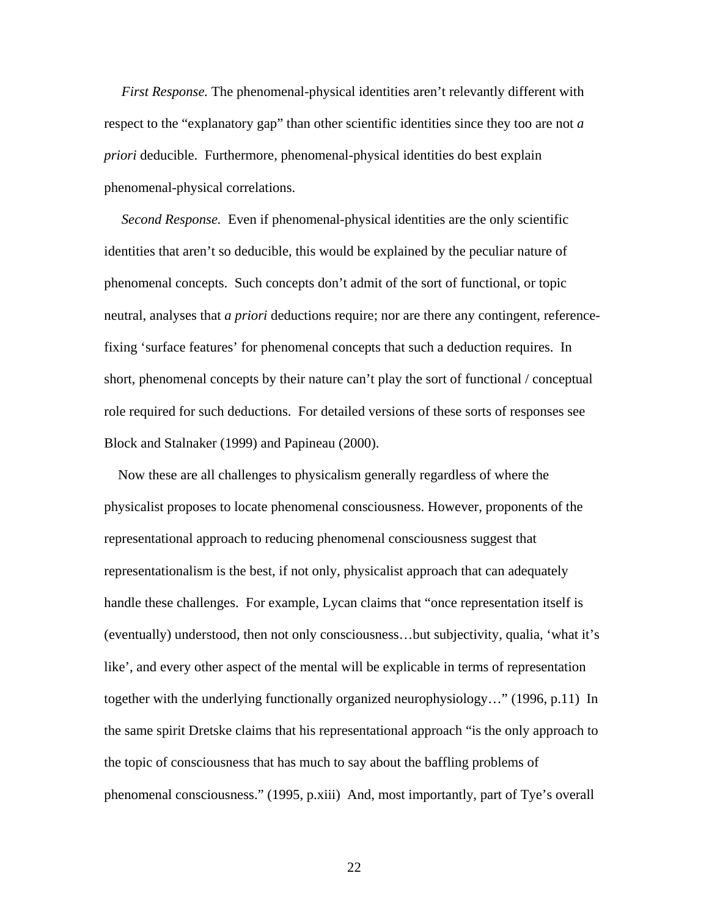*First Response.* The phenomenal-physical identities aren't relevantly different with respect to the "explanatory gap" than other scientific identities since they too are not *a priori* deducible. Furthermore, phenomenal-physical identities do best explain phenomenal-physical correlations.

*Second Response.* Even if phenomenal-physical identities are the only scientific identities that aren't so deducible, this would be explained by the peculiar nature of phenomenal concepts. Such concepts don't admit of the sort of functional, or topic neutral, analyses that *a priori* deductions require; nor are there any contingent, reference-fixing 'surface features' for phenomenal concepts that such a deduction requires. In short, phenomenal concepts by their nature can't play the sort of functional / conceptual role required for such deductions. For detailed versions of these sorts of responses see Block and Stalnaker (1999) and Papineau (2000).

Now these are all challenges to physicalism generally regardless of where the physicalist proposes to locate phenomenal consciousness. However, proponents of the representational approach to reducing phenomenal consciousness suggest that representationalism is the best, if not only, physicalist approach that can adequately handle these challenges. For example, Lycan claims that "once representation itself is (eventually) understood, then not only consciousness…but subjectivity, qualia, 'what it's like', and every other aspect of the mental will be explicable in terms of representation together with the underlying functionally organized neurophysiology…" (1996, p.11) In the same spirit Dretske claims that his representational approach "is the only approach to the topic of consciousness that has much to say about the baffling problems of phenomenal consciousness." (1995, p.xiii) And, most importantly, part of Tye's overall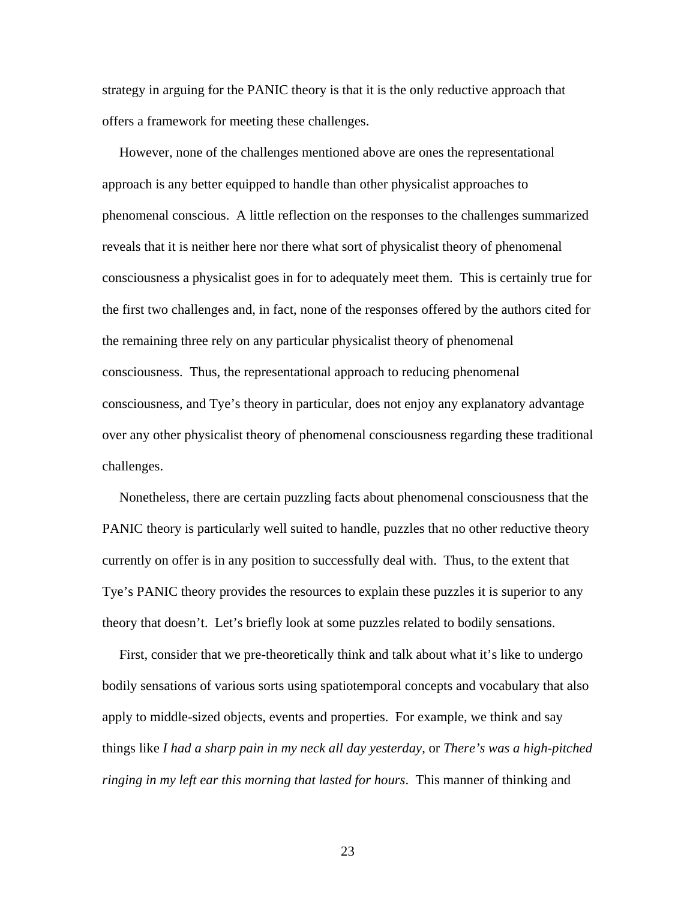strategy in arguing for the PANIC theory is that it is the only reductive approach that offers a framework for meeting these challenges.

However, none of the challenges mentioned above are ones the representational approach is any better equipped to handle than other physicalist approaches to phenomenal conscious. A little reflection on the responses to the challenges summarized reveals that it is neither here nor there what sort of physicalist theory of phenomenal consciousness a physicalist goes in for to adequately meet them. This is certainly true for the first two challenges and, in fact, none of the responses offered by the authors cited for the remaining three rely on any particular physicalist theory of phenomenal consciousness. Thus, the representational approach to reducing phenomenal consciousness, and Tye's theory in particular, does not enjoy any explanatory advantage over any other physicalist theory of phenomenal consciousness regarding these traditional challenges.

Nonetheless, there are certain puzzling facts about phenomenal consciousness that the PANIC theory is particularly well suited to handle, puzzles that no other reductive theory currently on offer is in any position to successfully deal with. Thus, to the extent that Tye's PANIC theory provides the resources to explain these puzzles it is superior to any theory that doesn't. Let's briefly look at some puzzles related to bodily sensations.

First, consider that we pre-theoretically think and talk about what it's like to undergo bodily sensations of various sorts using spatiotemporal concepts and vocabulary that also apply to middle-sized objects, events and properties. For example, we think and say things like *I had a sharp pain in my neck all day yesterday*, or *There's was a high-pitched ringing in my left ear this morning that lasted for hours*. This manner of thinking and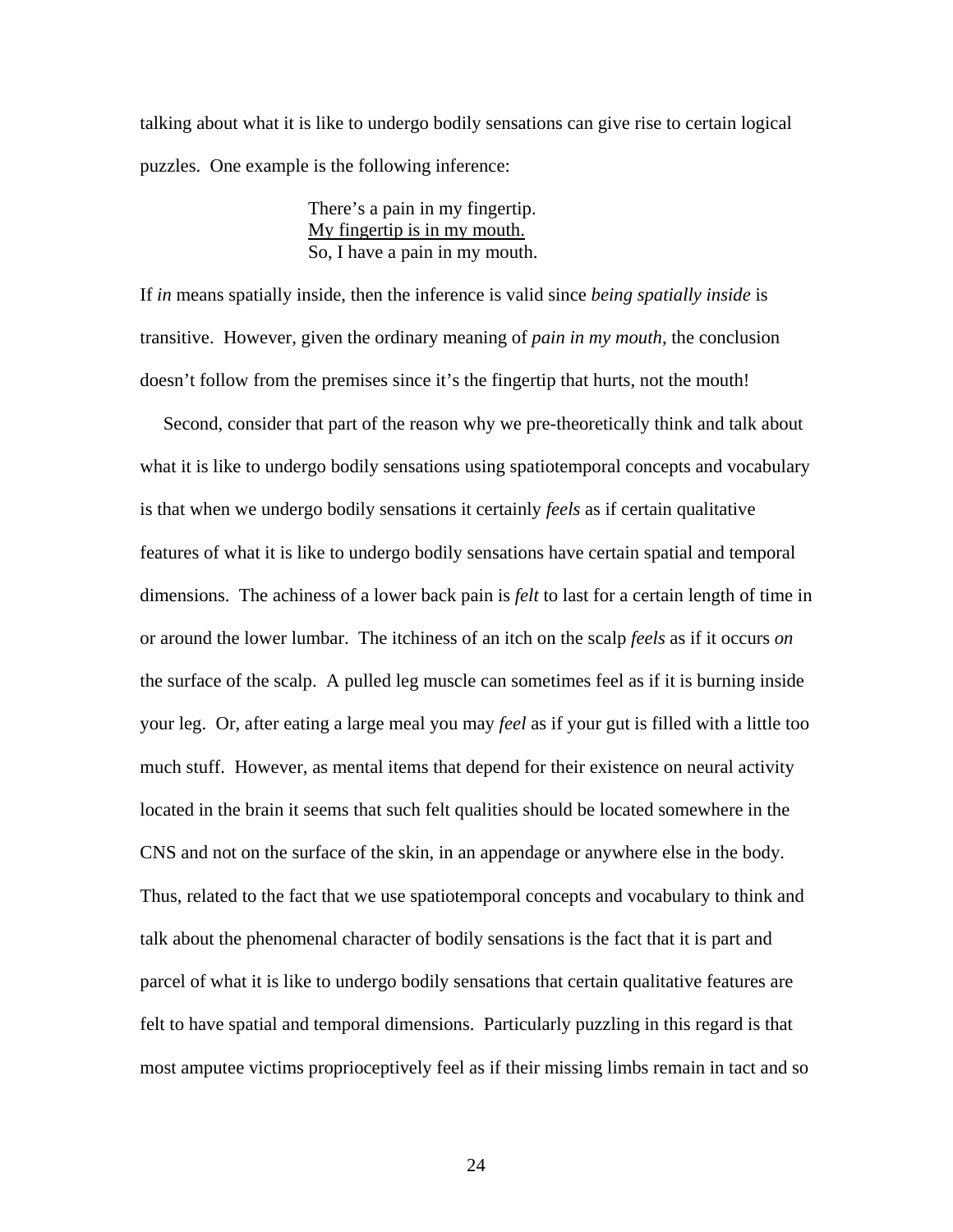talking about what it is like to undergo bodily sensations can give rise to certain logical puzzles. One example is the following inference:

> There's a pain in my fingertip.
> <u>My fingertip is in my mouth.</u>
> So, I have a pain in my mouth.

If *in* means spatially inside, then the inference is valid since *being spatially inside* is transitive. However, given the ordinary meaning of *pain in my mouth*, the conclusion doesn't follow from the premises since it's the fingertip that hurts, not the mouth!

Second, consider that part of the reason why we pre-theoretically think and talk about what it is like to undergo bodily sensations using spatiotemporal concepts and vocabulary is that when we undergo bodily sensations it certainly *feels* as if certain qualitative features of what it is like to undergo bodily sensations have certain spatial and temporal dimensions. The achiness of a lower back pain is *felt* to last for a certain length of time in or around the lower lumbar. The itchiness of an itch on the scalp *feels* as if it occurs *on* the surface of the scalp. A pulled leg muscle can sometimes feel as if it is burning inside your leg. Or, after eating a large meal you may *feel* as if your gut is filled with a little too much stuff. However, as mental items that depend for their existence on neural activity located in the brain it seems that such felt qualities should be located somewhere in the CNS and not on the surface of the skin, in an appendage or anywhere else in the body. Thus, related to the fact that we use spatiotemporal concepts and vocabulary to think and talk about the phenomenal character of bodily sensations is the fact that it is part and parcel of what it is like to undergo bodily sensations that certain qualitative features are felt to have spatial and temporal dimensions. Particularly puzzling in this regard is that most amputee victims proprioceptively feel as if their missing limbs remain in tact and so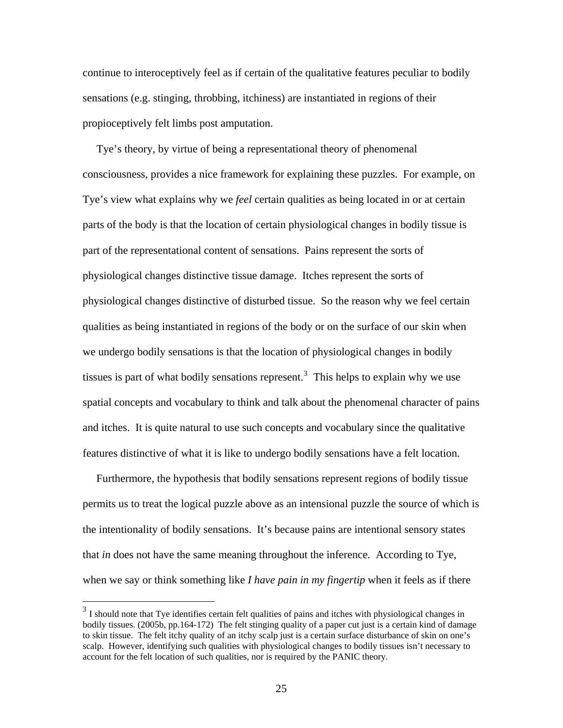continue to interoceptively feel as if certain of the qualitative features peculiar to bodily sensations (e.g. stinging, throbbing, itchiness) are instantiated in regions of their propioceptively felt limbs post amputation.

Tye's theory, by virtue of being a representational theory of phenomenal consciousness, provides a nice framework for explaining these puzzles. For example, on Tye's view what explains why we *feel* certain qualities as being located in or at certain parts of the body is that the location of certain physiological changes in bodily tissue is part of the representational content of sensations. Pains represent the sorts of physiological changes distinctive tissue damage. Itches represent the sorts of physiological changes distinctive of disturbed tissue. So the reason why we feel certain qualities as being instantiated in regions of the body or on the surface of our skin when we undergo bodily sensations is that the location of physiological changes in bodily tissues is part of what bodily sensations represent.[3] This helps to explain why we use spatial concepts and vocabulary to think and talk about the phenomenal character of pains and itches. It is quite natural to use such concepts and vocabulary since the qualitative features distinctive of what it is like to undergo bodily sensations have a felt location.

Furthermore, the hypothesis that bodily sensations represent regions of bodily tissue permits us to treat the logical puzzle above as an intensional puzzle the source of which is the intentionality of bodily sensations. It's because pains are intentional sensory states that *in* does not have the same meaning throughout the inference. According to Tye, when we say or think something like *I have pain in my fingertip* when it feels as if there

[3] I should note that Tye identifies certain felt qualities of pains and itches with physiological changes in bodily tissues. (2005b, pp.164-172) The felt stinging quality of a paper cut just is a certain kind of damage to skin tissue. The felt itchy quality of an itchy scalp just is a certain surface disturbance of skin on one's scalp. However, identifying such qualities with physiological changes to bodily tissues isn't necessary to account for the felt location of such qualities, nor is required by the PANIC theory.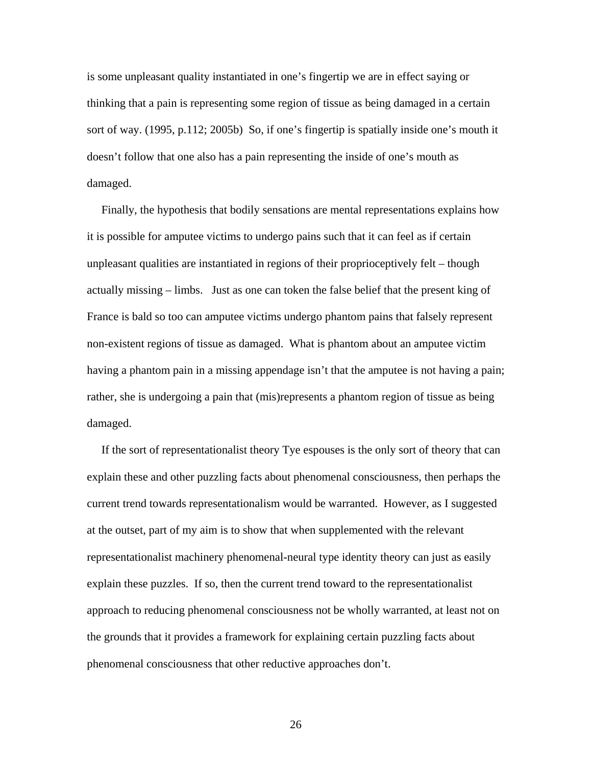is some unpleasant quality instantiated in one's fingertip we are in effect saying or thinking that a pain is representing some region of tissue as being damaged in a certain sort of way. (1995, p.112; 2005b) So, if one's fingertip is spatially inside one's mouth it doesn't follow that one also has a pain representing the inside of one's mouth as damaged.

Finally, the hypothesis that bodily sensations are mental representations explains how it is possible for amputee victims to undergo pains such that it can feel as if certain unpleasant qualities are instantiated in regions of their proprioceptively felt – though actually missing – limbs. Just as one can token the false belief that the present king of France is bald so too can amputee victims undergo phantom pains that falsely represent non-existent regions of tissue as damaged. What is phantom about an amputee victim having a phantom pain in a missing appendage isn't that the amputee is not having a pain; rather, she is undergoing a pain that (mis)represents a phantom region of tissue as being damaged.

If the sort of representationalist theory Tye espouses is the only sort of theory that can explain these and other puzzling facts about phenomenal consciousness, then perhaps the current trend towards representationalism would be warranted. However, as I suggested at the outset, part of my aim is to show that when supplemented with the relevant representationalist machinery phenomenal-neural type identity theory can just as easily explain these puzzles. If so, then the current trend toward to the representationalist approach to reducing phenomenal consciousness not be wholly warranted, at least not on the grounds that it provides a framework for explaining certain puzzling facts about phenomenal consciousness that other reductive approaches don't.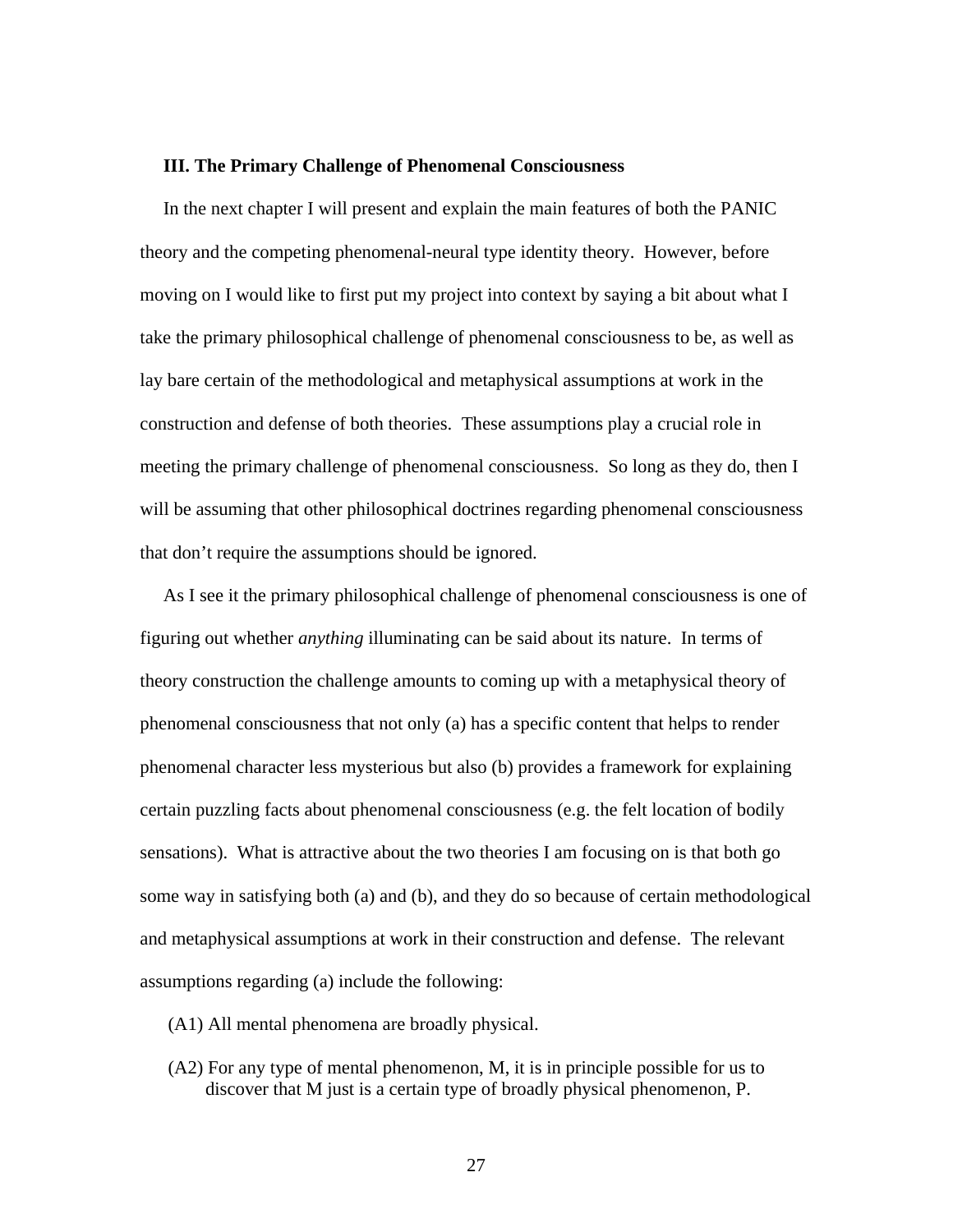### III. The Primary Challenge of Phenomenal Consciousness

In the next chapter I will present and explain the main features of both the PANIC theory and the competing phenomenal-neural type identity theory. However, before moving on I would like to first put my project into context by saying a bit about what I take the primary philosophical challenge of phenomenal consciousness to be, as well as lay bare certain of the methodological and metaphysical assumptions at work in the construction and defense of both theories. These assumptions play a crucial role in meeting the primary challenge of phenomenal consciousness. So long as they do, then I will be assuming that other philosophical doctrines regarding phenomenal consciousness that don't require the assumptions should be ignored.

As I see it the primary philosophical challenge of phenomenal consciousness is one of figuring out whether *anything* illuminating can be said about its nature. In terms of theory construction the challenge amounts to coming up with a metaphysical theory of phenomenal consciousness that not only (a) has a specific content that helps to render phenomenal character less mysterious but also (b) provides a framework for explaining certain puzzling facts about phenomenal consciousness (e.g. the felt location of bodily sensations). What is attractive about the two theories I am focusing on is that both go some way in satisfying both (a) and (b), and they do so because of certain methodological and metaphysical assumptions at work in their construction and defense. The relevant assumptions regarding (a) include the following:

(A1) All mental phenomena are broadly physical.

(A2) For any type of mental phenomenon, M, it is in principle possible for us to discover that M just is a certain type of broadly physical phenomenon, P.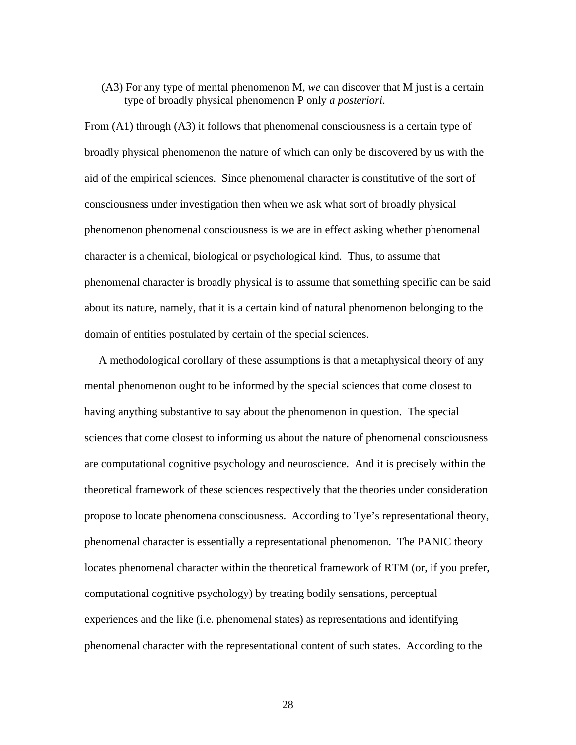(A3) For any type of mental phenomenon M, *we* can discover that M just is a certain type of broadly physical phenomenon P only *a posteriori*.

From (A1) through (A3) it follows that phenomenal consciousness is a certain type of broadly physical phenomenon the nature of which can only be discovered by us with the aid of the empirical sciences. Since phenomenal character is constitutive of the sort of consciousness under investigation then when we ask what sort of broadly physical phenomenon phenomenal consciousness is we are in effect asking whether phenomenal character is a chemical, biological or psychological kind. Thus, to assume that phenomenal character is broadly physical is to assume that something specific can be said about its nature, namely, that it is a certain kind of natural phenomenon belonging to the domain of entities postulated by certain of the special sciences.

A methodological corollary of these assumptions is that a metaphysical theory of any mental phenomenon ought to be informed by the special sciences that come closest to having anything substantive to say about the phenomenon in question. The special sciences that come closest to informing us about the nature of phenomenal consciousness are computational cognitive psychology and neuroscience. And it is precisely within the theoretical framework of these sciences respectively that the theories under consideration propose to locate phenomena consciousness. According to Tye's representational theory, phenomenal character is essentially a representational phenomenon. The PANIC theory locates phenomenal character within the theoretical framework of RTM (or, if you prefer, computational cognitive psychology) by treating bodily sensations, perceptual experiences and the like (i.e. phenomenal states) as representations and identifying phenomenal character with the representational content of such states. According to the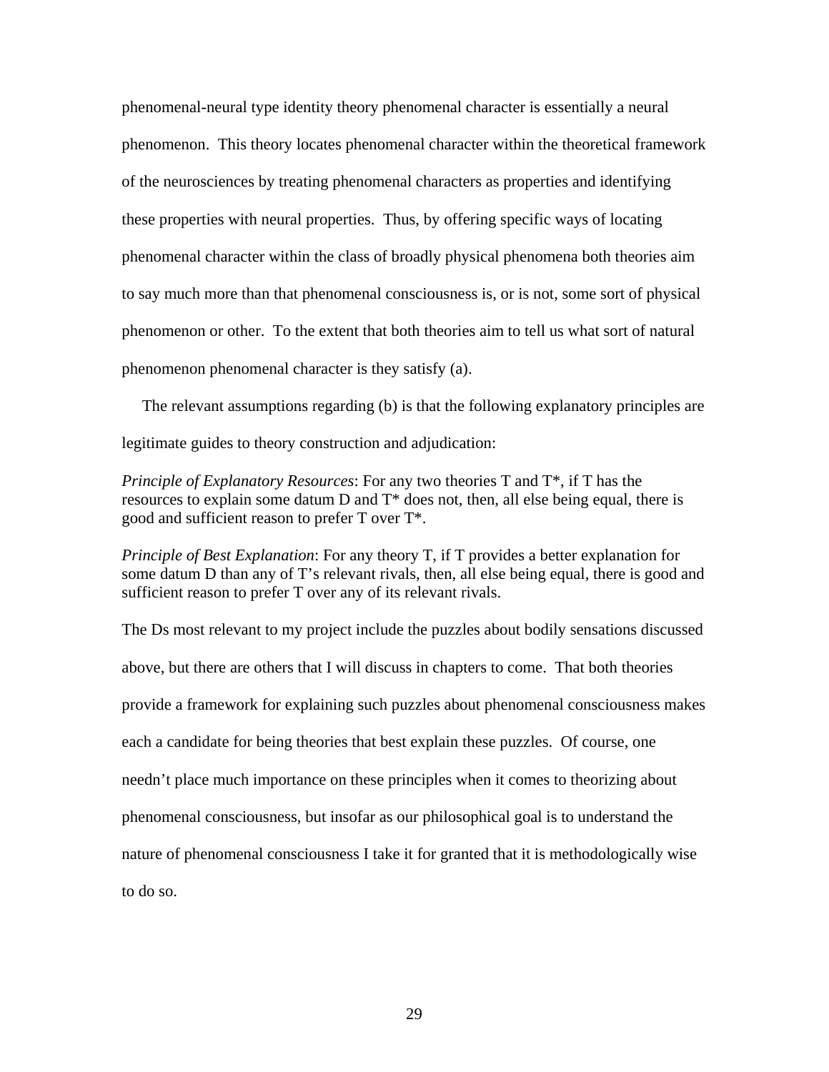phenomenal-neural type identity theory phenomenal character is essentially a neural phenomenon. This theory locates phenomenal character within the theoretical framework of the neurosciences by treating phenomenal characters as properties and identifying these properties with neural properties. Thus, by offering specific ways of locating phenomenal character within the class of broadly physical phenomena both theories aim to say much more than that phenomenal consciousness is, or is not, some sort of physical phenomenon or other. To the extent that both theories aim to tell us what sort of natural phenomenon phenomenal character is they satisfy (a).

The relevant assumptions regarding (b) is that the following explanatory principles are legitimate guides to theory construction and adjudication:

*Principle of Explanatory Resources*: For any two theories T and T*, if T has the resources to explain some datum D and T* does not, then, all else being equal, there is good and sufficient reason to prefer T over T*.

*Principle of Best Explanation*: For any theory T, if T provides a better explanation for some datum D than any of T's relevant rivals, then, all else being equal, there is good and sufficient reason to prefer T over any of its relevant rivals.

The Ds most relevant to my project include the puzzles about bodily sensations discussed above, but there are others that I will discuss in chapters to come. That both theories provide a framework for explaining such puzzles about phenomenal consciousness makes each a candidate for being theories that best explain these puzzles. Of course, one needn't place much importance on these principles when it comes to theorizing about phenomenal consciousness, but insofar as our philosophical goal is to understand the nature of phenomenal consciousness I take it for granted that it is methodologically wise to do so.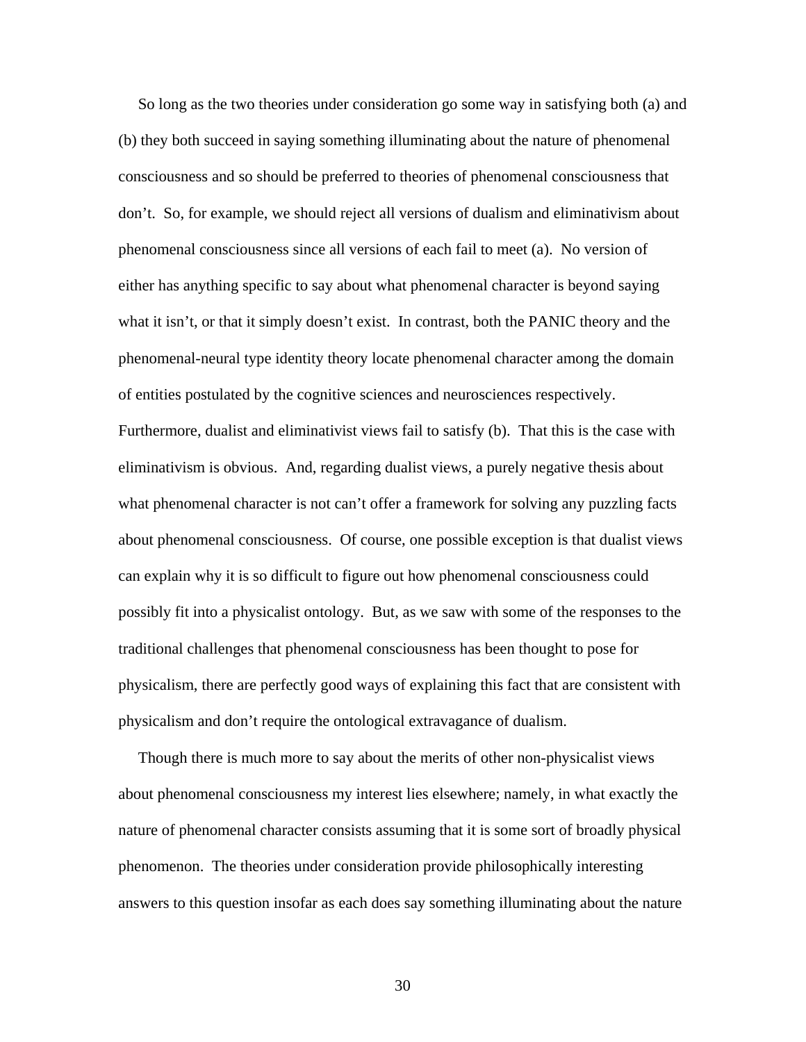So long as the two theories under consideration go some way in satisfying both (a) and (b) they both succeed in saying something illuminating about the nature of phenomenal consciousness and so should be preferred to theories of phenomenal consciousness that don't. So, for example, we should reject all versions of dualism and eliminativism about phenomenal consciousness since all versions of each fail to meet (a). No version of either has anything specific to say about what phenomenal character is beyond saying what it isn't, or that it simply doesn't exist. In contrast, both the PANIC theory and the phenomenal-neural type identity theory locate phenomenal character among the domain of entities postulated by the cognitive sciences and neurosciences respectively. Furthermore, dualist and eliminativist views fail to satisfy (b). That this is the case with eliminativism is obvious. And, regarding dualist views, a purely negative thesis about what phenomenal character is not can't offer a framework for solving any puzzling facts about phenomenal consciousness. Of course, one possible exception is that dualist views can explain why it is so difficult to figure out how phenomenal consciousness could possibly fit into a physicalist ontology. But, as we saw with some of the responses to the traditional challenges that phenomenal consciousness has been thought to pose for physicalism, there are perfectly good ways of explaining this fact that are consistent with physicalism and don't require the ontological extravagance of dualism.

Though there is much more to say about the merits of other non-physicalist views about phenomenal consciousness my interest lies elsewhere; namely, in what exactly the nature of phenomenal character consists assuming that it is some sort of broadly physical phenomenon. The theories under consideration provide philosophically interesting answers to this question insofar as each does say something illuminating about the nature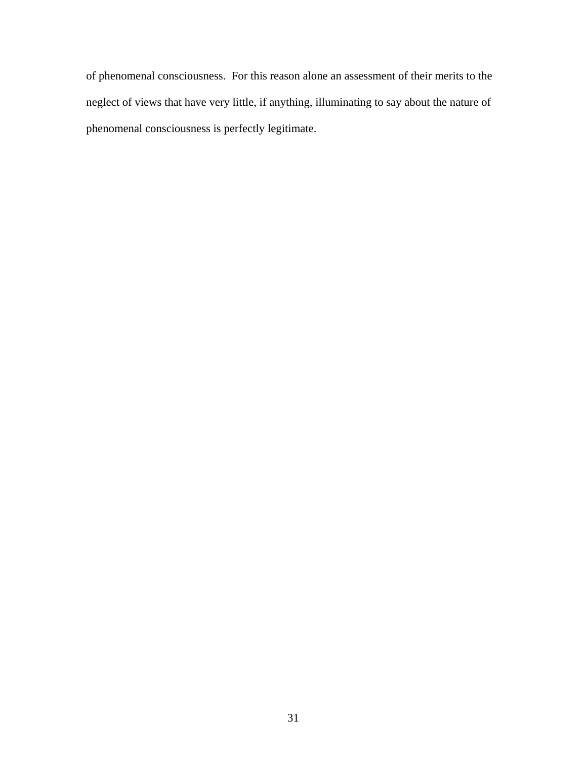of phenomenal consciousness.  For this reason alone an assessment of their merits to the neglect of views that have very little, if anything, illuminating to say about the nature of phenomenal consciousness is perfectly legitimate.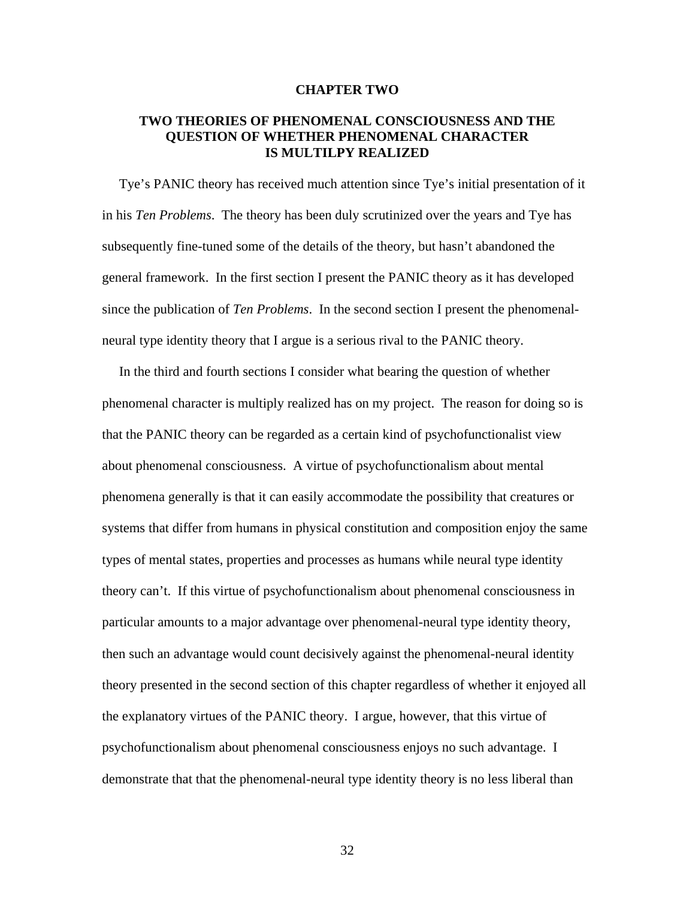# CHAPTER TWO

## TWO THEORIES OF PHENOMENAL CONSCIOUSNESS AND THE QUESTION OF WHETHER PHENOMENAL CHARACTER IS MULTILPY REALIZED

Tye's PANIC theory has received much attention since Tye's initial presentation of it in his *Ten Problems*. The theory has been duly scrutinized over the years and Tye has subsequently fine-tuned some of the details of the theory, but hasn't abandoned the general framework. In the first section I present the PANIC theory as it has developed since the publication of *Ten Problems*. In the second section I present the phenomenal-neural type identity theory that I argue is a serious rival to the PANIC theory.

In the third and fourth sections I consider what bearing the question of whether phenomenal character is multiply realized has on my project. The reason for doing so is that the PANIC theory can be regarded as a certain kind of psychofunctionalist view about phenomenal consciousness. A virtue of psychofunctionalism about mental phenomena generally is that it can easily accommodate the possibility that creatures or systems that differ from humans in physical constitution and composition enjoy the same types of mental states, properties and processes as humans while neural type identity theory can't. If this virtue of psychofunctionalism about phenomenal consciousness in particular amounts to a major advantage over phenomenal-neural type identity theory, then such an advantage would count decisively against the phenomenal-neural identity theory presented in the second section of this chapter regardless of whether it enjoyed all the explanatory virtues of the PANIC theory. I argue, however, that this virtue of psychofunctionalism about phenomenal consciousness enjoys no such advantage. I demonstrate that that the phenomenal-neural type identity theory is no less liberal than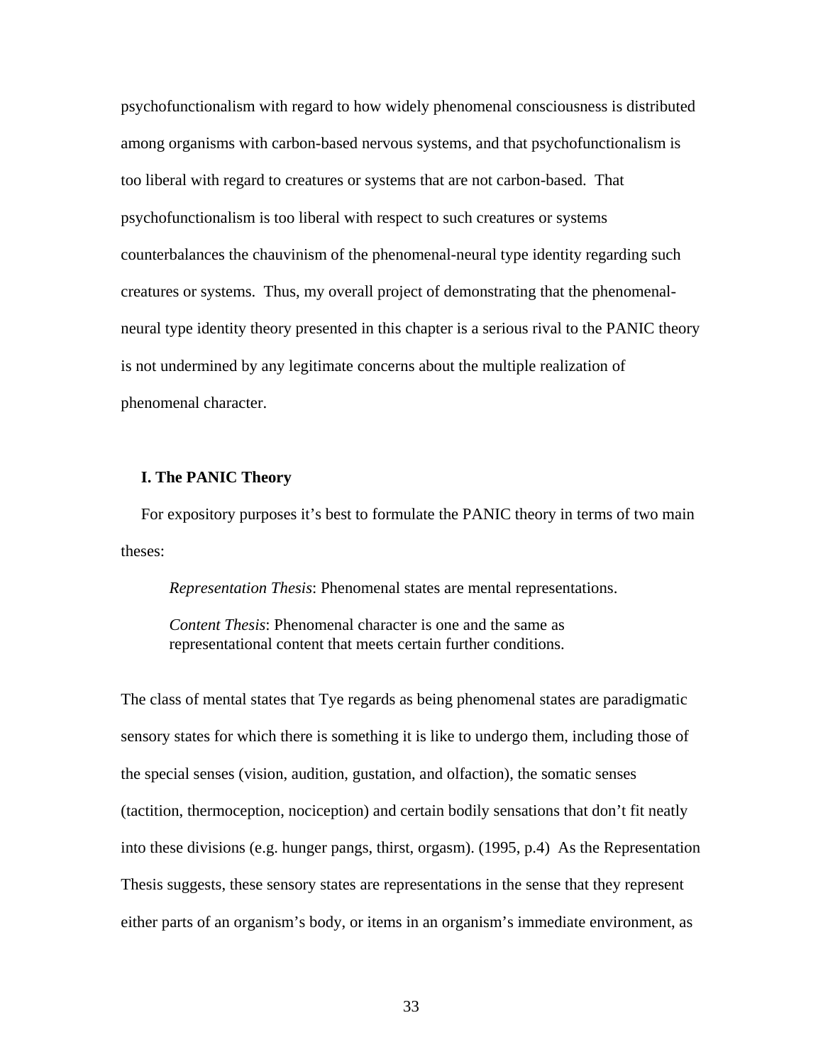psychofunctionalism with regard to how widely phenomenal consciousness is distributed among organisms with carbon-based nervous systems, and that psychofunctionalism is too liberal with regard to creatures or systems that are not carbon-based. That psychofunctionalism is too liberal with respect to such creatures or systems counterbalances the chauvinism of the phenomenal-neural type identity regarding such creatures or systems. Thus, my overall project of demonstrating that the phenomenal-neural type identity theory presented in this chapter is a serious rival to the PANIC theory is not undermined by any legitimate concerns about the multiple realization of phenomenal character.

## I. The PANIC Theory

For expository purposes it's best to formulate the PANIC theory in terms of two main theses:

> *Representation Thesis*: Phenomenal states are mental representations.
>
> *Content Thesis*: Phenomenal character is one and the same as representational content that meets certain further conditions.

The class of mental states that Tye regards as being phenomenal states are paradigmatic sensory states for which there is something it is like to undergo them, including those of the special senses (vision, audition, gustation, and olfaction), the somatic senses (tactition, thermoception, nociception) and certain bodily sensations that don't fit neatly into these divisions (e.g. hunger pangs, thirst, orgasm). (1995, p.4) As the Representation Thesis suggests, these sensory states are representations in the sense that they represent either parts of an organism's body, or items in an organism's immediate environment, as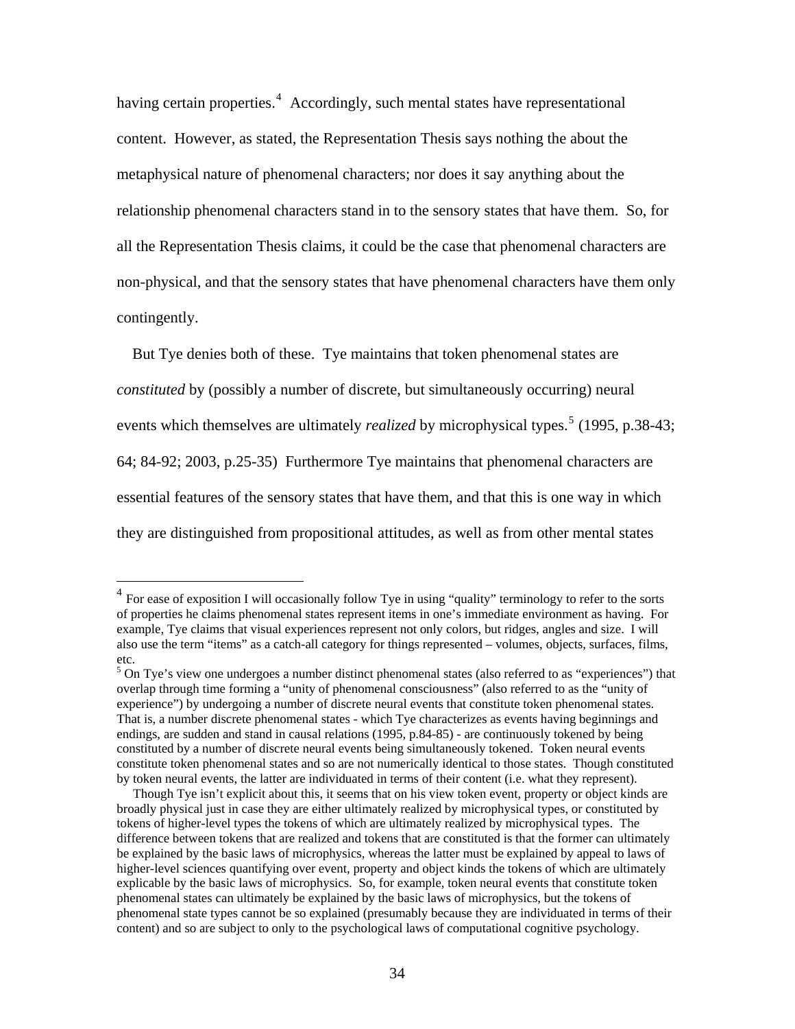having certain properties.[4] Accordingly, such mental states have representational content. However, as stated, the Representation Thesis says nothing the about the metaphysical nature of phenomenal characters; nor does it say anything about the relationship phenomenal characters stand in to the sensory states that have them. So, for all the Representation Thesis claims, it could be the case that phenomenal characters are non-physical, and that the sensory states that have phenomenal characters have them only contingently.

But Tye denies both of these. Tye maintains that token phenomenal states are *constituted* by (possibly a number of discrete, but simultaneously occurring) neural events which themselves are ultimately *realized* by microphysical types.[5] (1995, p.38-43; 64; 84-92; 2003, p.25-35) Furthermore Tye maintains that phenomenal characters are essential features of the sensory states that have them, and that this is one way in which they are distinguished from propositional attitudes, as well as from other mental states

---

[4] For ease of exposition I will occasionally follow Tye in using "quality" terminology to refer to the sorts of properties he claims phenomenal states represent items in one's immediate environment as having. For example, Tye claims that visual experiences represent not only colors, but ridges, angles and size. I will also use the term "items" as a catch-all category for things represented – volumes, objects, surfaces, films, etc.

[5] On Tye's view one undergoes a number distinct phenomenal states (also referred to as "experiences") that overlap through time forming a "unity of phenomenal consciousness" (also referred to as the "unity of experience") by undergoing a number of discrete neural events that constitute token phenomenal states. That is, a number discrete phenomenal states - which Tye characterizes as events having beginnings and endings, are sudden and stand in causal relations (1995, p.84-85) - are continuously tokened by being constituted by a number of discrete neural events being simultaneously tokened. Token neural events constitute token phenomenal states and so are not numerically identical to those states. Though constituted by token neural events, the latter are individuated in terms of their content (i.e. what they represent).

Though Tye isn't explicit about this, it seems that on his view token event, property or object kinds are broadly physical just in case they are either ultimately realized by microphysical types, or constituted by tokens of higher-level types the tokens of which are ultimately realized by microphysical types. The difference between tokens that are realized and tokens that are constituted is that the former can ultimately be explained by the basic laws of microphysics, whereas the latter must be explained by appeal to laws of higher-level sciences quantifying over event, property and object kinds the tokens of which are ultimately explicable by the basic laws of microphysics. So, for example, token neural events that constitute token phenomenal states can ultimately be explained by the basic laws of microphysics, but the tokens of phenomenal state types cannot be so explained (presumably because they are individuated in terms of their content) and so are subject to only to the psychological laws of computational cognitive psychology.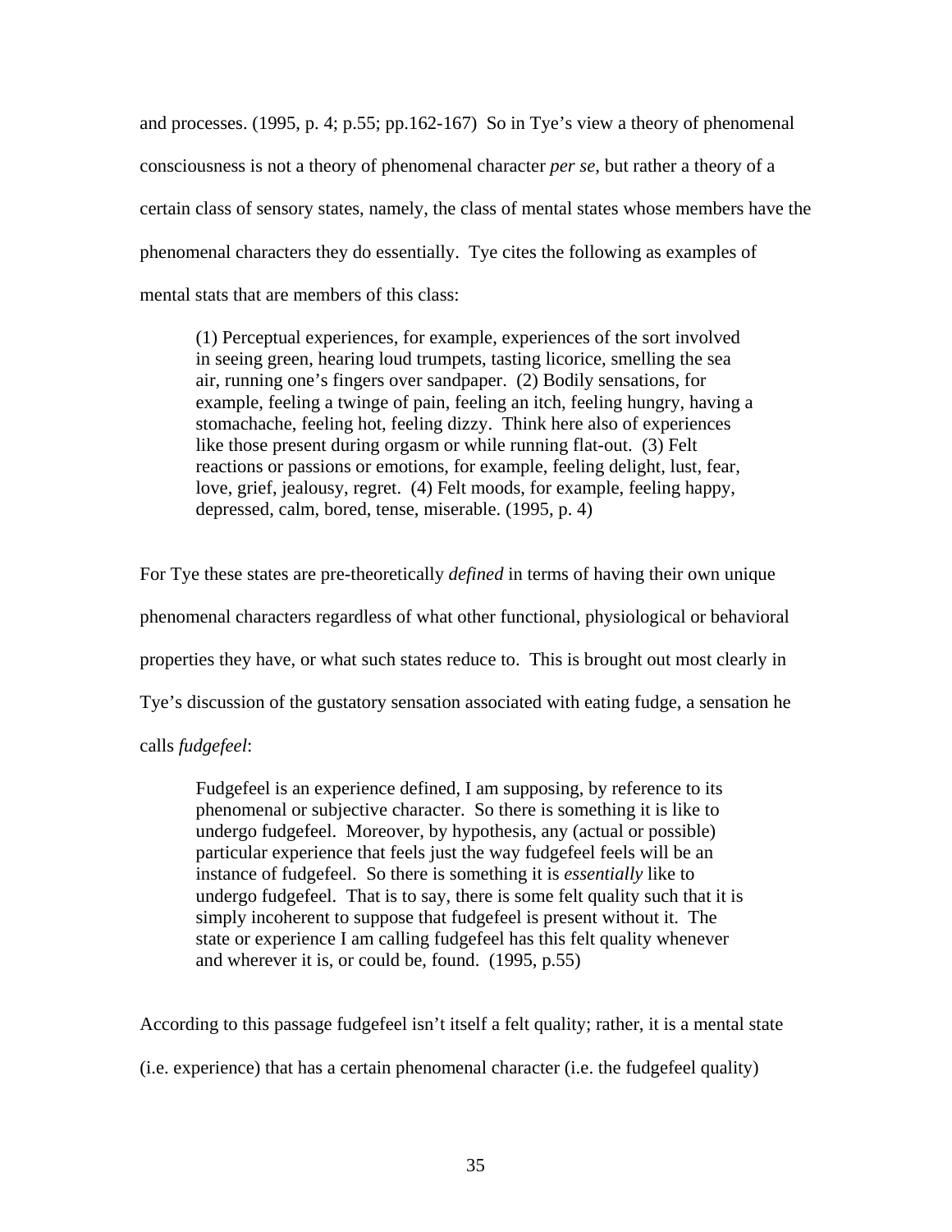and processes. (1995, p. 4; p.55; pp.162-167) So in Tye's view a theory of phenomenal consciousness is not a theory of phenomenal character *per se*, but rather a theory of a certain class of sensory states, namely, the class of mental states whose members have the phenomenal characters they do essentially. Tye cites the following as examples of mental stats that are members of this class:

> (1) Perceptual experiences, for example, experiences of the sort involved in seeing green, hearing loud trumpets, tasting licorice, smelling the sea air, running one's fingers over sandpaper. (2) Bodily sensations, for example, feeling a twinge of pain, feeling an itch, feeling hungry, having a stomachache, feeling hot, feeling dizzy. Think here also of experiences like those present during orgasm or while running flat-out. (3) Felt reactions or passions or emotions, for example, feeling delight, lust, fear, love, grief, jealousy, regret. (4) Felt moods, for example, feeling happy, depressed, calm, bored, tense, miserable. (1995, p. 4)

For Tye these states are pre-theoretically *defined* in terms of having their own unique phenomenal characters regardless of what other functional, physiological or behavioral properties they have, or what such states reduce to. This is brought out most clearly in Tye's discussion of the gustatory sensation associated with eating fudge, a sensation he calls *fudgefeel*:

> Fudgefeel is an experience defined, I am supposing, by reference to its phenomenal or subjective character. So there is something it is like to undergo fudgefeel. Moreover, by hypothesis, any (actual or possible) particular experience that feels just the way fudgefeel feels will be an instance of fudgefeel. So there is something it is *essentially* like to undergo fudgefeel. That is to say, there is some felt quality such that it is simply incoherent to suppose that fudgefeel is present without it. The state or experience I am calling fudgefeel has this felt quality whenever and wherever it is, or could be, found. (1995, p.55)

According to this passage fudgefeel isn't itself a felt quality; rather, it is a mental state (i.e. experience) that has a certain phenomenal character (i.e. the fudgefeel quality)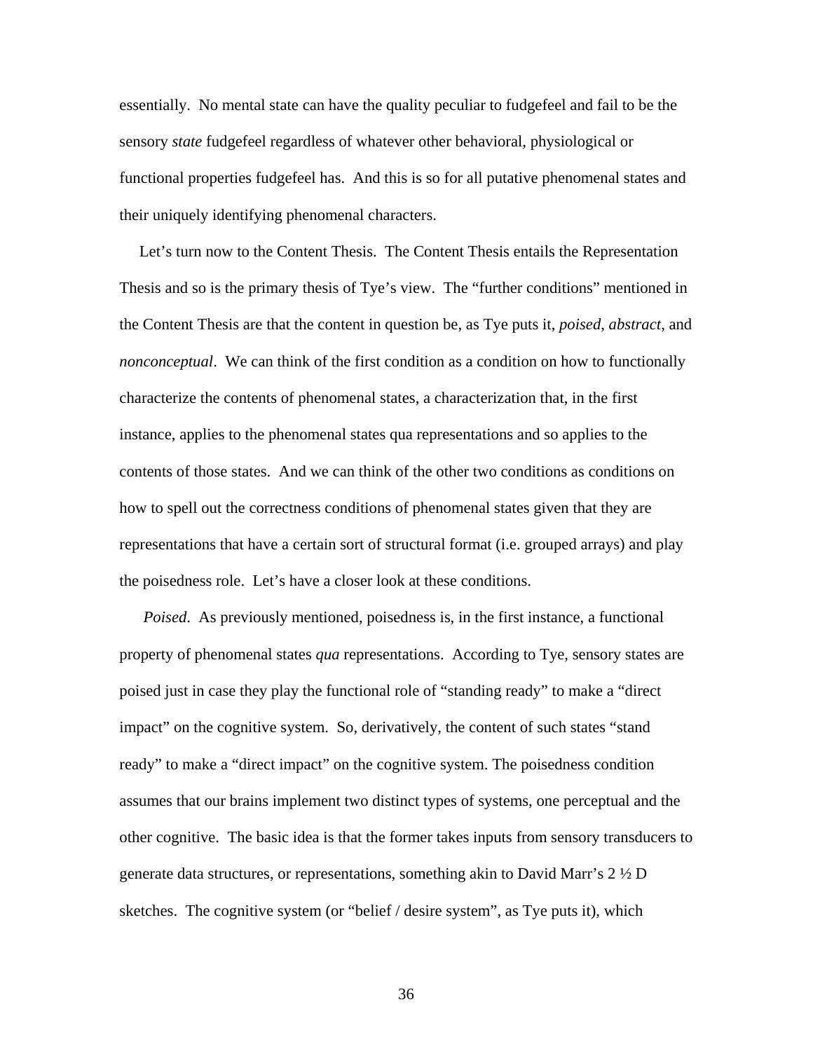essentially. No mental state can have the quality peculiar to fudgefeel and fail to be the sensory *state* fudgefeel regardless of whatever other behavioral, physiological or functional properties fudgefeel has. And this is so for all putative phenomenal states and their uniquely identifying phenomenal characters.

Let's turn now to the Content Thesis. The Content Thesis entails the Representation Thesis and so is the primary thesis of Tye's view. The "further conditions" mentioned in the Content Thesis are that the content in question be, as Tye puts it, *poised*, *abstract*, and *nonconceptual*. We can think of the first condition as a condition on how to functionally characterize the contents of phenomenal states, a characterization that, in the first instance, applies to the phenomenal states qua representations and so applies to the contents of those states. And we can think of the other two conditions as conditions on how to spell out the correctness conditions of phenomenal states given that they are representations that have a certain sort of structural format (i.e. grouped arrays) and play the poisedness role. Let's have a closer look at these conditions.

*Poised*. As previously mentioned, poisedness is, in the first instance, a functional property of phenomenal states *qua* representations. According to Tye, sensory states are poised just in case they play the functional role of "standing ready" to make a "direct impact" on the cognitive system. So, derivatively, the content of such states "stand ready" to make a "direct impact" on the cognitive system. The poisedness condition assumes that our brains implement two distinct types of systems, one perceptual and the other cognitive. The basic idea is that the former takes inputs from sensory transducers to generate data structures, or representations, something akin to David Marr's 2 ½ D sketches. The cognitive system (or "belief / desire system", as Tye puts it), which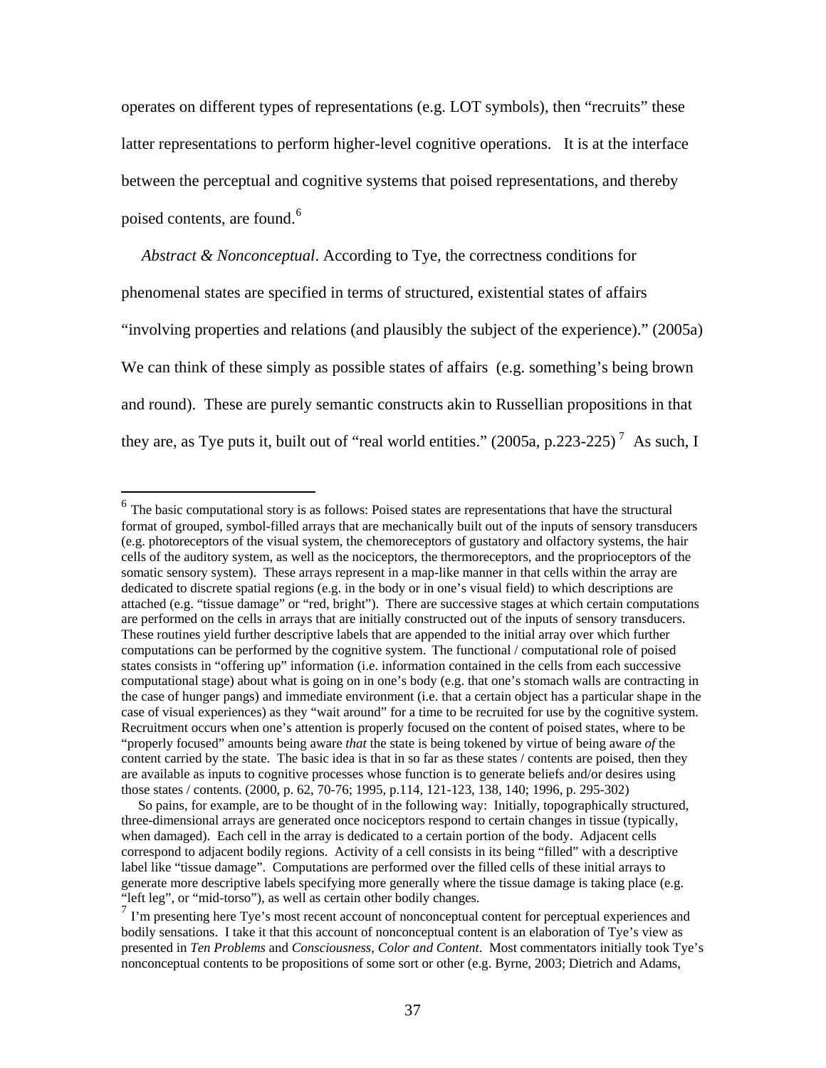operates on different types of representations (e.g. LOT symbols), then "recruits" these latter representations to perform higher-level cognitive operations. It is at the interface between the perceptual and cognitive systems that poised representations, and thereby poised contents, are found.[6]

*Abstract & Nonconceptual*. According to Tye, the correctness conditions for phenomenal states are specified in terms of structured, existential states of affairs "involving properties and relations (and plausibly the subject of the experience)." (2005a) We can think of these simply as possible states of affairs (e.g. something's being brown and round). These are purely semantic constructs akin to Russellian propositions in that they are, as Tye puts it, built out of "real world entities." (2005a, p.223-225)[7] As such, I

---

[6] The basic computational story is as follows: Poised states are representations that have the structural format of grouped, symbol-filled arrays that are mechanically built out of the inputs of sensory transducers (e.g. photoreceptors of the visual system, the chemoreceptors of gustatory and olfactory systems, the hair cells of the auditory system, as well as the nociceptors, the thermoreceptors, and the proprioceptors of the somatic sensory system). These arrays represent in a map-like manner in that cells within the array are dedicated to discrete spatial regions (e.g. in the body or in one's visual field) to which descriptions are attached (e.g. "tissue damage" or "red, bright"). There are successive stages at which certain computations are performed on the cells in arrays that are initially constructed out of the inputs of sensory transducers. These routines yield further descriptive labels that are appended to the initial array over which further computations can be performed by the cognitive system. The functional / computational role of poised states consists in "offering up" information (i.e. information contained in the cells from each successive computational stage) about what is going on in one's body (e.g. that one's stomach walls are contracting in the case of hunger pangs) and immediate environment (i.e. that a certain object has a particular shape in the case of visual experiences) as they "wait around" for a time to be recruited for use by the cognitive system. Recruitment occurs when one's attention is properly focused on the content of poised states, where to be "properly focused" amounts being aware *that* the state is being tokened by virtue of being aware *of* the content carried by the state. The basic idea is that in so far as these states / contents are poised, then they are available as inputs to cognitive processes whose function is to generate beliefs and/or desires using those states / contents. (2000, p. 62, 70-76; 1995, p.114, 121-123, 138, 140; 1996, p. 295-302)

So pains, for example, are to be thought of in the following way: Initially, topographically structured, three-dimensional arrays are generated once nociceptors respond to certain changes in tissue (typically, when damaged). Each cell in the array is dedicated to a certain portion of the body. Adjacent cells correspond to adjacent bodily regions. Activity of a cell consists in its being "filled" with a descriptive label like "tissue damage". Computations are performed over the filled cells of these initial arrays to generate more descriptive labels specifying more generally where the tissue damage is taking place (e.g. "left leg", or "mid-torso"), as well as certain other bodily changes.

[7] I'm presenting here Tye's most recent account of nonconceptual content for perceptual experiences and bodily sensations. I take it that this account of nonconceptual content is an elaboration of Tye's view as presented in *Ten Problems* and *Consciousness, Color and Content*. Most commentators initially took Tye's nonconceptual contents to be propositions of some sort or other (e.g. Byrne, 2003; Dietrich and Adams,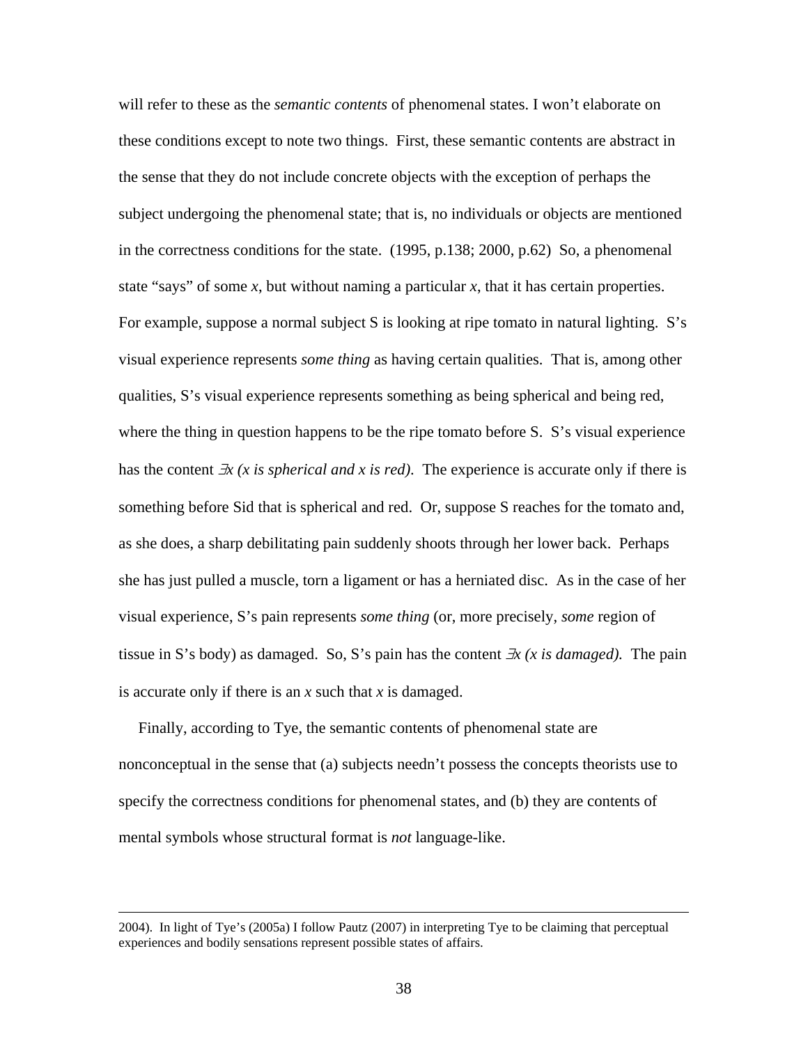will refer to these as the *semantic contents* of phenomenal states. I won't elaborate on these conditions except to note two things. First, these semantic contents are abstract in the sense that they do not include concrete objects with the exception of perhaps the subject undergoing the phenomenal state; that is, no individuals or objects are mentioned in the correctness conditions for the state. (1995, p.138; 2000, p.62) So, a phenomenal state "says" of some *x*, but without naming a particular *x*, that it has certain properties. For example, suppose a normal subject S is looking at ripe tomato in natural lighting. S's visual experience represents *some thing* as having certain qualities. That is, among other qualities, S's visual experience represents something as being spherical and being red, where the thing in question happens to be the ripe tomato before S. S's visual experience has the content *∃x (x is spherical and x is red).* The experience is accurate only if there is something before Sid that is spherical and red. Or, suppose S reaches for the tomato and, as she does, a sharp debilitating pain suddenly shoots through her lower back. Perhaps she has just pulled a muscle, torn a ligament or has a herniated disc. As in the case of her visual experience, S's pain represents *some thing* (or, more precisely, *some* region of tissue in S's body) as damaged. So, S's pain has the content *∃x (x is damaged).* The pain is accurate only if there is an *x* such that *x* is damaged.

Finally, according to Tye, the semantic contents of phenomenal state are nonconceptual in the sense that (a) subjects needn't possess the concepts theorists use to specify the correctness conditions for phenomenal states, and (b) they are contents of mental symbols whose structural format is *not* language-like.

---

2004). In light of Tye's (2005a) I follow Pautz (2007) in interpreting Tye to be claiming that perceptual experiences and bodily sensations represent possible states of affairs.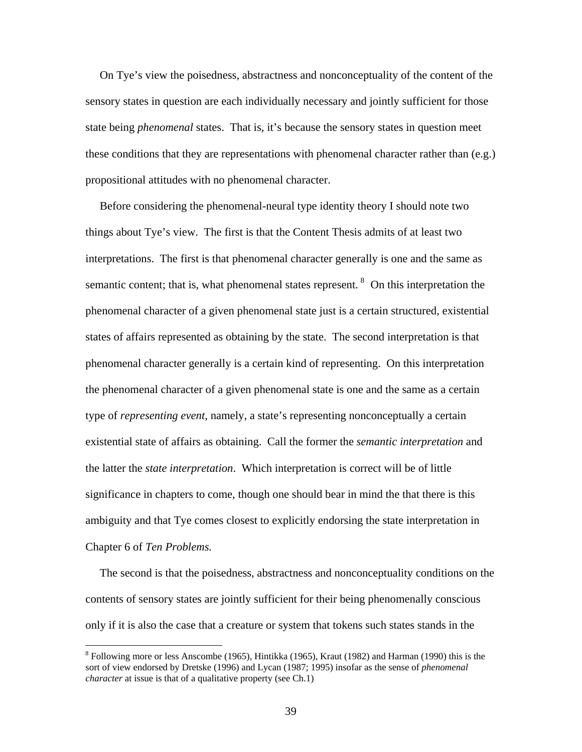On Tye's view the poisedness, abstractness and nonconceptuality of the content of the sensory states in question are each individually necessary and jointly sufficient for those state being *phenomenal* states. That is, it's because the sensory states in question meet these conditions that they are representations with phenomenal character rather than (e.g.) propositional attitudes with no phenomenal character.

Before considering the phenomenal-neural type identity theory I should note two things about Tye's view. The first is that the Content Thesis admits of at least two interpretations. The first is that phenomenal character generally is one and the same as semantic content; that is, what phenomenal states represent. [8] On this interpretation the phenomenal character of a given phenomenal state just is a certain structured, existential states of affairs represented as obtaining by the state. The second interpretation is that phenomenal character generally is a certain kind of representing. On this interpretation the phenomenal character of a given phenomenal state is one and the same as a certain type of *representing event*, namely, a state's representing nonconceptually a certain existential state of affairs as obtaining. Call the former the *semantic interpretation* and the latter the *state interpretation*. Which interpretation is correct will be of little significance in chapters to come, though one should bear in mind the that there is this ambiguity and that Tye comes closest to explicitly endorsing the state interpretation in Chapter 6 of *Ten Problems.*

The second is that the poisedness, abstractness and nonconceptuality conditions on the contents of sensory states are jointly sufficient for their being phenomenally conscious only if it is also the case that a creature or system that tokens such states stands in the

[8] Following more or less Anscombe (1965), Hintikka (1965), Kraut (1982) and Harman (1990) this is the sort of view endorsed by Dretske (1996) and Lycan (1987; 1995) insofar as the sense of *phenomenal character* at issue is that of a qualitative property (see Ch.1)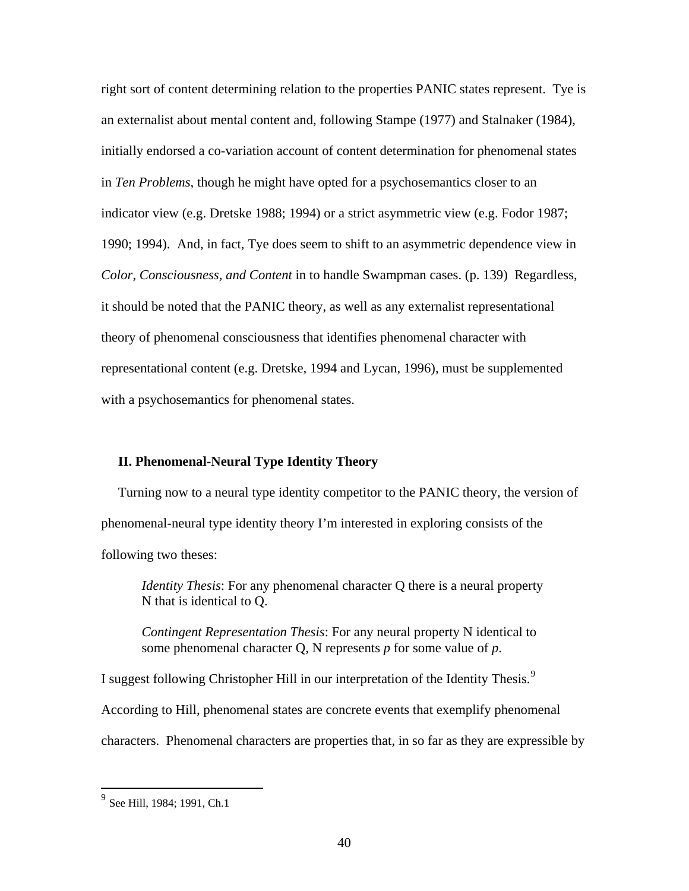right sort of content determining relation to the properties PANIC states represent. Tye is an externalist about mental content and, following Stampe (1977) and Stalnaker (1984), initially endorsed a co-variation account of content determination for phenomenal states in *Ten Problems*, though he might have opted for a psychosemantics closer to an indicator view (e.g. Dretske 1988; 1994) or a strict asymmetric view (e.g. Fodor 1987; 1990; 1994). And, in fact, Tye does seem to shift to an asymmetric dependence view in *Color, Consciousness, and Content* in to handle Swampman cases. (p. 139) Regardless, it should be noted that the PANIC theory, as well as any externalist representational theory of phenomenal consciousness that identifies phenomenal character with representational content (e.g. Dretske, 1994 and Lycan, 1996), must be supplemented with a psychosemantics for phenomenal states.

## II. Phenomenal-Neural Type Identity Theory

Turning now to a neural type identity competitor to the PANIC theory, the version of phenomenal-neural type identity theory I'm interested in exploring consists of the following two theses:

> *Identity Thesis*: For any phenomenal character Q there is a neural property N that is identical to Q.
>
> *Contingent Representation Thesis*: For any neural property N identical to some phenomenal character Q, N represents *p* for some value of *p*.

I suggest following Christopher Hill in our interpretation of the Identity Thesis.[9] According to Hill, phenomenal states are concrete events that exemplify phenomenal characters. Phenomenal characters are properties that, in so far as they are expressible by

---

[9] See Hill, 1984; 1991, Ch.1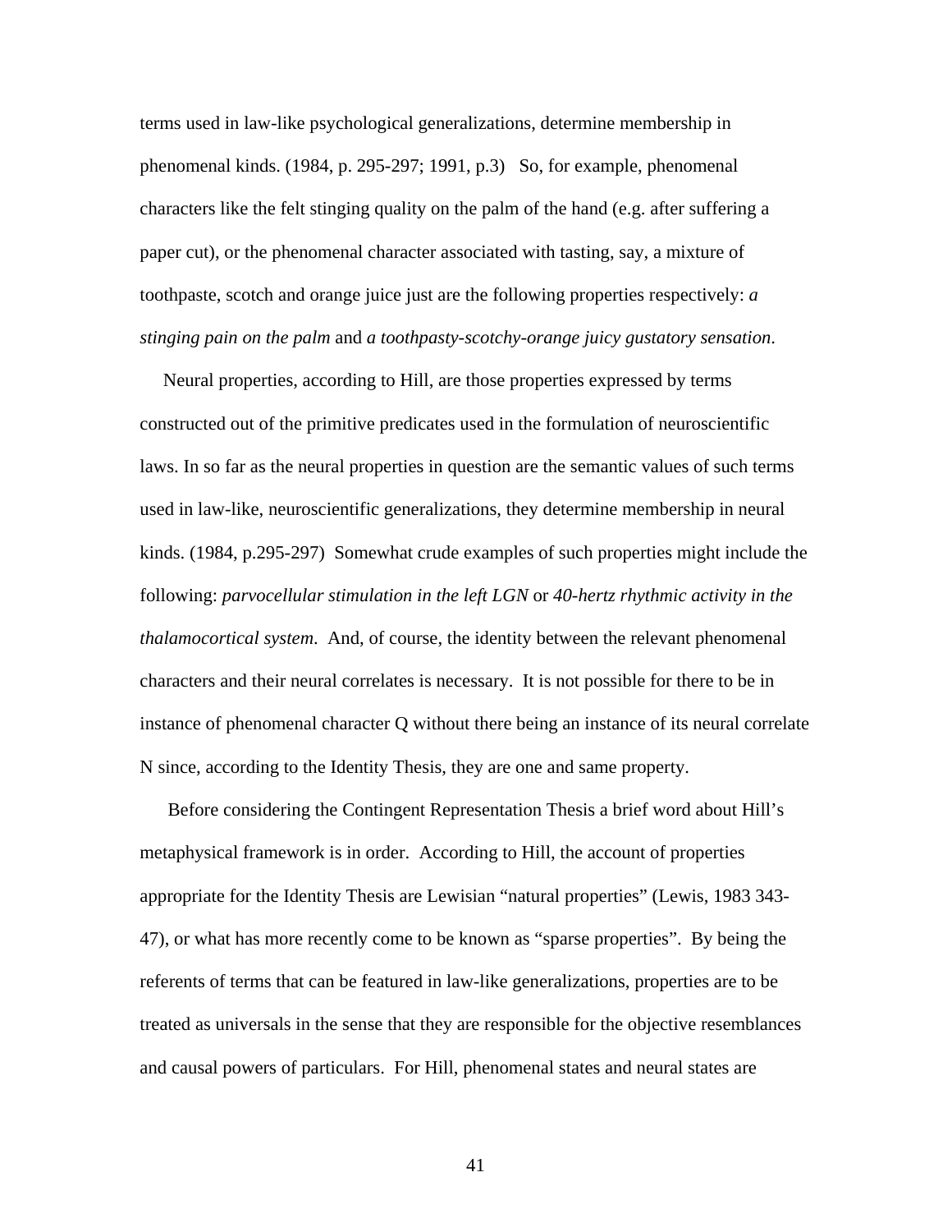terms used in law-like psychological generalizations, determine membership in phenomenal kinds. (1984, p. 295-297; 1991, p.3) So, for example, phenomenal characters like the felt stinging quality on the palm of the hand (e.g. after suffering a paper cut), or the phenomenal character associated with tasting, say, a mixture of toothpaste, scotch and orange juice just are the following properties respectively: *a stinging pain on the palm* and *a toothpasty-scotchy-orange juicy gustatory sensation*.

Neural properties, according to Hill, are those properties expressed by terms constructed out of the primitive predicates used in the formulation of neuroscientific laws. In so far as the neural properties in question are the semantic values of such terms used in law-like, neuroscientific generalizations, they determine membership in neural kinds. (1984, p.295-297) Somewhat crude examples of such properties might include the following: *parvocellular stimulation in the left LGN* or *40-hertz rhythmic activity in the thalamocortical system*. And, of course, the identity between the relevant phenomenal characters and their neural correlates is necessary. It is not possible for there to be in instance of phenomenal character Q without there being an instance of its neural correlate N since, according to the Identity Thesis, they are one and same property.

Before considering the Contingent Representation Thesis a brief word about Hill's metaphysical framework is in order. According to Hill, the account of properties appropriate for the Identity Thesis are Lewisian "natural properties" (Lewis, 1983 343-47), or what has more recently come to be known as "sparse properties". By being the referents of terms that can be featured in law-like generalizations, properties are to be treated as universals in the sense that they are responsible for the objective resemblances and causal powers of particulars. For Hill, phenomenal states and neural states are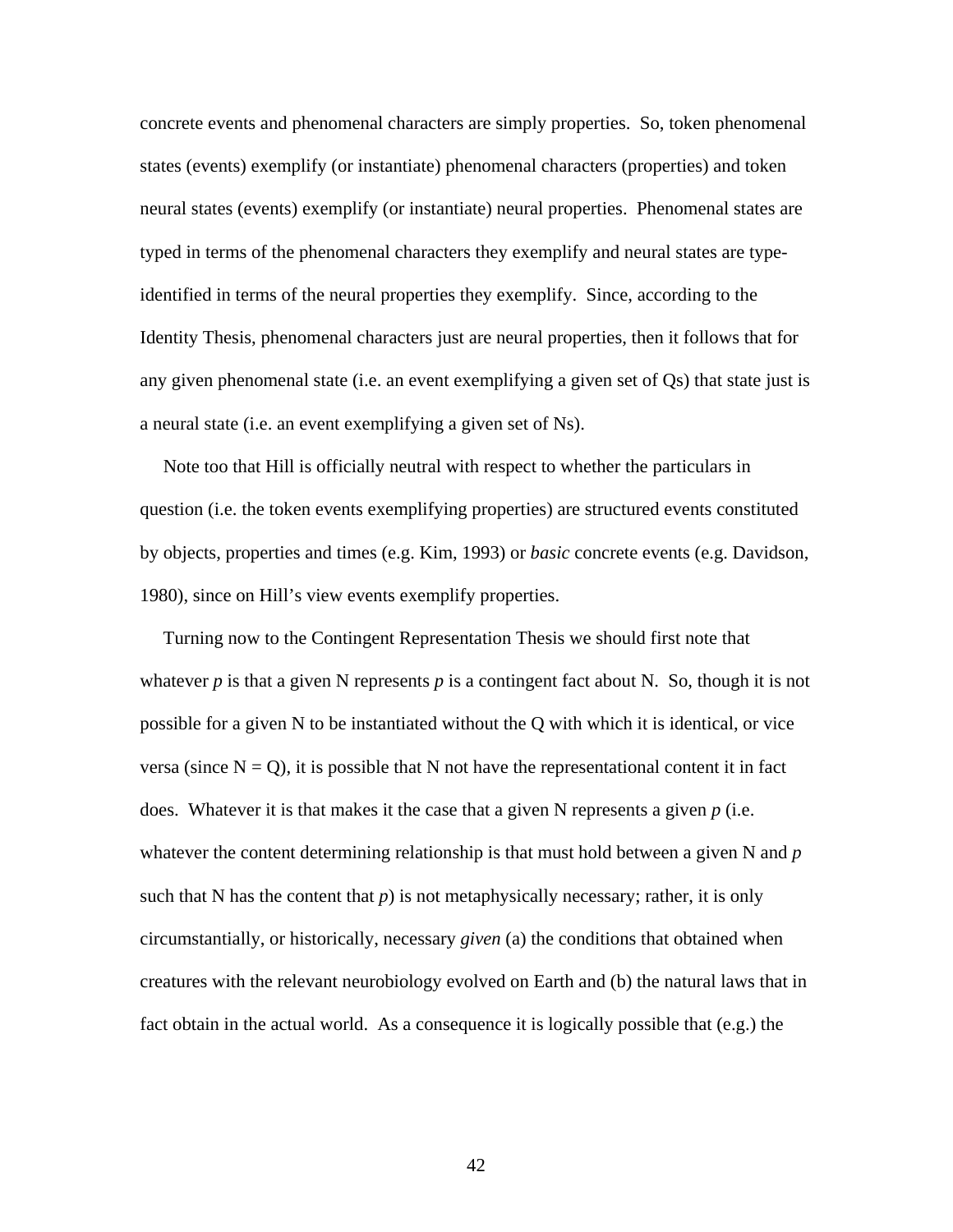concrete events and phenomenal characters are simply properties. So, token phenomenal states (events) exemplify (or instantiate) phenomenal characters (properties) and token neural states (events) exemplify (or instantiate) neural properties. Phenomenal states are typed in terms of the phenomenal characters they exemplify and neural states are type-identified in terms of the neural properties they exemplify. Since, according to the Identity Thesis, phenomenal characters just are neural properties, then it follows that for any given phenomenal state (i.e. an event exemplifying a given set of Qs) that state just is a neural state (i.e. an event exemplifying a given set of Ns).

Note too that Hill is officially neutral with respect to whether the particulars in question (i.e. the token events exemplifying properties) are structured events constituted by objects, properties and times (e.g. Kim, 1993) or *basic* concrete events (e.g. Davidson, 1980), since on Hill's view events exemplify properties.

Turning now to the Contingent Representation Thesis we should first note that whatever *p* is that a given N represents *p* is a contingent fact about N. So, though it is not possible for a given N to be instantiated without the Q with which it is identical, or vice versa (since N = Q), it is possible that N not have the representational content it in fact does. Whatever it is that makes it the case that a given N represents a given *p* (i.e. whatever the content determining relationship is that must hold between a given N and *p* such that N has the content that *p*) is not metaphysically necessary; rather, it is only circumstantially, or historically, necessary *given* (a) the conditions that obtained when creatures with the relevant neurobiology evolved on Earth and (b) the natural laws that in fact obtain in the actual world. As a consequence it is logically possible that (e.g.) the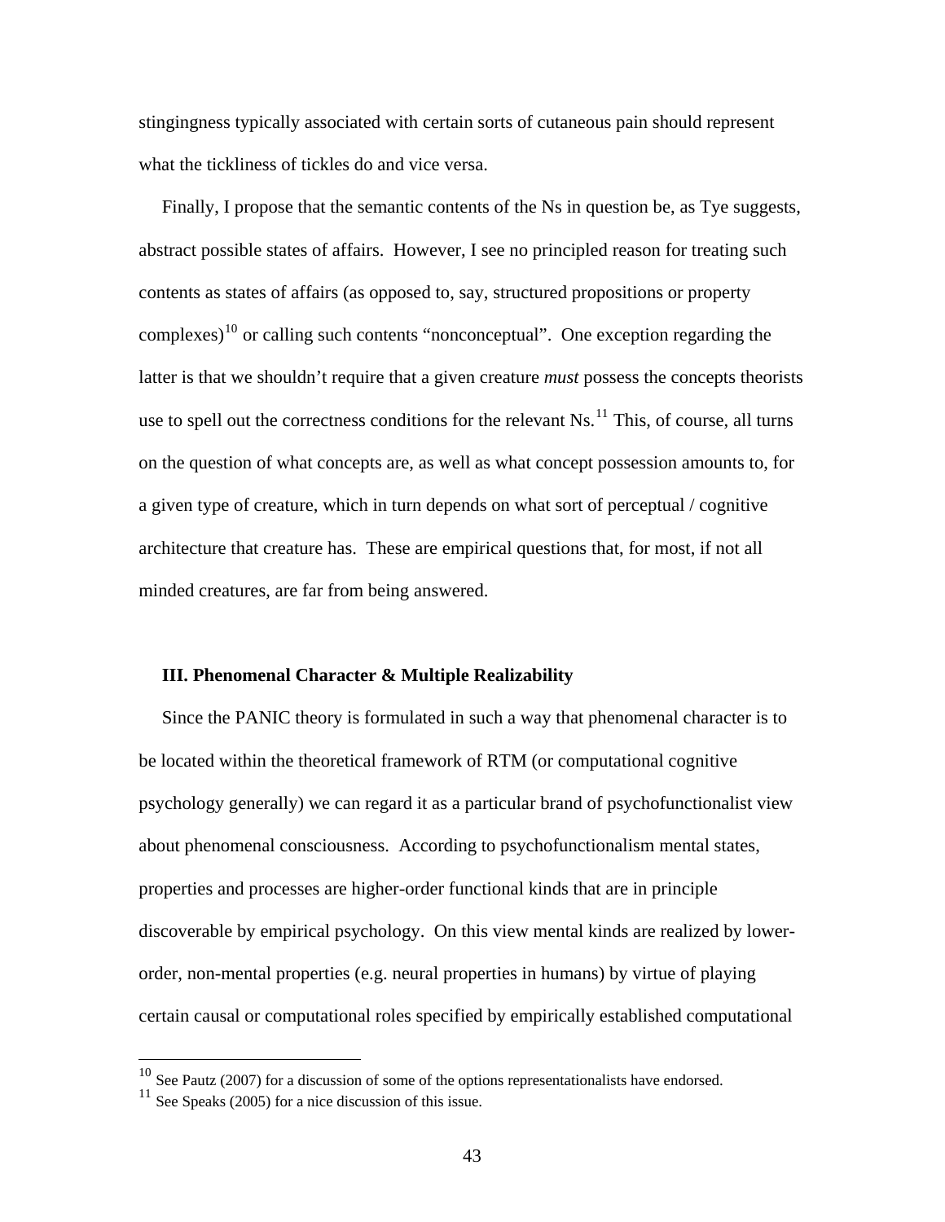stingingness typically associated with certain sorts of cutaneous pain should represent what the tickliness of tickles do and vice versa.

Finally, I propose that the semantic contents of the Ns in question be, as Tye suggests, abstract possible states of affairs. However, I see no principled reason for treating such contents as states of affairs (as opposed to, say, structured propositions or property complexes)[10] or calling such contents "nonconceptual". One exception regarding the latter is that we shouldn't require that a given creature *must* possess the concepts theorists use to spell out the correctness conditions for the relevant Ns.[11] This, of course, all turns on the question of what concepts are, as well as what concept possession amounts to, for a given type of creature, which in turn depends on what sort of perceptual / cognitive architecture that creature has. These are empirical questions that, for most, if not all minded creatures, are far from being answered.

### III. Phenomenal Character & Multiple Realizability

Since the PANIC theory is formulated in such a way that phenomenal character is to be located within the theoretical framework of RTM (or computational cognitive psychology generally) we can regard it as a particular brand of psychofunctionalist view about phenomenal consciousness. According to psychofunctionalism mental states, properties and processes are higher-order functional kinds that are in principle discoverable by empirical psychology. On this view mental kinds are realized by lower-order, non-mental properties (e.g. neural properties in humans) by virtue of playing certain causal or computational roles specified by empirically established computational

[10] See Pautz (2007) for a discussion of some of the options representationalists have endorsed.

[11] See Speaks (2005) for a nice discussion of this issue.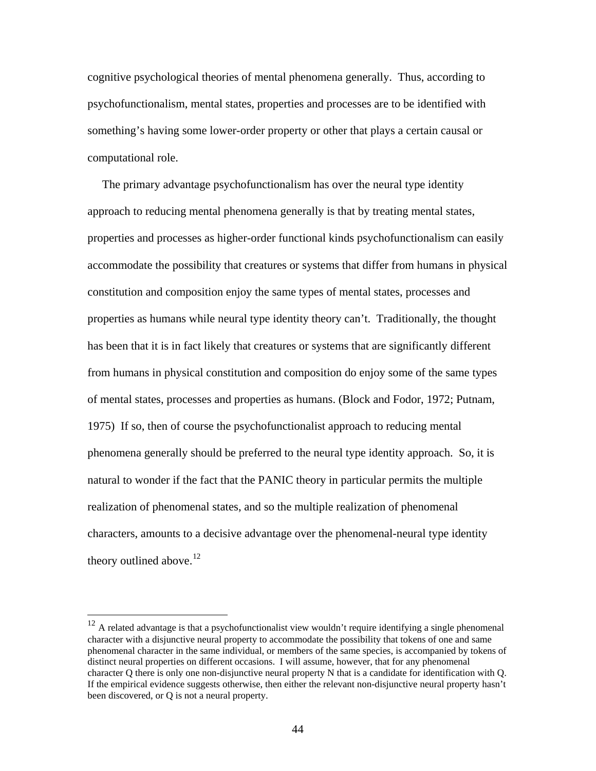cognitive psychological theories of mental phenomena generally. Thus, according to psychofunctionalism, mental states, properties and processes are to be identified with something's having some lower-order property or other that plays a certain causal or computational role.

The primary advantage psychofunctionalism has over the neural type identity approach to reducing mental phenomena generally is that by treating mental states, properties and processes as higher-order functional kinds psychofunctionalism can easily accommodate the possibility that creatures or systems that differ from humans in physical constitution and composition enjoy the same types of mental states, processes and properties as humans while neural type identity theory can't. Traditionally, the thought has been that it is in fact likely that creatures or systems that are significantly different from humans in physical constitution and composition do enjoy some of the same types of mental states, processes and properties as humans. (Block and Fodor, 1972; Putnam, 1975) If so, then of course the psychofunctionalist approach to reducing mental phenomena generally should be preferred to the neural type identity approach. So, it is natural to wonder if the fact that the PANIC theory in particular permits the multiple realization of phenomenal states, and so the multiple realization of phenomenal characters, amounts to a decisive advantage over the phenomenal-neural type identity theory outlined above.[12]

---

[12] A related advantage is that a psychofunctionalist view wouldn't require identifying a single phenomenal character with a disjunctive neural property to accommodate the possibility that tokens of one and same phenomenal character in the same individual, or members of the same species, is accompanied by tokens of distinct neural properties on different occasions. I will assume, however, that for any phenomenal character Q there is only one non-disjunctive neural property N that is a candidate for identification with Q. If the empirical evidence suggests otherwise, then either the relevant non-disjunctive neural property hasn't been discovered, or Q is not a neural property.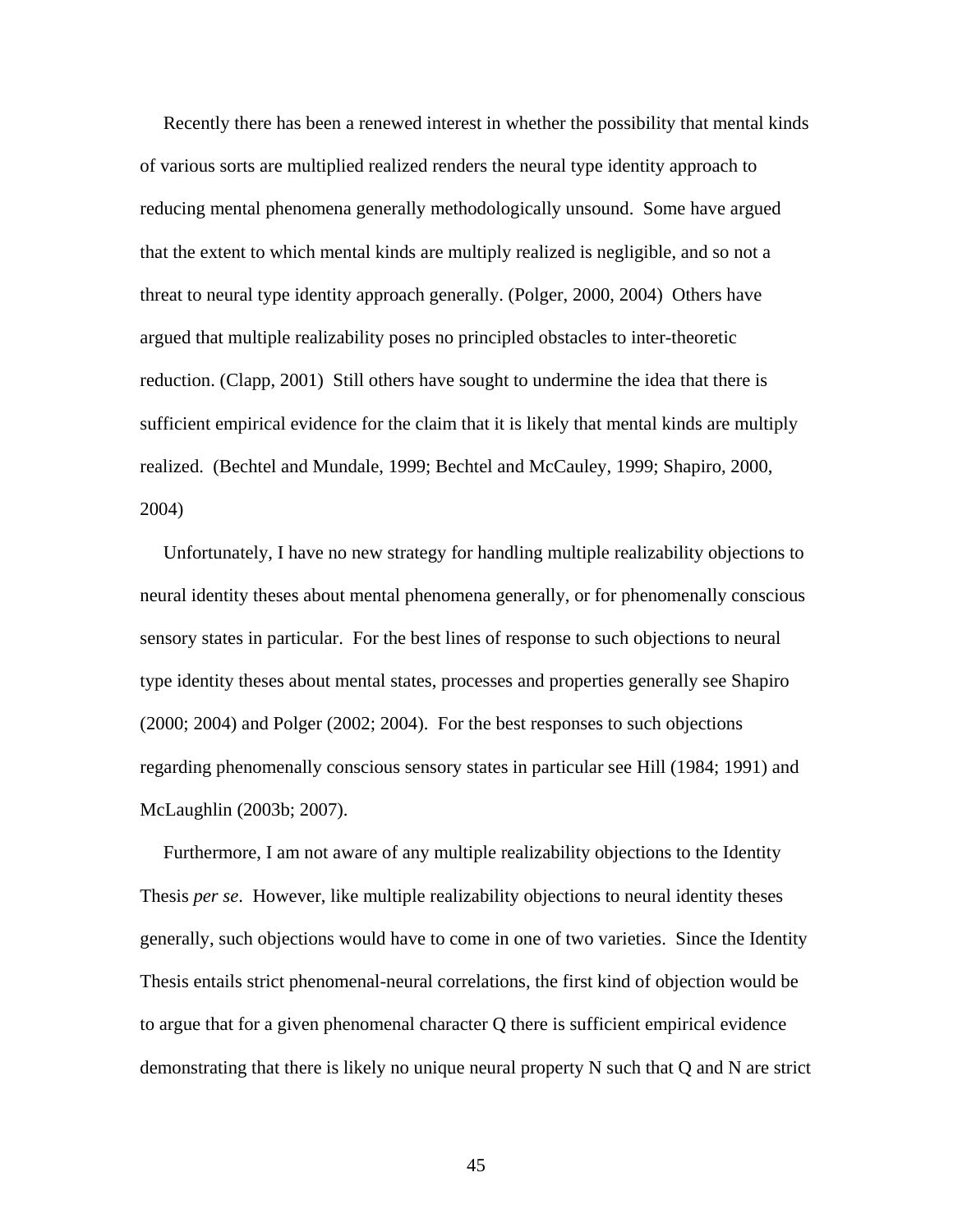Recently there has been a renewed interest in whether the possibility that mental kinds of various sorts are multiplied realized renders the neural type identity approach to reducing mental phenomena generally methodologically unsound. Some have argued that the extent to which mental kinds are multiply realized is negligible, and so not a threat to neural type identity approach generally. (Polger, 2000, 2004) Others have argued that multiple realizability poses no principled obstacles to inter-theoretic reduction. (Clapp, 2001) Still others have sought to undermine the idea that there is sufficient empirical evidence for the claim that it is likely that mental kinds are multiply realized. (Bechtel and Mundale, 1999; Bechtel and McCauley, 1999; Shapiro, 2000, 2004)

Unfortunately, I have no new strategy for handling multiple realizability objections to neural identity theses about mental phenomena generally, or for phenomenally conscious sensory states in particular. For the best lines of response to such objections to neural type identity theses about mental states, processes and properties generally see Shapiro (2000; 2004) and Polger (2002; 2004). For the best responses to such objections regarding phenomenally conscious sensory states in particular see Hill (1984; 1991) and McLaughlin (2003b; 2007).

Furthermore, I am not aware of any multiple realizability objections to the Identity Thesis *per se*. However, like multiple realizability objections to neural identity theses generally, such objections would have to come in one of two varieties. Since the Identity Thesis entails strict phenomenal-neural correlations, the first kind of objection would be to argue that for a given phenomenal character Q there is sufficient empirical evidence demonstrating that there is likely no unique neural property N such that Q and N are strict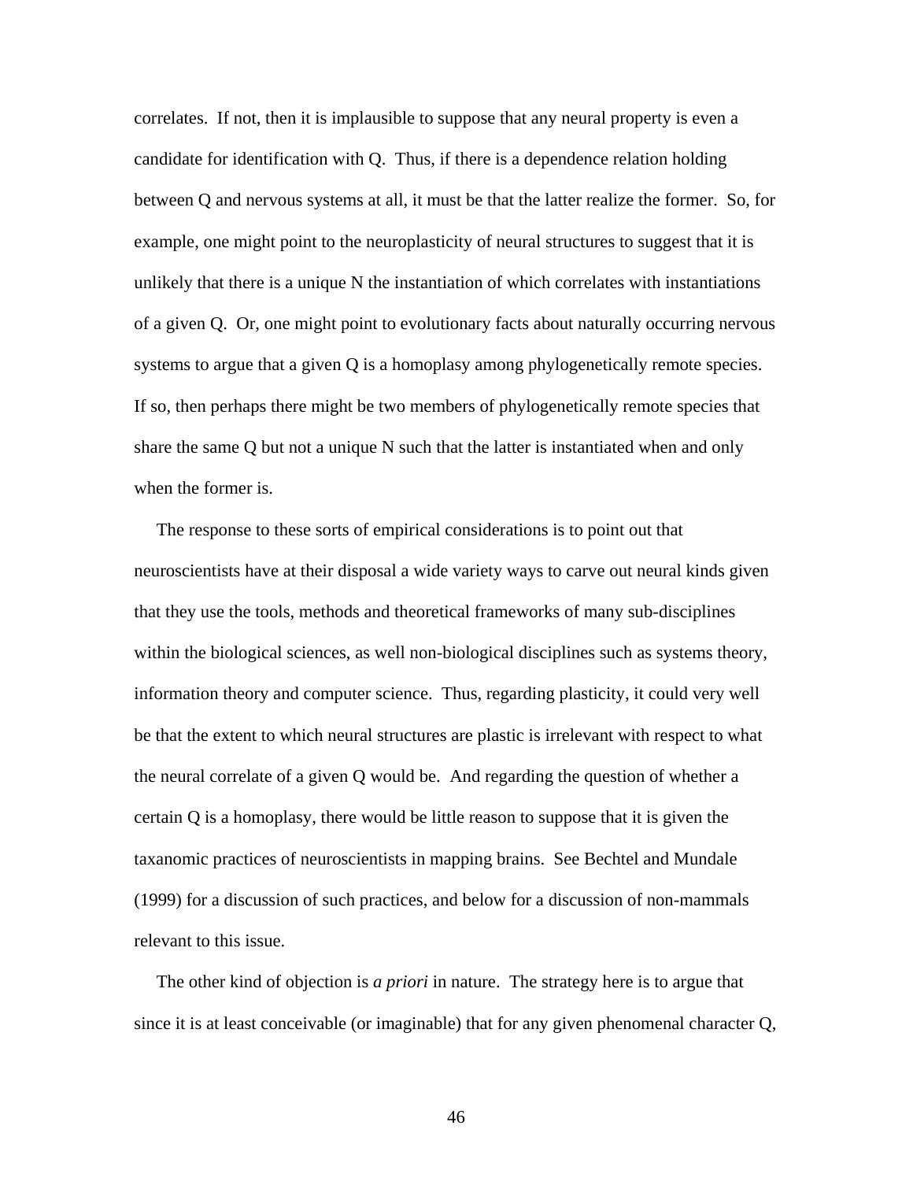correlates. If not, then it is implausible to suppose that any neural property is even a candidate for identification with Q. Thus, if there is a dependence relation holding between Q and nervous systems at all, it must be that the latter realize the former. So, for example, one might point to the neuroplasticity of neural structures to suggest that it is unlikely that there is a unique N the instantiation of which correlates with instantiations of a given Q. Or, one might point to evolutionary facts about naturally occurring nervous systems to argue that a given Q is a homoplasy among phylogenetically remote species. If so, then perhaps there might be two members of phylogenetically remote species that share the same Q but not a unique N such that the latter is instantiated when and only when the former is.

The response to these sorts of empirical considerations is to point out that neuroscientists have at their disposal a wide variety ways to carve out neural kinds given that they use the tools, methods and theoretical frameworks of many sub-disciplines within the biological sciences, as well non-biological disciplines such as systems theory, information theory and computer science. Thus, regarding plasticity, it could very well be that the extent to which neural structures are plastic is irrelevant with respect to what the neural correlate of a given Q would be. And regarding the question of whether a certain Q is a homoplasy, there would be little reason to suppose that it is given the taxanomic practices of neuroscientists in mapping brains. See Bechtel and Mundale (1999) for a discussion of such practices, and below for a discussion of non-mammals relevant to this issue.

The other kind of objection is *a priori* in nature. The strategy here is to argue that since it is at least conceivable (or imaginable) that for any given phenomenal character Q,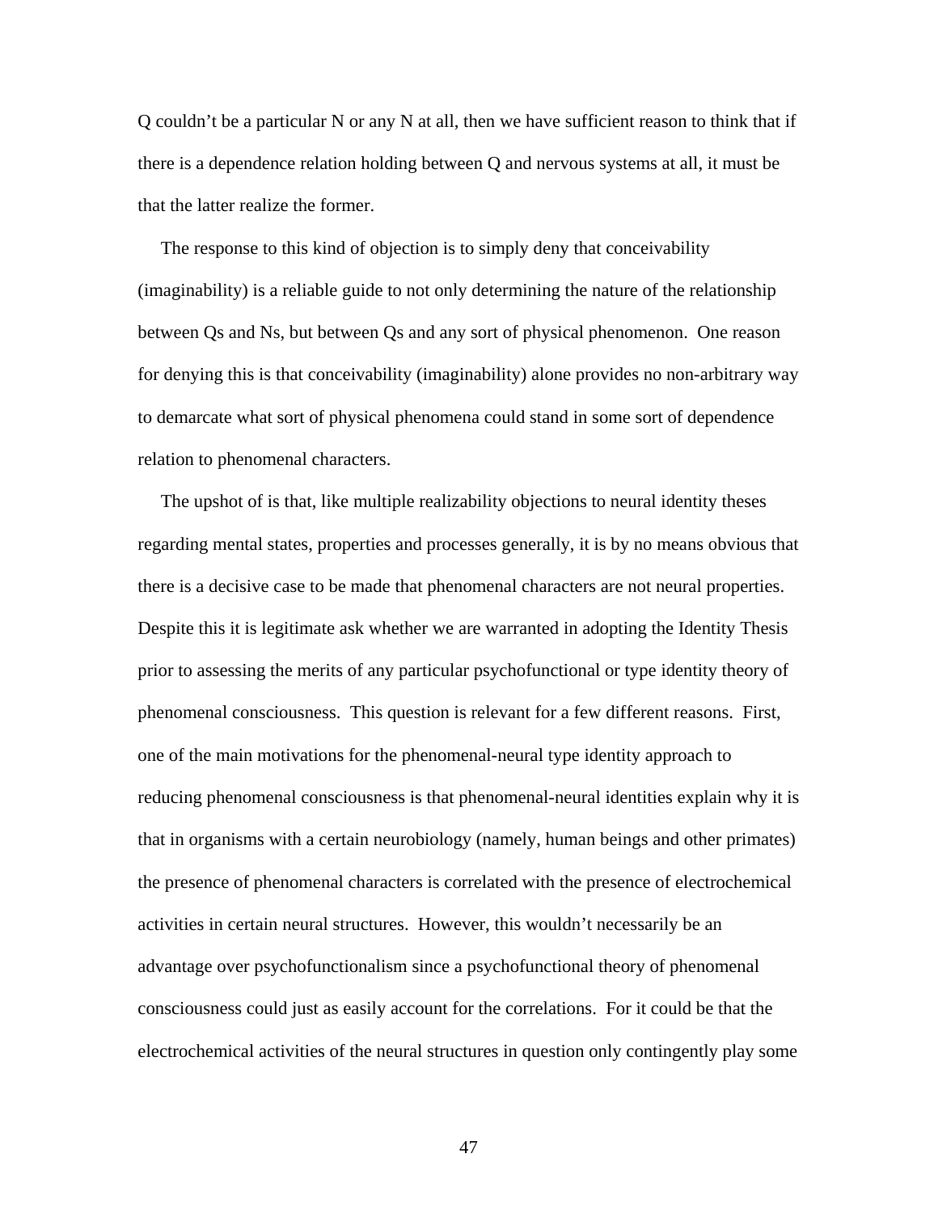Q couldn't be a particular N or any N at all, then we have sufficient reason to think that if there is a dependence relation holding between Q and nervous systems at all, it must be that the latter realize the former.

The response to this kind of objection is to simply deny that conceivability (imaginability) is a reliable guide to not only determining the nature of the relationship between Qs and Ns, but between Qs and any sort of physical phenomenon. One reason for denying this is that conceivability (imaginability) alone provides no non-arbitrary way to demarcate what sort of physical phenomena could stand in some sort of dependence relation to phenomenal characters.

The upshot of is that, like multiple realizability objections to neural identity theses regarding mental states, properties and processes generally, it is by no means obvious that there is a decisive case to be made that phenomenal characters are not neural properties. Despite this it is legitimate ask whether we are warranted in adopting the Identity Thesis prior to assessing the merits of any particular psychofunctional or type identity theory of phenomenal consciousness. This question is relevant for a few different reasons. First, one of the main motivations for the phenomenal-neural type identity approach to reducing phenomenal consciousness is that phenomenal-neural identities explain why it is that in organisms with a certain neurobiology (namely, human beings and other primates) the presence of phenomenal characters is correlated with the presence of electrochemical activities in certain neural structures. However, this wouldn't necessarily be an advantage over psychofunctionalism since a psychofunctional theory of phenomenal consciousness could just as easily account for the correlations. For it could be that the electrochemical activities of the neural structures in question only contingently play some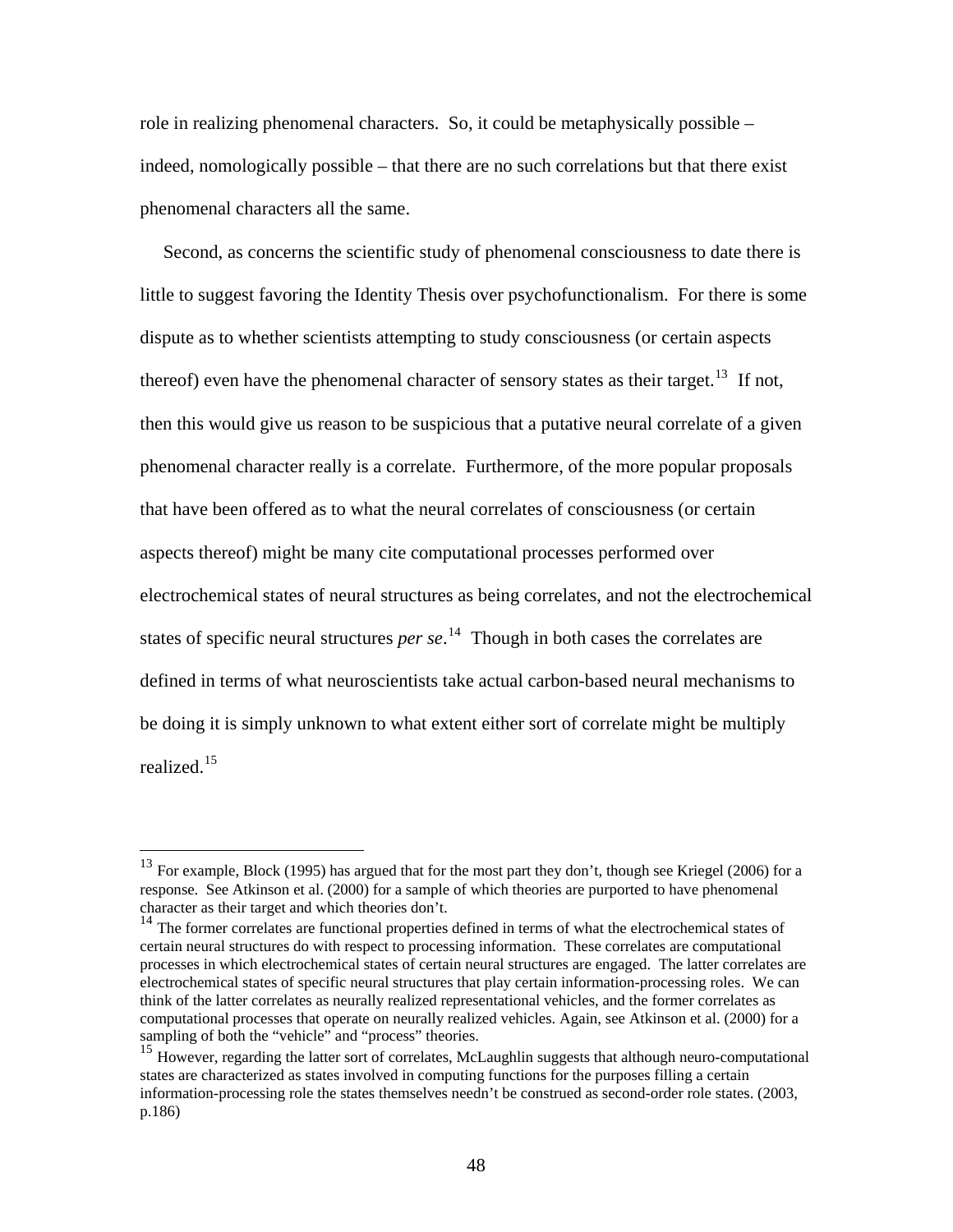role in realizing phenomenal characters. So, it could be metaphysically possible – indeed, nomologically possible – that there are no such correlations but that there exist phenomenal characters all the same.

Second, as concerns the scientific study of phenomenal consciousness to date there is little to suggest favoring the Identity Thesis over psychofunctionalism. For there is some dispute as to whether scientists attempting to study consciousness (or certain aspects thereof) even have the phenomenal character of sensory states as their target.[13] If not, then this would give us reason to be suspicious that a putative neural correlate of a given phenomenal character really is a correlate. Furthermore, of the more popular proposals that have been offered as to what the neural correlates of consciousness (or certain aspects thereof) might be many cite computational processes performed over electrochemical states of neural structures as being correlates, and not the electrochemical states of specific neural structures *per se*.[14] Though in both cases the correlates are defined in terms of what neuroscientists take actual carbon-based neural mechanisms to be doing it is simply unknown to what extent either sort of correlate might be multiply realized.[15]

---

[13] For example, Block (1995) has argued that for the most part they don't, though see Kriegel (2006) for a response. See Atkinson et al. (2000) for a sample of which theories are purported to have phenomenal character as their target and which theories don't.

[14] The former correlates are functional properties defined in terms of what the electrochemical states of certain neural structures do with respect to processing information. These correlates are computational processes in which electrochemical states of certain neural structures are engaged. The latter correlates are electrochemical states of specific neural structures that play certain information-processing roles. We can think of the latter correlates as neurally realized representational vehicles, and the former correlates as computational processes that operate on neurally realized vehicles. Again, see Atkinson et al. (2000) for a sampling of both the "vehicle" and "process" theories.

[15] However, regarding the latter sort of correlates, McLaughlin suggests that although neuro-computational states are characterized as states involved in computing functions for the purposes filling a certain information-processing role the states themselves needn't be construed as second-order role states. (2003, p.186)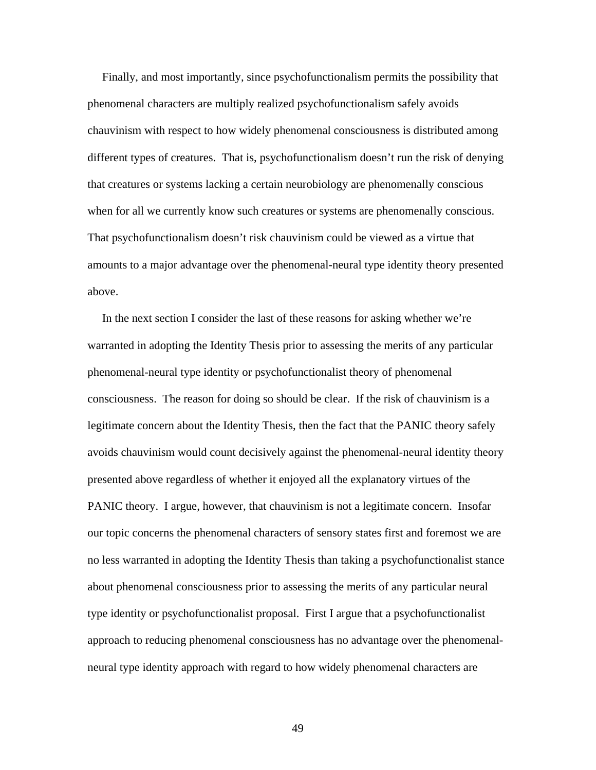Finally, and most importantly, since psychofunctionalism permits the possibility that phenomenal characters are multiply realized psychofunctionalism safely avoids chauvinism with respect to how widely phenomenal consciousness is distributed among different types of creatures. That is, psychofunctionalism doesn't run the risk of denying that creatures or systems lacking a certain neurobiology are phenomenally conscious when for all we currently know such creatures or systems are phenomenally conscious. That psychofunctionalism doesn't risk chauvinism could be viewed as a virtue that amounts to a major advantage over the phenomenal-neural type identity theory presented above.

In the next section I consider the last of these reasons for asking whether we're warranted in adopting the Identity Thesis prior to assessing the merits of any particular phenomenal-neural type identity or psychofunctionalist theory of phenomenal consciousness. The reason for doing so should be clear. If the risk of chauvinism is a legitimate concern about the Identity Thesis, then the fact that the PANIC theory safely avoids chauvinism would count decisively against the phenomenal-neural identity theory presented above regardless of whether it enjoyed all the explanatory virtues of the PANIC theory. I argue, however, that chauvinism is not a legitimate concern. Insofar our topic concerns the phenomenal characters of sensory states first and foremost we are no less warranted in adopting the Identity Thesis than taking a psychofunctionalist stance about phenomenal consciousness prior to assessing the merits of any particular neural type identity or psychofunctionalist proposal. First I argue that a psychofunctionalist approach to reducing phenomenal consciousness has no advantage over the phenomenal-neural type identity approach with regard to how widely phenomenal characters are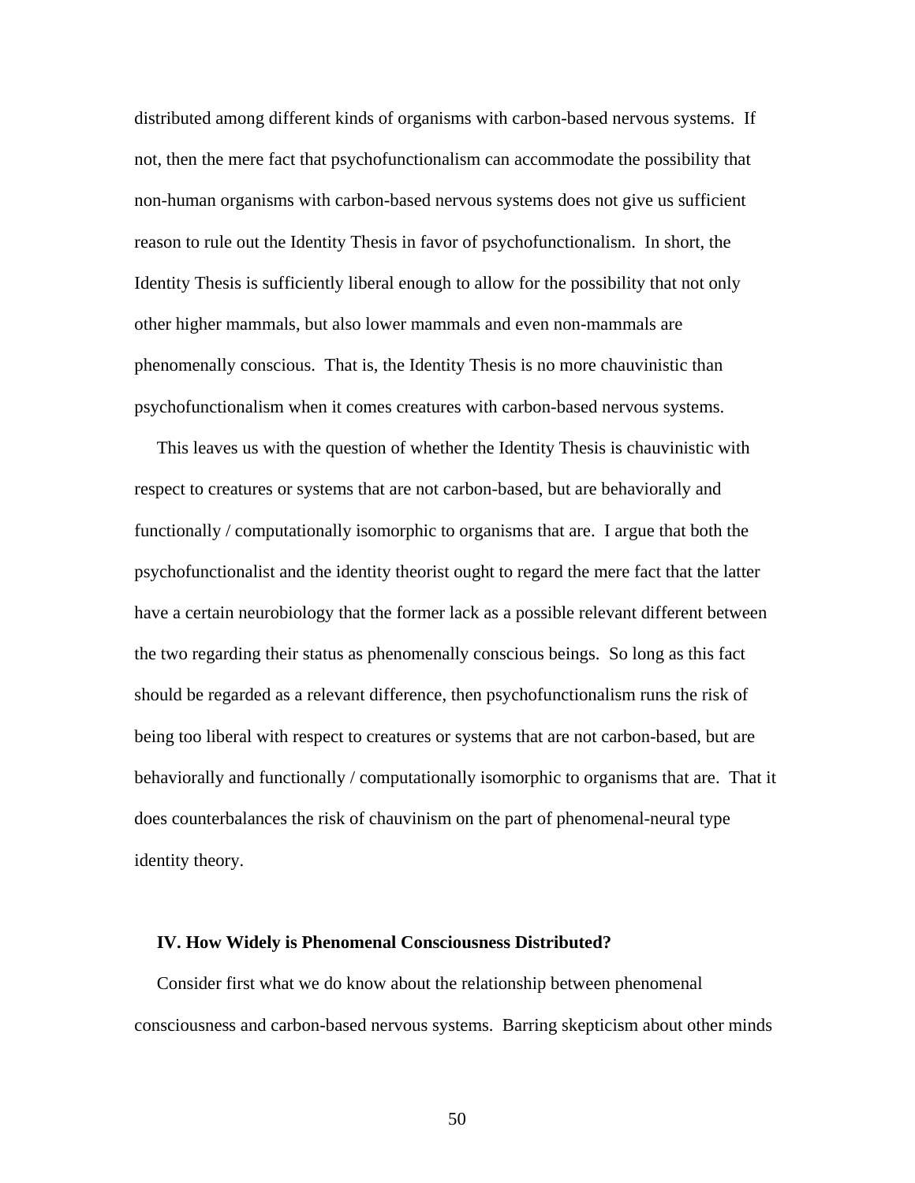distributed among different kinds of organisms with carbon-based nervous systems. If not, then the mere fact that psychofunctionalism can accommodate the possibility that non-human organisms with carbon-based nervous systems does not give us sufficient reason to rule out the Identity Thesis in favor of psychofunctionalism. In short, the Identity Thesis is sufficiently liberal enough to allow for the possibility that not only other higher mammals, but also lower mammals and even non-mammals are phenomenally conscious. That is, the Identity Thesis is no more chauvinistic than psychofunctionalism when it comes creatures with carbon-based nervous systems.

This leaves us with the question of whether the Identity Thesis is chauvinistic with respect to creatures or systems that are not carbon-based, but are behaviorally and functionally / computationally isomorphic to organisms that are. I argue that both the psychofunctionalist and the identity theorist ought to regard the mere fact that the latter have a certain neurobiology that the former lack as a possible relevant different between the two regarding their status as phenomenally conscious beings. So long as this fact should be regarded as a relevant difference, then psychofunctionalism runs the risk of being too liberal with respect to creatures or systems that are not carbon-based, but are behaviorally and functionally / computationally isomorphic to organisms that are. That it does counterbalances the risk of chauvinism on the part of phenomenal-neural type identity theory.

## IV. How Widely is Phenomenal Consciousness Distributed?

Consider first what we do know about the relationship between phenomenal consciousness and carbon-based nervous systems. Barring skepticism about other minds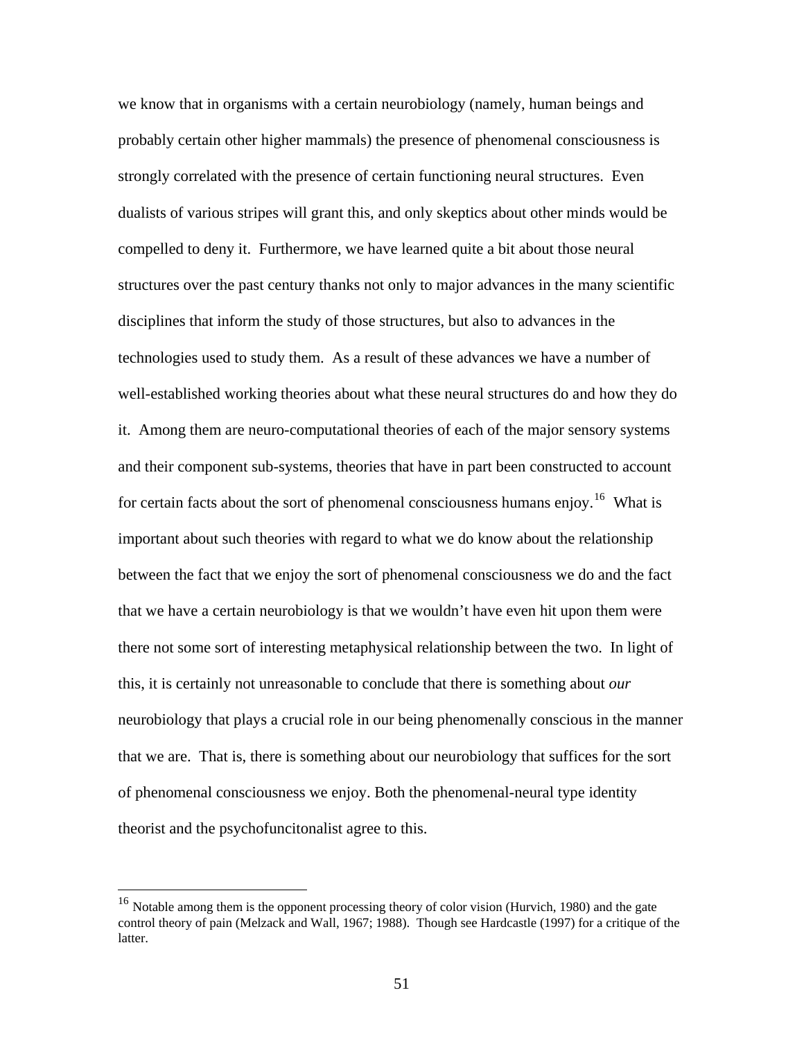we know that in organisms with a certain neurobiology (namely, human beings and probably certain other higher mammals) the presence of phenomenal consciousness is strongly correlated with the presence of certain functioning neural structures. Even dualists of various stripes will grant this, and only skeptics about other minds would be compelled to deny it. Furthermore, we have learned quite a bit about those neural structures over the past century thanks not only to major advances in the many scientific disciplines that inform the study of those structures, but also to advances in the technologies used to study them. As a result of these advances we have a number of well-established working theories about what these neural structures do and how they do it. Among them are neuro-computational theories of each of the major sensory systems and their component sub-systems, theories that have in part been constructed to account for certain facts about the sort of phenomenal consciousness humans enjoy.[16] What is important about such theories with regard to what we do know about the relationship between the fact that we enjoy the sort of phenomenal consciousness we do and the fact that we have a certain neurobiology is that we wouldn't have even hit upon them were there not some sort of interesting metaphysical relationship between the two. In light of this, it is certainly not unreasonable to conclude that there is something about *our* neurobiology that plays a crucial role in our being phenomenally conscious in the manner that we are. That is, there is something about our neurobiology that suffices for the sort of phenomenal consciousness we enjoy. Both the phenomenal-neural type identity theorist and the psychofuncitonalist agree to this.

---

[16] Notable among them is the opponent processing theory of color vision (Hurvich, 1980) and the gate control theory of pain (Melzack and Wall, 1967; 1988). Though see Hardcastle (1997) for a critique of the latter.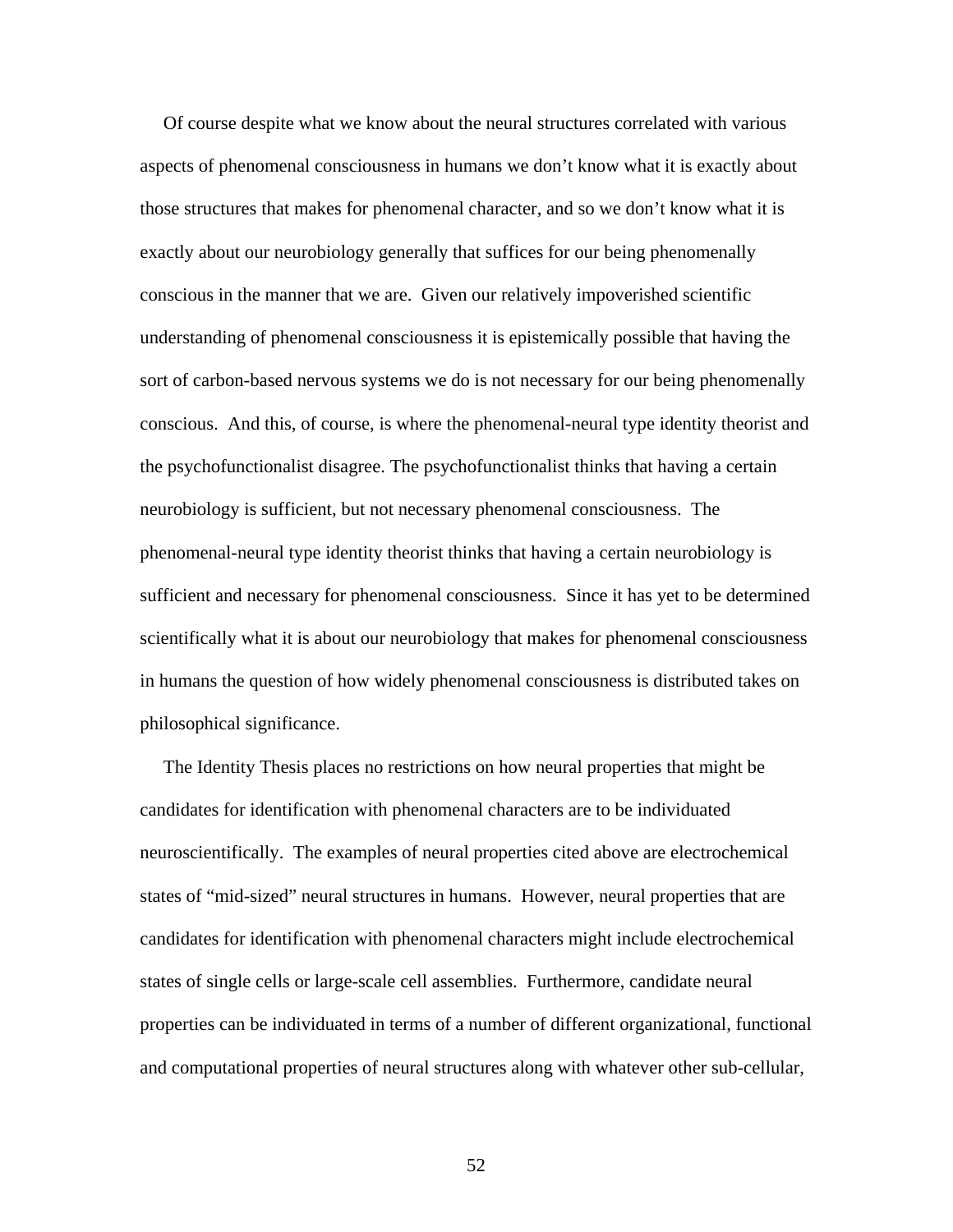Of course despite what we know about the neural structures correlated with various aspects of phenomenal consciousness in humans we don't know what it is exactly about those structures that makes for phenomenal character, and so we don't know what it is exactly about our neurobiology generally that suffices for our being phenomenally conscious in the manner that we are. Given our relatively impoverished scientific understanding of phenomenal consciousness it is epistemically possible that having the sort of carbon-based nervous systems we do is not necessary for our being phenomenally conscious. And this, of course, is where the phenomenal-neural type identity theorist and the psychofunctionalist disagree. The psychofunctionalist thinks that having a certain neurobiology is sufficient, but not necessary phenomenal consciousness. The phenomenal-neural type identity theorist thinks that having a certain neurobiology is sufficient and necessary for phenomenal consciousness. Since it has yet to be determined scientifically what it is about our neurobiology that makes for phenomenal consciousness in humans the question of how widely phenomenal consciousness is distributed takes on philosophical significance.

The Identity Thesis places no restrictions on how neural properties that might be candidates for identification with phenomenal characters are to be individuated neuroscientifically. The examples of neural properties cited above are electrochemical states of "mid-sized" neural structures in humans. However, neural properties that are candidates for identification with phenomenal characters might include electrochemical states of single cells or large-scale cell assemblies. Furthermore, candidate neural properties can be individuated in terms of a number of different organizational, functional and computational properties of neural structures along with whatever other sub-cellular,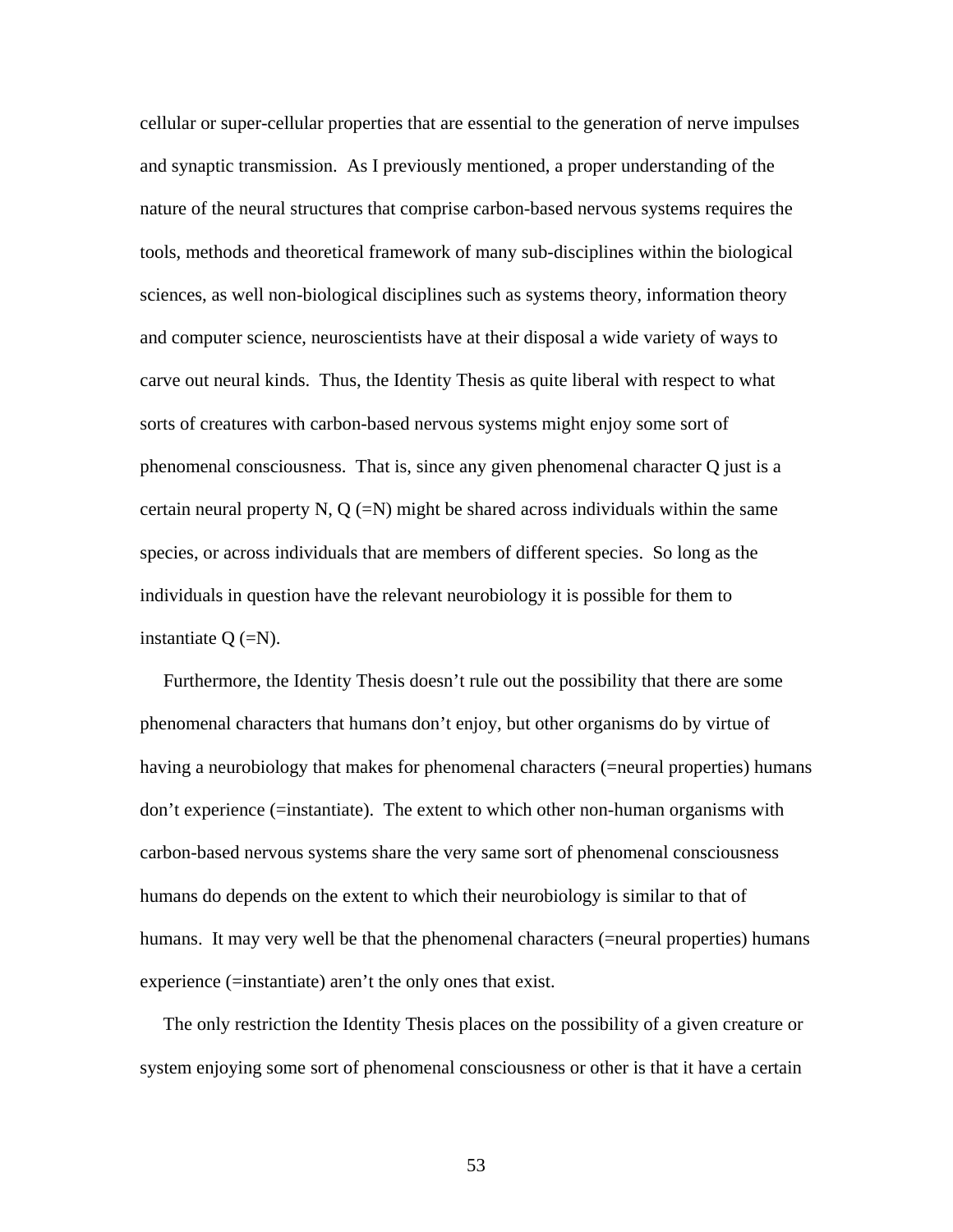cellular or super-cellular properties that are essential to the generation of nerve impulses and synaptic transmission. As I previously mentioned, a proper understanding of the nature of the neural structures that comprise carbon-based nervous systems requires the tools, methods and theoretical framework of many sub-disciplines within the biological sciences, as well non-biological disciplines such as systems theory, information theory and computer science, neuroscientists have at their disposal a wide variety of ways to carve out neural kinds. Thus, the Identity Thesis as quite liberal with respect to what sorts of creatures with carbon-based nervous systems might enjoy some sort of phenomenal consciousness. That is, since any given phenomenal character Q just is a certain neural property N, Q (=N) might be shared across individuals within the same species, or across individuals that are members of different species. So long as the individuals in question have the relevant neurobiology it is possible for them to instantiate Q (=N).

Furthermore, the Identity Thesis doesn't rule out the possibility that there are some phenomenal characters that humans don't enjoy, but other organisms do by virtue of having a neurobiology that makes for phenomenal characters (=neural properties) humans don't experience (=instantiate). The extent to which other non-human organisms with carbon-based nervous systems share the very same sort of phenomenal consciousness humans do depends on the extent to which their neurobiology is similar to that of humans. It may very well be that the phenomenal characters (=neural properties) humans experience (=instantiate) aren't the only ones that exist.

The only restriction the Identity Thesis places on the possibility of a given creature or system enjoying some sort of phenomenal consciousness or other is that it have a certain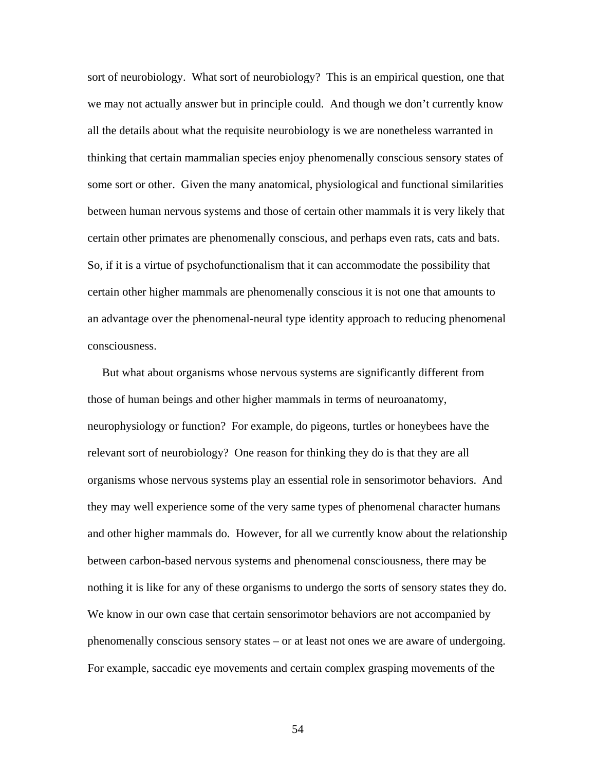sort of neurobiology. What sort of neurobiology? This is an empirical question, one that we may not actually answer but in principle could. And though we don't currently know all the details about what the requisite neurobiology is we are nonetheless warranted in thinking that certain mammalian species enjoy phenomenally conscious sensory states of some sort or other. Given the many anatomical, physiological and functional similarities between human nervous systems and those of certain other mammals it is very likely that certain other primates are phenomenally conscious, and perhaps even rats, cats and bats. So, if it is a virtue of psychofunctionalism that it can accommodate the possibility that certain other higher mammals are phenomenally conscious it is not one that amounts to an advantage over the phenomenal-neural type identity approach to reducing phenomenal consciousness.

But what about organisms whose nervous systems are significantly different from those of human beings and other higher mammals in terms of neuroanatomy, neurophysiology or function? For example, do pigeons, turtles or honeybees have the relevant sort of neurobiology? One reason for thinking they do is that they are all organisms whose nervous systems play an essential role in sensorimotor behaviors. And they may well experience some of the very same types of phenomenal character humans and other higher mammals do. However, for all we currently know about the relationship between carbon-based nervous systems and phenomenal consciousness, there may be nothing it is like for any of these organisms to undergo the sorts of sensory states they do. We know in our own case that certain sensorimotor behaviors are not accompanied by phenomenally conscious sensory states – or at least not ones we are aware of undergoing. For example, saccadic eye movements and certain complex grasping movements of the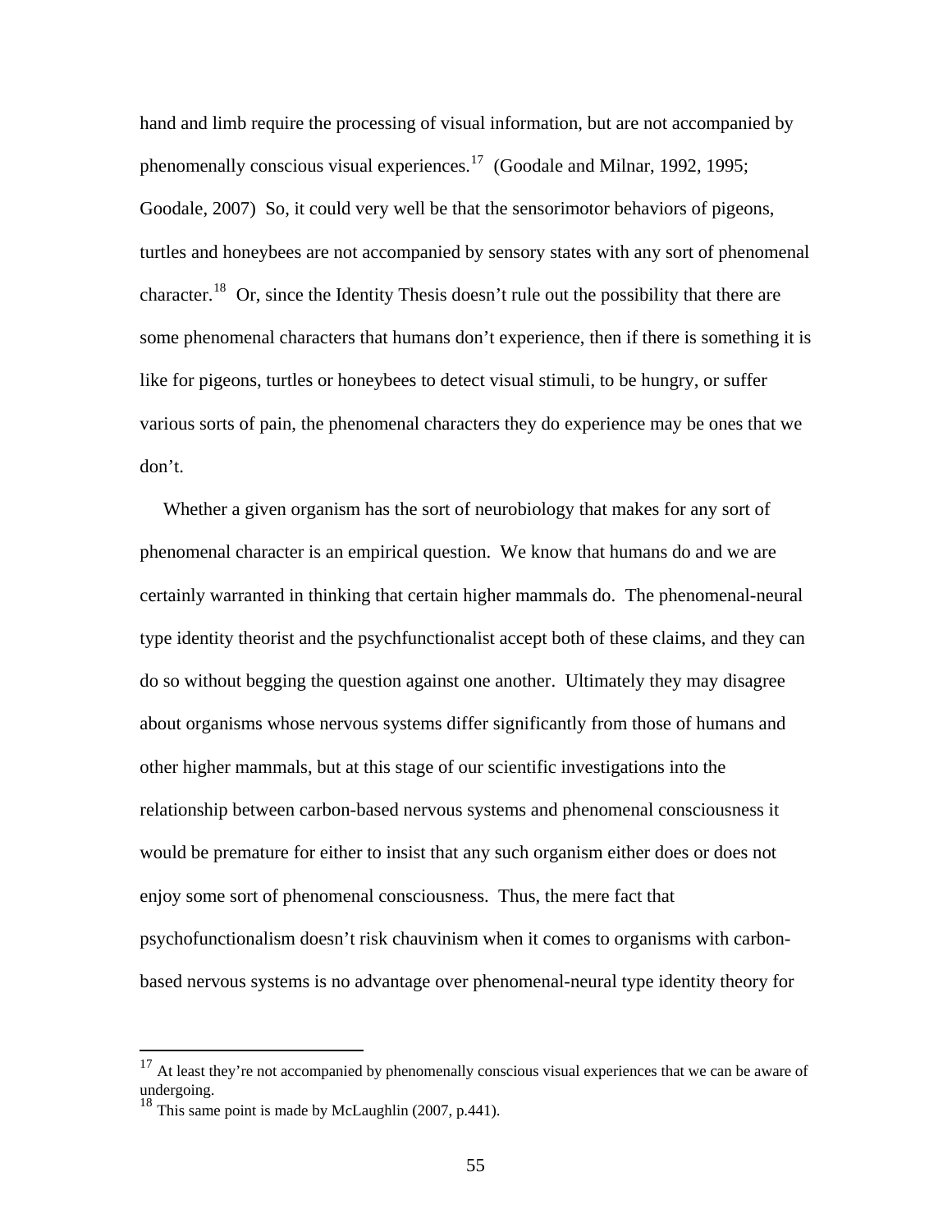hand and limb require the processing of visual information, but are not accompanied by phenomenally conscious visual experiences.[17] (Goodale and Milnar, 1992, 1995; Goodale, 2007) So, it could very well be that the sensorimotor behaviors of pigeons, turtles and honeybees are not accompanied by sensory states with any sort of phenomenal character.[18] Or, since the Identity Thesis doesn't rule out the possibility that there are some phenomenal characters that humans don't experience, then if there is something it is like for pigeons, turtles or honeybees to detect visual stimuli, to be hungry, or suffer various sorts of pain, the phenomenal characters they do experience may be ones that we don't.

Whether a given organism has the sort of neurobiology that makes for any sort of phenomenal character is an empirical question. We know that humans do and we are certainly warranted in thinking that certain higher mammals do. The phenomenal-neural type identity theorist and the psychfunctionalist accept both of these claims, and they can do so without begging the question against one another. Ultimately they may disagree about organisms whose nervous systems differ significantly from those of humans and other higher mammals, but at this stage of our scientific investigations into the relationship between carbon-based nervous systems and phenomenal consciousness it would be premature for either to insist that any such organism either does or does not enjoy some sort of phenomenal consciousness. Thus, the mere fact that psychofunctionalism doesn't risk chauvinism when it comes to organisms with carbon-based nervous systems is no advantage over phenomenal-neural type identity theory for

---

[17] At least they're not accompanied by phenomenally conscious visual experiences that we can be aware of undergoing.

[18] This same point is made by McLaughlin (2007, p.441).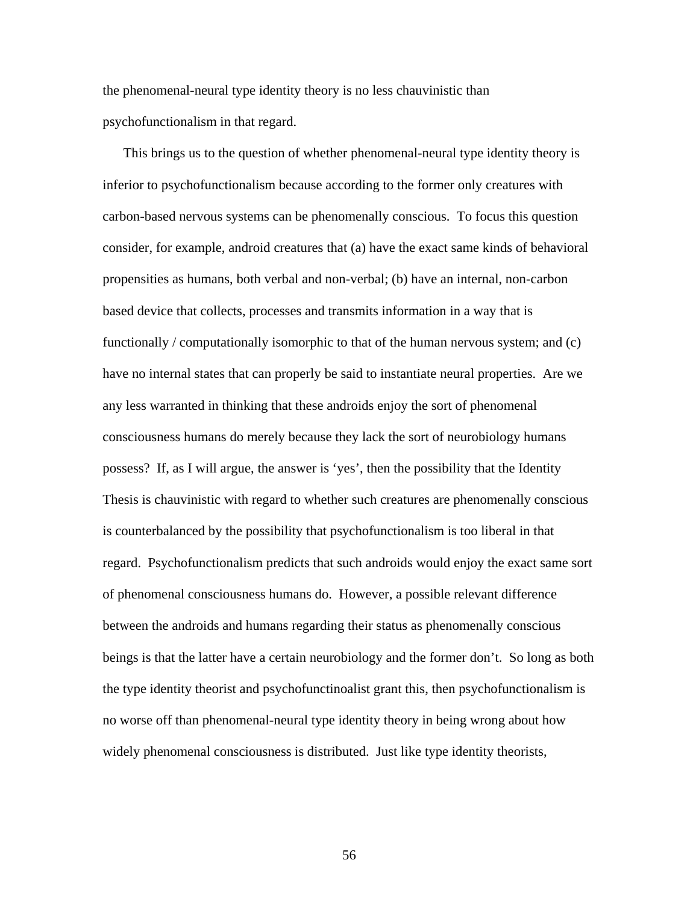the phenomenal-neural type identity theory is no less chauvinistic than psychofunctionalism in that regard.

This brings us to the question of whether phenomenal-neural type identity theory is inferior to psychofunctionalism because according to the former only creatures with carbon-based nervous systems can be phenomenally conscious. To focus this question consider, for example, android creatures that (a) have the exact same kinds of behavioral propensities as humans, both verbal and non-verbal; (b) have an internal, non-carbon based device that collects, processes and transmits information in a way that is functionally / computationally isomorphic to that of the human nervous system; and (c) have no internal states that can properly be said to instantiate neural properties. Are we any less warranted in thinking that these androids enjoy the sort of phenomenal consciousness humans do merely because they lack the sort of neurobiology humans possess? If, as I will argue, the answer is 'yes', then the possibility that the Identity Thesis is chauvinistic with regard to whether such creatures are phenomenally conscious is counterbalanced by the possibility that psychofunctionalism is too liberal in that regard. Psychofunctionalism predicts that such androids would enjoy the exact same sort of phenomenal consciousness humans do. However, a possible relevant difference between the androids and humans regarding their status as phenomenally conscious beings is that the latter have a certain neurobiology and the former don't. So long as both the type identity theorist and psychofunctinoalist grant this, then psychofunctionalism is no worse off than phenomenal-neural type identity theory in being wrong about how widely phenomenal consciousness is distributed. Just like type identity theorists,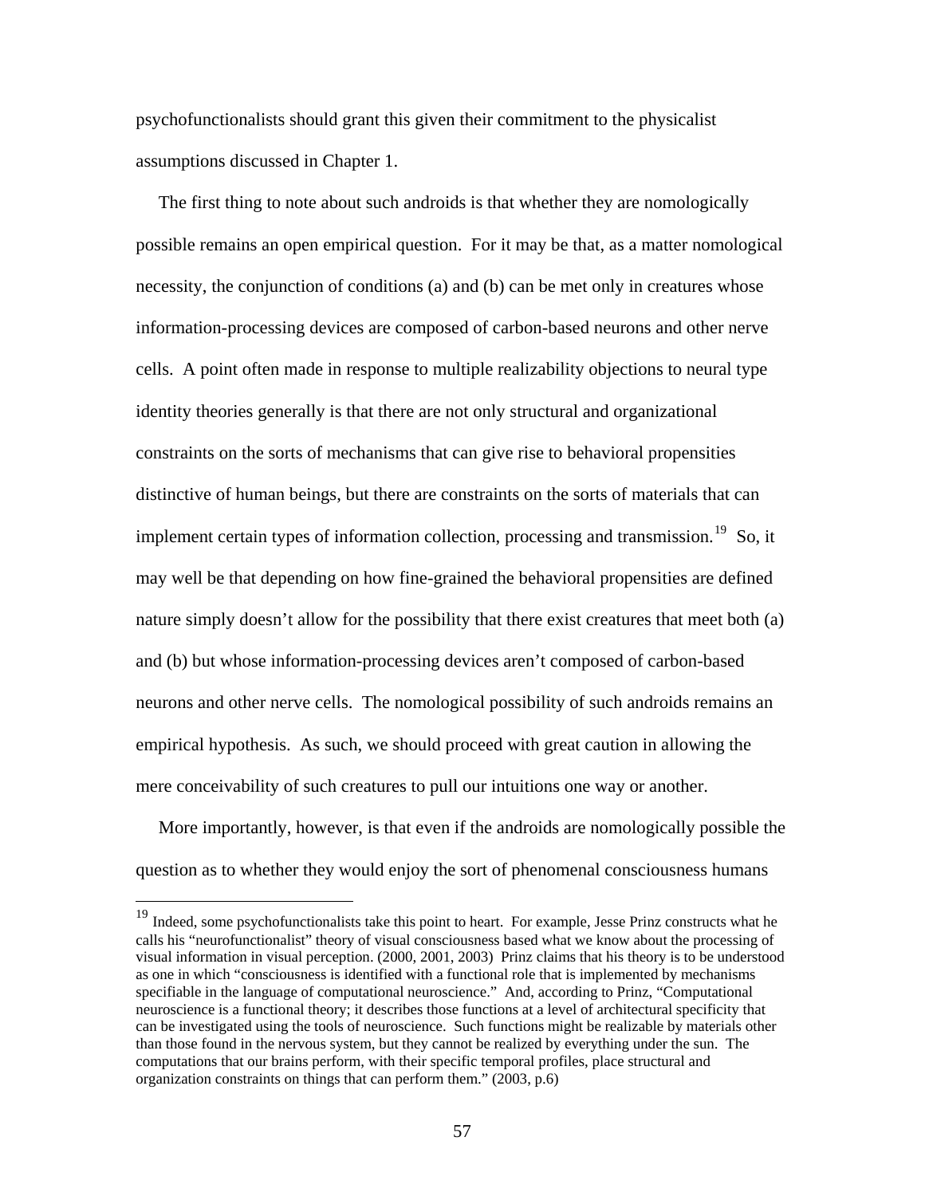psychofunctionalists should grant this given their commitment to the physicalist assumptions discussed in Chapter 1.

The first thing to note about such androids is that whether they are nomologically possible remains an open empirical question. For it may be that, as a matter nomological necessity, the conjunction of conditions (a) and (b) can be met only in creatures whose information-processing devices are composed of carbon-based neurons and other nerve cells. A point often made in response to multiple realizability objections to neural type identity theories generally is that there are not only structural and organizational constraints on the sorts of mechanisms that can give rise to behavioral propensities distinctive of human beings, but there are constraints on the sorts of materials that can implement certain types of information collection, processing and transmission.[19] So, it may well be that depending on how fine-grained the behavioral propensities are defined nature simply doesn't allow for the possibility that there exist creatures that meet both (a) and (b) but whose information-processing devices aren't composed of carbon-based neurons and other nerve cells. The nomological possibility of such androids remains an empirical hypothesis. As such, we should proceed with great caution in allowing the mere conceivability of such creatures to pull our intuitions one way or another.

More importantly, however, is that even if the androids are nomologically possible the question as to whether they would enjoy the sort of phenomenal consciousness humans

---

[19] Indeed, some psychofunctionalists take this point to heart. For example, Jesse Prinz constructs what he calls his "neurofunctionalist" theory of visual consciousness based what we know about the processing of visual information in visual perception. (2000, 2001, 2003) Prinz claims that his theory is to be understood as one in which "consciousness is identified with a functional role that is implemented by mechanisms specifiable in the language of computational neuroscience." And, according to Prinz, "Computational neuroscience is a functional theory; it describes those functions at a level of architectural specificity that can be investigated using the tools of neuroscience. Such functions might be realizable by materials other than those found in the nervous system, but they cannot be realized by everything under the sun. The computations that our brains perform, with their specific temporal profiles, place structural and organization constraints on things that can perform them." (2003, p.6)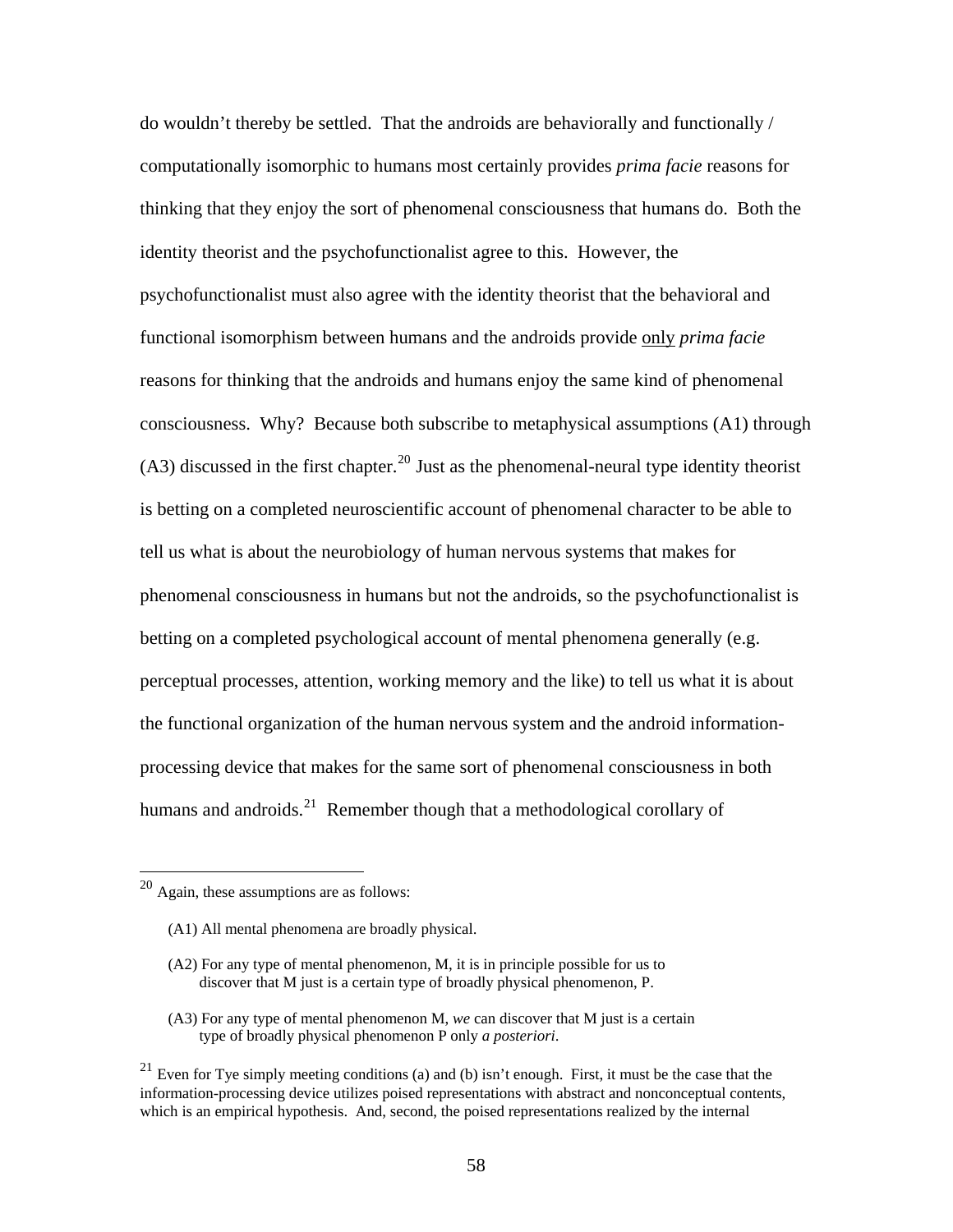do wouldn't thereby be settled. That the androids are behaviorally and functionally / computationally isomorphic to humans most certainly provides *prima facie* reasons for thinking that they enjoy the sort of phenomenal consciousness that humans do. Both the identity theorist and the psychofunctionalist agree to this. However, the psychofunctionalist must also agree with the identity theorist that the behavioral and functional isomorphism between humans and the androids provide <u>only</u> *prima facie* reasons for thinking that the androids and humans enjoy the same kind of phenomenal consciousness. Why? Because both subscribe to metaphysical assumptions (A1) through (A3) discussed in the first chapter.[20] Just as the phenomenal-neural type identity theorist is betting on a completed neuroscientific account of phenomenal character to be able to tell us what is about the neurobiology of human nervous systems that makes for phenomenal consciousness in humans but not the androids, so the psychofunctionalist is betting on a completed psychological account of mental phenomena generally (e.g. perceptual processes, attention, working memory and the like) to tell us what it is about the functional organization of the human nervous system and the android information-processing device that makes for the same sort of phenomenal consciousness in both humans and androids.[21] Remember though that a methodological corollary of

---

[20] Again, these assumptions are as follows:

(A1) All mental phenomena are broadly physical.

(A2) For any type of mental phenomenon, M, it is in principle possible for us to discover that M just is a certain type of broadly physical phenomenon, P.

(A3) For any type of mental phenomenon M, *we* can discover that M just is a certain type of broadly physical phenomenon P only *a posteriori*.

[21] Even for Tye simply meeting conditions (a) and (b) isn't enough. First, it must be the case that the information-processing device utilizes poised representations with abstract and nonconceptual contents, which is an empirical hypothesis. And, second, the poised representations realized by the internal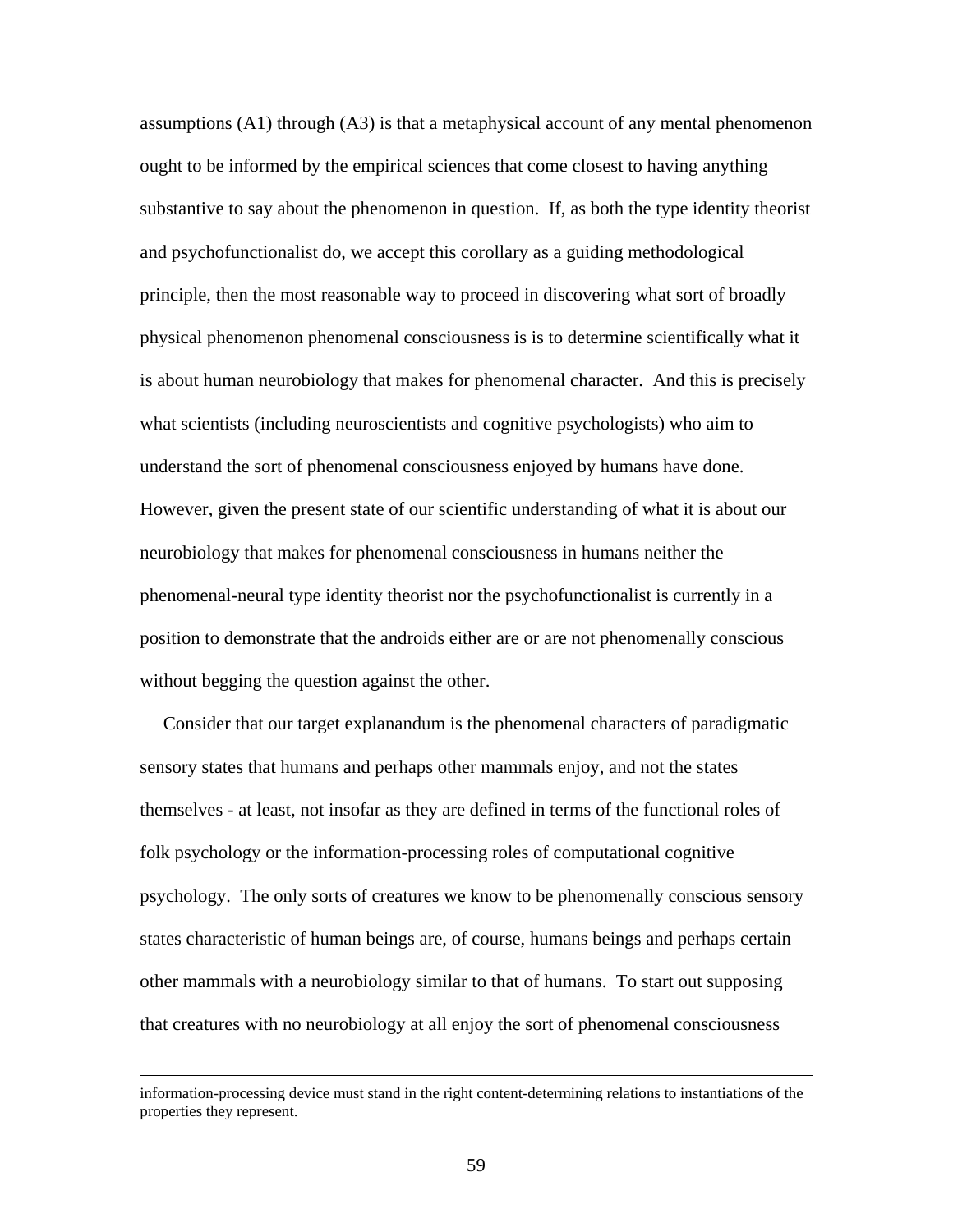assumptions (A1) through (A3) is that a metaphysical account of any mental phenomenon ought to be informed by the empirical sciences that come closest to having anything substantive to say about the phenomenon in question. If, as both the type identity theorist and psychofunctionalist do, we accept this corollary as a guiding methodological principle, then the most reasonable way to proceed in discovering what sort of broadly physical phenomenon phenomenal consciousness is is to determine scientifically what it is about human neurobiology that makes for phenomenal character. And this is precisely what scientists (including neuroscientists and cognitive psychologists) who aim to understand the sort of phenomenal consciousness enjoyed by humans have done. However, given the present state of our scientific understanding of what it is about our neurobiology that makes for phenomenal consciousness in humans neither the phenomenal-neural type identity theorist nor the psychofunctionalist is currently in a position to demonstrate that the androids either are or are not phenomenally conscious without begging the question against the other.

Consider that our target explanandum is the phenomenal characters of paradigmatic sensory states that humans and perhaps other mammals enjoy, and not the states themselves - at least, not insofar as they are defined in terms of the functional roles of folk psychology or the information-processing roles of computational cognitive psychology. The only sorts of creatures we know to be phenomenally conscious sensory states characteristic of human beings are, of course, humans beings and perhaps certain other mammals with a neurobiology similar to that of humans. To start out supposing that creatures with no neurobiology at all enjoy the sort of phenomenal consciousness

---

information-processing device must stand in the right content-determining relations to instantiations of the properties they represent.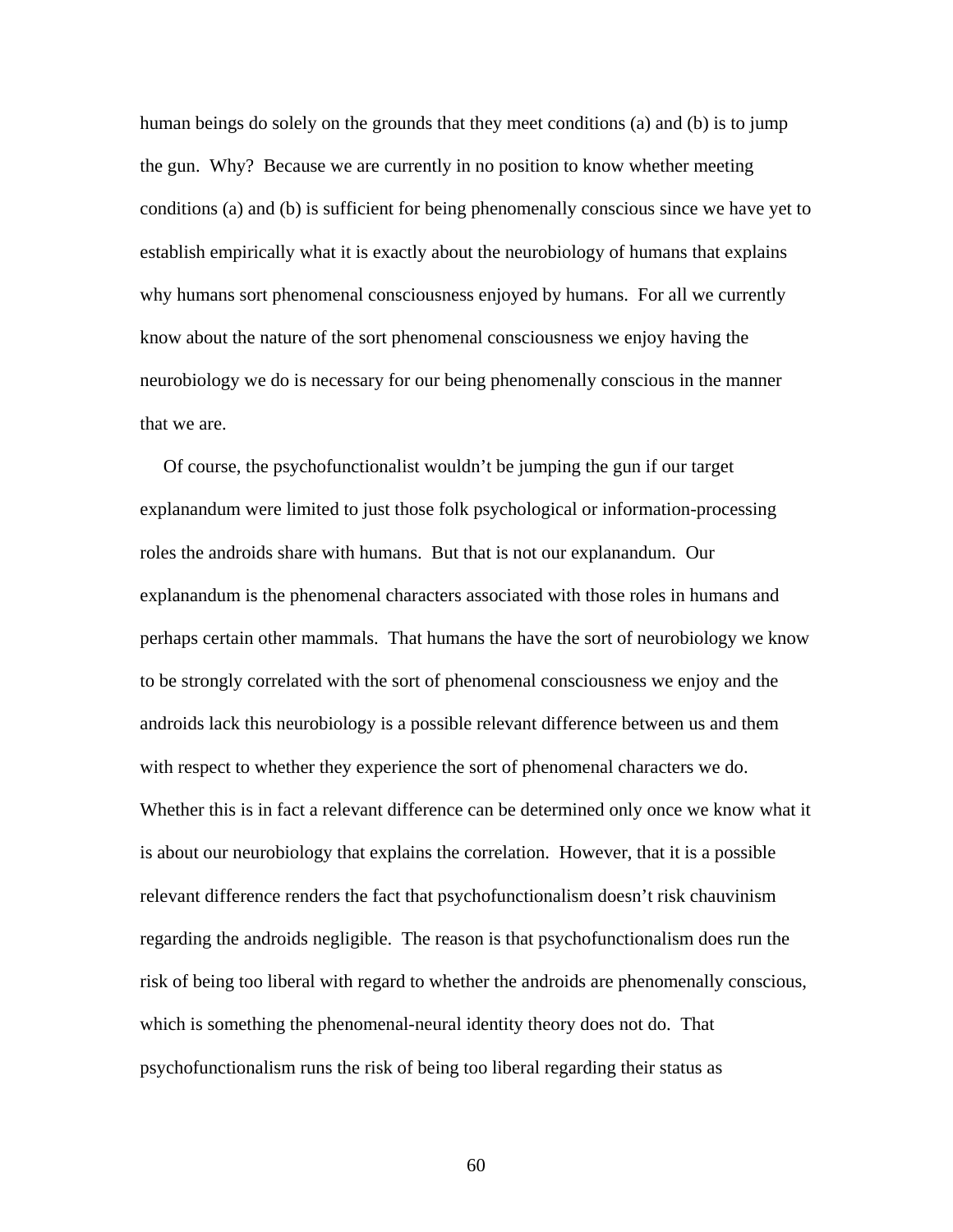human beings do solely on the grounds that they meet conditions (a) and (b) is to jump the gun. Why? Because we are currently in no position to know whether meeting conditions (a) and (b) is sufficient for being phenomenally conscious since we have yet to establish empirically what it is exactly about the neurobiology of humans that explains why humans sort phenomenal consciousness enjoyed by humans. For all we currently know about the nature of the sort phenomenal consciousness we enjoy having the neurobiology we do is necessary for our being phenomenally conscious in the manner that we are.

Of course, the psychofunctionalist wouldn't be jumping the gun if our target explanandum were limited to just those folk psychological or information-processing roles the androids share with humans. But that is not our explanandum. Our explanandum is the phenomenal characters associated with those roles in humans and perhaps certain other mammals. That humans the have the sort of neurobiology we know to be strongly correlated with the sort of phenomenal consciousness we enjoy and the androids lack this neurobiology is a possible relevant difference between us and them with respect to whether they experience the sort of phenomenal characters we do. Whether this is in fact a relevant difference can be determined only once we know what it is about our neurobiology that explains the correlation. However, that it is a possible relevant difference renders the fact that psychofunctionalism doesn't risk chauvinism regarding the androids negligible. The reason is that psychofunctionalism does run the risk of being too liberal with regard to whether the androids are phenomenally conscious, which is something the phenomenal-neural identity theory does not do. That psychofunctionalism runs the risk of being too liberal regarding their status as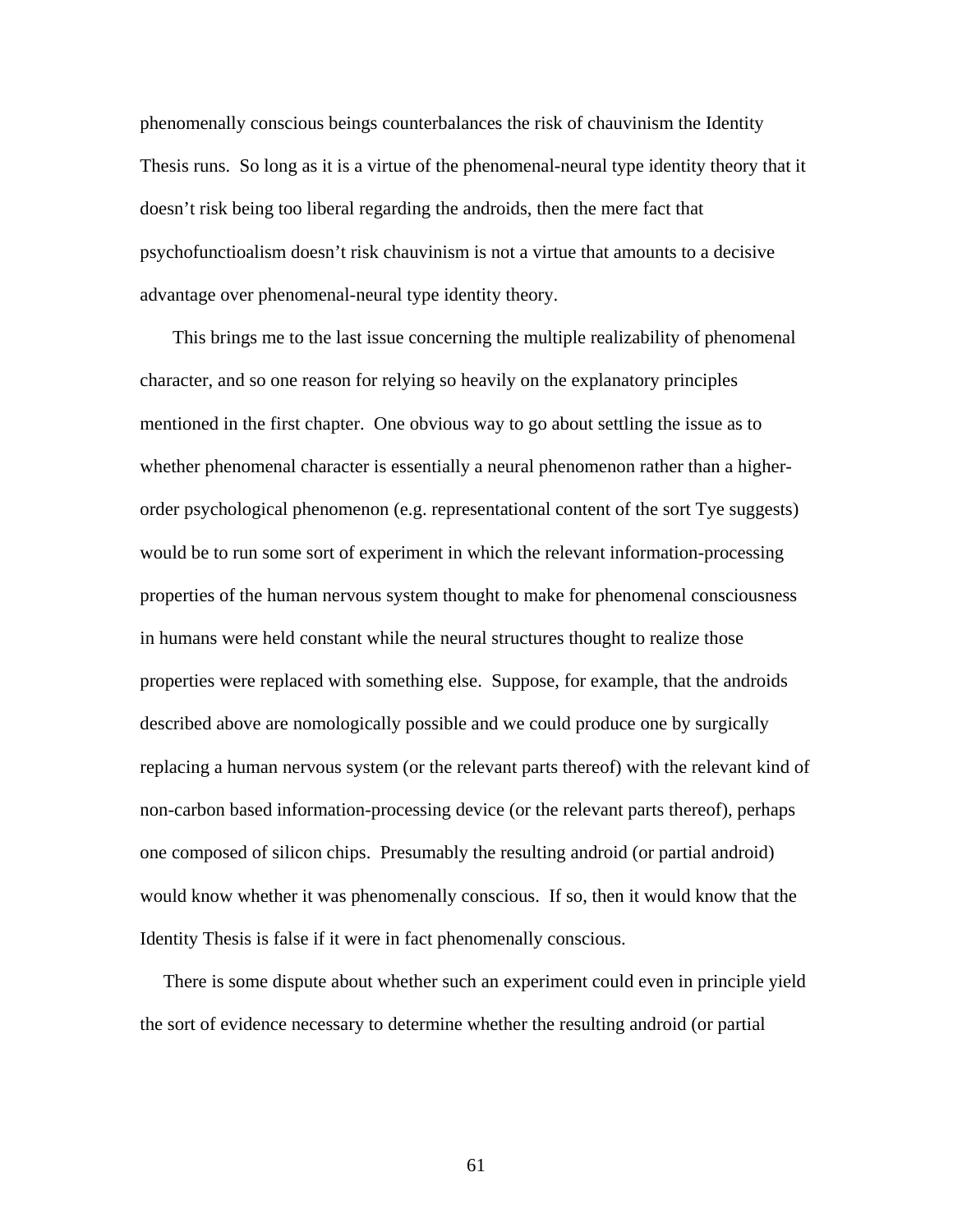phenomenally conscious beings counterbalances the risk of chauvinism the Identity Thesis runs. So long as it is a virtue of the phenomenal-neural type identity theory that it doesn't risk being too liberal regarding the androids, then the mere fact that psychofunctioalism doesn't risk chauvinism is not a virtue that amounts to a decisive advantage over phenomenal-neural type identity theory.

This brings me to the last issue concerning the multiple realizability of phenomenal character, and so one reason for relying so heavily on the explanatory principles mentioned in the first chapter. One obvious way to go about settling the issue as to whether phenomenal character is essentially a neural phenomenon rather than a higher-order psychological phenomenon (e.g. representational content of the sort Tye suggests) would be to run some sort of experiment in which the relevant information-processing properties of the human nervous system thought to make for phenomenal consciousness in humans were held constant while the neural structures thought to realize those properties were replaced with something else. Suppose, for example, that the androids described above are nomologically possible and we could produce one by surgically replacing a human nervous system (or the relevant parts thereof) with the relevant kind of non-carbon based information-processing device (or the relevant parts thereof), perhaps one composed of silicon chips. Presumably the resulting android (or partial android) would know whether it was phenomenally conscious. If so, then it would know that the Identity Thesis is false if it were in fact phenomenally conscious.

There is some dispute about whether such an experiment could even in principle yield the sort of evidence necessary to determine whether the resulting android (or partial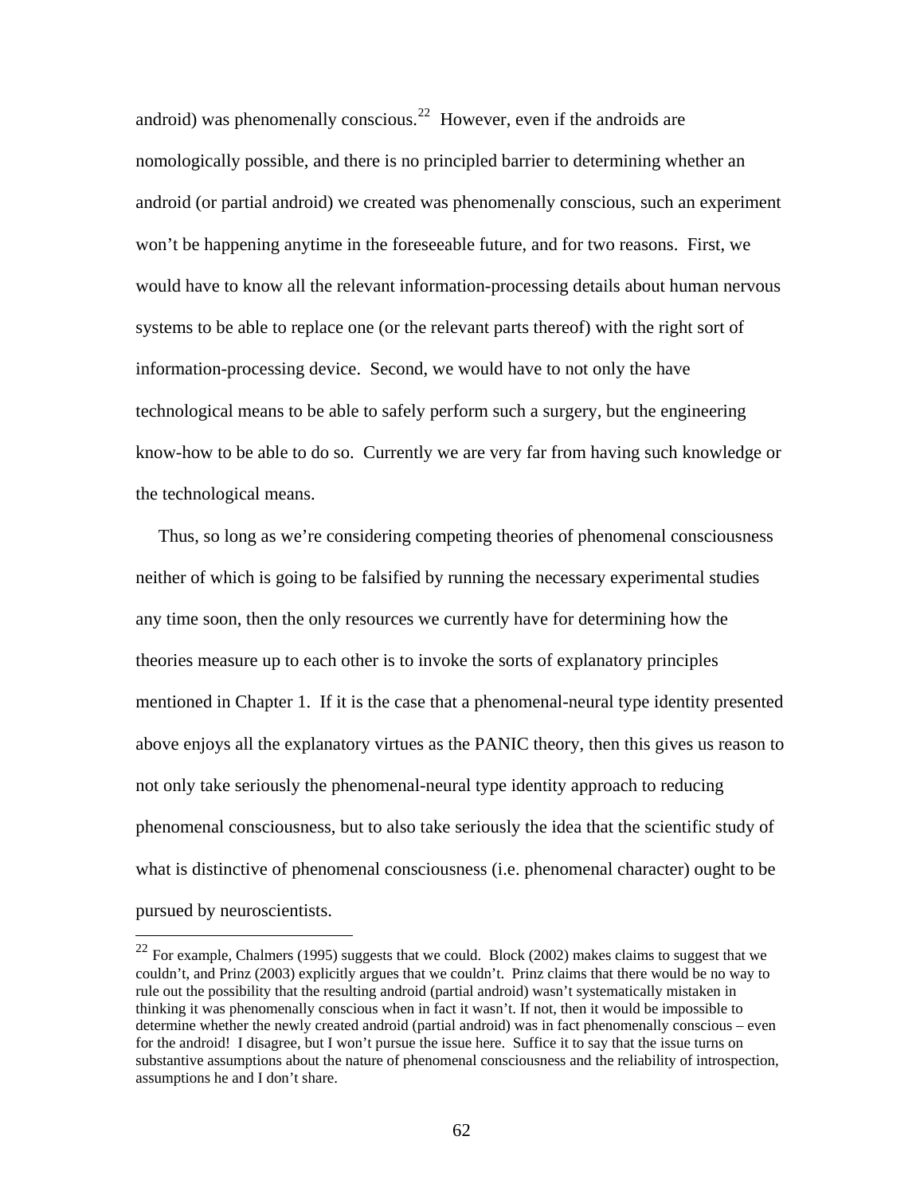android) was phenomenally conscious.[22] However, even if the androids are nomologically possible, and there is no principled barrier to determining whether an android (or partial android) we created was phenomenally conscious, such an experiment won't be happening anytime in the foreseeable future, and for two reasons. First, we would have to know all the relevant information-processing details about human nervous systems to be able to replace one (or the relevant parts thereof) with the right sort of information-processing device. Second, we would have to not only the have technological means to be able to safely perform such a surgery, but the engineering know-how to be able to do so. Currently we are very far from having such knowledge or the technological means.

Thus, so long as we're considering competing theories of phenomenal consciousness neither of which is going to be falsified by running the necessary experimental studies any time soon, then the only resources we currently have for determining how the theories measure up to each other is to invoke the sorts of explanatory principles mentioned in Chapter 1. If it is the case that a phenomenal-neural type identity presented above enjoys all the explanatory virtues as the PANIC theory, then this gives us reason to not only take seriously the phenomenal-neural type identity approach to reducing phenomenal consciousness, but to also take seriously the idea that the scientific study of what is distinctive of phenomenal consciousness (i.e. phenomenal character) ought to be pursued by neuroscientists.

[22] For example, Chalmers (1995) suggests that we could. Block (2002) makes claims to suggest that we couldn't, and Prinz (2003) explicitly argues that we couldn't. Prinz claims that there would be no way to rule out the possibility that the resulting android (partial android) wasn't systematically mistaken in thinking it was phenomenally conscious when in fact it wasn't. If not, then it would be impossible to determine whether the newly created android (partial android) was in fact phenomenally conscious – even for the android! I disagree, but I won't pursue the issue here. Suffice it to say that the issue turns on substantive assumptions about the nature of phenomenal consciousness and the reliability of introspection, assumptions he and I don't share.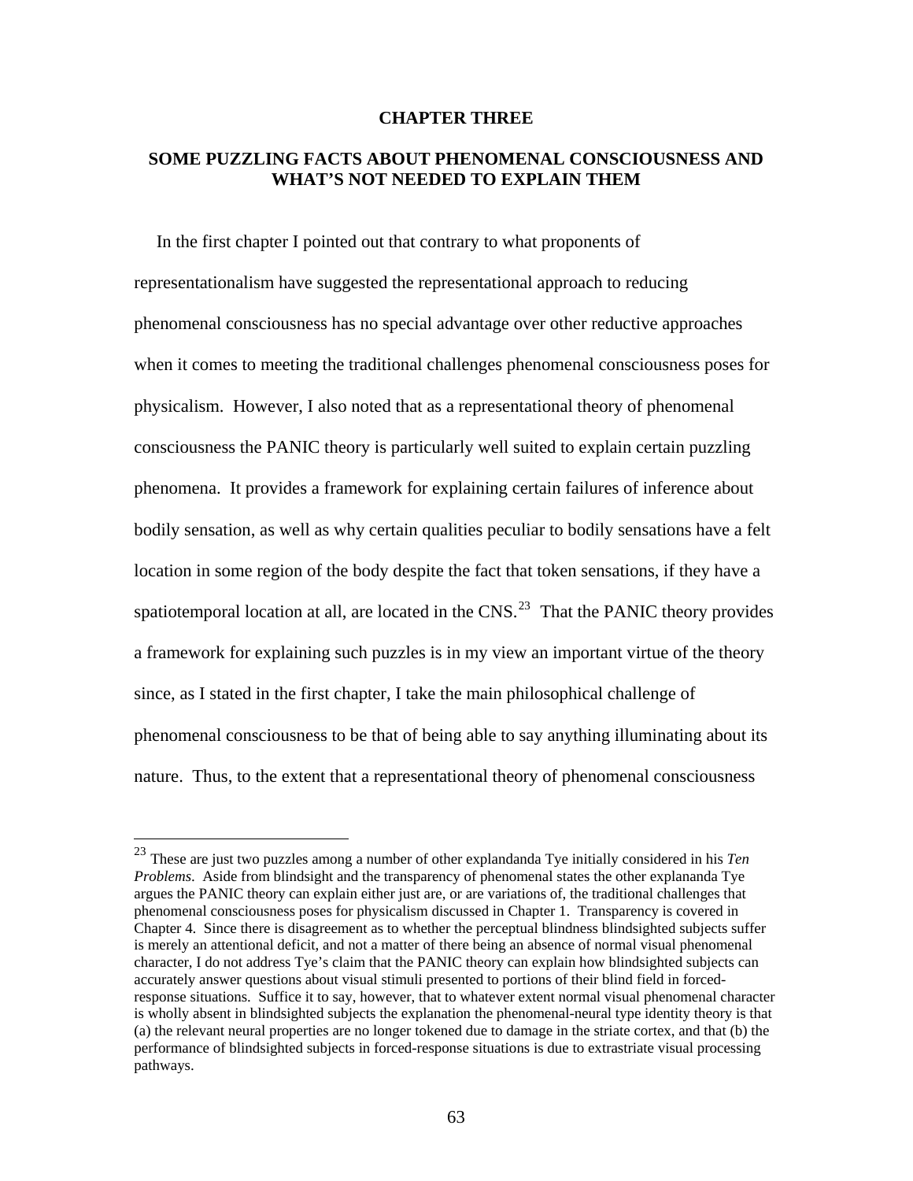# CHAPTER THREE

## SOME PUZZLING FACTS ABOUT PHENOMENAL CONSCIOUSNESS AND WHAT'S NOT NEEDED TO EXPLAIN THEM

In the first chapter I pointed out that contrary to what proponents of representationalism have suggested the representational approach to reducing phenomenal consciousness has no special advantage over other reductive approaches when it comes to meeting the traditional challenges phenomenal consciousness poses for physicalism. However, I also noted that as a representational theory of phenomenal consciousness the PANIC theory is particularly well suited to explain certain puzzling phenomena. It provides a framework for explaining certain failures of inference about bodily sensation, as well as why certain qualities peculiar to bodily sensations have a felt location in some region of the body despite the fact that token sensations, if they have a spatiotemporal location at all, are located in the CNS.[23] That the PANIC theory provides a framework for explaining such puzzles is in my view an important virtue of the theory since, as I stated in the first chapter, I take the main philosophical challenge of phenomenal consciousness to be that of being able to say anything illuminating about its nature. Thus, to the extent that a representational theory of phenomenal consciousness

---

[23] These are just two puzzles among a number of other explandanda Tye initially considered in his *Ten Problems*. Aside from blindsight and the transparency of phenomenal states the other explananda Tye argues the PANIC theory can explain either just are, or are variations of, the traditional challenges that phenomenal consciousness poses for physicalism discussed in Chapter 1. Transparency is covered in Chapter 4. Since there is disagreement as to whether the perceptual blindness blindsighted subjects suffer is merely an attentional deficit, and not a matter of there being an absence of normal visual phenomenal character, I do not address Tye's claim that the PANIC theory can explain how blindsighted subjects can accurately answer questions about visual stimuli presented to portions of their blind field in forced-response situations. Suffice it to say, however, that to whatever extent normal visual phenomenal character is wholly absent in blindsighted subjects the explanation the phenomenal-neural type identity theory is that (a) the relevant neural properties are no longer tokened due to damage in the striate cortex, and that (b) the performance of blindsighted subjects in forced-response situations is due to extrastriate visual processing pathways.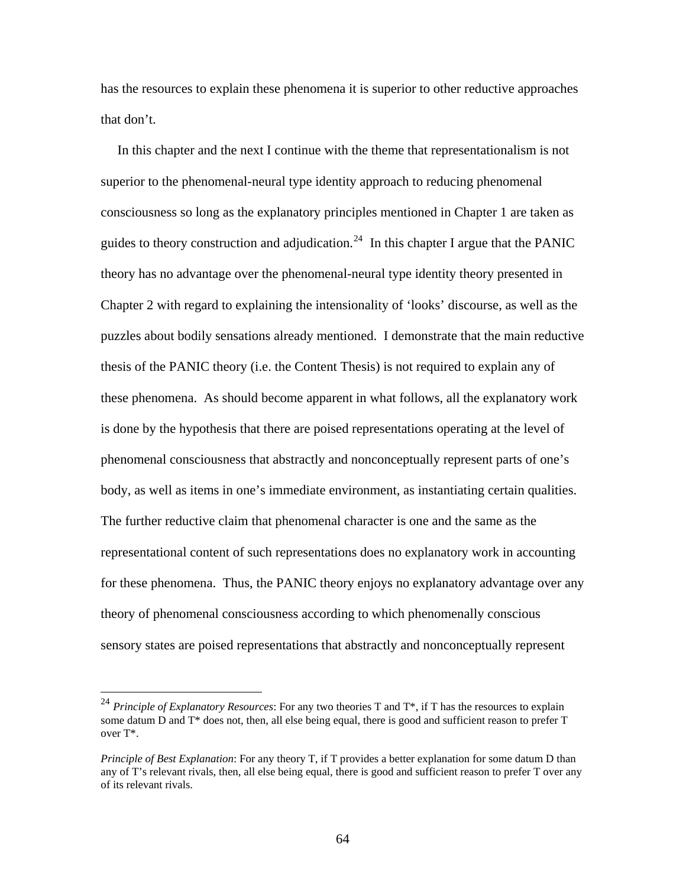has the resources to explain these phenomena it is superior to other reductive approaches that don't.

In this chapter and the next I continue with the theme that representationalism is not superior to the phenomenal-neural type identity approach to reducing phenomenal consciousness so long as the explanatory principles mentioned in Chapter 1 are taken as guides to theory construction and adjudication.[24] In this chapter I argue that the PANIC theory has no advantage over the phenomenal-neural type identity theory presented in Chapter 2 with regard to explaining the intensionality of 'looks' discourse, as well as the puzzles about bodily sensations already mentioned. I demonstrate that the main reductive thesis of the PANIC theory (i.e. the Content Thesis) is not required to explain any of these phenomena. As should become apparent in what follows, all the explanatory work is done by the hypothesis that there are poised representations operating at the level of phenomenal consciousness that abstractly and nonconceptually represent parts of one's body, as well as items in one's immediate environment, as instantiating certain qualities. The further reductive claim that phenomenal character is one and the same as the representational content of such representations does no explanatory work in accounting for these phenomena. Thus, the PANIC theory enjoys no explanatory advantage over any theory of phenomenal consciousness according to which phenomenally conscious sensory states are poised representations that abstractly and nonconceptually represent

---

[24] *Principle of Explanatory Resources*: For any two theories T and T*, if T has the resources to explain some datum D and T* does not, then, all else being equal, there is good and sufficient reason to prefer T over T*.

*Principle of Best Explanation*: For any theory T, if T provides a better explanation for some datum D than any of T's relevant rivals, then, all else being equal, there is good and sufficient reason to prefer T over any of its relevant rivals.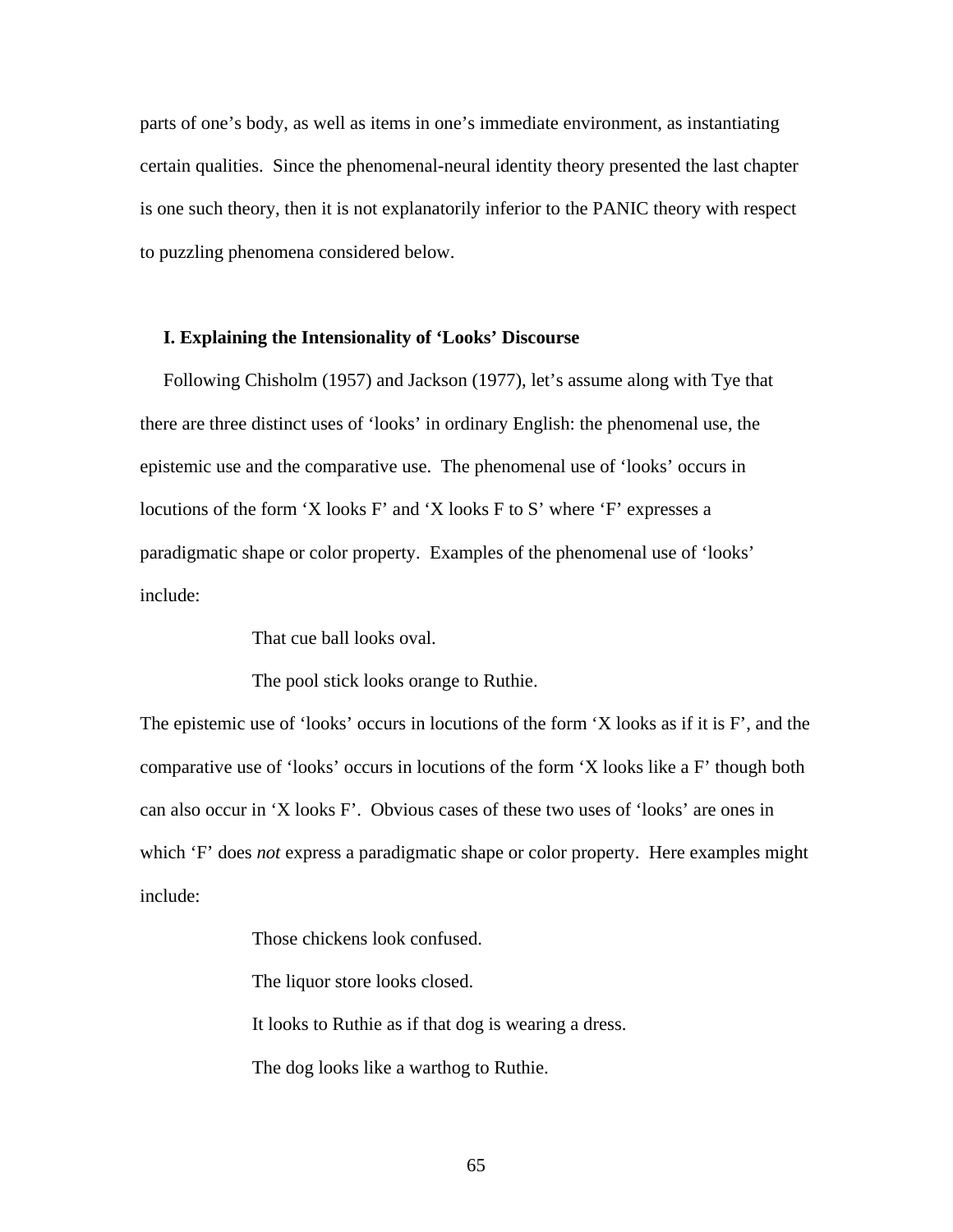parts of one's body, as well as items in one's immediate environment, as instantiating certain qualities. Since the phenomenal-neural identity theory presented the last chapter is one such theory, then it is not explanatorily inferior to the PANIC theory with respect to puzzling phenomena considered below.

### I. Explaining the Intensionality of 'Looks' Discourse

Following Chisholm (1957) and Jackson (1977), let's assume along with Tye that there are three distinct uses of 'looks' in ordinary English: the phenomenal use, the epistemic use and the comparative use. The phenomenal use of 'looks' occurs in locutions of the form 'X looks F' and 'X looks F to S' where 'F' expresses a paradigmatic shape or color property. Examples of the phenomenal use of 'looks' include:

> That cue ball looks oval.
>
> The pool stick looks orange to Ruthie.

The epistemic use of 'looks' occurs in locutions of the form 'X looks as if it is F', and the comparative use of 'looks' occurs in locutions of the form 'X looks like a F' though both can also occur in 'X looks F'. Obvious cases of these two uses of 'looks' are ones in which 'F' does *not* express a paradigmatic shape or color property. Here examples might include:

> Those chickens look confused.
>
> The liquor store looks closed.
>
> It looks to Ruthie as if that dog is wearing a dress.
>
> The dog looks like a warthog to Ruthie.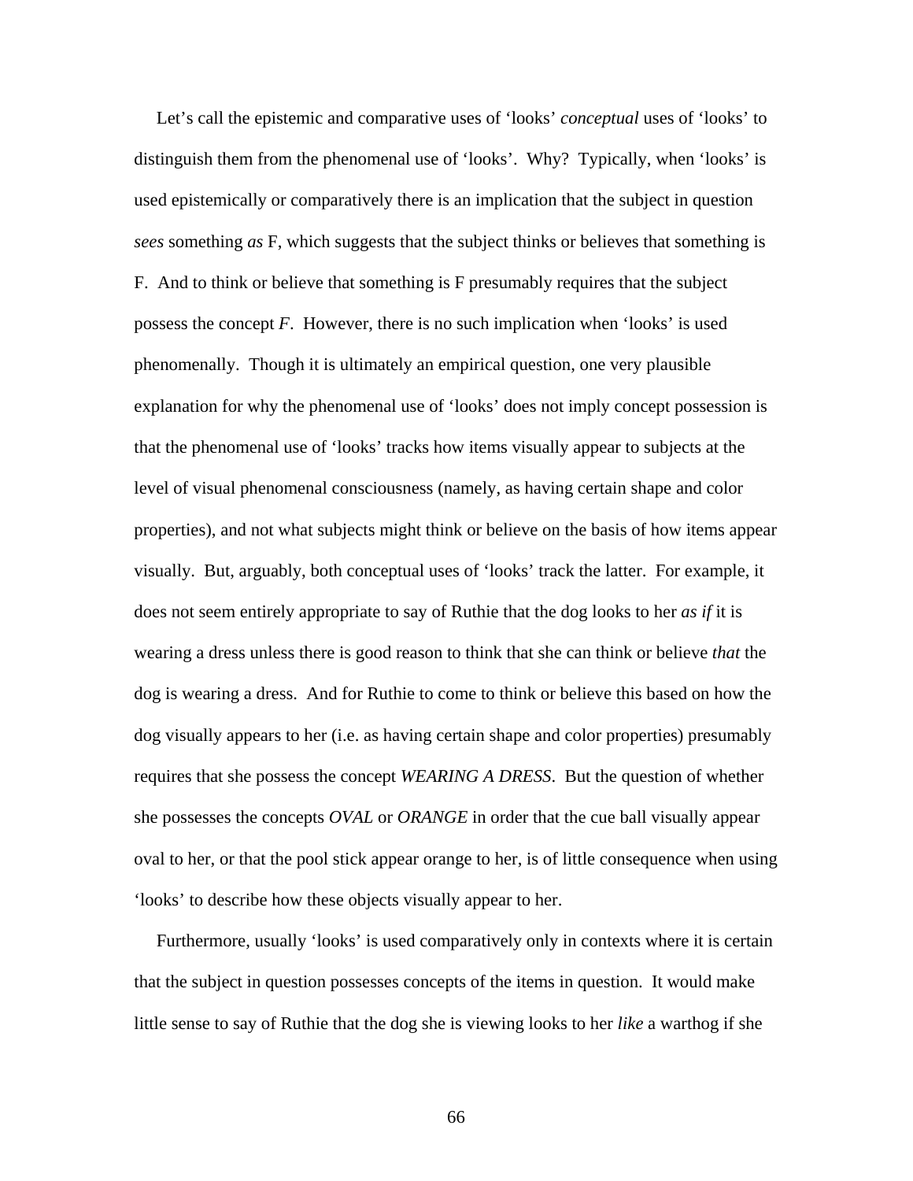Let's call the epistemic and comparative uses of 'looks' *conceptual* uses of 'looks' to distinguish them from the phenomenal use of 'looks'. Why? Typically, when 'looks' is used epistemically or comparatively there is an implication that the subject in question *sees* something *as* F, which suggests that the subject thinks or believes that something is F. And to think or believe that something is F presumably requires that the subject possess the concept *F*. However, there is no such implication when 'looks' is used phenomenally. Though it is ultimately an empirical question, one very plausible explanation for why the phenomenal use of 'looks' does not imply concept possession is that the phenomenal use of 'looks' tracks how items visually appear to subjects at the level of visual phenomenal consciousness (namely, as having certain shape and color properties), and not what subjects might think or believe on the basis of how items appear visually. But, arguably, both conceptual uses of 'looks' track the latter. For example, it does not seem entirely appropriate to say of Ruthie that the dog looks to her *as if* it is wearing a dress unless there is good reason to think that she can think or believe *that* the dog is wearing a dress. And for Ruthie to come to think or believe this based on how the dog visually appears to her (i.e. as having certain shape and color properties) presumably requires that she possess the concept *WEARING A DRESS*. But the question of whether she possesses the concepts *OVAL* or *ORANGE* in order that the cue ball visually appear oval to her, or that the pool stick appear orange to her, is of little consequence when using 'looks' to describe how these objects visually appear to her.

Furthermore, usually 'looks' is used comparatively only in contexts where it is certain that the subject in question possesses concepts of the items in question. It would make little sense to say of Ruthie that the dog she is viewing looks to her *like* a warthog if she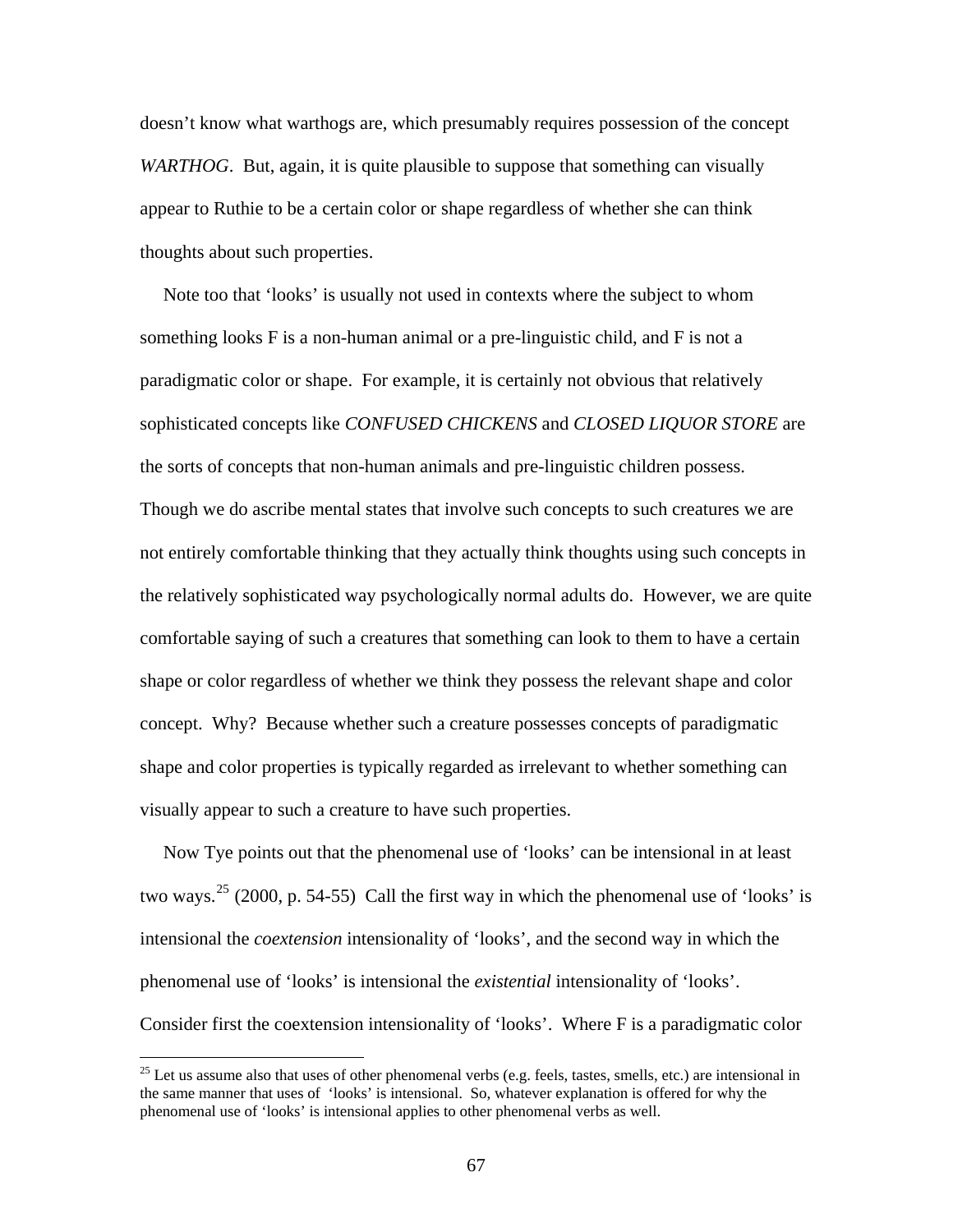doesn't know what warthogs are, which presumably requires possession of the concept *WARTHOG*. But, again, it is quite plausible to suppose that something can visually appear to Ruthie to be a certain color or shape regardless of whether she can think thoughts about such properties.

Note too that 'looks' is usually not used in contexts where the subject to whom something looks F is a non-human animal or a pre-linguistic child, and F is not a paradigmatic color or shape. For example, it is certainly not obvious that relatively sophisticated concepts like *CONFUSED CHICKENS* and *CLOSED LIQUOR STORE* are the sorts of concepts that non-human animals and pre-linguistic children possess. Though we do ascribe mental states that involve such concepts to such creatures we are not entirely comfortable thinking that they actually think thoughts using such concepts in the relatively sophisticated way psychologically normal adults do. However, we are quite comfortable saying of such a creatures that something can look to them to have a certain shape or color regardless of whether we think they possess the relevant shape and color concept. Why? Because whether such a creature possesses concepts of paradigmatic shape and color properties is typically regarded as irrelevant to whether something can visually appear to such a creature to have such properties.

Now Tye points out that the phenomenal use of 'looks' can be intensional in at least two ways.[25] (2000, p. 54-55) Call the first way in which the phenomenal use of 'looks' is intensional the *coextension* intensionality of 'looks', and the second way in which the phenomenal use of 'looks' is intensional the *existential* intensionality of 'looks'. Consider first the coextension intensionality of 'looks'. Where F is a paradigmatic color

[25] Let us assume also that uses of other phenomenal verbs (e.g. feels, tastes, smells, etc.) are intensional in the same manner that uses of 'looks' is intensional. So, whatever explanation is offered for why the phenomenal use of 'looks' is intensional applies to other phenomenal verbs as well.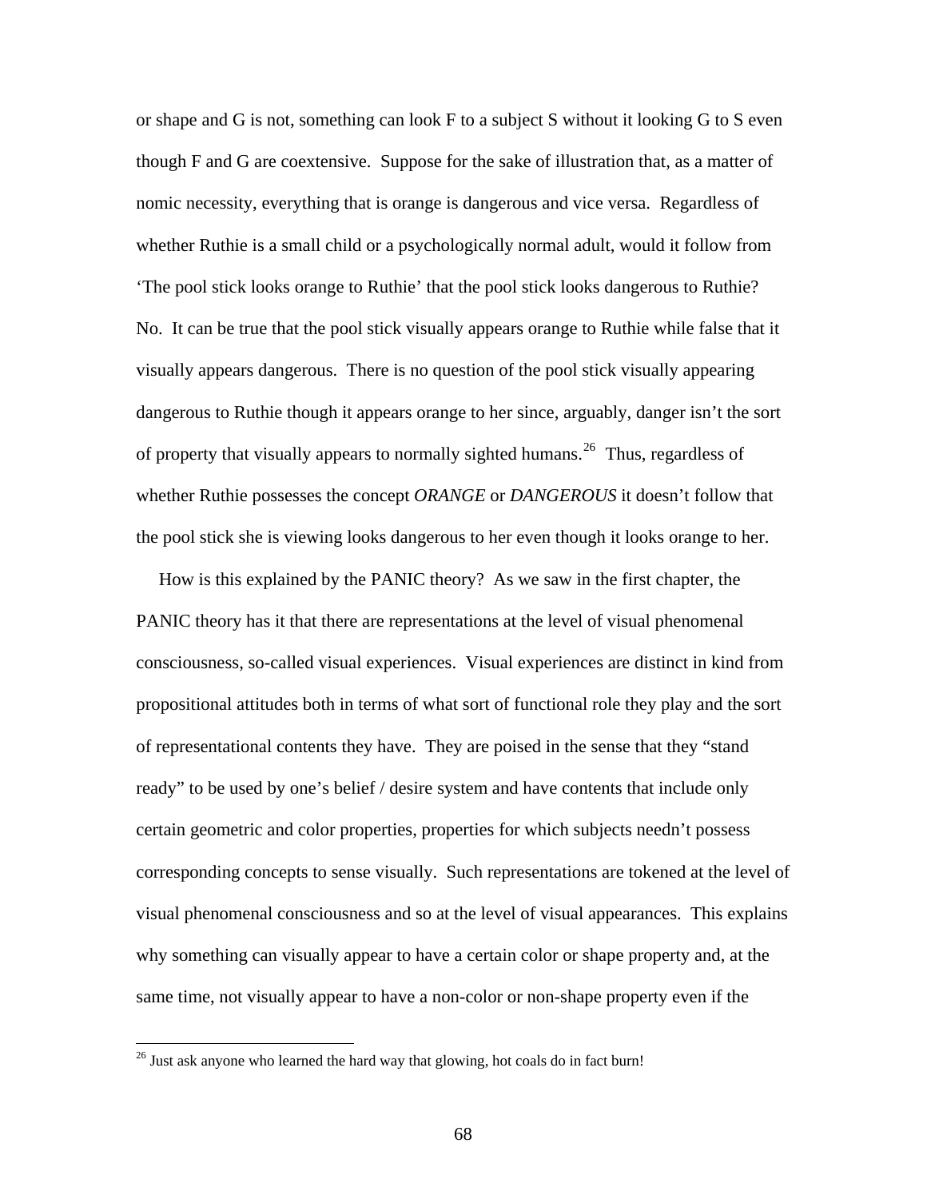or shape and G is not, something can look F to a subject S without it looking G to S even though F and G are coextensive. Suppose for the sake of illustration that, as a matter of nomic necessity, everything that is orange is dangerous and vice versa. Regardless of whether Ruthie is a small child or a psychologically normal adult, would it follow from 'The pool stick looks orange to Ruthie' that the pool stick looks dangerous to Ruthie? No. It can be true that the pool stick visually appears orange to Ruthie while false that it visually appears dangerous. There is no question of the pool stick visually appearing dangerous to Ruthie though it appears orange to her since, arguably, danger isn't the sort of property that visually appears to normally sighted humans.[26] Thus, regardless of whether Ruthie possesses the concept *ORANGE* or *DANGEROUS* it doesn't follow that the pool stick she is viewing looks dangerous to her even though it looks orange to her.

How is this explained by the PANIC theory? As we saw in the first chapter, the PANIC theory has it that there are representations at the level of visual phenomenal consciousness, so-called visual experiences. Visual experiences are distinct in kind from propositional attitudes both in terms of what sort of functional role they play and the sort of representational contents they have. They are poised in the sense that they "stand ready" to be used by one's belief / desire system and have contents that include only certain geometric and color properties, properties for which subjects needn't possess corresponding concepts to sense visually. Such representations are tokened at the level of visual phenomenal consciousness and so at the level of visual appearances. This explains why something can visually appear to have a certain color or shape property and, at the same time, not visually appear to have a non-color or non-shape property even if the

[26] Just ask anyone who learned the hard way that glowing, hot coals do in fact burn!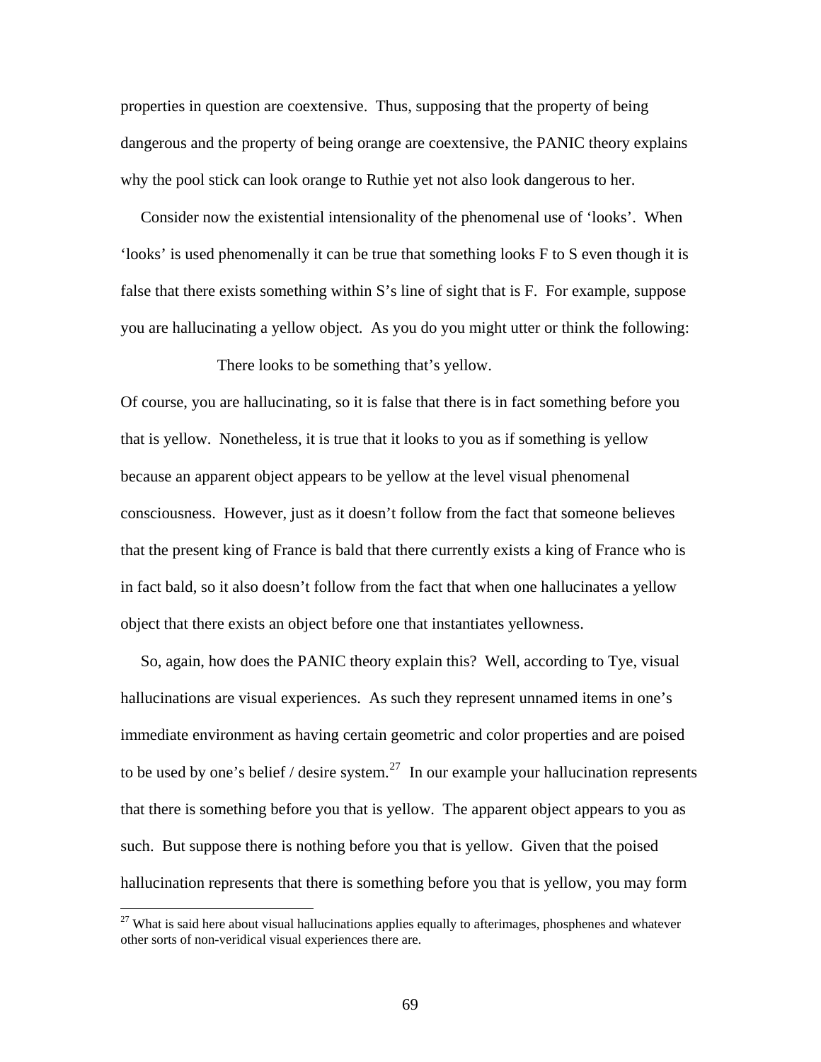properties in question are coextensive. Thus, supposing that the property of being dangerous and the property of being orange are coextensive, the PANIC theory explains why the pool stick can look orange to Ruthie yet not also look dangerous to her.

Consider now the existential intensionality of the phenomenal use of 'looks'. When 'looks' is used phenomenally it can be true that something looks F to S even though it is false that there exists something within S's line of sight that is F. For example, suppose you are hallucinating a yellow object. As you do you might utter or think the following:

> There looks to be something that's yellow.

Of course, you are hallucinating, so it is false that there is in fact something before you that is yellow. Nonetheless, it is true that it looks to you as if something is yellow because an apparent object appears to be yellow at the level visual phenomenal consciousness. However, just as it doesn't follow from the fact that someone believes that the present king of France is bald that there currently exists a king of France who is in fact bald, so it also doesn't follow from the fact that when one hallucinates a yellow object that there exists an object before one that instantiates yellowness.

So, again, how does the PANIC theory explain this? Well, according to Tye, visual hallucinations are visual experiences. As such they represent unnamed items in one's immediate environment as having certain geometric and color properties and are poised to be used by one's belief / desire system.[27] In our example your hallucination represents that there is something before you that is yellow. The apparent object appears to you as such. But suppose there is nothing before you that is yellow. Given that the poised hallucination represents that there is something before you that is yellow, you may form

[27] What is said here about visual hallucinations applies equally to afterimages, phosphenes and whatever other sorts of non-veridical visual experiences there are.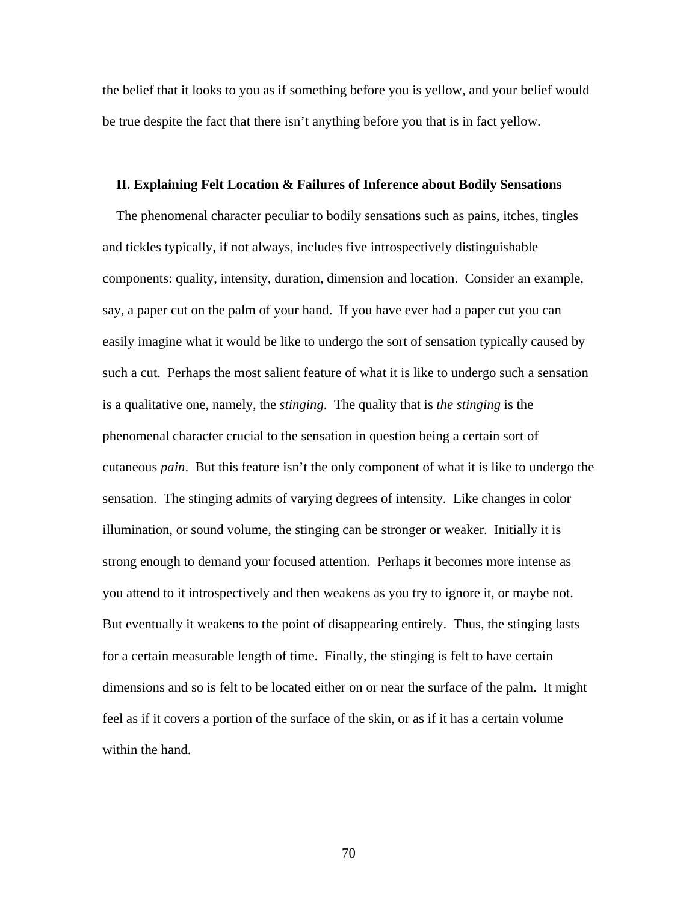the belief that it looks to you as if something before you is yellow, and your belief would be true despite the fact that there isn't anything before you that is in fact yellow.

## II. Explaining Felt Location & Failures of Inference about Bodily Sensations

The phenomenal character peculiar to bodily sensations such as pains, itches, tingles and tickles typically, if not always, includes five introspectively distinguishable components: quality, intensity, duration, dimension and location. Consider an example, say, a paper cut on the palm of your hand. If you have ever had a paper cut you can easily imagine what it would be like to undergo the sort of sensation typically caused by such a cut. Perhaps the most salient feature of what it is like to undergo such a sensation is a qualitative one, namely, the *stinging*. The quality that is *the stinging* is the phenomenal character crucial to the sensation in question being a certain sort of cutaneous *pain*. But this feature isn't the only component of what it is like to undergo the sensation. The stinging admits of varying degrees of intensity. Like changes in color illumination, or sound volume, the stinging can be stronger or weaker. Initially it is strong enough to demand your focused attention. Perhaps it becomes more intense as you attend to it introspectively and then weakens as you try to ignore it, or maybe not. But eventually it weakens to the point of disappearing entirely. Thus, the stinging lasts for a certain measurable length of time. Finally, the stinging is felt to have certain dimensions and so is felt to be located either on or near the surface of the palm. It might feel as if it covers a portion of the surface of the skin, or as if it has a certain volume within the hand.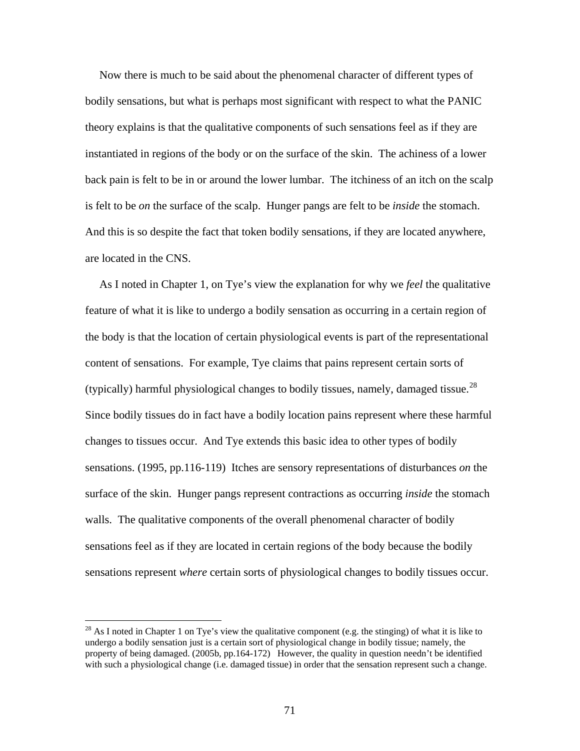Now there is much to be said about the phenomenal character of different types of bodily sensations, but what is perhaps most significant with respect to what the PANIC theory explains is that the qualitative components of such sensations feel as if they are instantiated in regions of the body or on the surface of the skin. The achiness of a lower back pain is felt to be in or around the lower lumbar. The itchiness of an itch on the scalp is felt to be *on* the surface of the scalp. Hunger pangs are felt to be *inside* the stomach. And this is so despite the fact that token bodily sensations, if they are located anywhere, are located in the CNS.

As I noted in Chapter 1, on Tye's view the explanation for why we *feel* the qualitative feature of what it is like to undergo a bodily sensation as occurring in a certain region of the body is that the location of certain physiological events is part of the representational content of sensations. For example, Tye claims that pains represent certain sorts of (typically) harmful physiological changes to bodily tissues, namely, damaged tissue.[28] Since bodily tissues do in fact have a bodily location pains represent where these harmful changes to tissues occur. And Tye extends this basic idea to other types of bodily sensations. (1995, pp.116-119) Itches are sensory representations of disturbances *on* the surface of the skin. Hunger pangs represent contractions as occurring *inside* the stomach walls. The qualitative components of the overall phenomenal character of bodily sensations feel as if they are located in certain regions of the body because the bodily sensations represent *where* certain sorts of physiological changes to bodily tissues occur.

---

[28] As I noted in Chapter 1 on Tye's view the qualitative component (e.g. the stinging) of what it is like to undergo a bodily sensation just is a certain sort of physiological change in bodily tissue; namely, the property of being damaged. (2005b, pp.164-172) However, the quality in question needn't be identified with such a physiological change (i.e. damaged tissue) in order that the sensation represent such a change.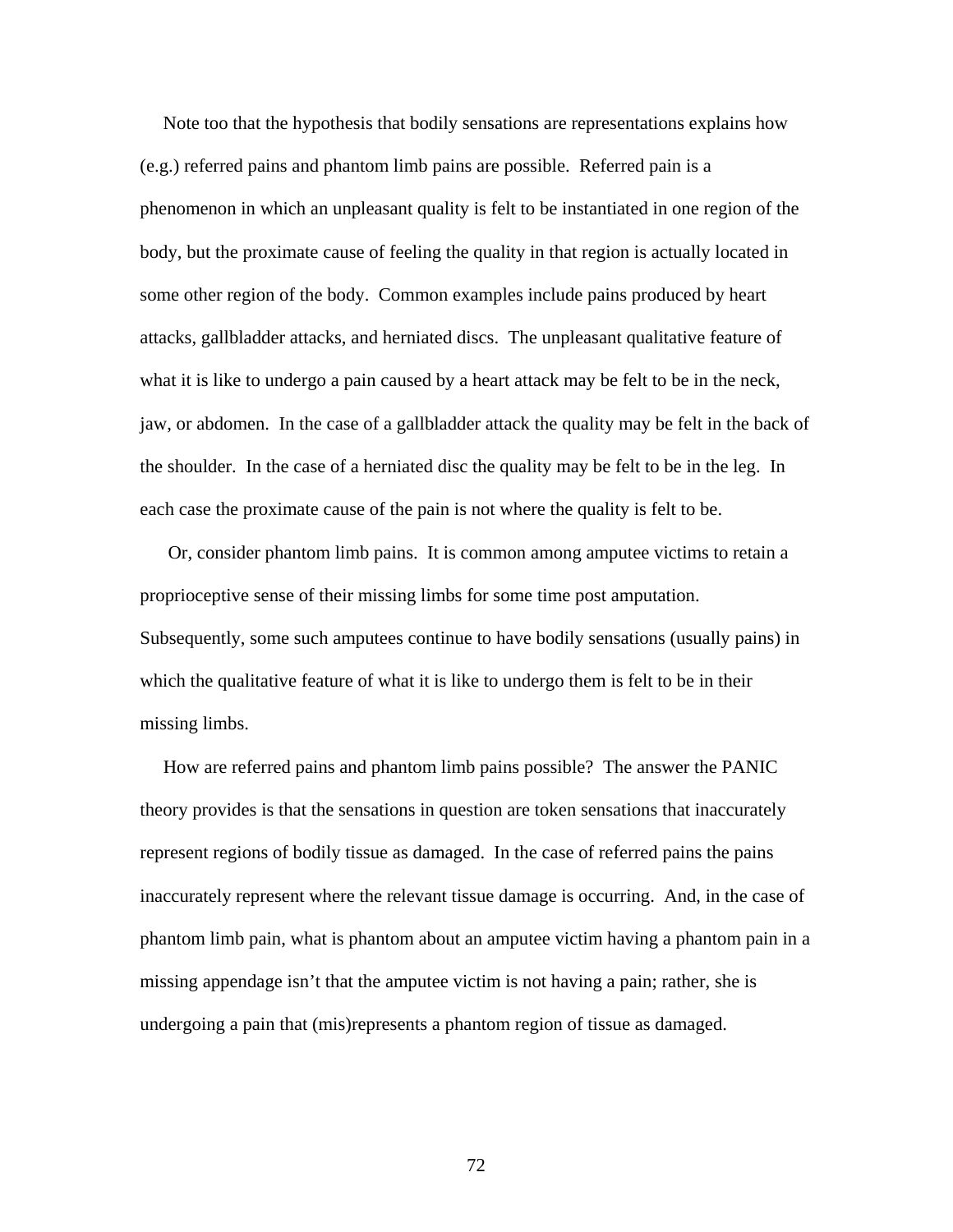Note too that the hypothesis that bodily sensations are representations explains how (e.g.) referred pains and phantom limb pains are possible. Referred pain is a phenomenon in which an unpleasant quality is felt to be instantiated in one region of the body, but the proximate cause of feeling the quality in that region is actually located in some other region of the body. Common examples include pains produced by heart attacks, gallbladder attacks, and herniated discs. The unpleasant qualitative feature of what it is like to undergo a pain caused by a heart attack may be felt to be in the neck, jaw, or abdomen. In the case of a gallbladder attack the quality may be felt in the back of the shoulder. In the case of a herniated disc the quality may be felt to be in the leg. In each case the proximate cause of the pain is not where the quality is felt to be.

Or, consider phantom limb pains. It is common among amputee victims to retain a proprioceptive sense of their missing limbs for some time post amputation. Subsequently, some such amputees continue to have bodily sensations (usually pains) in which the qualitative feature of what it is like to undergo them is felt to be in their missing limbs.

How are referred pains and phantom limb pains possible? The answer the PANIC theory provides is that the sensations in question are token sensations that inaccurately represent regions of bodily tissue as damaged. In the case of referred pains the pains inaccurately represent where the relevant tissue damage is occurring. And, in the case of phantom limb pain, what is phantom about an amputee victim having a phantom pain in a missing appendage isn't that the amputee victim is not having a pain; rather, she is undergoing a pain that (mis)represents a phantom region of tissue as damaged.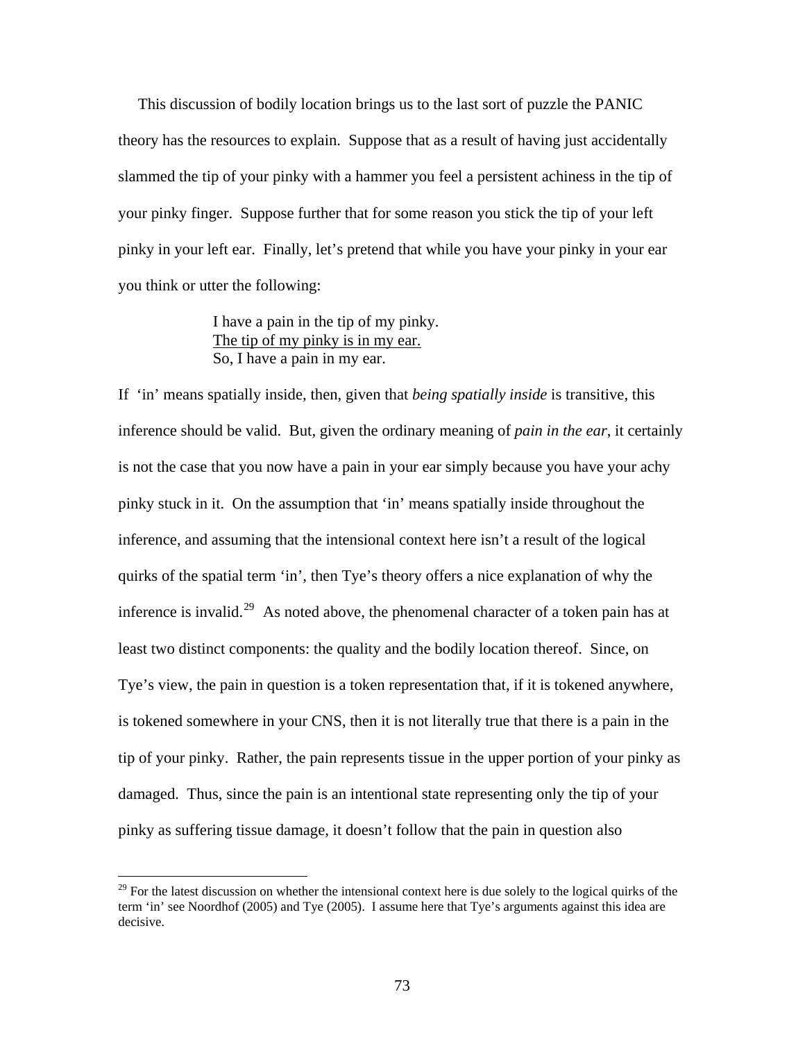This discussion of bodily location brings us to the last sort of puzzle the PANIC theory has the resources to explain. Suppose that as a result of having just accidentally slammed the tip of your pinky with a hammer you feel a persistent achiness in the tip of your pinky finger. Suppose further that for some reason you stick the tip of your left pinky in your left ear. Finally, let's pretend that while you have your pinky in your ear you think or utter the following:

> I have a pain in the tip of my pinky.
> <u>The tip of my pinky is in my ear.</u>
> So, I have a pain in my ear.

If 'in' means spatially inside, then, given that *being spatially inside* is transitive, this inference should be valid. But, given the ordinary meaning of *pain in the ear*, it certainly is not the case that you now have a pain in your ear simply because you have your achy pinky stuck in it. On the assumption that 'in' means spatially inside throughout the inference, and assuming that the intensional context here isn't a result of the logical quirks of the spatial term 'in', then Tye's theory offers a nice explanation of why the inference is invalid.[29] As noted above, the phenomenal character of a token pain has at least two distinct components: the quality and the bodily location thereof. Since, on Tye's view, the pain in question is a token representation that, if it is tokened anywhere, is tokened somewhere in your CNS, then it is not literally true that there is a pain in the tip of your pinky. Rather, the pain represents tissue in the upper portion of your pinky as damaged. Thus, since the pain is an intentional state representing only the tip of your pinky as suffering tissue damage, it doesn't follow that the pain in question also

---

[29] For the latest discussion on whether the intensional context here is due solely to the logical quirks of the term 'in' see Noordhof (2005) and Tye (2005). I assume here that Tye's arguments against this idea are decisive.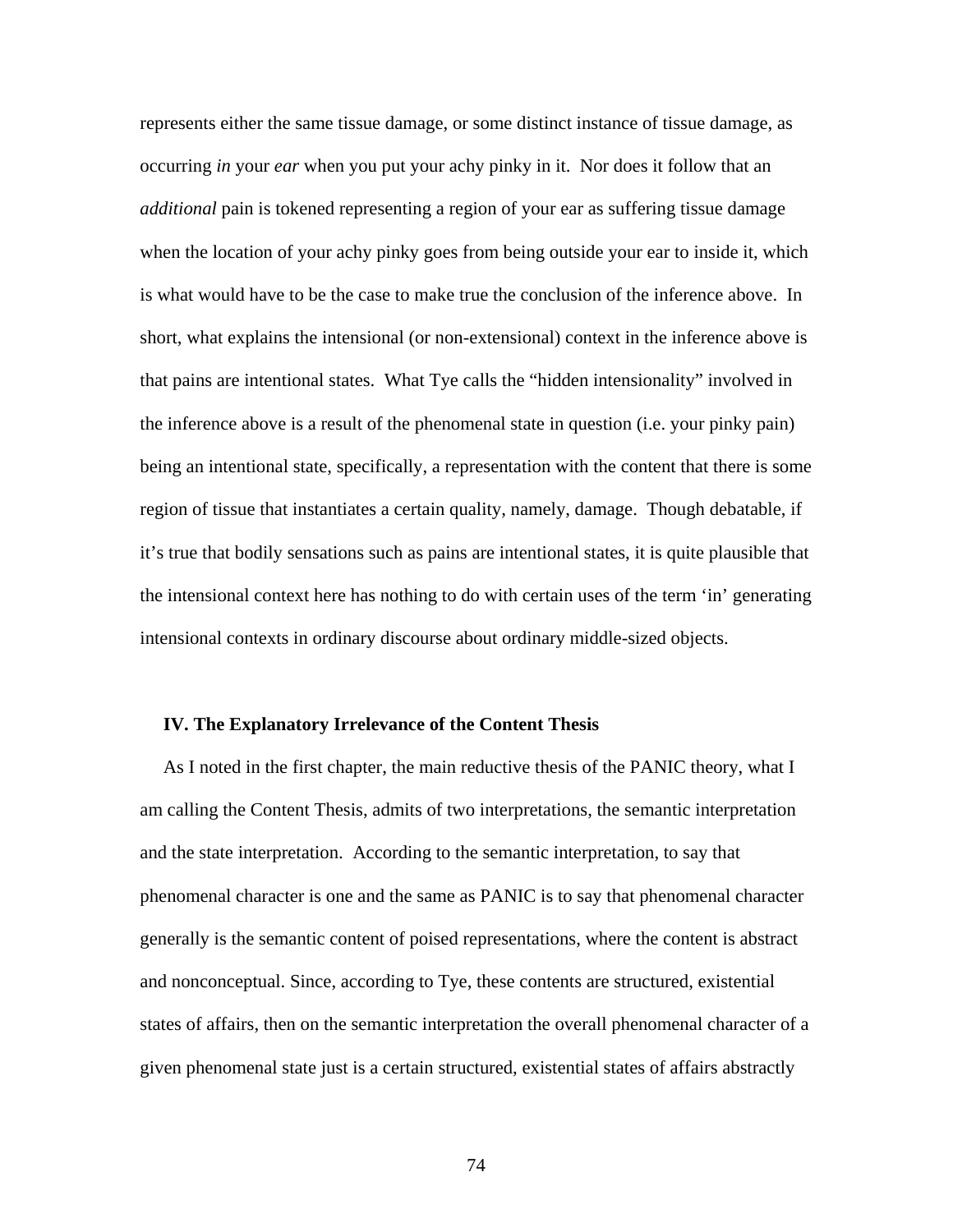represents either the same tissue damage, or some distinct instance of tissue damage, as occurring *in* your *ear* when you put your achy pinky in it. Nor does it follow that an *additional* pain is tokened representing a region of your ear as suffering tissue damage when the location of your achy pinky goes from being outside your ear to inside it, which is what would have to be the case to make true the conclusion of the inference above. In short, what explains the intensional (or non-extensional) context in the inference above is that pains are intentional states. What Tye calls the "hidden intensionality" involved in the inference above is a result of the phenomenal state in question (i.e. your pinky pain) being an intentional state, specifically, a representation with the content that there is some region of tissue that instantiates a certain quality, namely, damage. Though debatable, if it's true that bodily sensations such as pains are intentional states, it is quite plausible that the intensional context here has nothing to do with certain uses of the term 'in' generating intensional contexts in ordinary discourse about ordinary middle-sized objects.

## IV. The Explanatory Irrelevance of the Content Thesis

As I noted in the first chapter, the main reductive thesis of the PANIC theory, what I am calling the Content Thesis, admits of two interpretations, the semantic interpretation and the state interpretation. According to the semantic interpretation, to say that phenomenal character is one and the same as PANIC is to say that phenomenal character generally is the semantic content of poised representations, where the content is abstract and nonconceptual. Since, according to Tye, these contents are structured, existential states of affairs, then on the semantic interpretation the overall phenomenal character of a given phenomenal state just is a certain structured, existential states of affairs abstractly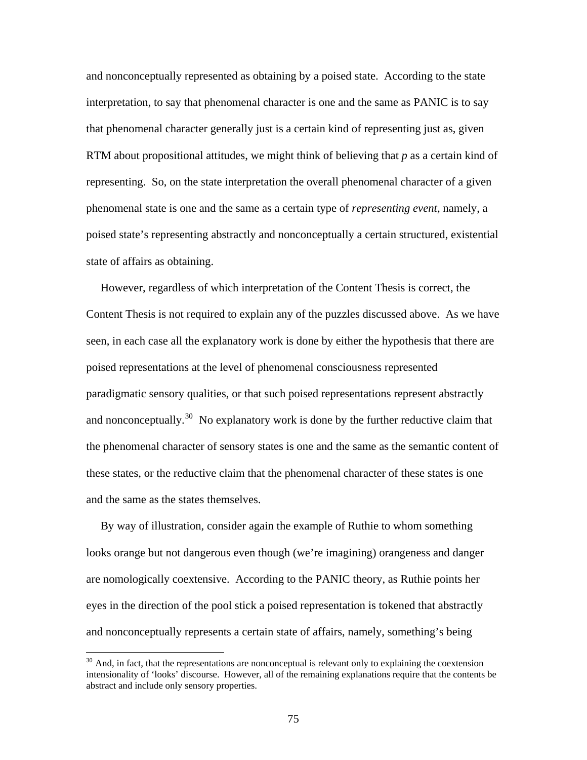and nonconceptually represented as obtaining by a poised state. According to the state interpretation, to say that phenomenal character is one and the same as PANIC is to say that phenomenal character generally just is a certain kind of representing just as, given RTM about propositional attitudes, we might think of believing that *p* as a certain kind of representing. So, on the state interpretation the overall phenomenal character of a given phenomenal state is one and the same as a certain type of *representing event*, namely, a poised state's representing abstractly and nonconceptually a certain structured, existential state of affairs as obtaining.

However, regardless of which interpretation of the Content Thesis is correct, the Content Thesis is not required to explain any of the puzzles discussed above. As we have seen, in each case all the explanatory work is done by either the hypothesis that there are poised representations at the level of phenomenal consciousness represented paradigmatic sensory qualities, or that such poised representations represent abstractly and nonconceptually.[30] No explanatory work is done by the further reductive claim that the phenomenal character of sensory states is one and the same as the semantic content of these states, or the reductive claim that the phenomenal character of these states is one and the same as the states themselves.

By way of illustration, consider again the example of Ruthie to whom something looks orange but not dangerous even though (we're imagining) orangeness and danger are nomologically coextensive. According to the PANIC theory, as Ruthie points her eyes in the direction of the pool stick a poised representation is tokened that abstractly and nonconceptually represents a certain state of affairs, namely, something's being

---

[30] And, in fact, that the representations are nonconceptual is relevant only to explaining the coextension intensionality of 'looks' discourse. However, all of the remaining explanations require that the contents be abstract and include only sensory properties.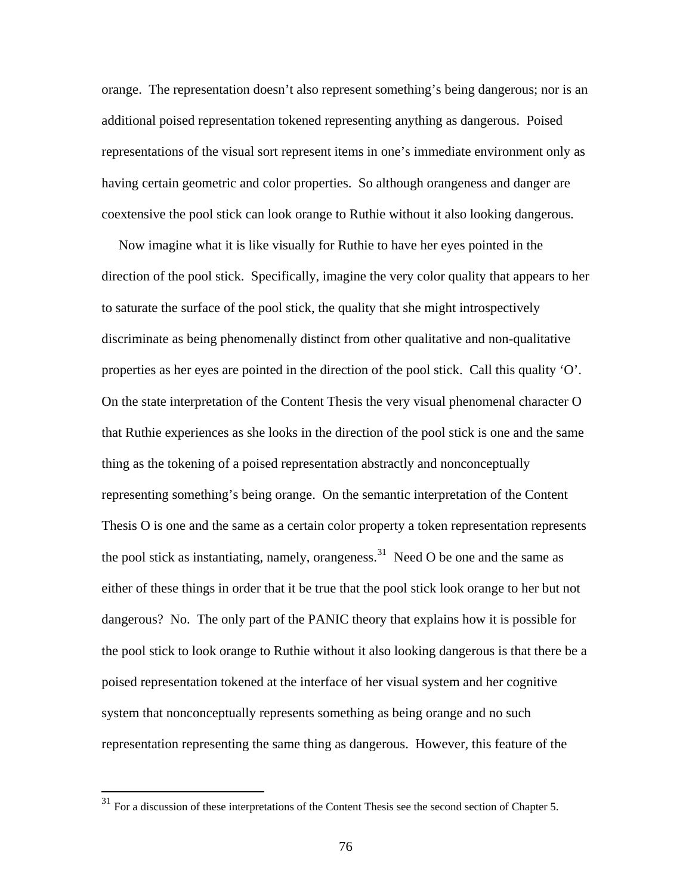orange. The representation doesn't also represent something's being dangerous; nor is an additional poised representation tokened representing anything as dangerous. Poised representations of the visual sort represent items in one's immediate environment only as having certain geometric and color properties. So although orangeness and danger are coextensive the pool stick can look orange to Ruthie without it also looking dangerous.

Now imagine what it is like visually for Ruthie to have her eyes pointed in the direction of the pool stick. Specifically, imagine the very color quality that appears to her to saturate the surface of the pool stick, the quality that she might introspectively discriminate as being phenomenally distinct from other qualitative and non-qualitative properties as her eyes are pointed in the direction of the pool stick. Call this quality 'O'. On the state interpretation of the Content Thesis the very visual phenomenal character O that Ruthie experiences as she looks in the direction of the pool stick is one and the same thing as the tokening of a poised representation abstractly and nonconceptually representing something's being orange. On the semantic interpretation of the Content Thesis O is one and the same as a certain color property a token representation represents the pool stick as instantiating, namely, orangeness.[31] Need O be one and the same as either of these things in order that it be true that the pool stick look orange to her but not dangerous? No. The only part of the PANIC theory that explains how it is possible for the pool stick to look orange to Ruthie without it also looking dangerous is that there be a poised representation tokened at the interface of her visual system and her cognitive system that nonconceptually represents something as being orange and no such representation representing the same thing as dangerous. However, this feature of the

[31] For a discussion of these interpretations of the Content Thesis see the second section of Chapter 5.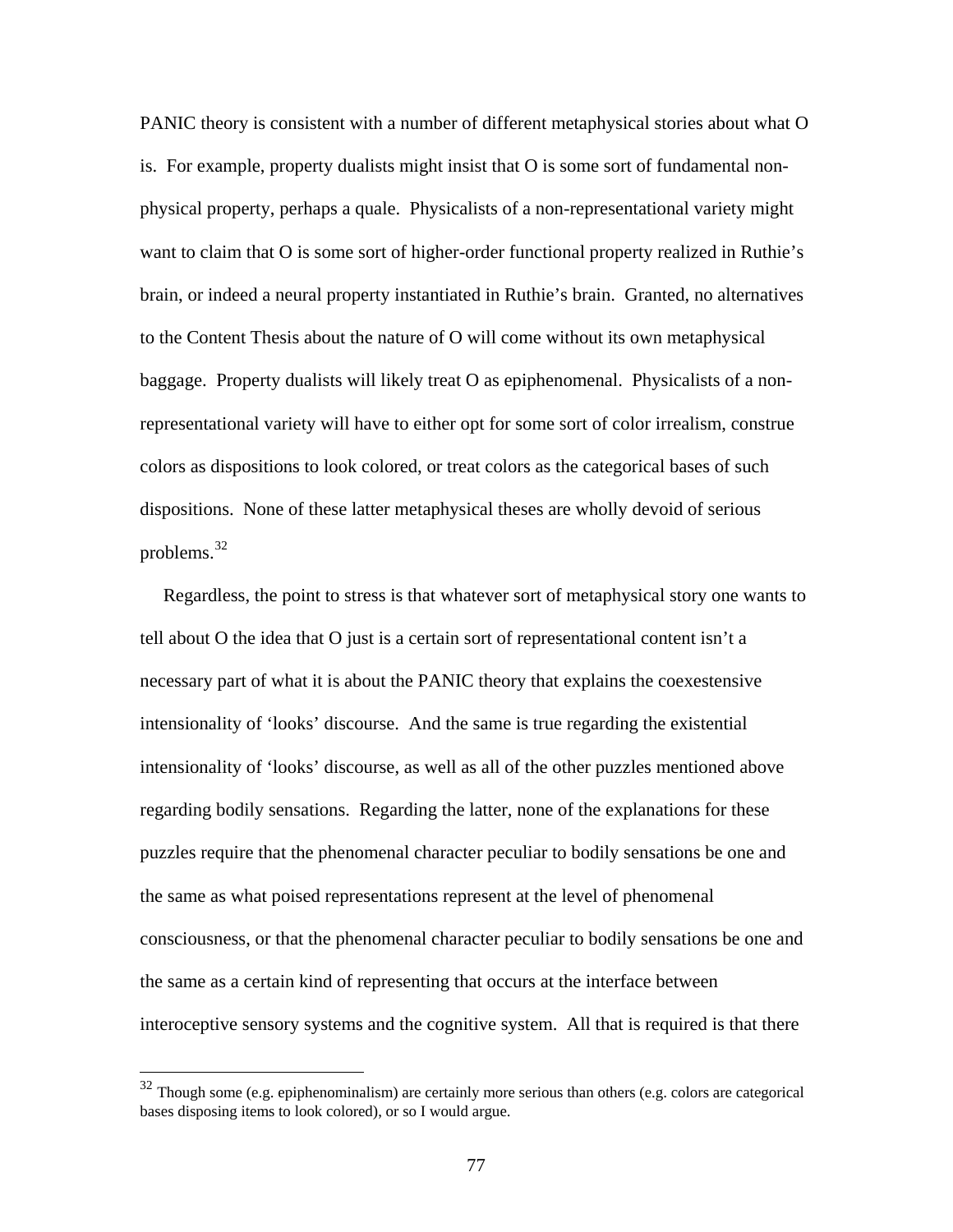PANIC theory is consistent with a number of different metaphysical stories about what O is. For example, property dualists might insist that O is some sort of fundamental non-physical property, perhaps a quale. Physicalists of a non-representational variety might want to claim that O is some sort of higher-order functional property realized in Ruthie's brain, or indeed a neural property instantiated in Ruthie's brain. Granted, no alternatives to the Content Thesis about the nature of O will come without its own metaphysical baggage. Property dualists will likely treat O as epiphenomenal. Physicalists of a non-representational variety will have to either opt for some sort of color irrealism, construe colors as dispositions to look colored, or treat colors as the categorical bases of such dispositions. None of these latter metaphysical theses are wholly devoid of serious problems.[32]

Regardless, the point to stress is that whatever sort of metaphysical story one wants to tell about O the idea that O just is a certain sort of representational content isn't a necessary part of what it is about the PANIC theory that explains the coexestensive intensionality of 'looks' discourse. And the same is true regarding the existential intensionality of 'looks' discourse, as well as all of the other puzzles mentioned above regarding bodily sensations. Regarding the latter, none of the explanations for these puzzles require that the phenomenal character peculiar to bodily sensations be one and the same as what poised representations represent at the level of phenomenal consciousness, or that the phenomenal character peculiar to bodily sensations be one and the same as a certain kind of representing that occurs at the interface between interoceptive sensory systems and the cognitive system. All that is required is that there

---

[32] Though some (e.g. epiphenominalism) are certainly more serious than others (e.g. colors are categorical bases disposing items to look colored), or so I would argue.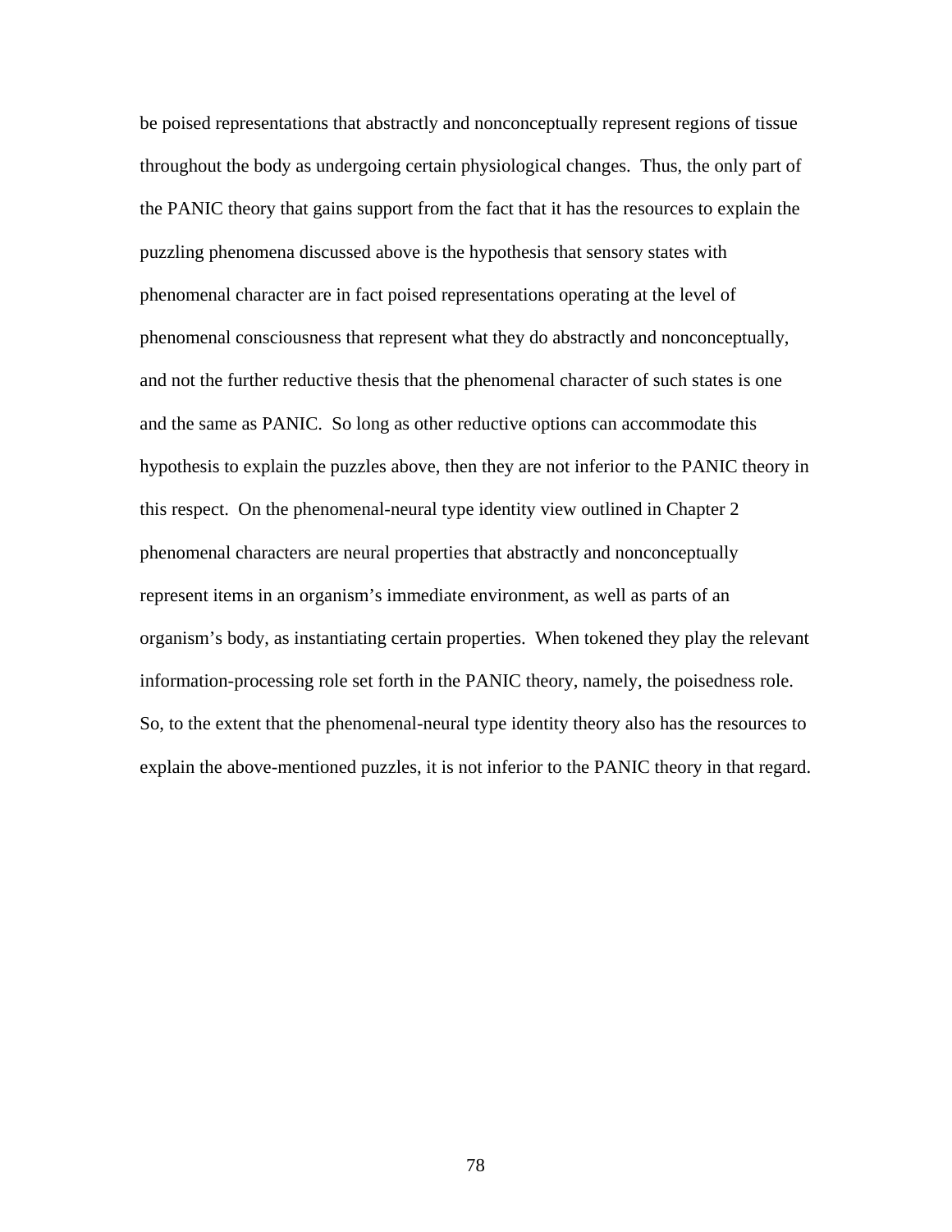be poised representations that abstractly and nonconceptually represent regions of tissue throughout the body as undergoing certain physiological changes. Thus, the only part of the PANIC theory that gains support from the fact that it has the resources to explain the puzzling phenomena discussed above is the hypothesis that sensory states with phenomenal character are in fact poised representations operating at the level of phenomenal consciousness that represent what they do abstractly and nonconceptually, and not the further reductive thesis that the phenomenal character of such states is one and the same as PANIC. So long as other reductive options can accommodate this hypothesis to explain the puzzles above, then they are not inferior to the PANIC theory in this respect. On the phenomenal-neural type identity view outlined in Chapter 2 phenomenal characters are neural properties that abstractly and nonconceptually represent items in an organism's immediate environment, as well as parts of an organism's body, as instantiating certain properties. When tokened they play the relevant information-processing role set forth in the PANIC theory, namely, the poisedness role. So, to the extent that the phenomenal-neural type identity theory also has the resources to explain the above-mentioned puzzles, it is not inferior to the PANIC theory in that regard.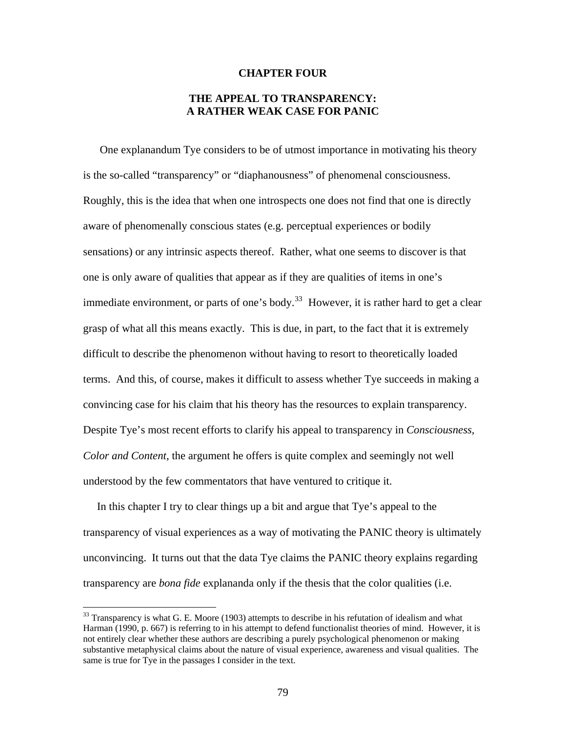# CHAPTER FOUR

## THE APPEAL TO TRANSPARENCY: A RATHER WEAK CASE FOR PANIC

One explanandum Tye considers to be of utmost importance in motivating his theory is the so-called "transparency" or "diaphanousness" of phenomenal consciousness. Roughly, this is the idea that when one introspects one does not find that one is directly aware of phenomenally conscious states (e.g. perceptual experiences or bodily sensations) or any intrinsic aspects thereof. Rather, what one seems to discover is that one is only aware of qualities that appear as if they are qualities of items in one's immediate environment, or parts of one's body.[33] However, it is rather hard to get a clear grasp of what all this means exactly. This is due, in part, to the fact that it is extremely difficult to describe the phenomenon without having to resort to theoretically loaded terms. And this, of course, makes it difficult to assess whether Tye succeeds in making a convincing case for his claim that his theory has the resources to explain transparency. Despite Tye's most recent efforts to clarify his appeal to transparency in *Consciousness, Color and Content*, the argument he offers is quite complex and seemingly not well understood by the few commentators that have ventured to critique it.

In this chapter I try to clear things up a bit and argue that Tye's appeal to the transparency of visual experiences as a way of motivating the PANIC theory is ultimately unconvincing. It turns out that the data Tye claims the PANIC theory explains regarding transparency are *bona fide* explananda only if the thesis that the color qualities (i.e.

[33] Transparency is what G. E. Moore (1903) attempts to describe in his refutation of idealism and what Harman (1990, p. 667) is referring to in his attempt to defend functionalist theories of mind. However, it is not entirely clear whether these authors are describing a purely psychological phenomenon or making substantive metaphysical claims about the nature of visual experience, awareness and visual qualities. The same is true for Tye in the passages I consider in the text.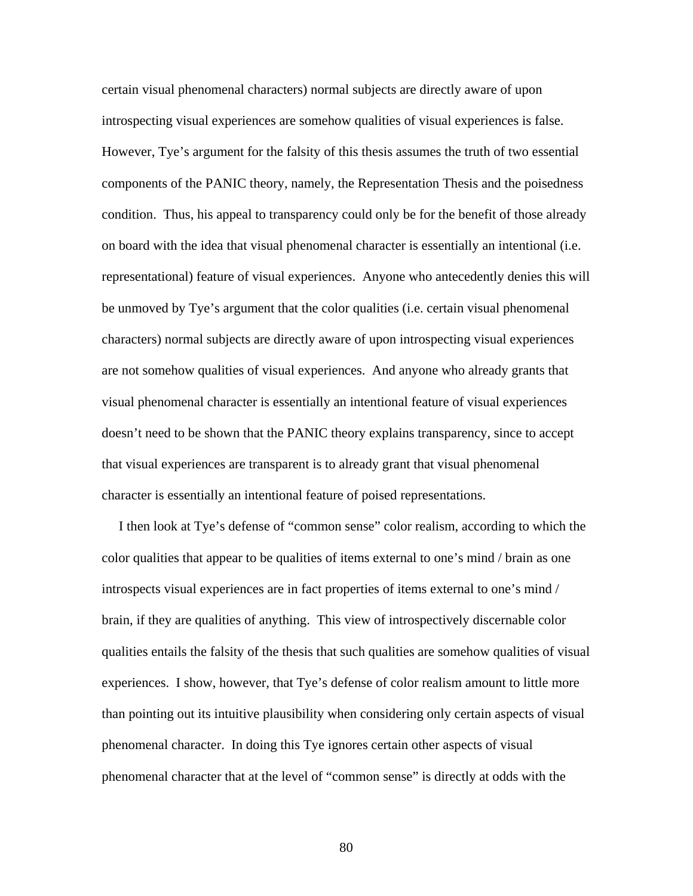certain visual phenomenal characters) normal subjects are directly aware of upon introspecting visual experiences are somehow qualities of visual experiences is false. However, Tye's argument for the falsity of this thesis assumes the truth of two essential components of the PANIC theory, namely, the Representation Thesis and the poisedness condition. Thus, his appeal to transparency could only be for the benefit of those already on board with the idea that visual phenomenal character is essentially an intentional (i.e. representational) feature of visual experiences. Anyone who antecedently denies this will be unmoved by Tye's argument that the color qualities (i.e. certain visual phenomenal characters) normal subjects are directly aware of upon introspecting visual experiences are not somehow qualities of visual experiences. And anyone who already grants that visual phenomenal character is essentially an intentional feature of visual experiences doesn't need to be shown that the PANIC theory explains transparency, since to accept that visual experiences are transparent is to already grant that visual phenomenal character is essentially an intentional feature of poised representations.

I then look at Tye's defense of "common sense" color realism, according to which the color qualities that appear to be qualities of items external to one's mind / brain as one introspects visual experiences are in fact properties of items external to one's mind / brain, if they are qualities of anything. This view of introspectively discernable color qualities entails the falsity of the thesis that such qualities are somehow qualities of visual experiences. I show, however, that Tye's defense of color realism amount to little more than pointing out its intuitive plausibility when considering only certain aspects of visual phenomenal character. In doing this Tye ignores certain other aspects of visual phenomenal character that at the level of "common sense" is directly at odds with the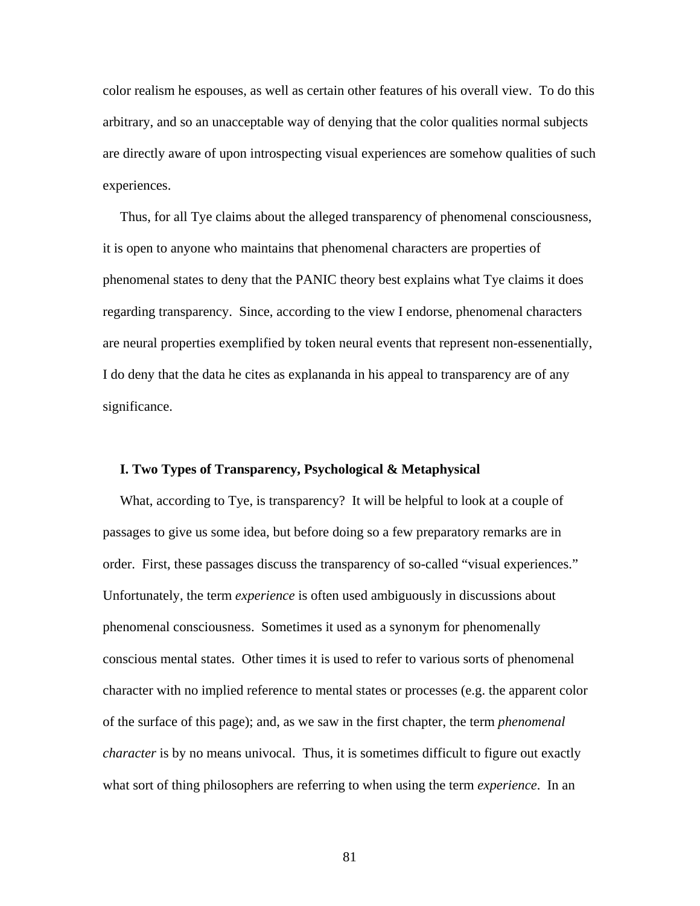color realism he espouses, as well as certain other features of his overall view. To do this arbitrary, and so an unacceptable way of denying that the color qualities normal subjects are directly aware of upon introspecting visual experiences are somehow qualities of such experiences.

Thus, for all Tye claims about the alleged transparency of phenomenal consciousness, it is open to anyone who maintains that phenomenal characters are properties of phenomenal states to deny that the PANIC theory best explains what Tye claims it does regarding transparency. Since, according to the view I endorse, phenomenal characters are neural properties exemplified by token neural events that represent non-essenentially, I do deny that the data he cites as explananda in his appeal to transparency are of any significance.

## I. Two Types of Transparency, Psychological & Metaphysical

What, according to Tye, is transparency? It will be helpful to look at a couple of passages to give us some idea, but before doing so a few preparatory remarks are in order. First, these passages discuss the transparency of so-called "visual experiences." Unfortunately, the term *experience* is often used ambiguously in discussions about phenomenal consciousness. Sometimes it used as a synonym for phenomenally conscious mental states. Other times it is used to refer to various sorts of phenomenal character with no implied reference to mental states or processes (e.g. the apparent color of the surface of this page); and, as we saw in the first chapter, the term *phenomenal character* is by no means univocal. Thus, it is sometimes difficult to figure out exactly what sort of thing philosophers are referring to when using the term *experience*. In an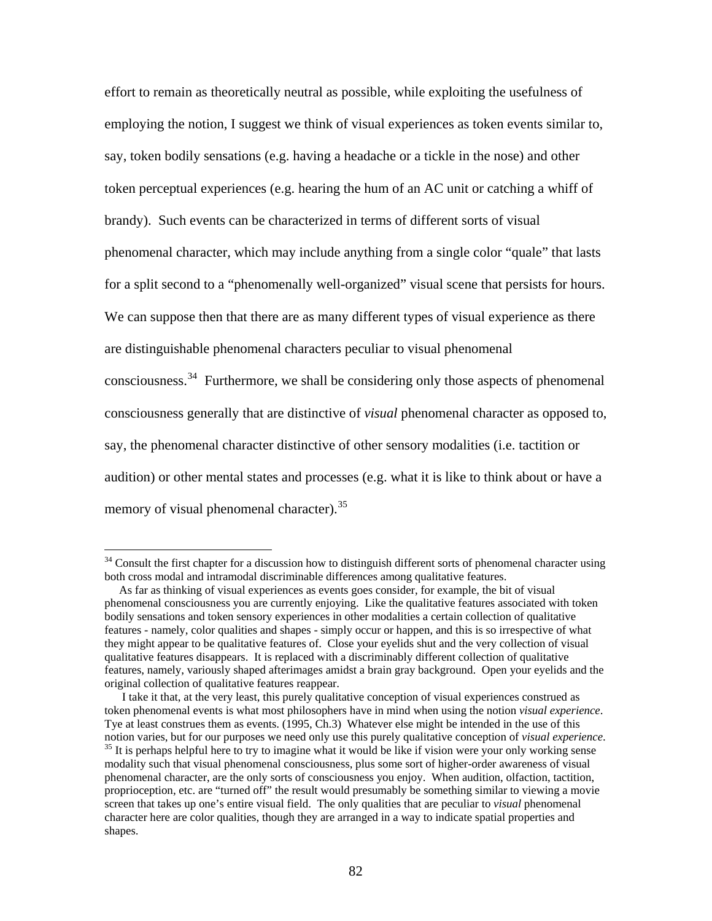effort to remain as theoretically neutral as possible, while exploiting the usefulness of employing the notion, I suggest we think of visual experiences as token events similar to, say, token bodily sensations (e.g. having a headache or a tickle in the nose) and other token perceptual experiences (e.g. hearing the hum of an AC unit or catching a whiff of brandy). Such events can be characterized in terms of different sorts of visual phenomenal character, which may include anything from a single color "quale" that lasts for a split second to a "phenomenally well-organized" visual scene that persists for hours. We can suppose then that there are as many different types of visual experience as there are distinguishable phenomenal characters peculiar to visual phenomenal consciousness.[34] Furthermore, we shall be considering only those aspects of phenomenal consciousness generally that are distinctive of *visual* phenomenal character as opposed to, say, the phenomenal character distinctive of other sensory modalities (i.e. tactition or audition) or other mental states and processes (e.g. what it is like to think about or have a memory of visual phenomenal character).[35]

---

[34] Consult the first chapter for a discussion how to distinguish different sorts of phenomenal character using both cross modal and intramodal discriminable differences among qualitative features.

As far as thinking of visual experiences as events goes consider, for example, the bit of visual phenomenal consciousness you are currently enjoying. Like the qualitative features associated with token bodily sensations and token sensory experiences in other modalities a certain collection of qualitative features - namely, color qualities and shapes - simply occur or happen, and this is so irrespective of what they might appear to be qualitative features of. Close your eyelids shut and the very collection of visual qualitative features disappears. It is replaced with a discriminably different collection of qualitative features, namely, variously shaped afterimages amidst a brain gray background. Open your eyelids and the original collection of qualitative features reappear.

I take it that, at the very least, this purely qualitative conception of visual experiences construed as token phenomenal events is what most philosophers have in mind when using the notion *visual experience*. Tye at least construes them as events. (1995, Ch.3) Whatever else might be intended in the use of this notion varies, but for our purposes we need only use this purely qualitative conception of *visual experience*.

[35] It is perhaps helpful here to try to imagine what it would be like if vision were your only working sense modality such that visual phenomenal consciousness, plus some sort of higher-order awareness of visual phenomenal character, are the only sorts of consciousness you enjoy. When audition, olfaction, tactition, proprioception, etc. are "turned off" the result would presumably be something similar to viewing a movie screen that takes up one's entire visual field. The only qualities that are peculiar to *visual* phenomenal character here are color qualities, though they are arranged in a way to indicate spatial properties and shapes.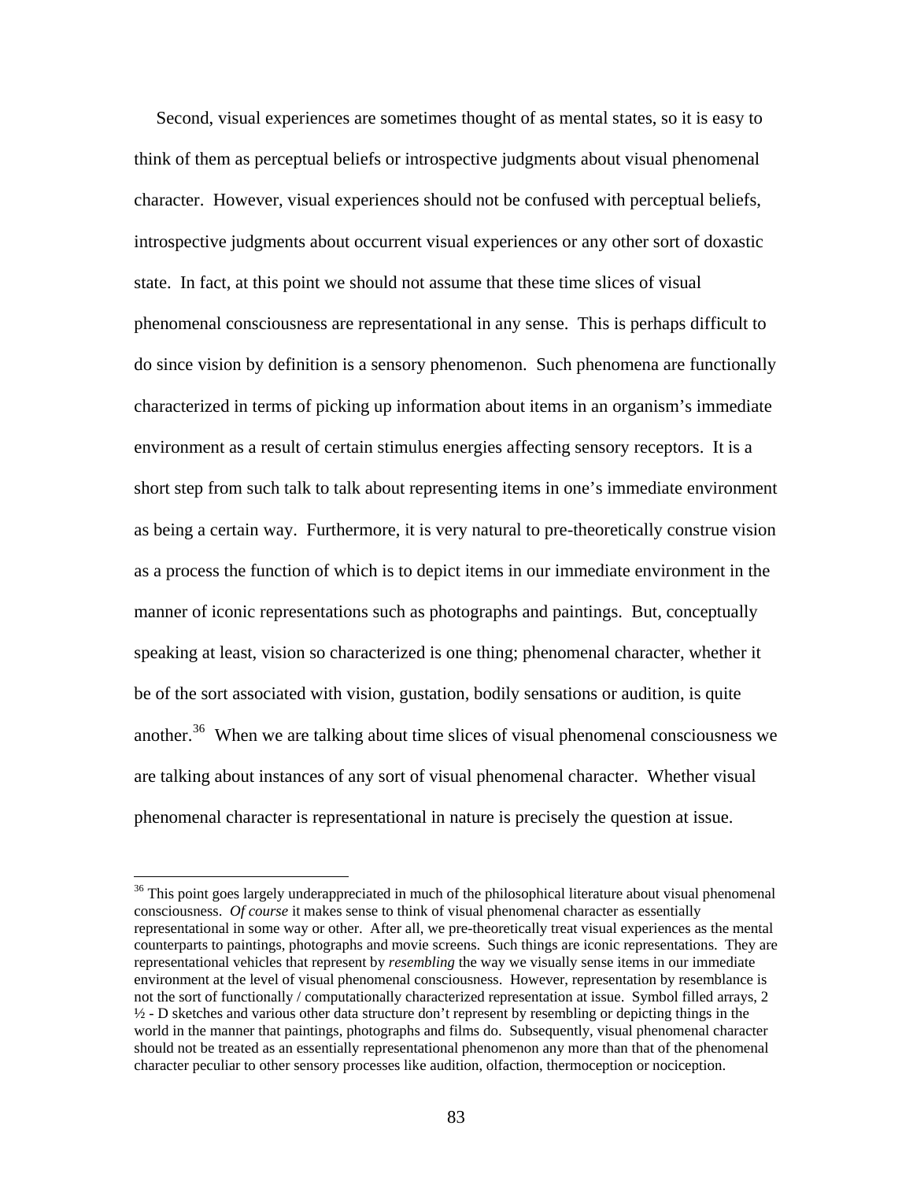Second, visual experiences are sometimes thought of as mental states, so it is easy to think of them as perceptual beliefs or introspective judgments about visual phenomenal character. However, visual experiences should not be confused with perceptual beliefs, introspective judgments about occurrent visual experiences or any other sort of doxastic state. In fact, at this point we should not assume that these time slices of visual phenomenal consciousness are representational in any sense. This is perhaps difficult to do since vision by definition is a sensory phenomenon. Such phenomena are functionally characterized in terms of picking up information about items in an organism's immediate environment as a result of certain stimulus energies affecting sensory receptors. It is a short step from such talk to talk about representing items in one's immediate environment as being a certain way. Furthermore, it is very natural to pre-theoretically construe vision as a process the function of which is to depict items in our immediate environment in the manner of iconic representations such as photographs and paintings. But, conceptually speaking at least, vision so characterized is one thing; phenomenal character, whether it be of the sort associated with vision, gustation, bodily sensations or audition, is quite another.[36] When we are talking about time slices of visual phenomenal consciousness we are talking about instances of any sort of visual phenomenal character. Whether visual phenomenal character is representational in nature is precisely the question at issue.

---

[36] This point goes largely underappreciated in much of the philosophical literature about visual phenomenal consciousness. *Of course* it makes sense to think of visual phenomenal character as essentially representational in some way or other. After all, we pre-theoretically treat visual experiences as the mental counterparts to paintings, photographs and movie screens. Such things are iconic representations. They are representational vehicles that represent by *resembling* the way we visually sense items in our immediate environment at the level of visual phenomenal consciousness. However, representation by resemblance is not the sort of functionally / computationally characterized representation at issue. Symbol filled arrays, 2 ½ - D sketches and various other data structure don't represent by resembling or depicting things in the world in the manner that paintings, photographs and films do. Subsequently, visual phenomenal character should not be treated as an essentially representational phenomenon any more than that of the phenomenal character peculiar to other sensory processes like audition, olfaction, thermoception or nociception.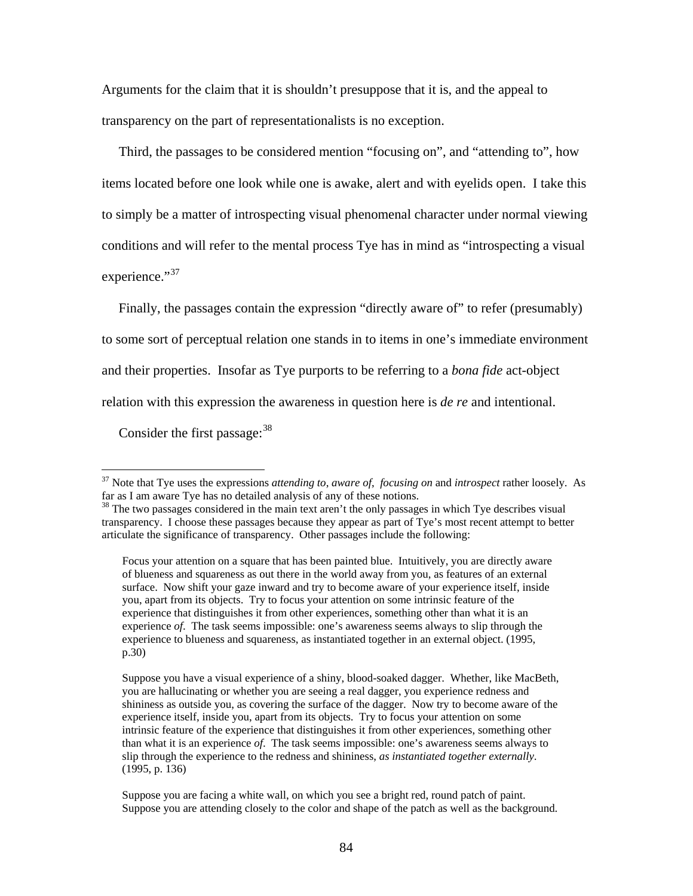Arguments for the claim that it is shouldn't presuppose that it is, and the appeal to transparency on the part of representationalists is no exception.

Third, the passages to be considered mention "focusing on", and "attending to", how items located before one look while one is awake, alert and with eyelids open. I take this to simply be a matter of introspecting visual phenomenal character under normal viewing conditions and will refer to the mental process Tye has in mind as "introspecting a visual experience."[37]

Finally, the passages contain the expression "directly aware of" to refer (presumably) to some sort of perceptual relation one stands in to items in one's immediate environment and their properties. Insofar as Tye purports to be referring to a *bona fide* act-object relation with this expression the awareness in question here is *de re* and intentional.

Consider the first passage:[38]

---

[37] Note that Tye uses the expressions *attending to*, *aware of*, *focusing on* and *introspect* rather loosely. As far as I am aware Tye has no detailed analysis of any of these notions.

[38] The two passages considered in the main text aren't the only passages in which Tye describes visual transparency. I choose these passages because they appear as part of Tye's most recent attempt to better articulate the significance of transparency. Other passages include the following:

> Focus your attention on a square that has been painted blue. Intuitively, you are directly aware of blueness and squareness as out there in the world away from you, as features of an external surface. Now shift your gaze inward and try to become aware of your experience itself, inside you, apart from its objects. Try to focus your attention on some intrinsic feature of the experience that distinguishes it from other experiences, something other than what it is an experience *of*. The task seems impossible: one's awareness seems always to slip through the experience to blueness and squareness, as instantiated together in an external object. (1995, p.30)

> Suppose you have a visual experience of a shiny, blood-soaked dagger. Whether, like MacBeth, you are hallucinating or whether you are seeing a real dagger, you experience redness and shininess as outside you, as covering the surface of the dagger. Now try to become aware of the experience itself, inside you, apart from its objects. Try to focus your attention on some intrinsic feature of the experience that distinguishes it from other experiences, something other than what it is an experience *of*. The task seems impossible: one's awareness seems always to slip through the experience to the redness and shininess, *as instantiated together externally*. (1995, p. 136)

> Suppose you are facing a white wall, on which you see a bright red, round patch of paint. Suppose you are attending closely to the color and shape of the patch as well as the background.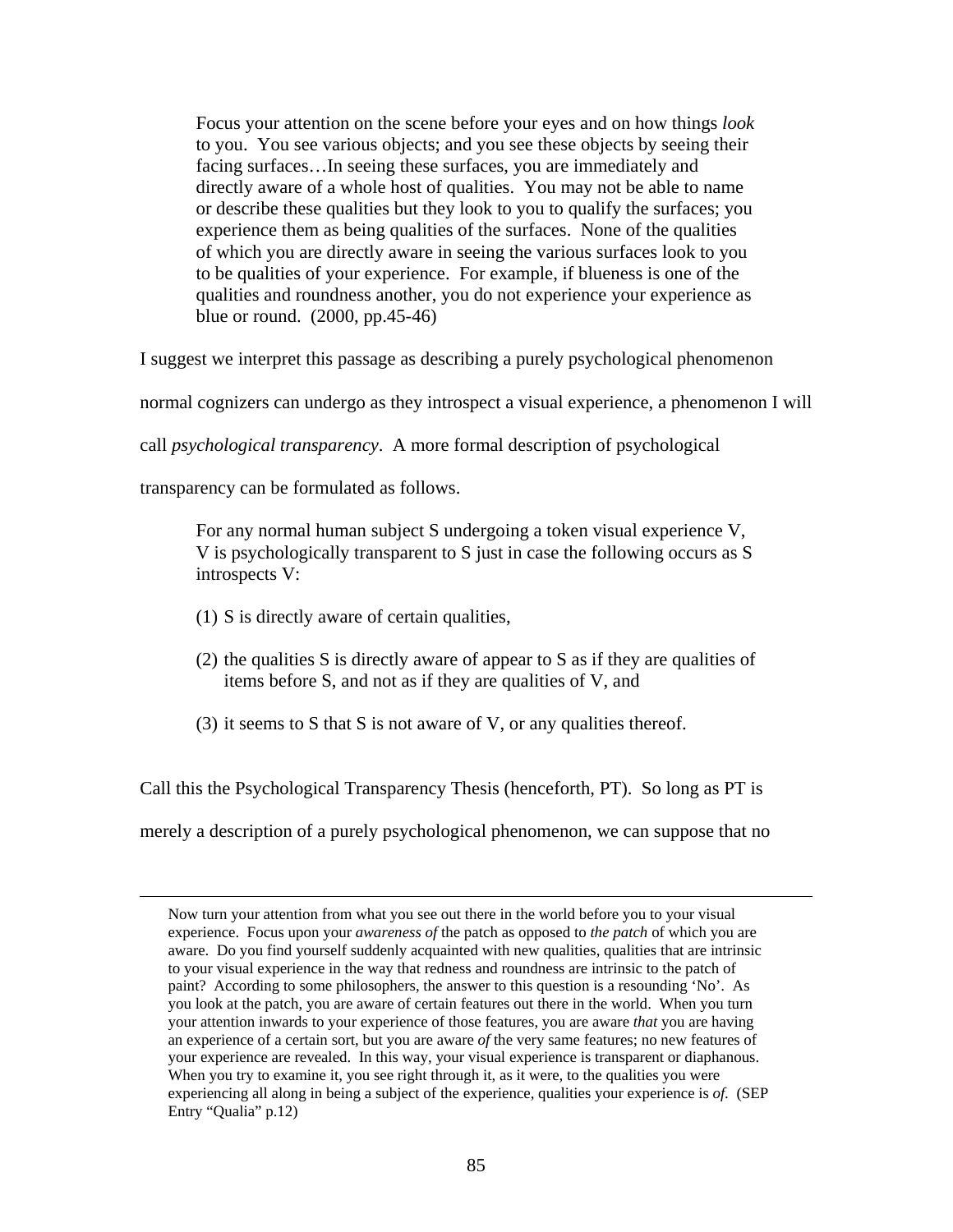> Focus your attention on the scene before your eyes and on how things *look* to you. You see various objects; and you see these objects by seeing their facing surfaces…In seeing these surfaces, you are immediately and directly aware of a whole host of qualities. You may not be able to name or describe these qualities but they look to you to qualify the surfaces; you experience them as being qualities of the surfaces. None of the qualities of which you are directly aware in seeing the various surfaces look to you to be qualities of your experience. For example, if blueness is one of the qualities and roundness another, you do not experience your experience as blue or round. (2000, pp.45-46)

I suggest we interpret this passage as describing a purely psychological phenomenon normal cognizers can undergo as they introspect a visual experience, a phenomenon I will call *psychological transparency*. A more formal description of psychological transparency can be formulated as follows.

> For any normal human subject S undergoing a token visual experience V, V is psychologically transparent to S just in case the following occurs as S introspects V:
>
> (1) S is directly aware of certain qualities,
>
> (2) the qualities S is directly aware of appear to S as if they are qualities of items before S, and not as if they are qualities of V, and
>
> (3) it seems to S that S is not aware of V, or any qualities thereof.

Call this the Psychological Transparency Thesis (henceforth, PT). So long as PT is merely a description of a purely psychological phenomenon, we can suppose that no

---

Now turn your attention from what you see out there in the world before you to your visual experience. Focus upon your *awareness of* the patch as opposed to *the patch* of which you are aware. Do you find yourself suddenly acquainted with new qualities, qualities that are intrinsic to your visual experience in the way that redness and roundness are intrinsic to the patch of paint? According to some philosophers, the answer to this question is a resounding 'No'. As you look at the patch, you are aware of certain features out there in the world. When you turn your attention inwards to your experience of those features, you are aware *that* you are having an experience of a certain sort, but you are aware *of* the very same features; no new features of your experience are revealed. In this way, your visual experience is transparent or diaphanous. When you try to examine it, you see right through it, as it were, to the qualities you were experiencing all along in being a subject of the experience, qualities your experience is *of*. (SEP Entry "Qualia" p.12)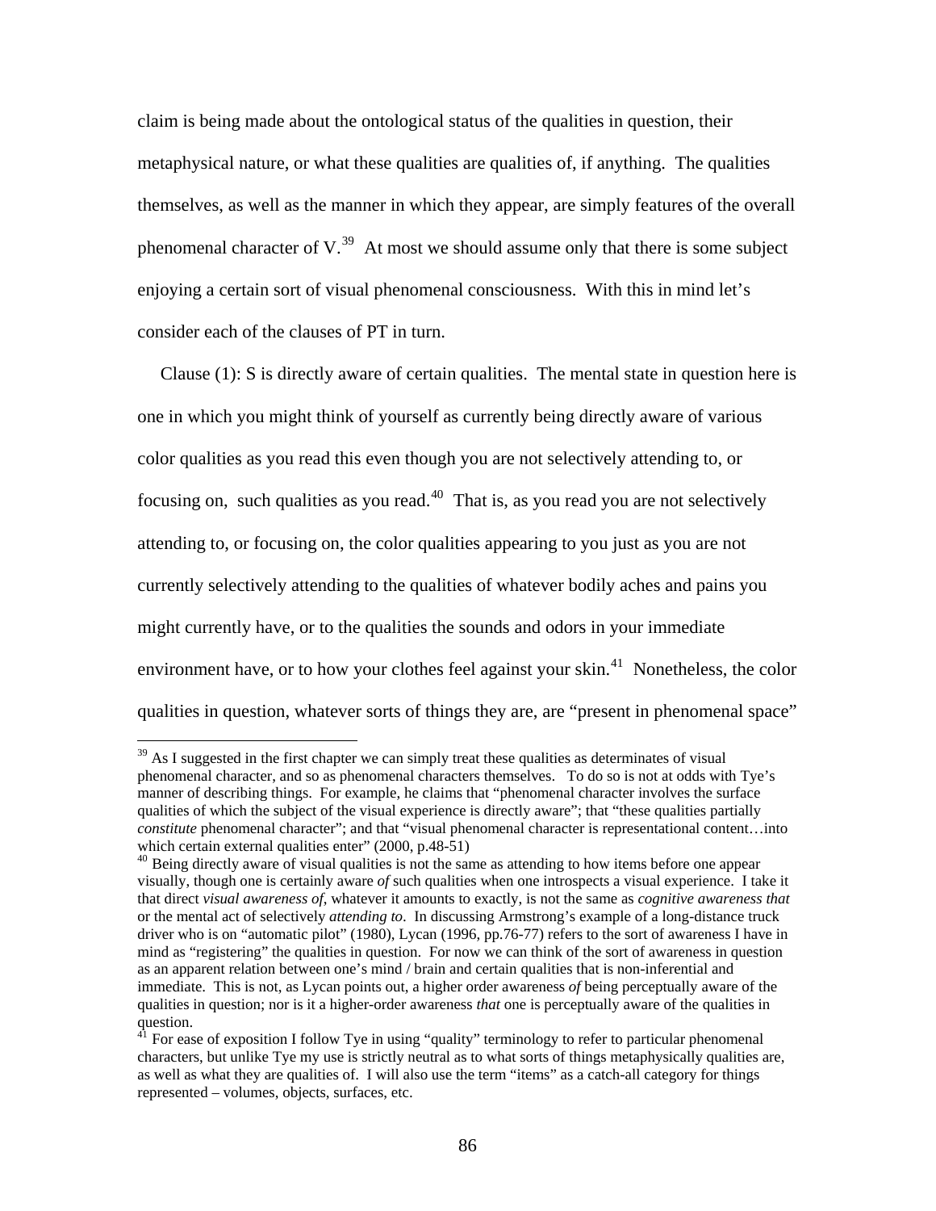claim is being made about the ontological status of the qualities in question, their metaphysical nature, or what these qualities are qualities of, if anything. The qualities themselves, as well as the manner in which they appear, are simply features of the overall phenomenal character of V.[39] At most we should assume only that there is some subject enjoying a certain sort of visual phenomenal consciousness. With this in mind let's consider each of the clauses of PT in turn.

Clause (1): S is directly aware of certain qualities. The mental state in question here is one in which you might think of yourself as currently being directly aware of various color qualities as you read this even though you are not selectively attending to, or focusing on, such qualities as you read.[40] That is, as you read you are not selectively attending to, or focusing on, the color qualities appearing to you just as you are not currently selectively attending to the qualities of whatever bodily aches and pains you might currently have, or to the qualities the sounds and odors in your immediate environment have, or to how your clothes feel against your skin.[41] Nonetheless, the color qualities in question, whatever sorts of things they are, are "present in phenomenal space"

---

[39] As I suggested in the first chapter we can simply treat these qualities as determinates of visual phenomenal character, and so as phenomenal characters themselves. To do so is not at odds with Tye's manner of describing things. For example, he claims that "phenomenal character involves the surface qualities of which the subject of the visual experience is directly aware"; that "these qualities partially *constitute* phenomenal character"; and that "visual phenomenal character is representational content…into which certain external qualities enter" (2000, p.48-51)

[40] Being directly aware of visual qualities is not the same as attending to how items before one appear visually, though one is certainly aware *of* such qualities when one introspects a visual experience. I take it that direct *visual awareness of*, whatever it amounts to exactly, is not the same as *cognitive awareness that* or the mental act of selectively *attending to*. In discussing Armstrong's example of a long-distance truck driver who is on "automatic pilot" (1980), Lycan (1996, pp.76-77) refers to the sort of awareness I have in mind as "registering" the qualities in question. For now we can think of the sort of awareness in question as an apparent relation between one's mind / brain and certain qualities that is non-inferential and immediate. This is not, as Lycan points out, a higher order awareness *of* being perceptually aware of the qualities in question; nor is it a higher-order awareness *that* one is perceptually aware of the qualities in question.

[41] For ease of exposition I follow Tye in using "quality" terminology to refer to particular phenomenal characters, but unlike Tye my use is strictly neutral as to what sorts of things metaphysically qualities are, as well as what they are qualities of. I will also use the term "items" as a catch-all category for things represented – volumes, objects, surfaces, etc.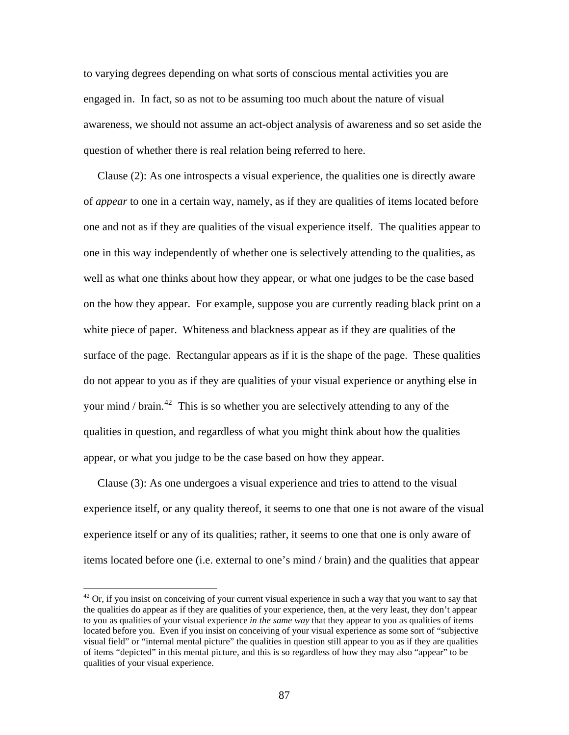to varying degrees depending on what sorts of conscious mental activities you are engaged in. In fact, so as not to be assuming too much about the nature of visual awareness, we should not assume an act-object analysis of awareness and so set aside the question of whether there is real relation being referred to here.

Clause (2): As one introspects a visual experience, the qualities one is directly aware of *appear* to one in a certain way, namely, as if they are qualities of items located before one and not as if they are qualities of the visual experience itself. The qualities appear to one in this way independently of whether one is selectively attending to the qualities, as well as what one thinks about how they appear, or what one judges to be the case based on the how they appear. For example, suppose you are currently reading black print on a white piece of paper. Whiteness and blackness appear as if they are qualities of the surface of the page. Rectangular appears as if it is the shape of the page. These qualities do not appear to you as if they are qualities of your visual experience or anything else in your mind / brain.[42] This is so whether you are selectively attending to any of the qualities in question, and regardless of what you might think about how the qualities appear, or what you judge to be the case based on how they appear.

Clause (3): As one undergoes a visual experience and tries to attend to the visual experience itself, or any quality thereof, it seems to one that one is not aware of the visual experience itself or any of its qualities; rather, it seems to one that one is only aware of items located before one (i.e. external to one's mind / brain) and the qualities that appear

---

[42] Or, if you insist on conceiving of your current visual experience in such a way that you want to say that the qualities do appear as if they are qualities of your experience, then, at the very least, they don't appear to you as qualities of your visual experience *in the same way* that they appear to you as qualities of items located before you. Even if you insist on conceiving of your visual experience as some sort of "subjective visual field" or "internal mental picture" the qualities in question still appear to you as if they are qualities of items "depicted" in this mental picture, and this is so regardless of how they may also "appear" to be qualities of your visual experience.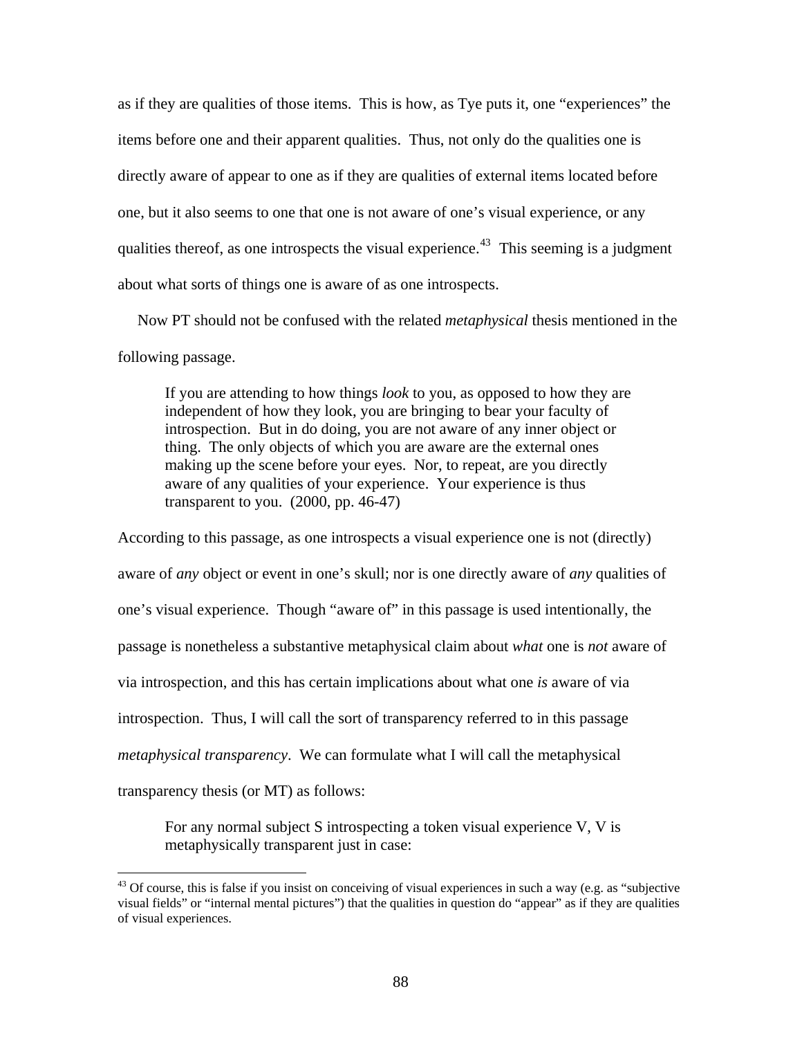as if they are qualities of those items. This is how, as Tye puts it, one "experiences" the items before one and their apparent qualities. Thus, not only do the qualities one is directly aware of appear to one as if they are qualities of external items located before one, but it also seems to one that one is not aware of one's visual experience, or any qualities thereof, as one introspects the visual experience.[43] This seeming is a judgment about what sorts of things one is aware of as one introspects.

Now PT should not be confused with the related *metaphysical* thesis mentioned in the following passage.

> If you are attending to how things *look* to you, as opposed to how they are independent of how they look, you are bringing to bear your faculty of introspection. But in do doing, you are not aware of any inner object or thing. The only objects of which you are aware are the external ones making up the scene before your eyes. Nor, to repeat, are you directly aware of any qualities of your experience. Your experience is thus transparent to you. (2000, pp. 46-47)

According to this passage, as one introspects a visual experience one is not (directly) aware of *any* object or event in one's skull; nor is one directly aware of *any* qualities of one's visual experience. Though "aware of" in this passage is used intentionally, the passage is nonetheless a substantive metaphysical claim about *what* one is *not* aware of via introspection, and this has certain implications about what one *is* aware of via introspection. Thus, I will call the sort of transparency referred to in this passage *metaphysical transparency*. We can formulate what I will call the metaphysical transparency thesis (or MT) as follows:

> For any normal subject S introspecting a token visual experience V, V is metaphysically transparent just in case:

[43] Of course, this is false if you insist on conceiving of visual experiences in such a way (e.g. as "subjective visual fields" or "internal mental pictures") that the qualities in question do "appear" as if they are qualities of visual experiences.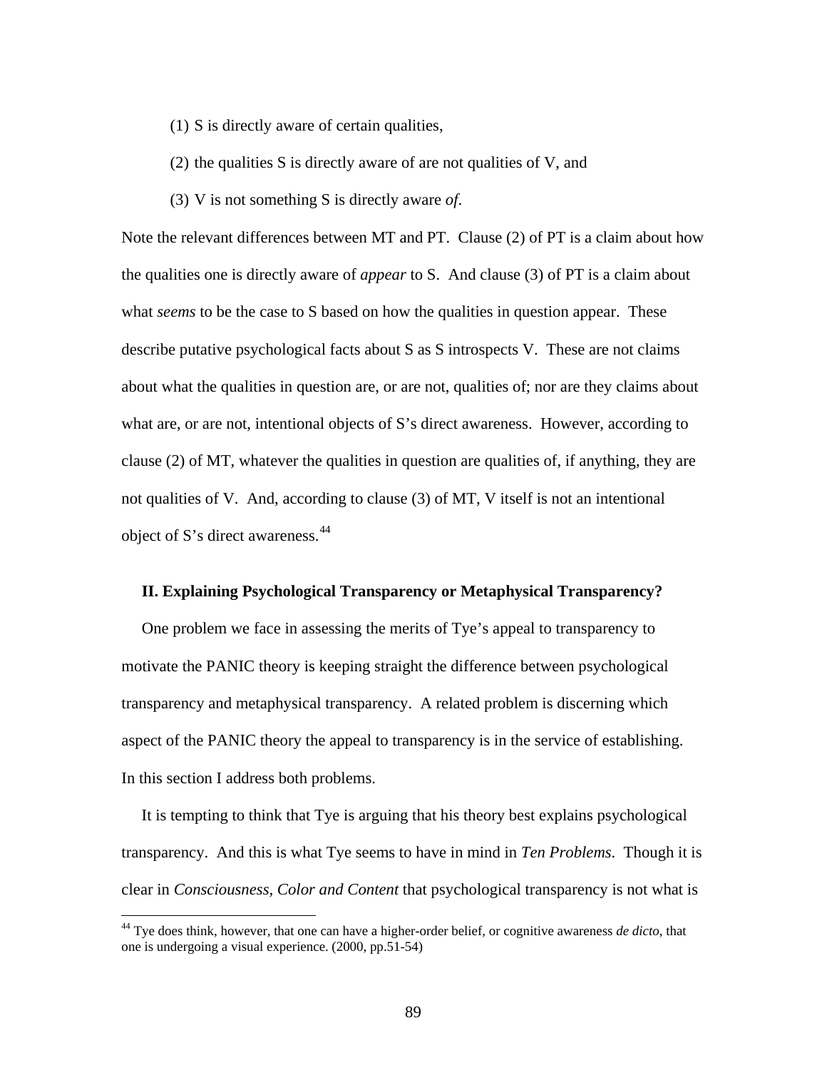(1) S is directly aware of certain qualities,

(2) the qualities S is directly aware of are not qualities of V, and

(3) V is not something S is directly aware *of*.

Note the relevant differences between MT and PT. Clause (2) of PT is a claim about how the qualities one is directly aware of *appear* to S. And clause (3) of PT is a claim about what *seems* to be the case to S based on how the qualities in question appear. These describe putative psychological facts about S as S introspects V. These are not claims about what the qualities in question are, or are not, qualities of; nor are they claims about what are, or are not, intentional objects of S's direct awareness. However, according to clause (2) of MT, whatever the qualities in question are qualities of, if anything, they are not qualities of V. And, according to clause (3) of MT, V itself is not an intentional object of S's direct awareness.[44]

## II. Explaining Psychological Transparency or Metaphysical Transparency?

One problem we face in assessing the merits of Tye's appeal to transparency to motivate the PANIC theory is keeping straight the difference between psychological transparency and metaphysical transparency. A related problem is discerning which aspect of the PANIC theory the appeal to transparency is in the service of establishing. In this section I address both problems.

It is tempting to think that Tye is arguing that his theory best explains psychological transparency. And this is what Tye seems to have in mind in *Ten Problems*. Though it is clear in *Consciousness, Color and Content* that psychological transparency is not what is

---

[44] Tye does think, however, that one can have a higher-order belief, or cognitive awareness *de dicto*, that one is undergoing a visual experience. (2000, pp.51-54)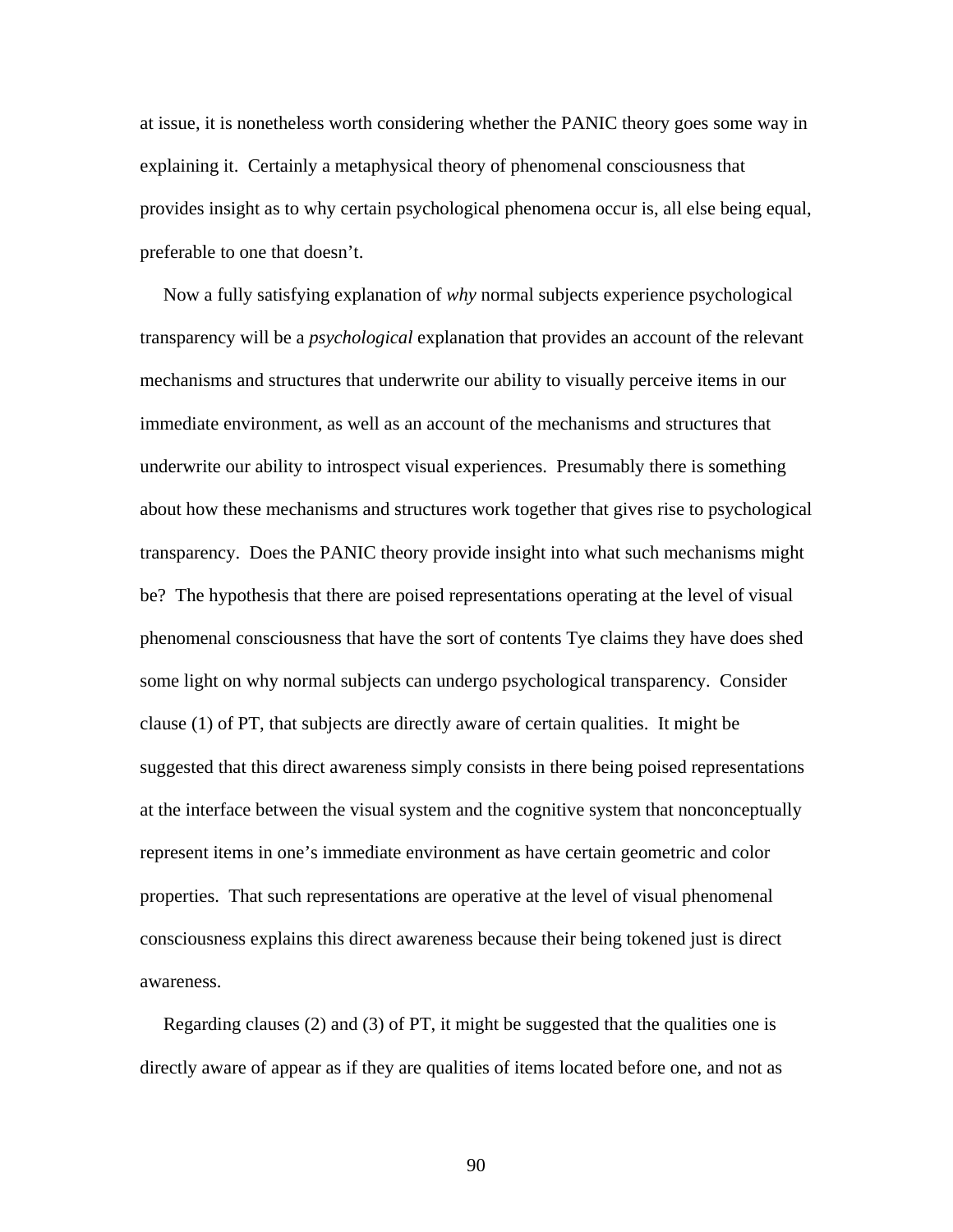at issue, it is nonetheless worth considering whether the PANIC theory goes some way in explaining it. Certainly a metaphysical theory of phenomenal consciousness that provides insight as to why certain psychological phenomena occur is, all else being equal, preferable to one that doesn't.

Now a fully satisfying explanation of *why* normal subjects experience psychological transparency will be a *psychological* explanation that provides an account of the relevant mechanisms and structures that underwrite our ability to visually perceive items in our immediate environment, as well as an account of the mechanisms and structures that underwrite our ability to introspect visual experiences. Presumably there is something about how these mechanisms and structures work together that gives rise to psychological transparency. Does the PANIC theory provide insight into what such mechanisms might be? The hypothesis that there are poised representations operating at the level of visual phenomenal consciousness that have the sort of contents Tye claims they have does shed some light on why normal subjects can undergo psychological transparency. Consider clause (1) of PT, that subjects are directly aware of certain qualities. It might be suggested that this direct awareness simply consists in there being poised representations at the interface between the visual system and the cognitive system that nonconceptually represent items in one's immediate environment as have certain geometric and color properties. That such representations are operative at the level of visual phenomenal consciousness explains this direct awareness because their being tokened just is direct awareness.

Regarding clauses (2) and (3) of PT, it might be suggested that the qualities one is directly aware of appear as if they are qualities of items located before one, and not as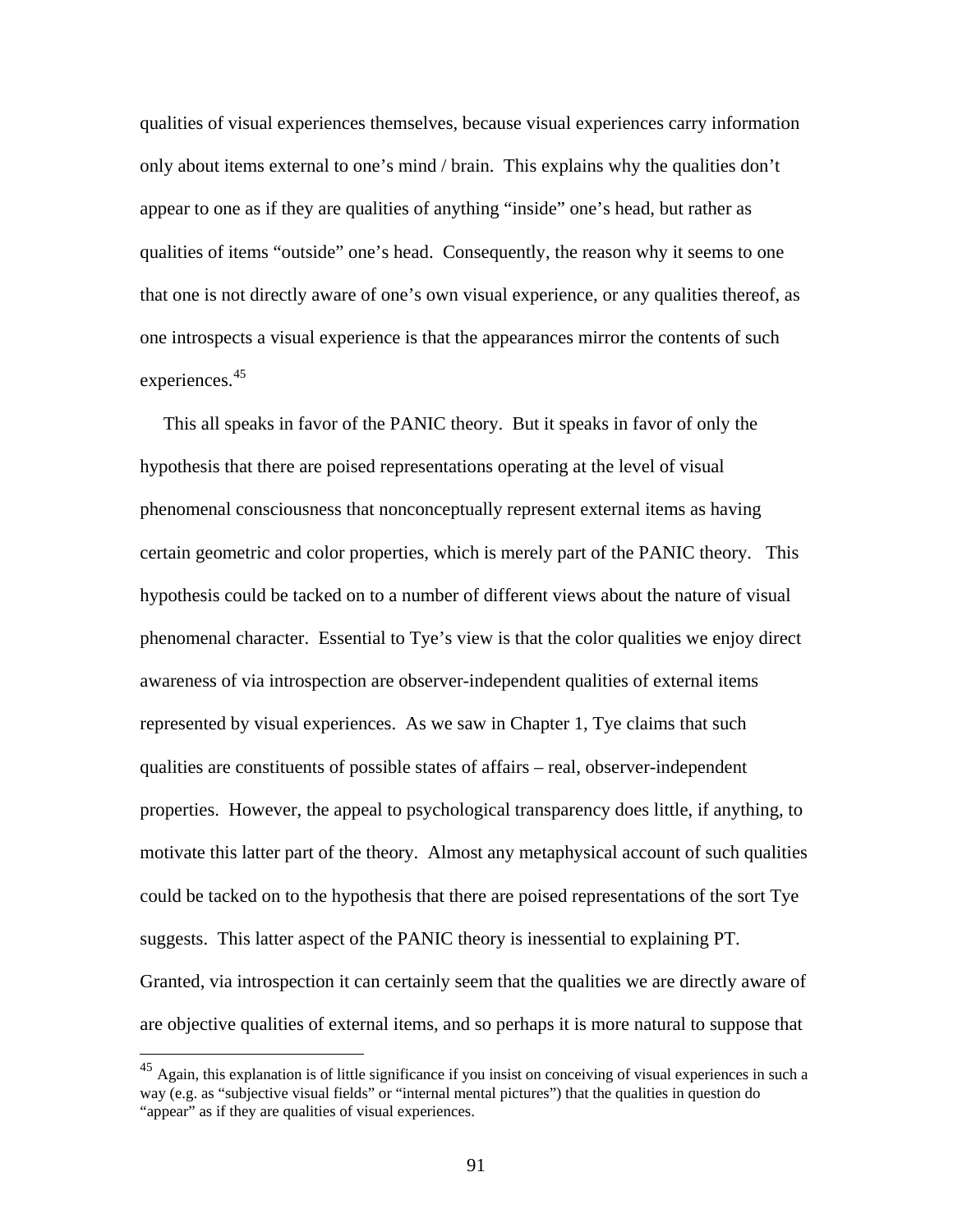qualities of visual experiences themselves, because visual experiences carry information only about items external to one's mind / brain. This explains why the qualities don't appear to one as if they are qualities of anything "inside" one's head, but rather as qualities of items "outside" one's head. Consequently, the reason why it seems to one that one is not directly aware of one's own visual experience, or any qualities thereof, as one introspects a visual experience is that the appearances mirror the contents of such experiences.[45]

This all speaks in favor of the PANIC theory. But it speaks in favor of only the hypothesis that there are poised representations operating at the level of visual phenomenal consciousness that nonconceptually represent external items as having certain geometric and color properties, which is merely part of the PANIC theory. This hypothesis could be tacked on to a number of different views about the nature of visual phenomenal character. Essential to Tye's view is that the color qualities we enjoy direct awareness of via introspection are observer-independent qualities of external items represented by visual experiences. As we saw in Chapter 1, Tye claims that such qualities are constituents of possible states of affairs – real, observer-independent properties. However, the appeal to psychological transparency does little, if anything, to motivate this latter part of the theory. Almost any metaphysical account of such qualities could be tacked on to the hypothesis that there are poised representations of the sort Tye suggests. This latter aspect of the PANIC theory is inessential to explaining PT. Granted, via introspection it can certainly seem that the qualities we are directly aware of are objective qualities of external items, and so perhaps it is more natural to suppose that

---

[45] Again, this explanation is of little significance if you insist on conceiving of visual experiences in such a way (e.g. as "subjective visual fields" or "internal mental pictures") that the qualities in question do "appear" as if they are qualities of visual experiences.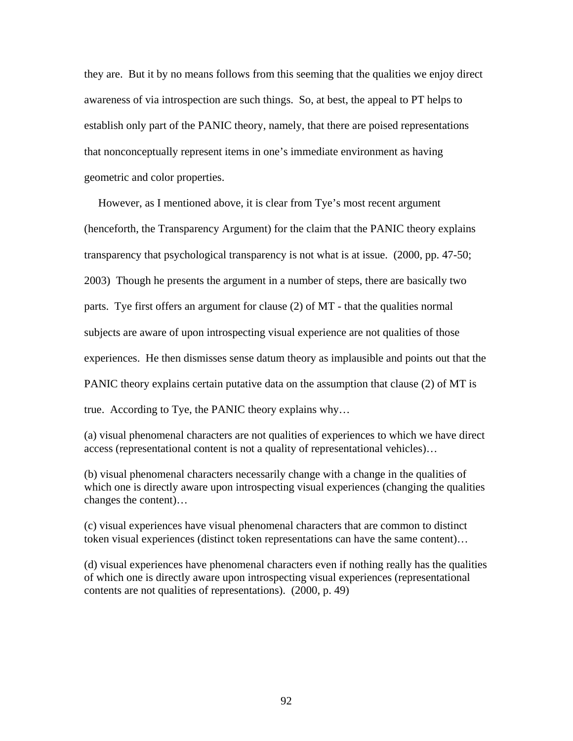they are. But it by no means follows from this seeming that the qualities we enjoy direct awareness of via introspection are such things. So, at best, the appeal to PT helps to establish only part of the PANIC theory, namely, that there are poised representations that nonconceptually represent items in one's immediate environment as having geometric and color properties.

However, as I mentioned above, it is clear from Tye's most recent argument (henceforth, the Transparency Argument) for the claim that the PANIC theory explains transparency that psychological transparency is not what is at issue. (2000, pp. 47-50; 2003) Though he presents the argument in a number of steps, there are basically two parts. Tye first offers an argument for clause (2) of MT - that the qualities normal subjects are aware of upon introspecting visual experience are not qualities of those experiences. He then dismisses sense datum theory as implausible and points out that the PANIC theory explains certain putative data on the assumption that clause (2) of MT is true. According to Tye, the PANIC theory explains why…

> (a) visual phenomenal characters are not qualities of experiences to which we have direct access (representational content is not a quality of representational vehicles)…
>
> (b) visual phenomenal characters necessarily change with a change in the qualities of which one is directly aware upon introspecting visual experiences (changing the qualities changes the content)…
>
> (c) visual experiences have visual phenomenal characters that are common to distinct token visual experiences (distinct token representations can have the same content)…
>
> (d) visual experiences have phenomenal characters even if nothing really has the qualities of which one is directly aware upon introspecting visual experiences (representational contents are not qualities of representations). (2000, p. 49)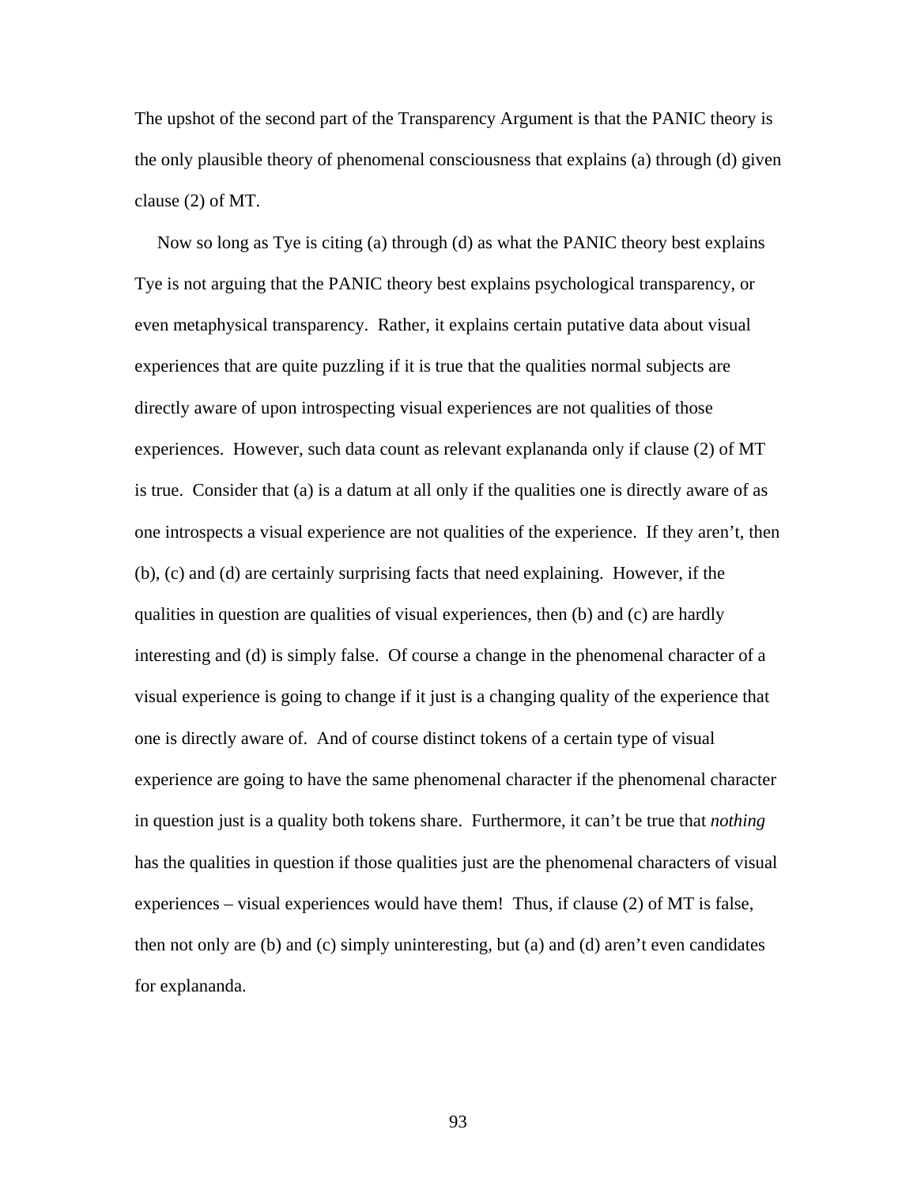The upshot of the second part of the Transparency Argument is that the PANIC theory is the only plausible theory of phenomenal consciousness that explains (a) through (d) given clause (2) of MT.

Now so long as Tye is citing (a) through (d) as what the PANIC theory best explains Tye is not arguing that the PANIC theory best explains psychological transparency, or even metaphysical transparency. Rather, it explains certain putative data about visual experiences that are quite puzzling if it is true that the qualities normal subjects are directly aware of upon introspecting visual experiences are not qualities of those experiences. However, such data count as relevant explananda only if clause (2) of MT is true. Consider that (a) is a datum at all only if the qualities one is directly aware of as one introspects a visual experience are not qualities of the experience. If they aren't, then (b), (c) and (d) are certainly surprising facts that need explaining. However, if the qualities in question are qualities of visual experiences, then (b) and (c) are hardly interesting and (d) is simply false. Of course a change in the phenomenal character of a visual experience is going to change if it just is a changing quality of the experience that one is directly aware of. And of course distinct tokens of a certain type of visual experience are going to have the same phenomenal character if the phenomenal character in question just is a quality both tokens share. Furthermore, it can't be true that *nothing* has the qualities in question if those qualities just are the phenomenal characters of visual experiences – visual experiences would have them! Thus, if clause (2) of MT is false, then not only are (b) and (c) simply uninteresting, but (a) and (d) aren't even candidates for explananda.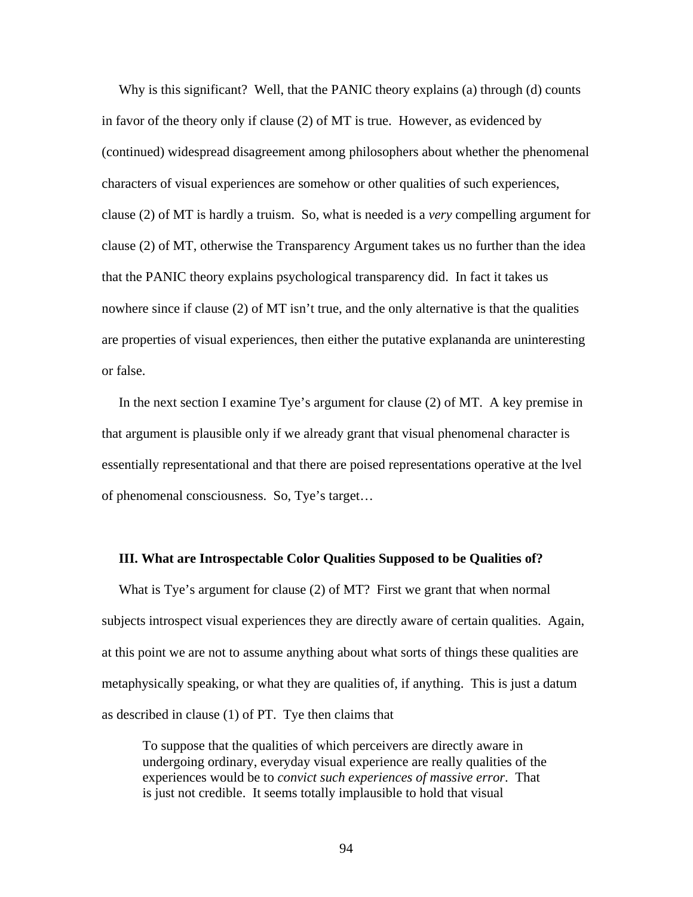Why is this significant? Well, that the PANIC theory explains (a) through (d) counts in favor of the theory only if clause (2) of MT is true. However, as evidenced by (continued) widespread disagreement among philosophers about whether the phenomenal characters of visual experiences are somehow or other qualities of such experiences, clause (2) of MT is hardly a truism. So, what is needed is a *very* compelling argument for clause (2) of MT, otherwise the Transparency Argument takes us no further than the idea that the PANIC theory explains psychological transparency did. In fact it takes us nowhere since if clause (2) of MT isn't true, and the only alternative is that the qualities are properties of visual experiences, then either the putative explananda are uninteresting or false.

In the next section I examine Tye's argument for clause (2) of MT. A key premise in that argument is plausible only if we already grant that visual phenomenal character is essentially representational and that there are poised representations operative at the lvel of phenomenal consciousness. So, Tye's target…

### III. What are Introspectable Color Qualities Supposed to be Qualities of?

What is Tye's argument for clause (2) of MT? First we grant that when normal subjects introspect visual experiences they are directly aware of certain qualities. Again, at this point we are not to assume anything about what sorts of things these qualities are metaphysically speaking, or what they are qualities of, if anything. This is just a datum as described in clause (1) of PT. Tye then claims that

> To suppose that the qualities of which perceivers are directly aware in undergoing ordinary, everyday visual experience are really qualities of the experiences would be to *convict such experiences of massive error*. That is just not credible. It seems totally implausible to hold that visual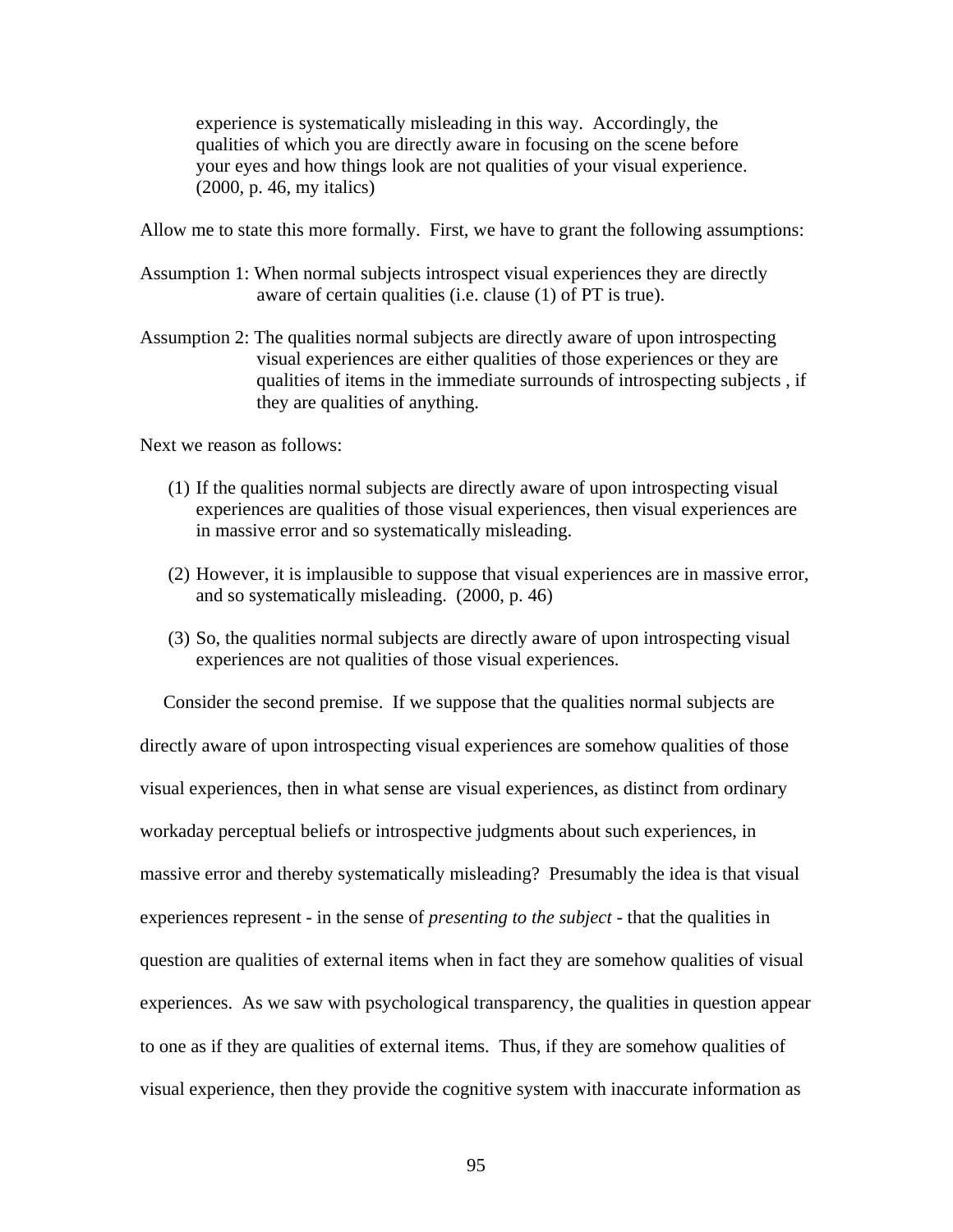> experience is systematically misleading in this way. Accordingly, the qualities of which you are directly aware in focusing on the scene before your eyes and how things look are not qualities of your visual experience. (2000, p. 46, my italics)

Allow me to state this more formally. First, we have to grant the following assumptions:

Assumption 1: When normal subjects introspect visual experiences they are directly aware of certain qualities (i.e. clause (1) of PT is true).

Assumption 2: The qualities normal subjects are directly aware of upon introspecting visual experiences are either qualities of those experiences or they are qualities of items in the immediate surrounds of introspecting subjects , if they are qualities of anything.

Next we reason as follows:

(1) If the qualities normal subjects are directly aware of upon introspecting visual experiences are qualities of those visual experiences, then visual experiences are in massive error and so systematically misleading.

(2) However, it is implausible to suppose that visual experiences are in massive error, and so systematically misleading. (2000, p. 46)

(3) So, the qualities normal subjects are directly aware of upon introspecting visual experiences are not qualities of those visual experiences.

Consider the second premise. If we suppose that the qualities normal subjects are directly aware of upon introspecting visual experiences are somehow qualities of those visual experiences, then in what sense are visual experiences, as distinct from ordinary workaday perceptual beliefs or introspective judgments about such experiences, in massive error and thereby systematically misleading? Presumably the idea is that visual experiences represent - in the sense of *presenting to the subject* - that the qualities in question are qualities of external items when in fact they are somehow qualities of visual experiences. As we saw with psychological transparency, the qualities in question appear to one as if they are qualities of external items. Thus, if they are somehow qualities of visual experience, then they provide the cognitive system with inaccurate information as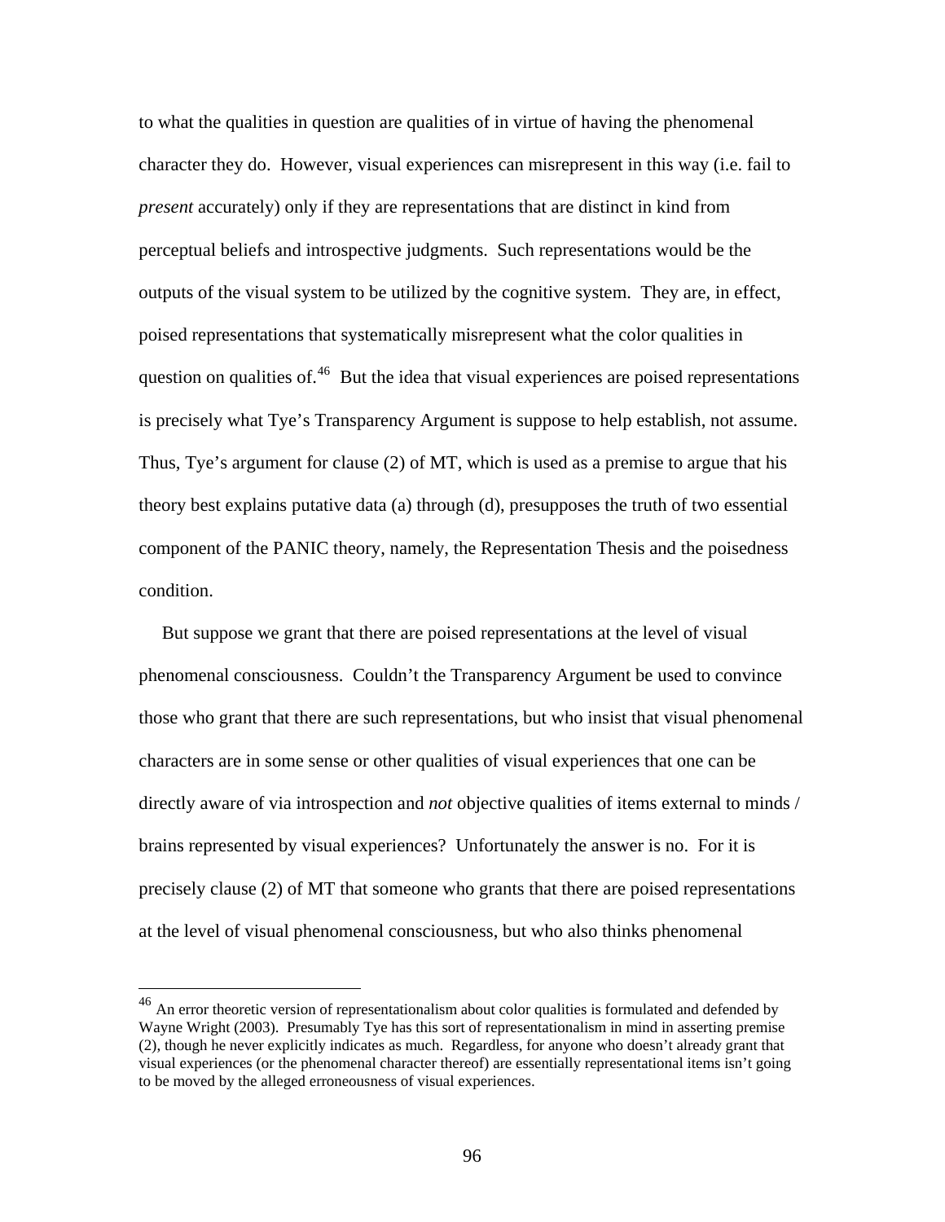to what the qualities in question are qualities of in virtue of having the phenomenal character they do. However, visual experiences can misrepresent in this way (i.e. fail to *present* accurately) only if they are representations that are distinct in kind from perceptual beliefs and introspective judgments. Such representations would be the outputs of the visual system to be utilized by the cognitive system. They are, in effect, poised representations that systematically misrepresent what the color qualities in question on qualities of.[46] But the idea that visual experiences are poised representations is precisely what Tye's Transparency Argument is suppose to help establish, not assume. Thus, Tye's argument for clause (2) of MT, which is used as a premise to argue that his theory best explains putative data (a) through (d), presupposes the truth of two essential component of the PANIC theory, namely, the Representation Thesis and the poisedness condition.

But suppose we grant that there are poised representations at the level of visual phenomenal consciousness. Couldn't the Transparency Argument be used to convince those who grant that there are such representations, but who insist that visual phenomenal characters are in some sense or other qualities of visual experiences that one can be directly aware of via introspection and *not* objective qualities of items external to minds / brains represented by visual experiences? Unfortunately the answer is no. For it is precisely clause (2) of MT that someone who grants that there are poised representations at the level of visual phenomenal consciousness, but who also thinks phenomenal

---

[46] An error theoretic version of representationalism about color qualities is formulated and defended by Wayne Wright (2003). Presumably Tye has this sort of representationalism in mind in asserting premise (2), though he never explicitly indicates as much. Regardless, for anyone who doesn't already grant that visual experiences (or the phenomenal character thereof) are essentially representational items isn't going to be moved by the alleged erroneousness of visual experiences.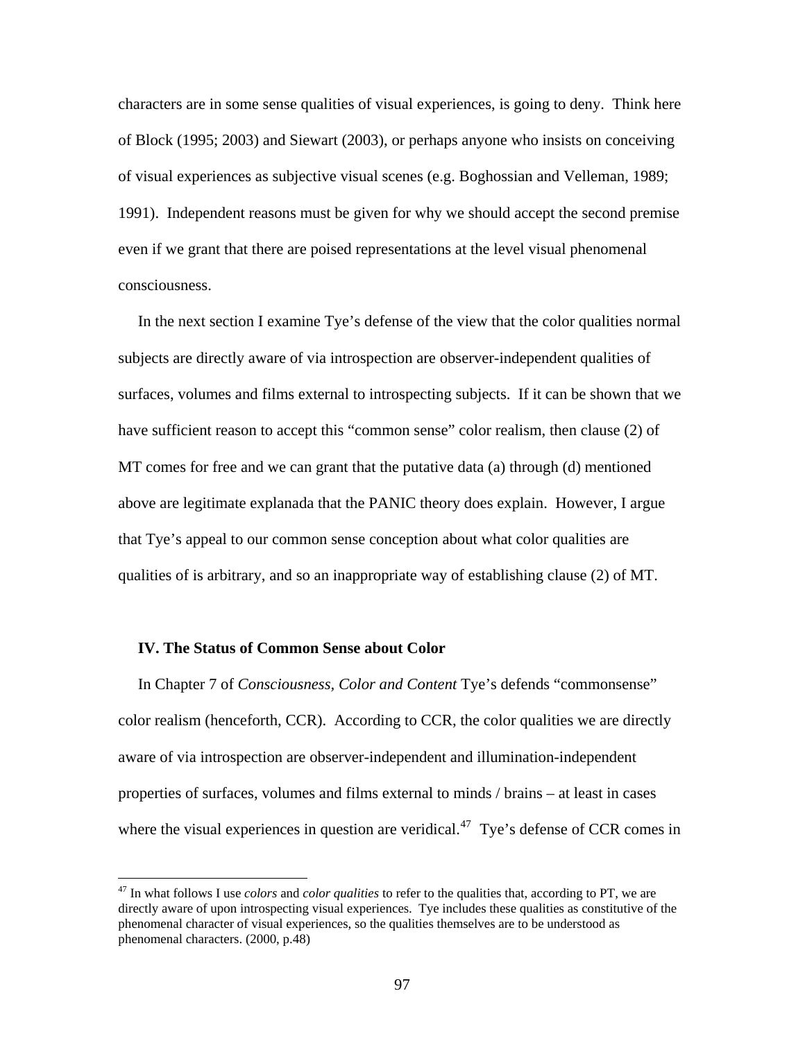characters are in some sense qualities of visual experiences, is going to deny. Think here of Block (1995; 2003) and Siewart (2003), or perhaps anyone who insists on conceiving of visual experiences as subjective visual scenes (e.g. Boghossian and Velleman, 1989; 1991). Independent reasons must be given for why we should accept the second premise even if we grant that there are poised representations at the level visual phenomenal consciousness.

In the next section I examine Tye's defense of the view that the color qualities normal subjects are directly aware of via introspection are observer-independent qualities of surfaces, volumes and films external to introspecting subjects. If it can be shown that we have sufficient reason to accept this "common sense" color realism, then clause (2) of MT comes for free and we can grant that the putative data (a) through (d) mentioned above are legitimate explanada that the PANIC theory does explain. However, I argue that Tye's appeal to our common sense conception about what color qualities are qualities of is arbitrary, and so an inappropriate way of establishing clause (2) of MT.

### IV. The Status of Common Sense about Color

In Chapter 7 of *Consciousness, Color and Content* Tye's defends "commonsense" color realism (henceforth, CCR). According to CCR, the color qualities we are directly aware of via introspection are observer-independent and illumination-independent properties of surfaces, volumes and films external to minds / brains – at least in cases where the visual experiences in question are veridical.[47] Tye's defense of CCR comes in

[47] In what follows I use *colors* and *color qualities* to refer to the qualities that, according to PT, we are directly aware of upon introspecting visual experiences. Tye includes these qualities as constitutive of the phenomenal character of visual experiences, so the qualities themselves are to be understood as phenomenal characters. (2000, p.48)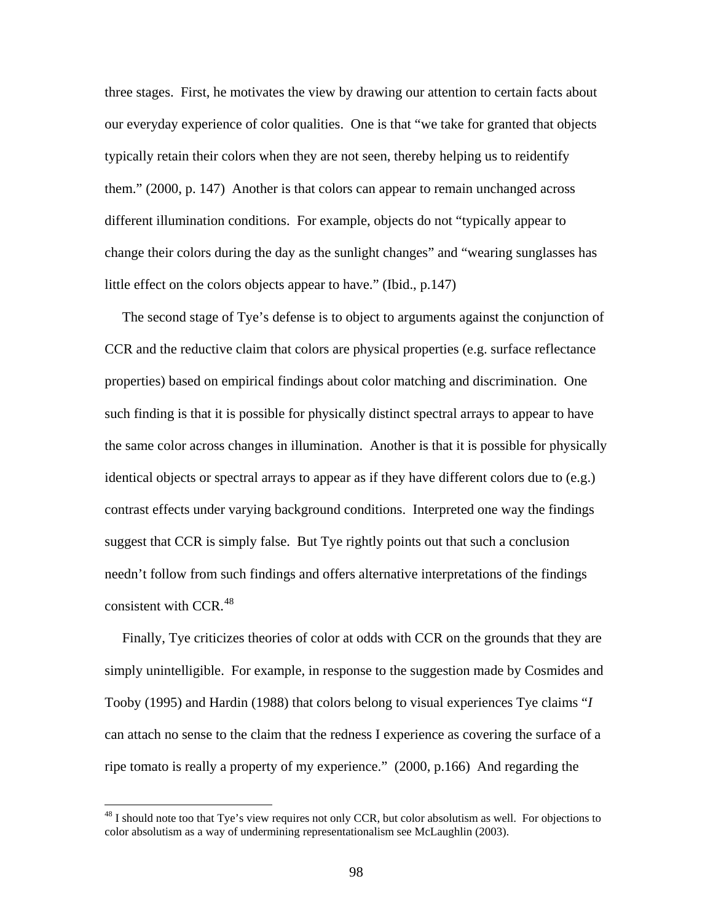three stages. First, he motivates the view by drawing our attention to certain facts about our everyday experience of color qualities. One is that "we take for granted that objects typically retain their colors when they are not seen, thereby helping us to reidentify them." (2000, p. 147) Another is that colors can appear to remain unchanged across different illumination conditions. For example, objects do not "typically appear to change their colors during the day as the sunlight changes" and "wearing sunglasses has little effect on the colors objects appear to have." (Ibid., p.147)

The second stage of Tye's defense is to object to arguments against the conjunction of CCR and the reductive claim that colors are physical properties (e.g. surface reflectance properties) based on empirical findings about color matching and discrimination. One such finding is that it is possible for physically distinct spectral arrays to appear to have the same color across changes in illumination. Another is that it is possible for physically identical objects or spectral arrays to appear as if they have different colors due to (e.g.) contrast effects under varying background conditions. Interpreted one way the findings suggest that CCR is simply false. But Tye rightly points out that such a conclusion needn't follow from such findings and offers alternative interpretations of the findings consistent with CCR.[48]

Finally, Tye criticizes theories of color at odds with CCR on the grounds that they are simply unintelligible. For example, in response to the suggestion made by Cosmides and Tooby (1995) and Hardin (1988) that colors belong to visual experiences Tye claims "*I* can attach no sense to the claim that the redness I experience as covering the surface of a ripe tomato is really a property of my experience." (2000, p.166) And regarding the

---

[48] I should note too that Tye's view requires not only CCR, but color absolutism as well. For objections to color absolutism as a way of undermining representationalism see McLaughlin (2003).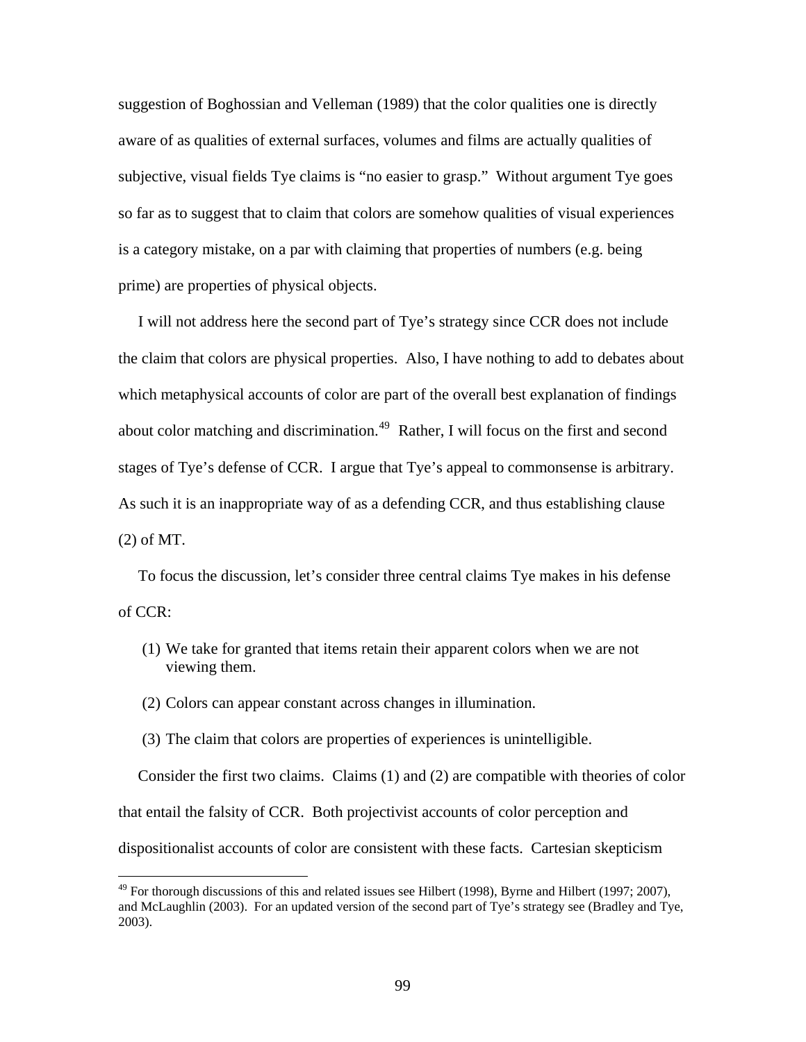suggestion of Boghossian and Velleman (1989) that the color qualities one is directly aware of as qualities of external surfaces, volumes and films are actually qualities of subjective, visual fields Tye claims is "no easier to grasp." Without argument Tye goes so far as to suggest that to claim that colors are somehow qualities of visual experiences is a category mistake, on a par with claiming that properties of numbers (e.g. being prime) are properties of physical objects.

I will not address here the second part of Tye's strategy since CCR does not include the claim that colors are physical properties. Also, I have nothing to add to debates about which metaphysical accounts of color are part of the overall best explanation of findings about color matching and discrimination.[49] Rather, I will focus on the first and second stages of Tye's defense of CCR. I argue that Tye's appeal to commonsense is arbitrary. As such it is an inappropriate way of as a defending CCR, and thus establishing clause (2) of MT.

To focus the discussion, let's consider three central claims Tye makes in his defense of CCR:

(1) We take for granted that items retain their apparent colors when we are not viewing them.

(2) Colors can appear constant across changes in illumination.

(3) The claim that colors are properties of experiences is unintelligible.

Consider the first two claims. Claims (1) and (2) are compatible with theories of color that entail the falsity of CCR. Both projectivist accounts of color perception and dispositionalist accounts of color are consistent with these facts. Cartesian skepticism

[49] For thorough discussions of this and related issues see Hilbert (1998), Byrne and Hilbert (1997; 2007), and McLaughlin (2003). For an updated version of the second part of Tye's strategy see (Bradley and Tye, 2003).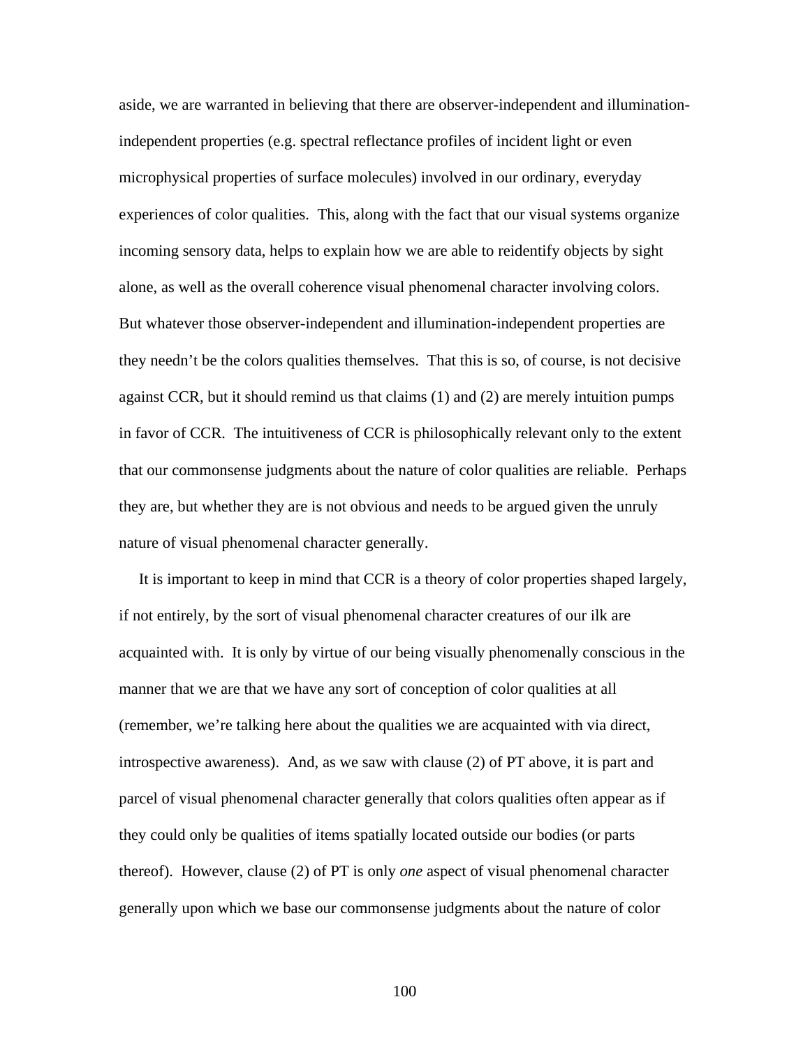aside, we are warranted in believing that there are observer-independent and illumination-independent properties (e.g. spectral reflectance profiles of incident light or even microphysical properties of surface molecules) involved in our ordinary, everyday experiences of color qualities. This, along with the fact that our visual systems organize incoming sensory data, helps to explain how we are able to reidentify objects by sight alone, as well as the overall coherence visual phenomenal character involving colors. But whatever those observer-independent and illumination-independent properties are they needn't be the colors qualities themselves. That this is so, of course, is not decisive against CCR, but it should remind us that claims (1) and (2) are merely intuition pumps in favor of CCR. The intuitiveness of CCR is philosophically relevant only to the extent that our commonsense judgments about the nature of color qualities are reliable. Perhaps they are, but whether they are is not obvious and needs to be argued given the unruly nature of visual phenomenal character generally.

It is important to keep in mind that CCR is a theory of color properties shaped largely, if not entirely, by the sort of visual phenomenal character creatures of our ilk are acquainted with. It is only by virtue of our being visually phenomenally conscious in the manner that we are that we have any sort of conception of color qualities at all (remember, we're talking here about the qualities we are acquainted with via direct, introspective awareness). And, as we saw with clause (2) of PT above, it is part and parcel of visual phenomenal character generally that colors qualities often appear as if they could only be qualities of items spatially located outside our bodies (or parts thereof). However, clause (2) of PT is only *one* aspect of visual phenomenal character generally upon which we base our commonsense judgments about the nature of color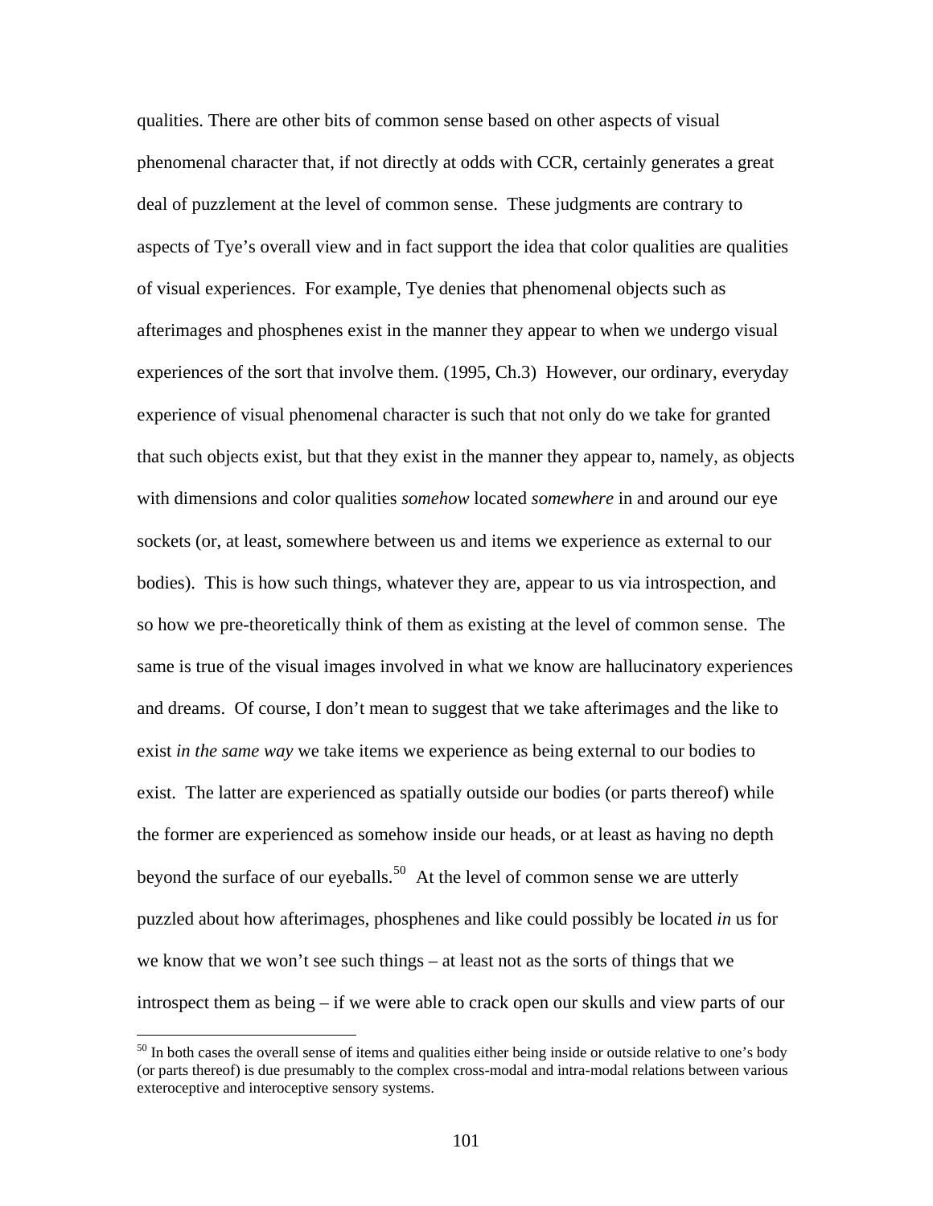qualities. There are other bits of common sense based on other aspects of visual phenomenal character that, if not directly at odds with CCR, certainly generates a great deal of puzzlement at the level of common sense. These judgments are contrary to aspects of Tye's overall view and in fact support the idea that color qualities are qualities of visual experiences. For example, Tye denies that phenomenal objects such as afterimages and phosphenes exist in the manner they appear to when we undergo visual experiences of the sort that involve them. (1995, Ch.3) However, our ordinary, everyday experience of visual phenomenal character is such that not only do we take for granted that such objects exist, but that they exist in the manner they appear to, namely, as objects with dimensions and color qualities *somehow* located *somewhere* in and around our eye sockets (or, at least, somewhere between us and items we experience as external to our bodies). This is how such things, whatever they are, appear to us via introspection, and so how we pre-theoretically think of them as existing at the level of common sense. The same is true of the visual images involved in what we know are hallucinatory experiences and dreams. Of course, I don't mean to suggest that we take afterimages and the like to exist *in the same way* we take items we experience as being external to our bodies to exist. The latter are experienced as spatially outside our bodies (or parts thereof) while the former are experienced as somehow inside our heads, or at least as having no depth beyond the surface of our eyeballs.[50] At the level of common sense we are utterly puzzled about how afterimages, phosphenes and like could possibly be located *in* us for we know that we won't see such things – at least not as the sorts of things that we introspect them as being – if we were able to crack open our skulls and view parts of our

[50] In both cases the overall sense of items and qualities either being inside or outside relative to one's body (or parts thereof) is due presumably to the complex cross-modal and intra-modal relations between various exteroceptive and interoceptive sensory systems.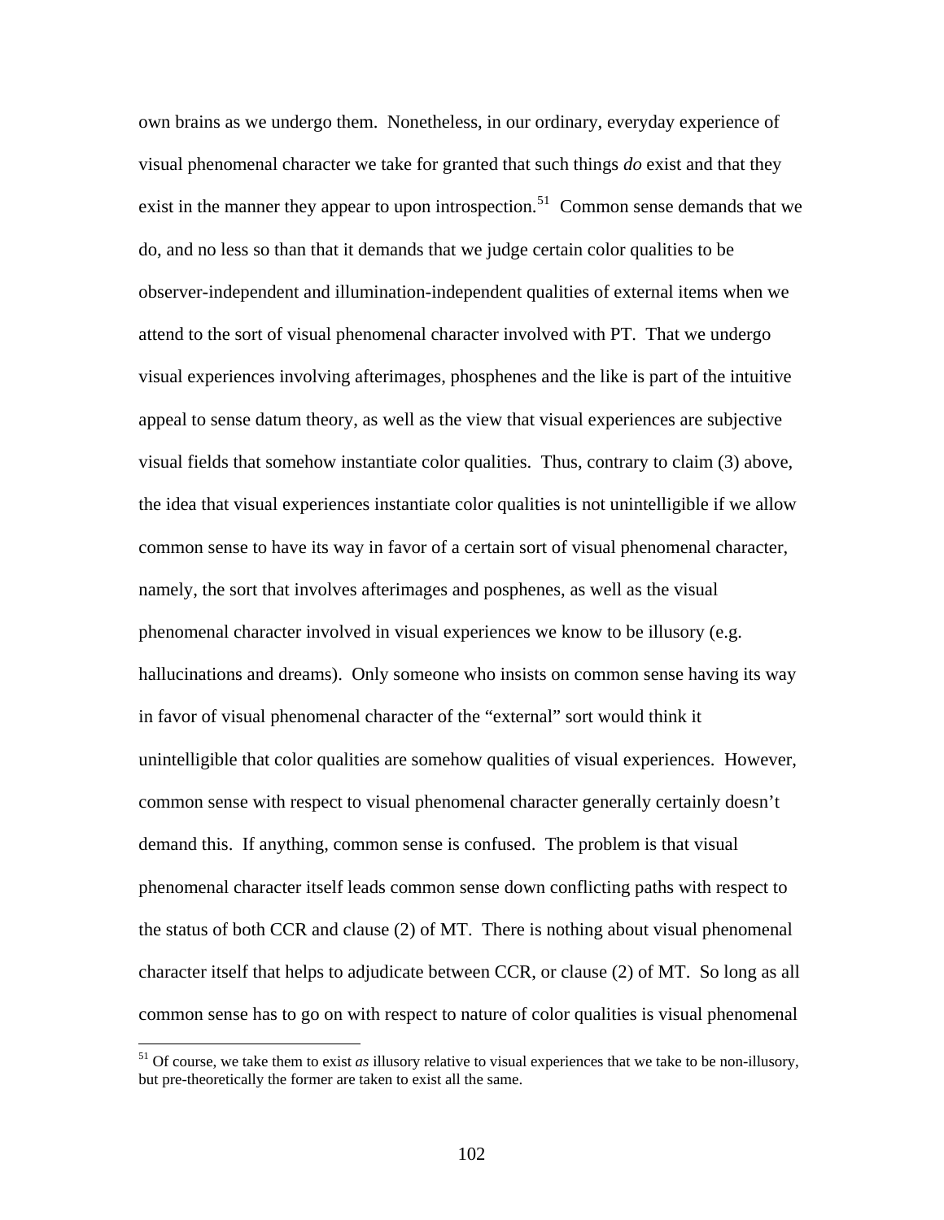own brains as we undergo them. Nonetheless, in our ordinary, everyday experience of visual phenomenal character we take for granted that such things *do* exist and that they exist in the manner they appear to upon introspection.[51] Common sense demands that we do, and no less so than that it demands that we judge certain color qualities to be observer-independent and illumination-independent qualities of external items when we attend to the sort of visual phenomenal character involved with PT. That we undergo visual experiences involving afterimages, phosphenes and the like is part of the intuitive appeal to sense datum theory, as well as the view that visual experiences are subjective visual fields that somehow instantiate color qualities. Thus, contrary to claim (3) above, the idea that visual experiences instantiate color qualities is not unintelligible if we allow common sense to have its way in favor of a certain sort of visual phenomenal character, namely, the sort that involves afterimages and posphenes, as well as the visual phenomenal character involved in visual experiences we know to be illusory (e.g. hallucinations and dreams). Only someone who insists on common sense having its way in favor of visual phenomenal character of the "external" sort would think it unintelligible that color qualities are somehow qualities of visual experiences. However, common sense with respect to visual phenomenal character generally certainly doesn't demand this. If anything, common sense is confused. The problem is that visual phenomenal character itself leads common sense down conflicting paths with respect to the status of both CCR and clause (2) of MT. There is nothing about visual phenomenal character itself that helps to adjudicate between CCR, or clause (2) of MT. So long as all common sense has to go on with respect to nature of color qualities is visual phenomenal

[51] Of course, we take them to exist *as* illusory relative to visual experiences that we take to be non-illusory, but pre-theoretically the former are taken to exist all the same.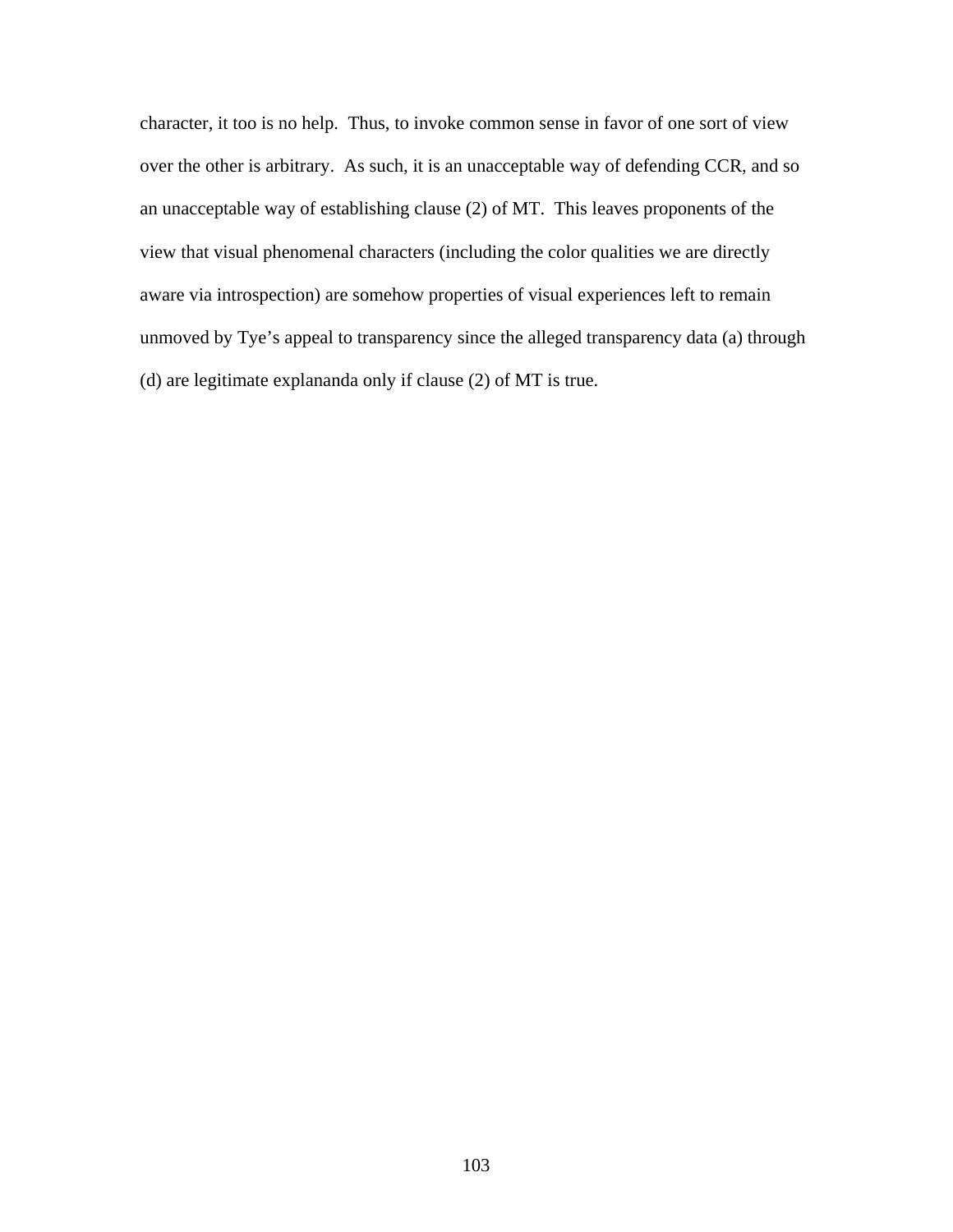character, it too is no help. Thus, to invoke common sense in favor of one sort of view over the other is arbitrary. As such, it is an unacceptable way of defending CCR, and so an unacceptable way of establishing clause (2) of MT. This leaves proponents of the view that visual phenomenal characters (including the color qualities we are directly aware via introspection) are somehow properties of visual experiences left to remain unmoved by Tye's appeal to transparency since the alleged transparency data (a) through (d) are legitimate explananda only if clause (2) of MT is true.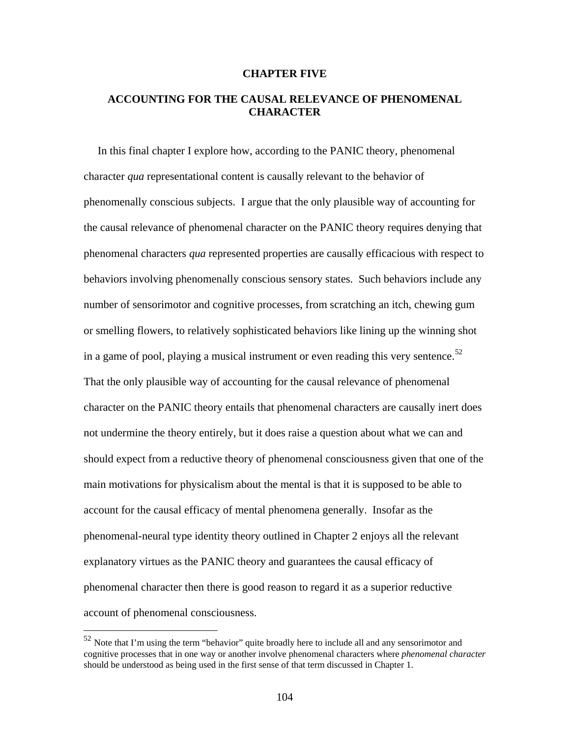# CHAPTER FIVE

## ACCOUNTING FOR THE CAUSAL RELEVANCE OF PHENOMENAL CHARACTER

In this final chapter I explore how, according to the PANIC theory, phenomenal character *qua* representational content is causally relevant to the behavior of phenomenally conscious subjects. I argue that the only plausible way of accounting for the causal relevance of phenomenal character on the PANIC theory requires denying that phenomenal characters *qua* represented properties are causally efficacious with respect to behaviors involving phenomenally conscious sensory states. Such behaviors include any number of sensorimotor and cognitive processes, from scratching an itch, chewing gum or smelling flowers, to relatively sophisticated behaviors like lining up the winning shot in a game of pool, playing a musical instrument or even reading this very sentence.[52] That the only plausible way of accounting for the causal relevance of phenomenal character on the PANIC theory entails that phenomenal characters are causally inert does not undermine the theory entirely, but it does raise a question about what we can and should expect from a reductive theory of phenomenal consciousness given that one of the main motivations for physicalism about the mental is that it is supposed to be able to account for the causal efficacy of mental phenomena generally. Insofar as the phenomenal-neural type identity theory outlined in Chapter 2 enjoys all the relevant explanatory virtues as the PANIC theory and guarantees the causal efficacy of phenomenal character then there is good reason to regard it as a superior reductive account of phenomenal consciousness.

---

[52] Note that I'm using the term "behavior" quite broadly here to include all and any sensorimotor and cognitive processes that in one way or another involve phenomenal characters where *phenomenal character* should be understood as being used in the first sense of that term discussed in Chapter 1.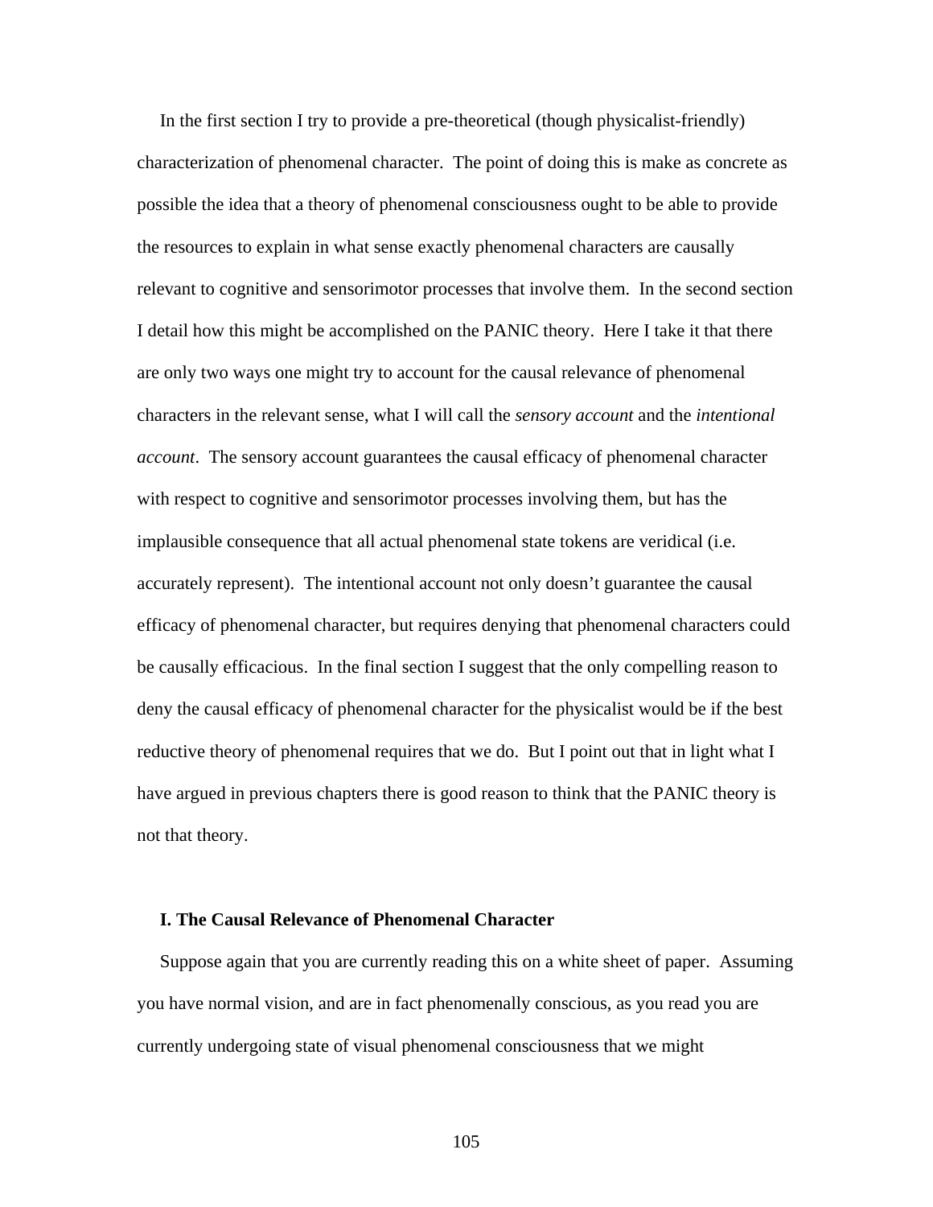In the first section I try to provide a pre-theoretical (though physicalist-friendly) characterization of phenomenal character. The point of doing this is make as concrete as possible the idea that a theory of phenomenal consciousness ought to be able to provide the resources to explain in what sense exactly phenomenal characters are causally relevant to cognitive and sensorimotor processes that involve them. In the second section I detail how this might be accomplished on the PANIC theory. Here I take it that there are only two ways one might try to account for the causal relevance of phenomenal characters in the relevant sense, what I will call the *sensory account* and the *intentional account*. The sensory account guarantees the causal efficacy of phenomenal character with respect to cognitive and sensorimotor processes involving them, but has the implausible consequence that all actual phenomenal state tokens are veridical (i.e. accurately represent). The intentional account not only doesn't guarantee the causal efficacy of phenomenal character, but requires denying that phenomenal characters could be causally efficacious. In the final section I suggest that the only compelling reason to deny the causal efficacy of phenomenal character for the physicalist would be if the best reductive theory of phenomenal requires that we do. But I point out that in light what I have argued in previous chapters there is good reason to think that the PANIC theory is not that theory.

## I. The Causal Relevance of Phenomenal Character

Suppose again that you are currently reading this on a white sheet of paper. Assuming you have normal vision, and are in fact phenomenally conscious, as you read you are currently undergoing state of visual phenomenal consciousness that we might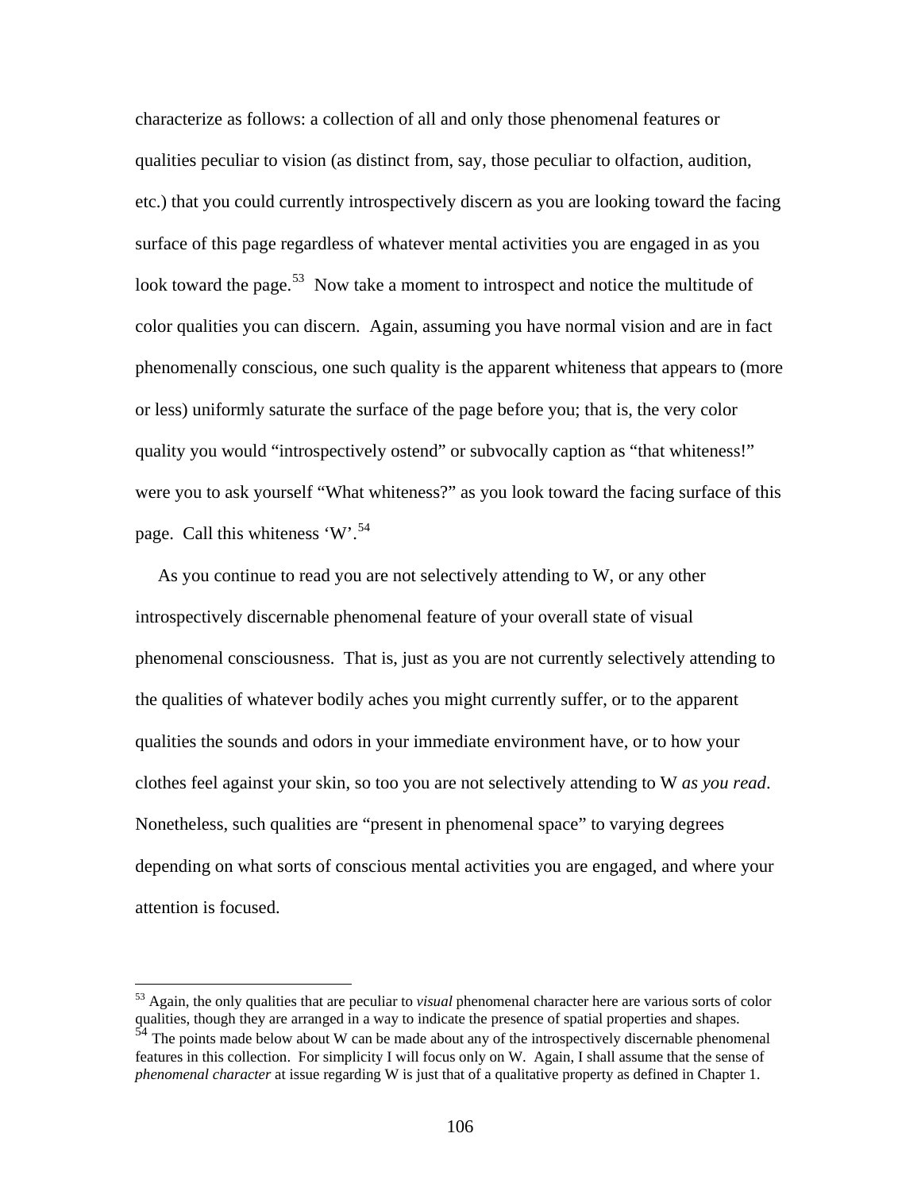characterize as follows: a collection of all and only those phenomenal features or qualities peculiar to vision (as distinct from, say, those peculiar to olfaction, audition, etc.) that you could currently introspectively discern as you are looking toward the facing surface of this page regardless of whatever mental activities you are engaged in as you look toward the page.[53] Now take a moment to introspect and notice the multitude of color qualities you can discern. Again, assuming you have normal vision and are in fact phenomenally conscious, one such quality is the apparent whiteness that appears to (more or less) uniformly saturate the surface of the page before you; that is, the very color quality you would "introspectively ostend" or subvocally caption as "that whiteness!" were you to ask yourself "What whiteness?" as you look toward the facing surface of this page. Call this whiteness 'W'.[54]

As you continue to read you are not selectively attending to W, or any other introspectively discernable phenomenal feature of your overall state of visual phenomenal consciousness. That is, just as you are not currently selectively attending to the qualities of whatever bodily aches you might currently suffer, or to the apparent qualities the sounds and odors in your immediate environment have, or to how your clothes feel against your skin, so too you are not selectively attending to W *as you read*. Nonetheless, such qualities are "present in phenomenal space" to varying degrees depending on what sorts of conscious mental activities you are engaged, and where your attention is focused.

---

[53] Again, the only qualities that are peculiar to *visual* phenomenal character here are various sorts of color qualities, though they are arranged in a way to indicate the presence of spatial properties and shapes.

[54] The points made below about W can be made about any of the introspectively discernable phenomenal features in this collection. For simplicity I will focus only on W. Again, I shall assume that the sense of *phenomenal character* at issue regarding W is just that of a qualitative property as defined in Chapter 1.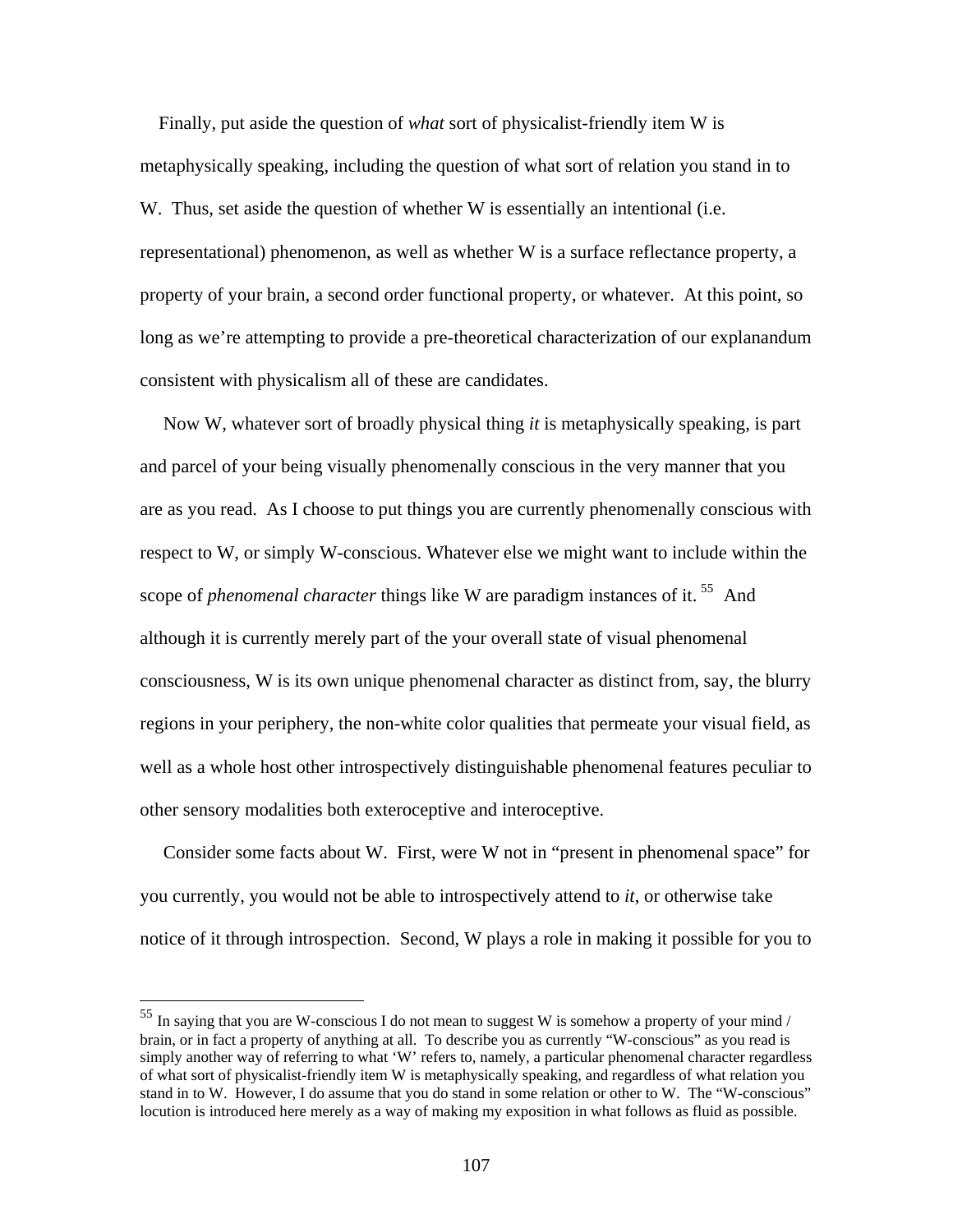Finally, put aside the question of *what* sort of physicalist-friendly item W is metaphysically speaking, including the question of what sort of relation you stand in to W. Thus, set aside the question of whether W is essentially an intentional (i.e. representational) phenomenon, as well as whether W is a surface reflectance property, a property of your brain, a second order functional property, or whatever. At this point, so long as we're attempting to provide a pre-theoretical characterization of our explanandum consistent with physicalism all of these are candidates.

Now W, whatever sort of broadly physical thing *it* is metaphysically speaking, is part and parcel of your being visually phenomenally conscious in the very manner that you are as you read. As I choose to put things you are currently phenomenally conscious with respect to W, or simply W-conscious. Whatever else we might want to include within the scope of *phenomenal character* things like W are paradigm instances of it.[55] And although it is currently merely part of the your overall state of visual phenomenal consciousness, W is its own unique phenomenal character as distinct from, say, the blurry regions in your periphery, the non-white color qualities that permeate your visual field, as well as a whole host other introspectively distinguishable phenomenal features peculiar to other sensory modalities both exteroceptive and interoceptive.

Consider some facts about W. First, were W not in "present in phenomenal space" for you currently, you would not be able to introspectively attend to *it*, or otherwise take notice of it through introspection. Second, W plays a role in making it possible for you to

---

[55] In saying that you are W-conscious I do not mean to suggest W is somehow a property of your mind / brain, or in fact a property of anything at all. To describe you as currently "W-conscious" as you read is simply another way of referring to what 'W' refers to, namely, a particular phenomenal character regardless of what sort of physicalist-friendly item W is metaphysically speaking, and regardless of what relation you stand in to W. However, I do assume that you do stand in some relation or other to W. The "W-conscious" locution is introduced here merely as a way of making my exposition in what follows as fluid as possible.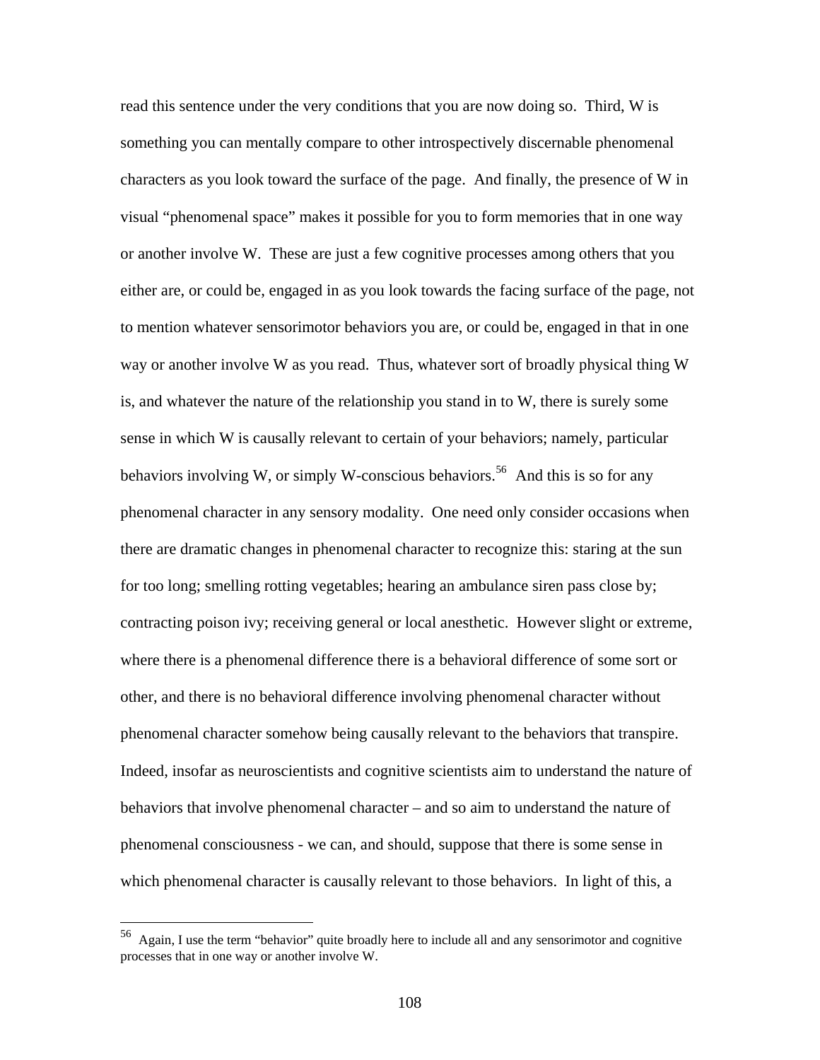read this sentence under the very conditions that you are now doing so. Third, W is something you can mentally compare to other introspectively discernable phenomenal characters as you look toward the surface of the page. And finally, the presence of W in visual "phenomenal space" makes it possible for you to form memories that in one way or another involve W. These are just a few cognitive processes among others that you either are, or could be, engaged in as you look towards the facing surface of the page, not to mention whatever sensorimotor behaviors you are, or could be, engaged in that in one way or another involve W as you read. Thus, whatever sort of broadly physical thing W is, and whatever the nature of the relationship you stand in to W, there is surely some sense in which W is causally relevant to certain of your behaviors; namely, particular behaviors involving W, or simply W-conscious behaviors.[56] And this is so for any phenomenal character in any sensory modality. One need only consider occasions when there are dramatic changes in phenomenal character to recognize this: staring at the sun for too long; smelling rotting vegetables; hearing an ambulance siren pass close by; contracting poison ivy; receiving general or local anesthetic. However slight or extreme, where there is a phenomenal difference there is a behavioral difference of some sort or other, and there is no behavioral difference involving phenomenal character without phenomenal character somehow being causally relevant to the behaviors that transpire. Indeed, insofar as neuroscientists and cognitive scientists aim to understand the nature of behaviors that involve phenomenal character – and so aim to understand the nature of phenomenal consciousness - we can, and should, suppose that there is some sense in which phenomenal character is causally relevant to those behaviors. In light of this, a

---

[56] Again, I use the term "behavior" quite broadly here to include all and any sensorimotor and cognitive processes that in one way or another involve W.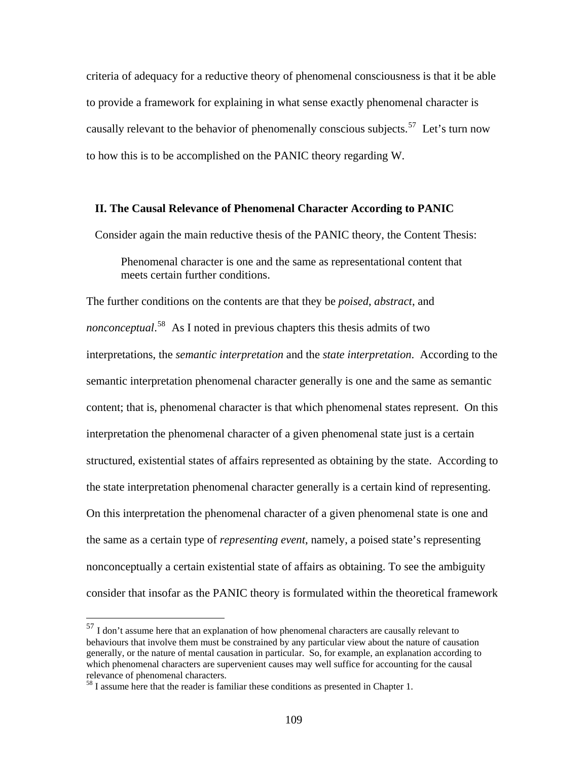criteria of adequacy for a reductive theory of phenomenal consciousness is that it be able to provide a framework for explaining in what sense exactly phenomenal character is causally relevant to the behavior of phenomenally conscious subjects.[57] Let's turn now to how this is to be accomplished on the PANIC theory regarding W.

## II. The Causal Relevance of Phenomenal Character According to PANIC

Consider again the main reductive thesis of the PANIC theory, the Content Thesis:

> Phenomenal character is one and the same as representational content that meets certain further conditions.

The further conditions on the contents are that they be *poised*, *abstract*, and *nonconceptual*.[58] As I noted in previous chapters this thesis admits of two interpretations, the *semantic interpretation* and the *state interpretation*. According to the semantic interpretation phenomenal character generally is one and the same as semantic content; that is, phenomenal character is that which phenomenal states represent. On this interpretation the phenomenal character of a given phenomenal state just is a certain structured, existential states of affairs represented as obtaining by the state. According to the state interpretation phenomenal character generally is a certain kind of representing. On this interpretation the phenomenal character of a given phenomenal state is one and the same as a certain type of *representing event*, namely, a poised state's representing nonconceptually a certain existential state of affairs as obtaining. To see the ambiguity consider that insofar as the PANIC theory is formulated within the theoretical framework

---

[57] I don't assume here that an explanation of how phenomenal characters are causally relevant to behaviours that involve them must be constrained by any particular view about the nature of causation generally, or the nature of mental causation in particular. So, for example, an explanation according to which phenomenal characters are supervenient causes may well suffice for accounting for the causal relevance of phenomenal characters.

[58] I assume here that the reader is familiar these conditions as presented in Chapter 1.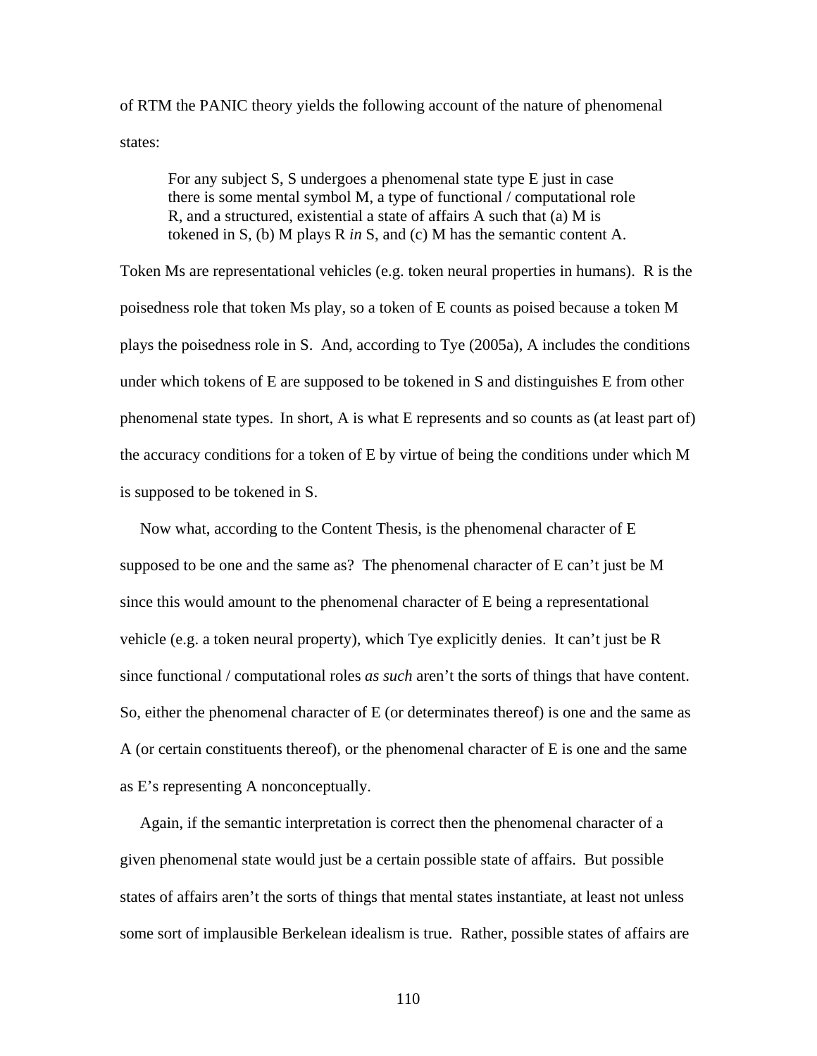of RTM the PANIC theory yields the following account of the nature of phenomenal states:

> For any subject S, S undergoes a phenomenal state type E just in case there is some mental symbol M, a type of functional / computational role R, and a structured, existential a state of affairs A such that (a) M is tokened in S, (b) M plays R *in* S, and (c) M has the semantic content A.

Token Ms are representational vehicles (e.g. token neural properties in humans). R is the poisedness role that token Ms play, so a token of E counts as poised because a token M plays the poisedness role in S. And, according to Tye (2005a), A includes the conditions under which tokens of E are supposed to be tokened in S and distinguishes E from other phenomenal state types. In short, A is what E represents and so counts as (at least part of) the accuracy conditions for a token of E by virtue of being the conditions under which M is supposed to be tokened in S.

Now what, according to the Content Thesis, is the phenomenal character of E supposed to be one and the same as? The phenomenal character of E can't just be M since this would amount to the phenomenal character of E being a representational vehicle (e.g. a token neural property), which Tye explicitly denies. It can't just be R since functional / computational roles *as such* aren't the sorts of things that have content. So, either the phenomenal character of E (or determinates thereof) is one and the same as A (or certain constituents thereof), or the phenomenal character of E is one and the same as E's representing A nonconceptually.

Again, if the semantic interpretation is correct then the phenomenal character of a given phenomenal state would just be a certain possible state of affairs. But possible states of affairs aren't the sorts of things that mental states instantiate, at least not unless some sort of implausible Berkelean idealism is true. Rather, possible states of affairs are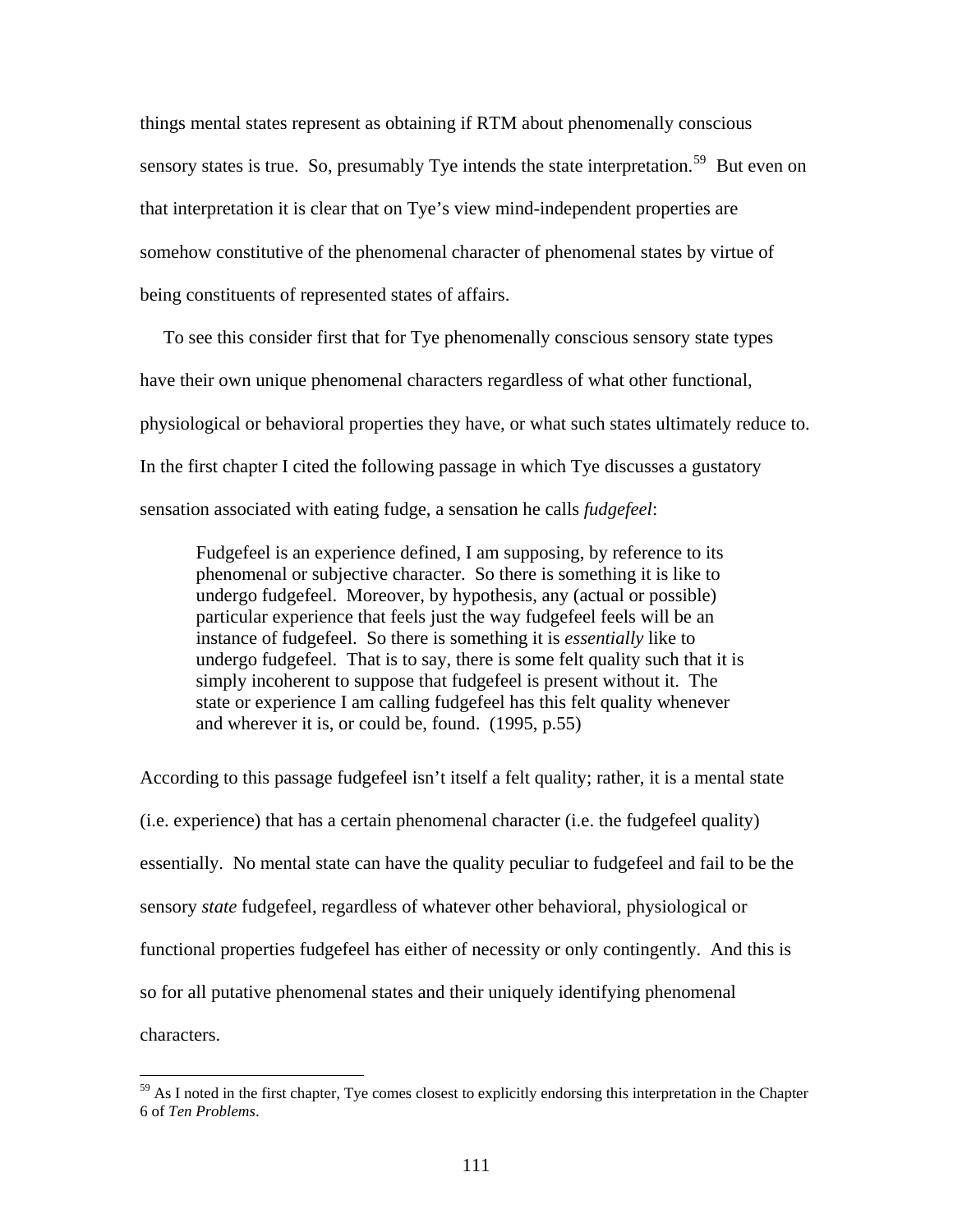things mental states represent as obtaining if RTM about phenomenally conscious sensory states is true. So, presumably Tye intends the state interpretation.[59] But even on that interpretation it is clear that on Tye's view mind-independent properties are somehow constitutive of the phenomenal character of phenomenal states by virtue of being constituents of represented states of affairs.

To see this consider first that for Tye phenomenally conscious sensory state types have their own unique phenomenal characters regardless of what other functional, physiological or behavioral properties they have, or what such states ultimately reduce to. In the first chapter I cited the following passage in which Tye discusses a gustatory sensation associated with eating fudge, a sensation he calls *fudgefeel*:

> Fudgefeel is an experience defined, I am supposing, by reference to its phenomenal or subjective character. So there is something it is like to undergo fudgefeel. Moreover, by hypothesis, any (actual or possible) particular experience that feels just the way fudgefeel feels will be an instance of fudgefeel. So there is something it is *essentially* like to undergo fudgefeel. That is to say, there is some felt quality such that it is simply incoherent to suppose that fudgefeel is present without it. The state or experience I am calling fudgefeel has this felt quality whenever and wherever it is, or could be, found. (1995, p.55)

According to this passage fudgefeel isn't itself a felt quality; rather, it is a mental state (i.e. experience) that has a certain phenomenal character (i.e. the fudgefeel quality) essentially. No mental state can have the quality peculiar to fudgefeel and fail to be the sensory *state* fudgefeel, regardless of whatever other behavioral, physiological or functional properties fudgefeel has either of necessity or only contingently. And this is so for all putative phenomenal states and their uniquely identifying phenomenal characters.

---

[59] As I noted in the first chapter, Tye comes closest to explicitly endorsing this interpretation in the Chapter 6 of *Ten Problems*.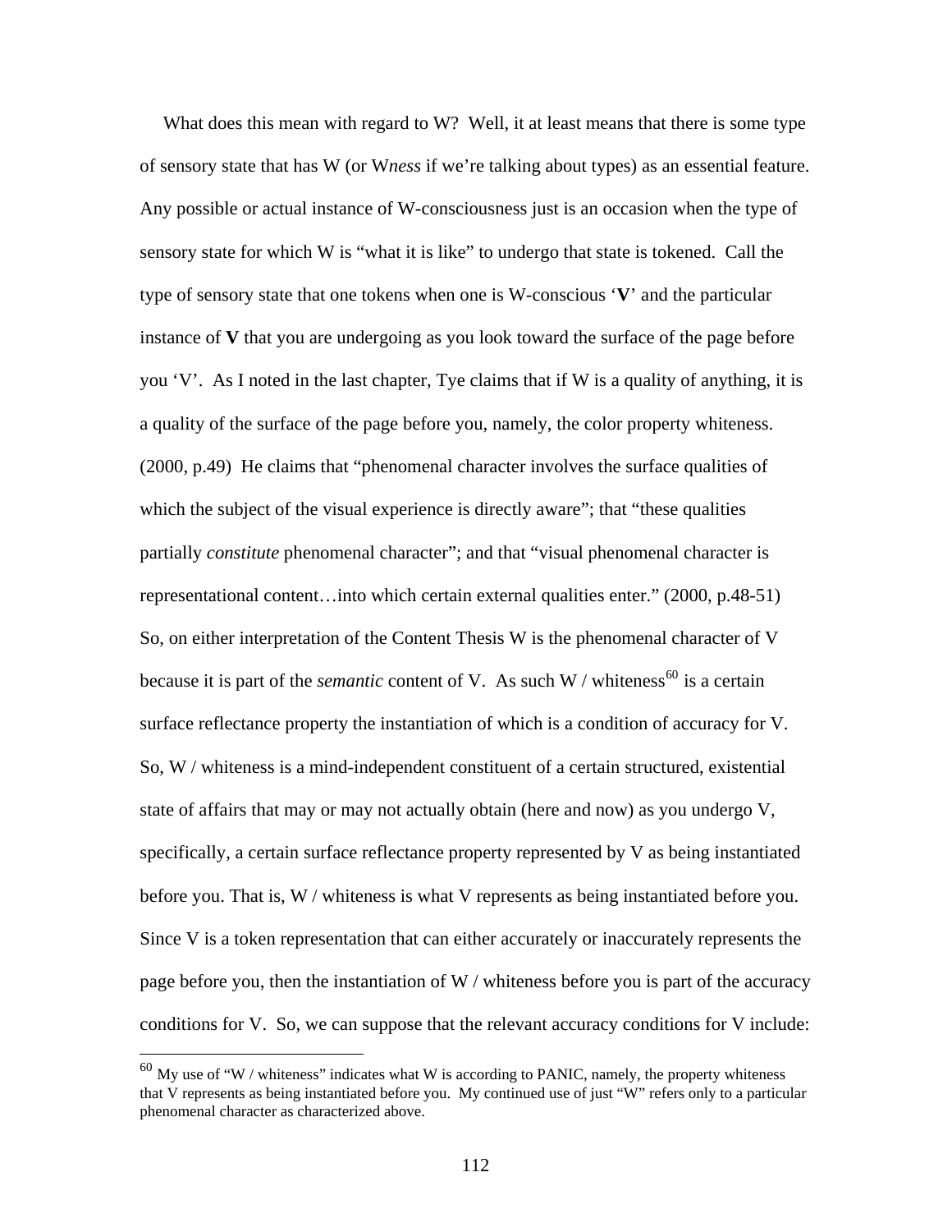What does this mean with regard to W? Well, it at least means that there is some type of sensory state that has W (or W*ness* if we're talking about types) as an essential feature. Any possible or actual instance of W-consciousness just is an occasion when the type of sensory state for which W is "what it is like" to undergo that state is tokened. Call the type of sensory state that one tokens when one is W-conscious '**V**' and the particular instance of **V** that you are undergoing as you look toward the surface of the page before you 'V'. As I noted in the last chapter, Tye claims that if W is a quality of anything, it is a quality of the surface of the page before you, namely, the color property whiteness. (2000, p.49) He claims that "phenomenal character involves the surface qualities of which the subject of the visual experience is directly aware"; that "these qualities partially *constitute* phenomenal character"; and that "visual phenomenal character is representational content…into which certain external qualities enter." (2000, p.48-51) So, on either interpretation of the Content Thesis W is the phenomenal character of V because it is part of the *semantic* content of V. As such W / whiteness[60] is a certain surface reflectance property the instantiation of which is a condition of accuracy for V. So, W / whiteness is a mind-independent constituent of a certain structured, existential state of affairs that may or may not actually obtain (here and now) as you undergo V, specifically, a certain surface reflectance property represented by V as being instantiated before you. That is, W / whiteness is what V represents as being instantiated before you. Since V is a token representation that can either accurately or inaccurately represents the page before you, then the instantiation of W / whiteness before you is part of the accuracy conditions for V. So, we can suppose that the relevant accuracy conditions for V include:

---

[60] My use of "W / whiteness" indicates what W is according to PANIC, namely, the property whiteness that V represents as being instantiated before you. My continued use of just "W" refers only to a particular phenomenal character as characterized above.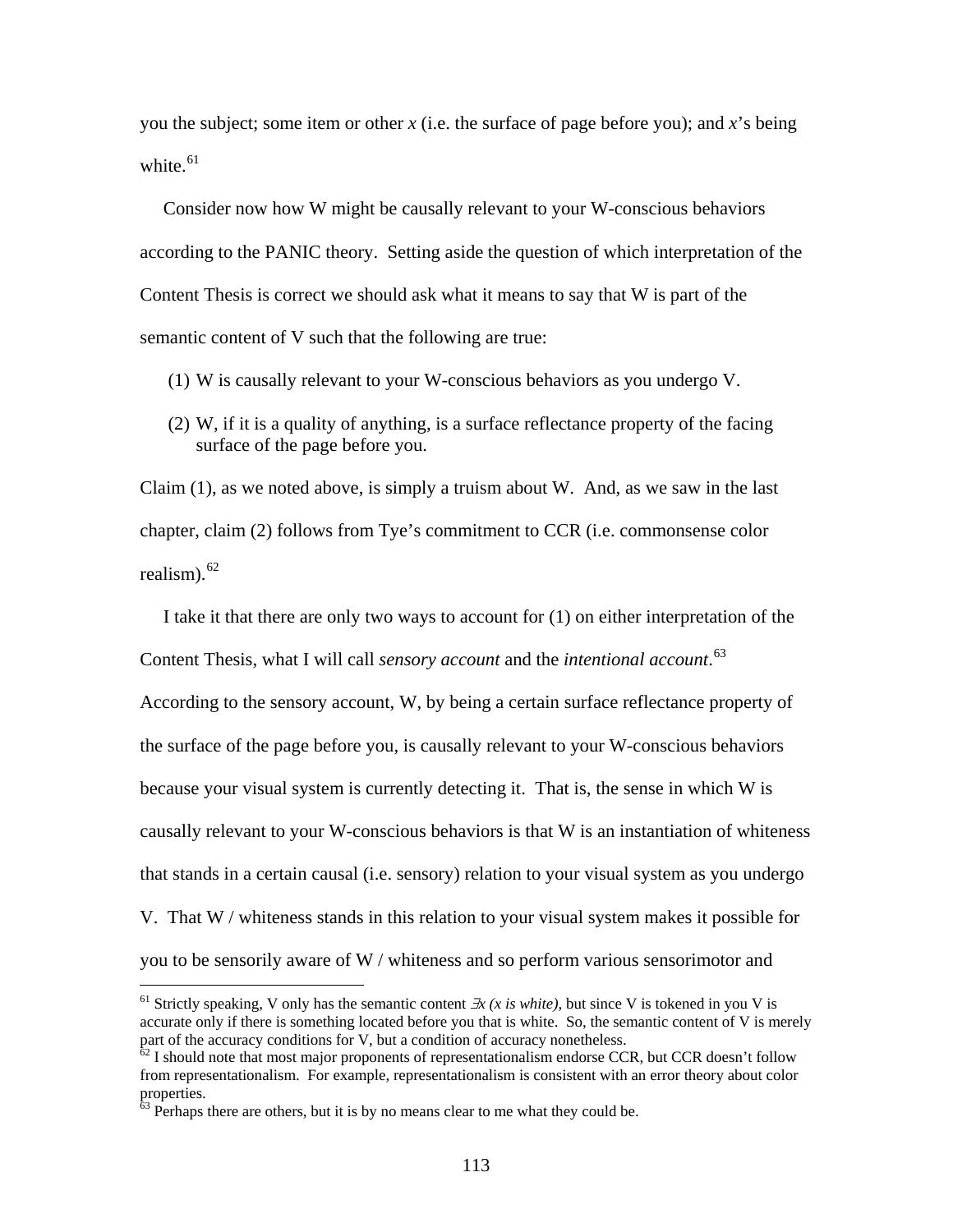you the subject; some item or other *x* (i.e. the surface of page before you); and *x*'s being white.[61]

Consider now how W might be causally relevant to your W-conscious behaviors according to the PANIC theory. Setting aside the question of which interpretation of the Content Thesis is correct we should ask what it means to say that W is part of the semantic content of V such that the following are true:

(1) W is causally relevant to your W-conscious behaviors as you undergo V.

(2) W, if it is a quality of anything, is a surface reflectance property of the facing surface of the page before you.

Claim (1), as we noted above, is simply a truism about W. And, as we saw in the last chapter, claim (2) follows from Tye's commitment to CCR (i.e. commonsense color realism).[62]

I take it that there are only two ways to account for (1) on either interpretation of the Content Thesis, what I will call *sensory account* and the *intentional account*.[63] According to the sensory account, W, by being a certain surface reflectance property of the surface of the page before you, is causally relevant to your W-conscious behaviors because your visual system is currently detecting it. That is, the sense in which W is causally relevant to your W-conscious behaviors is that W is an instantiation of whiteness that stands in a certain causal (i.e. sensory) relation to your visual system as you undergo V. That W / whiteness stands in this relation to your visual system makes it possible for you to be sensorily aware of W / whiteness and so perform various sensorimotor and

[61] Strictly speaking, V only has the semantic content $\exists x$ *(x is white)*, but since V is tokened in you V is accurate only if there is something located before you that is white. So, the semantic content of V is merely part of the accuracy conditions for V, but a condition of accuracy nonetheless.

[62] I should note that most major proponents of representationalism endorse CCR, but CCR doesn't follow from representationalism. For example, representationalism is consistent with an error theory about color properties.

[63] Perhaps there are others, but it is by no means clear to me what they could be.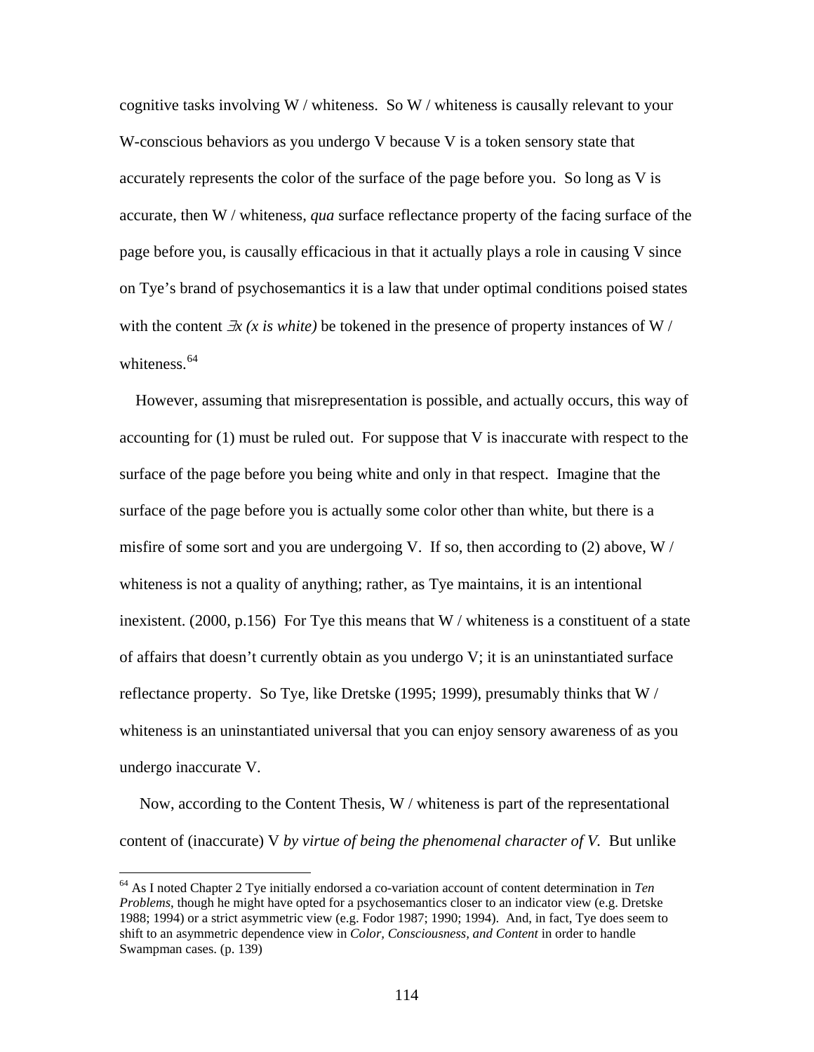cognitive tasks involving W / whiteness. So W / whiteness is causally relevant to your W-conscious behaviors as you undergo V because V is a token sensory state that accurately represents the color of the surface of the page before you. So long as V is accurate, then W / whiteness, *qua* surface reflectance property of the facing surface of the page before you, is causally efficacious in that it actually plays a role in causing V since on Tye's brand of psychosemantics it is a law that under optimal conditions poised states with the content $\exists x$ *(x is white)* be tokened in the presence of property instances of W / whiteness.[64]

However, assuming that misrepresentation is possible, and actually occurs, this way of accounting for (1) must be ruled out. For suppose that V is inaccurate with respect to the surface of the page before you being white and only in that respect. Imagine that the surface of the page before you is actually some color other than white, but there is a misfire of some sort and you are undergoing V. If so, then according to (2) above, W / whiteness is not a quality of anything; rather, as Tye maintains, it is an intentional inexistent. (2000, p.156) For Tye this means that W / whiteness is a constituent of a state of affairs that doesn't currently obtain as you undergo V; it is an uninstantiated surface reflectance property. So Tye, like Dretske (1995; 1999), presumably thinks that W / whiteness is an uninstantiated universal that you can enjoy sensory awareness of as you undergo inaccurate V.

Now, according to the Content Thesis, W / whiteness is part of the representational content of (inaccurate) V *by virtue of being the phenomenal character of V.* But unlike

[64] As I noted Chapter 2 Tye initially endorsed a co-variation account of content determination in *Ten Problems*, though he might have opted for a psychosemantics closer to an indicator view (e.g. Dretske 1988; 1994) or a strict asymmetric view (e.g. Fodor 1987; 1990; 1994). And, in fact, Tye does seem to shift to an asymmetric dependence view in *Color, Consciousness, and Content* in order to handle Swampman cases. (p. 139)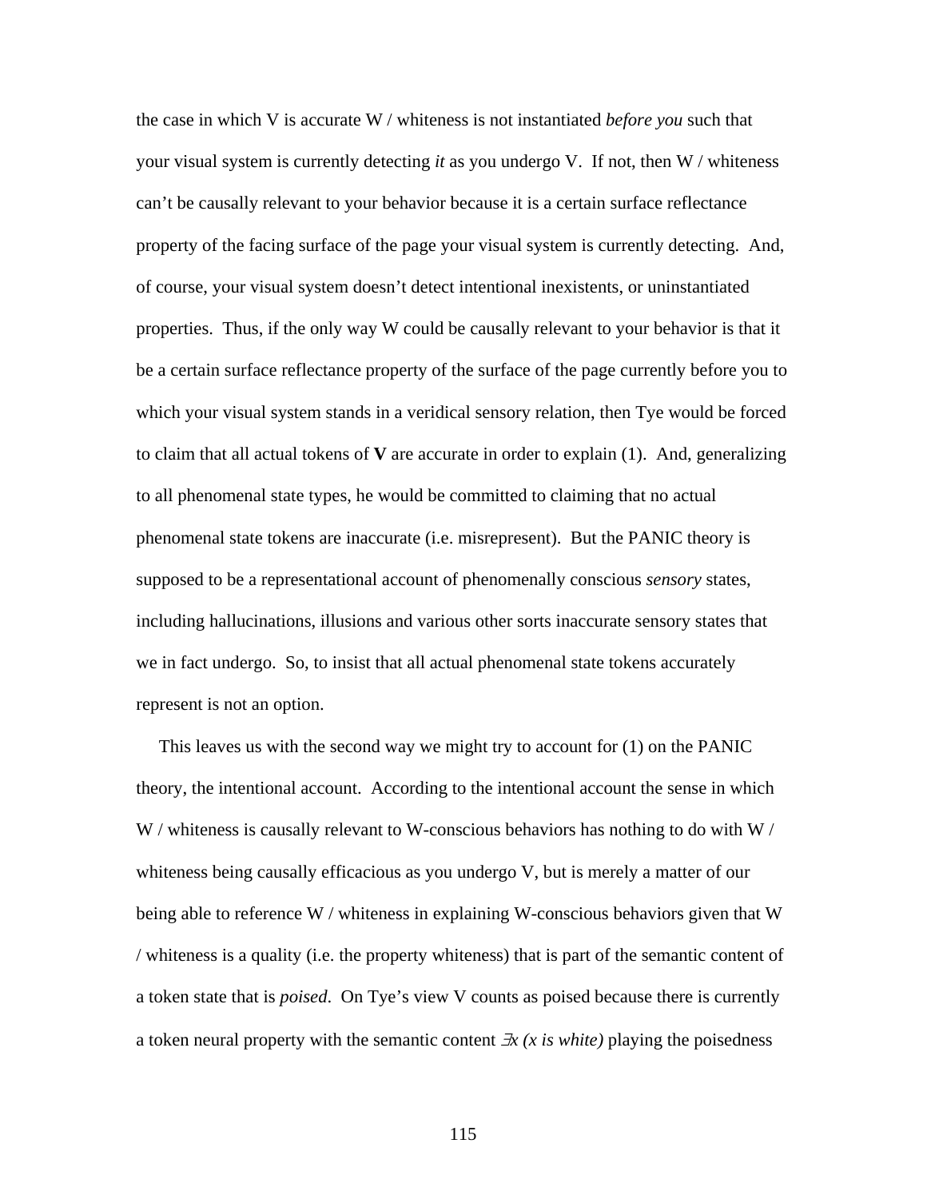the case in which V is accurate W / whiteness is not instantiated *before you* such that your visual system is currently detecting *it* as you undergo V. If not, then W / whiteness can't be causally relevant to your behavior because it is a certain surface reflectance property of the facing surface of the page your visual system is currently detecting. And, of course, your visual system doesn't detect intentional inexistents, or uninstantiated properties. Thus, if the only way W could be causally relevant to your behavior is that it be a certain surface reflectance property of the surface of the page currently before you to which your visual system stands in a veridical sensory relation, then Tye would be forced to claim that all actual tokens of **V** are accurate in order to explain (1). And, generalizing to all phenomenal state types, he would be committed to claiming that no actual phenomenal state tokens are inaccurate (i.e. misrepresent). But the PANIC theory is supposed to be a representational account of phenomenally conscious *sensory* states, including hallucinations, illusions and various other sorts inaccurate sensory states that we in fact undergo. So, to insist that all actual phenomenal state tokens accurately represent is not an option.

This leaves us with the second way we might try to account for (1) on the PANIC theory, the intentional account. According to the intentional account the sense in which W / whiteness is causally relevant to W-conscious behaviors has nothing to do with W / whiteness being causally efficacious as you undergo V, but is merely a matter of our being able to reference W / whiteness in explaining W-conscious behaviors given that W / whiteness is a quality (i.e. the property whiteness) that is part of the semantic content of a token state that is *poised*. On Tye's view V counts as poised because there is currently a token neural property with the semantic content $\exists x$ *(x is white)* playing the poisedness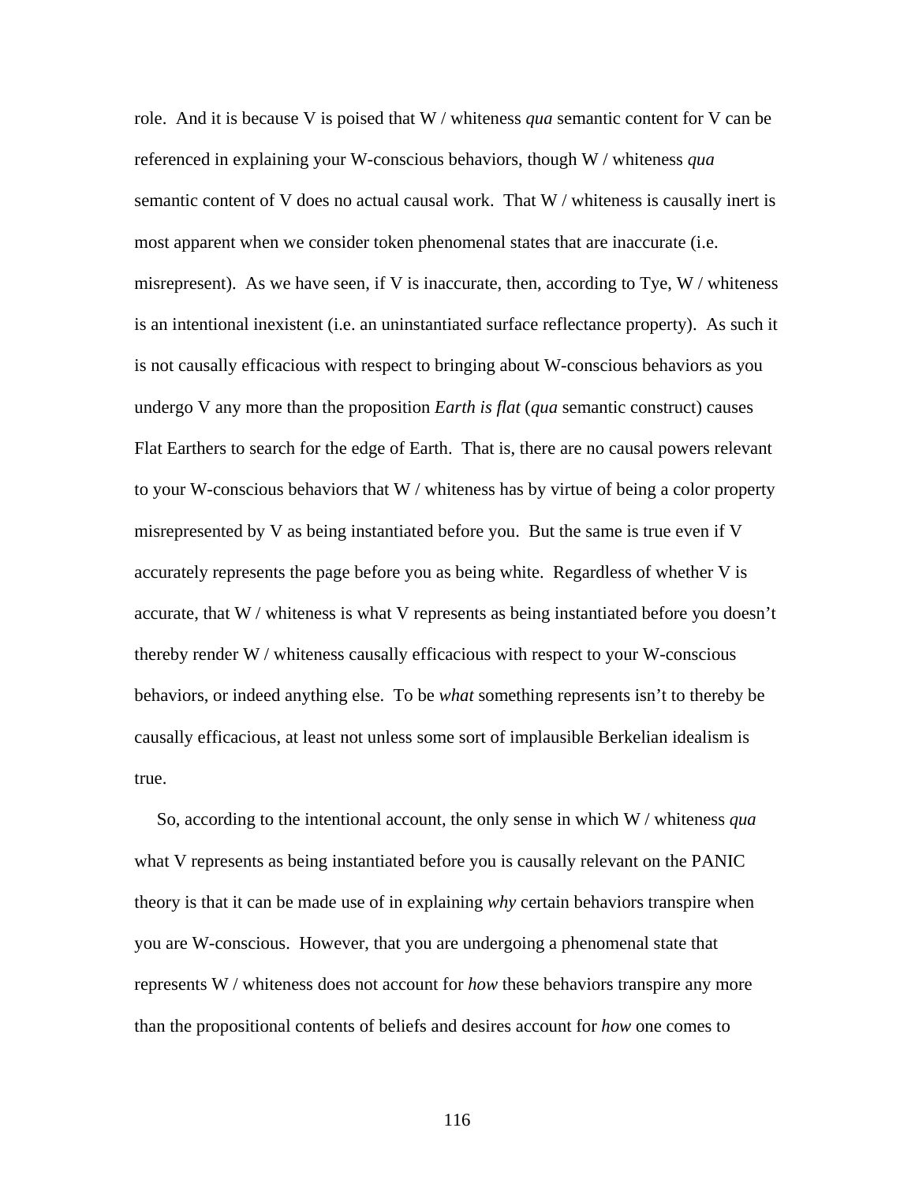role. And it is because V is poised that W / whiteness *qua* semantic content for V can be referenced in explaining your W-conscious behaviors, though W / whiteness *qua* semantic content of V does no actual causal work. That W / whiteness is causally inert is most apparent when we consider token phenomenal states that are inaccurate (i.e. misrepresent). As we have seen, if V is inaccurate, then, according to Tye, W / whiteness is an intentional inexistent (i.e. an uninstantiated surface reflectance property). As such it is not causally efficacious with respect to bringing about W-conscious behaviors as you undergo V any more than the proposition *Earth is flat* (*qua* semantic construct) causes Flat Earthers to search for the edge of Earth. That is, there are no causal powers relevant to your W-conscious behaviors that W / whiteness has by virtue of being a color property misrepresented by V as being instantiated before you. But the same is true even if V accurately represents the page before you as being white. Regardless of whether V is accurate, that W / whiteness is what V represents as being instantiated before you doesn't thereby render W / whiteness causally efficacious with respect to your W-conscious behaviors, or indeed anything else. To be *what* something represents isn't to thereby be causally efficacious, at least not unless some sort of implausible Berkelian idealism is true.

So, according to the intentional account, the only sense in which W / whiteness *qua* what V represents as being instantiated before you is causally relevant on the PANIC theory is that it can be made use of in explaining *why* certain behaviors transpire when you are W-conscious. However, that you are undergoing a phenomenal state that represents W / whiteness does not account for *how* these behaviors transpire any more than the propositional contents of beliefs and desires account for *how* one comes to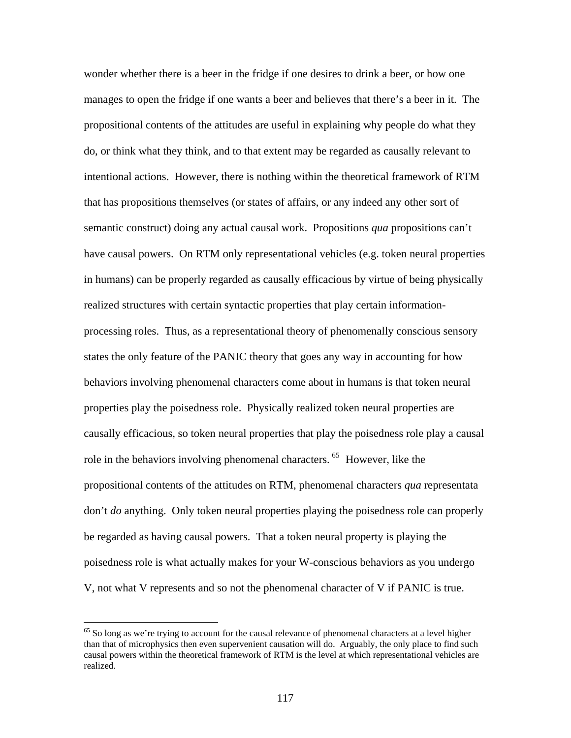wonder whether there is a beer in the fridge if one desires to drink a beer, or how one manages to open the fridge if one wants a beer and believes that there's a beer in it. The propositional contents of the attitudes are useful in explaining why people do what they do, or think what they think, and to that extent may be regarded as causally relevant to intentional actions. However, there is nothing within the theoretical framework of RTM that has propositions themselves (or states of affairs, or any indeed any other sort of semantic construct) doing any actual causal work. Propositions *qua* propositions can't have causal powers. On RTM only representational vehicles (e.g. token neural properties in humans) can be properly regarded as causally efficacious by virtue of being physically realized structures with certain syntactic properties that play certain information-processing roles. Thus, as a representational theory of phenomenally conscious sensory states the only feature of the PANIC theory that goes any way in accounting for how behaviors involving phenomenal characters come about in humans is that token neural properties play the poisedness role. Physically realized token neural properties are causally efficacious, so token neural properties that play the poisedness role play a causal role in the behaviors involving phenomenal characters.[65] However, like the propositional contents of the attitudes on RTM, phenomenal characters *qua* representata don't *do* anything. Only token neural properties playing the poisedness role can properly be regarded as having causal powers. That a token neural property is playing the poisedness role is what actually makes for your W-conscious behaviors as you undergo V, not what V represents and so not the phenomenal character of V if PANIC is true.

---

[65] So long as we're trying to account for the causal relevance of phenomenal characters at a level higher than that of microphysics then even supervenient causation will do. Arguably, the only place to find such causal powers within the theoretical framework of RTM is the level at which representational vehicles are realized.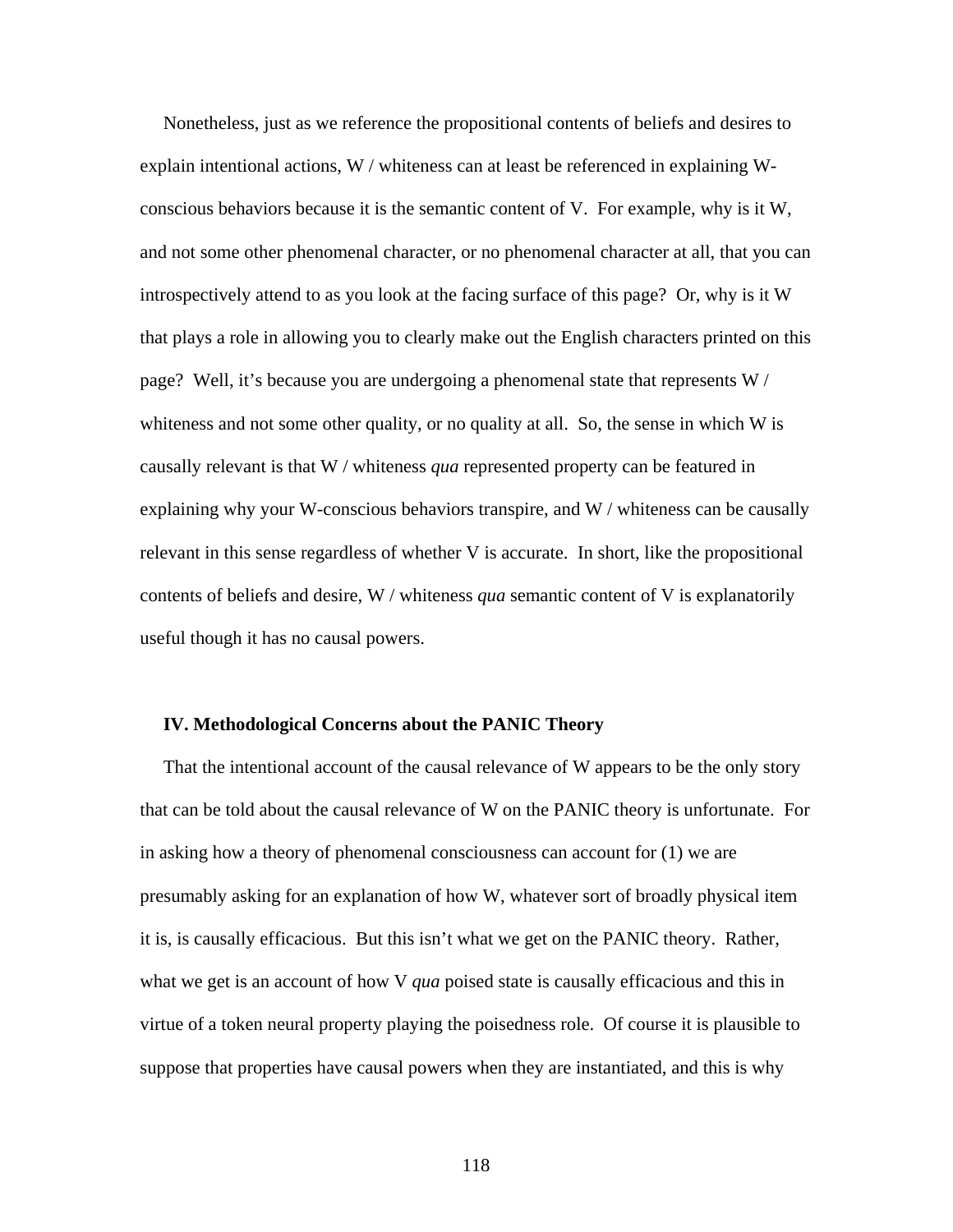Nonetheless, just as we reference the propositional contents of beliefs and desires to explain intentional actions, W / whiteness can at least be referenced in explaining W-conscious behaviors because it is the semantic content of V. For example, why is it W, and not some other phenomenal character, or no phenomenal character at all, that you can introspectively attend to as you look at the facing surface of this page? Or, why is it W that plays a role in allowing you to clearly make out the English characters printed on this page? Well, it's because you are undergoing a phenomenal state that represents W / whiteness and not some other quality, or no quality at all. So, the sense in which W is causally relevant is that W / whiteness *qua* represented property can be featured in explaining why your W-conscious behaviors transpire, and W / whiteness can be causally relevant in this sense regardless of whether V is accurate. In short, like the propositional contents of beliefs and desire, W / whiteness *qua* semantic content of V is explanatorily useful though it has no causal powers.

## IV. Methodological Concerns about the PANIC Theory

That the intentional account of the causal relevance of W appears to be the only story that can be told about the causal relevance of W on the PANIC theory is unfortunate. For in asking how a theory of phenomenal consciousness can account for (1) we are presumably asking for an explanation of how W, whatever sort of broadly physical item it is, is causally efficacious. But this isn't what we get on the PANIC theory. Rather, what we get is an account of how V *qua* poised state is causally efficacious and this in virtue of a token neural property playing the poisedness role. Of course it is plausible to suppose that properties have causal powers when they are instantiated, and this is why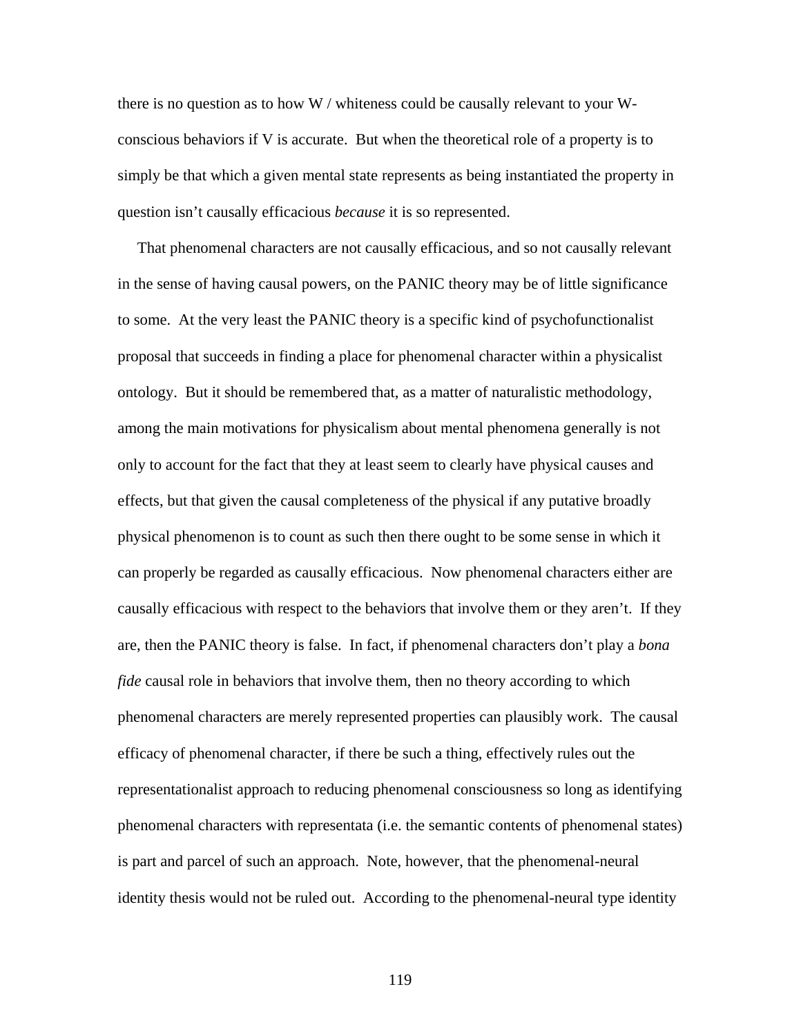there is no question as to how W / whiteness could be causally relevant to your W-conscious behaviors if V is accurate. But when the theoretical role of a property is to simply be that which a given mental state represents as being instantiated the property in question isn't causally efficacious *because* it is so represented.

That phenomenal characters are not causally efficacious, and so not causally relevant in the sense of having causal powers, on the PANIC theory may be of little significance to some. At the very least the PANIC theory is a specific kind of psychofunctionalist proposal that succeeds in finding a place for phenomenal character within a physicalist ontology. But it should be remembered that, as a matter of naturalistic methodology, among the main motivations for physicalism about mental phenomena generally is not only to account for the fact that they at least seem to clearly have physical causes and effects, but that given the causal completeness of the physical if any putative broadly physical phenomenon is to count as such then there ought to be some sense in which it can properly be regarded as causally efficacious. Now phenomenal characters either are causally efficacious with respect to the behaviors that involve them or they aren't. If they are, then the PANIC theory is false. In fact, if phenomenal characters don't play a *bona fide* causal role in behaviors that involve them, then no theory according to which phenomenal characters are merely represented properties can plausibly work. The causal efficacy of phenomenal character, if there be such a thing, effectively rules out the representationalist approach to reducing phenomenal consciousness so long as identifying phenomenal characters with representata (i.e. the semantic contents of phenomenal states) is part and parcel of such an approach. Note, however, that the phenomenal-neural identity thesis would not be ruled out. According to the phenomenal-neural type identity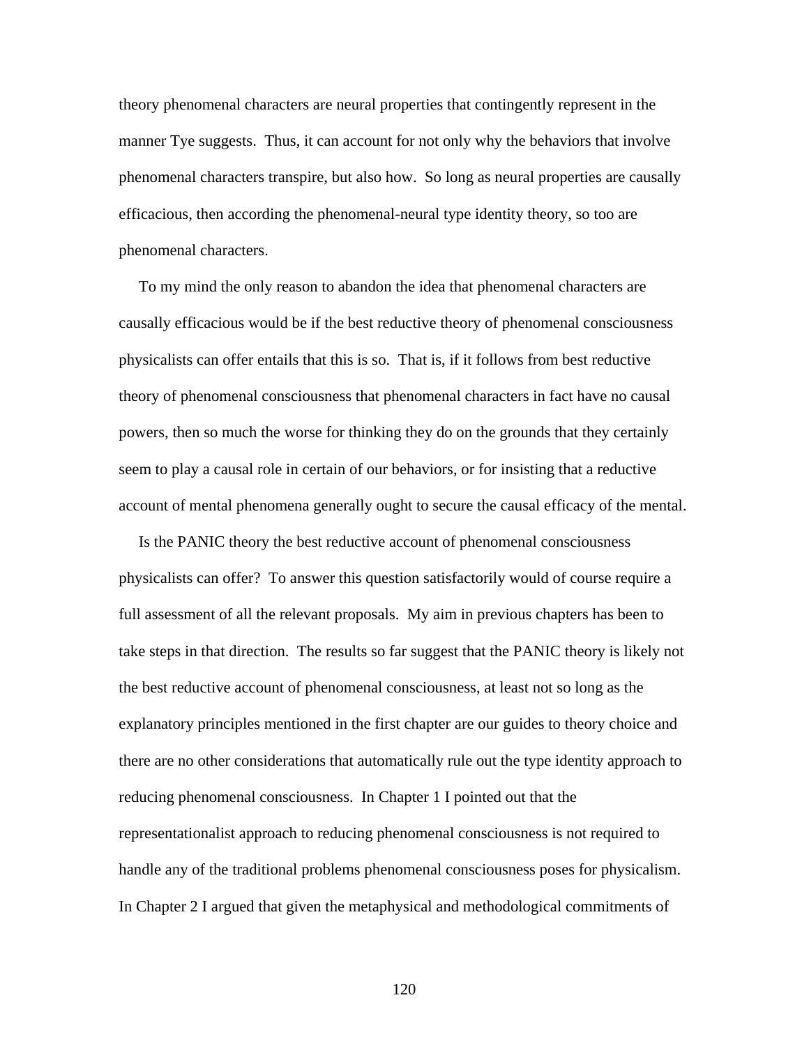theory phenomenal characters are neural properties that contingently represent in the manner Tye suggests. Thus, it can account for not only why the behaviors that involve phenomenal characters transpire, but also how. So long as neural properties are causally efficacious, then according the phenomenal-neural type identity theory, so too are phenomenal characters.

To my mind the only reason to abandon the idea that phenomenal characters are causally efficacious would be if the best reductive theory of phenomenal consciousness physicalists can offer entails that this is so. That is, if it follows from best reductive theory of phenomenal consciousness that phenomenal characters in fact have no causal powers, then so much the worse for thinking they do on the grounds that they certainly seem to play a causal role in certain of our behaviors, or for insisting that a reductive account of mental phenomena generally ought to secure the causal efficacy of the mental.

Is the PANIC theory the best reductive account of phenomenal consciousness physicalists can offer? To answer this question satisfactorily would of course require a full assessment of all the relevant proposals. My aim in previous chapters has been to take steps in that direction. The results so far suggest that the PANIC theory is likely not the best reductive account of phenomenal consciousness, at least not so long as the explanatory principles mentioned in the first chapter are our guides to theory choice and there are no other considerations that automatically rule out the type identity approach to reducing phenomenal consciousness. In Chapter 1 I pointed out that the representationalist approach to reducing phenomenal consciousness is not required to handle any of the traditional problems phenomenal consciousness poses for physicalism. In Chapter 2 I argued that given the metaphysical and methodological commitments of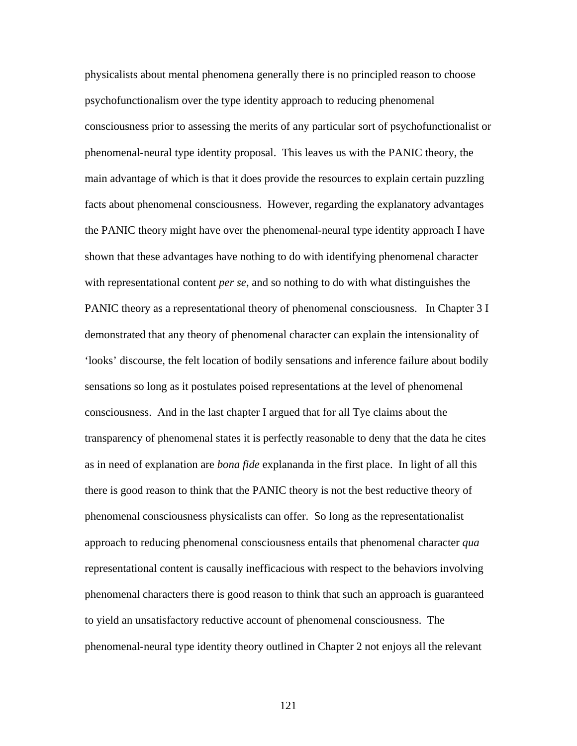physicalists about mental phenomena generally there is no principled reason to choose psychofunctionalism over the type identity approach to reducing phenomenal consciousness prior to assessing the merits of any particular sort of psychofunctionalist or phenomenal-neural type identity proposal. This leaves us with the PANIC theory, the main advantage of which is that it does provide the resources to explain certain puzzling facts about phenomenal consciousness. However, regarding the explanatory advantages the PANIC theory might have over the phenomenal-neural type identity approach I have shown that these advantages have nothing to do with identifying phenomenal character with representational content *per se*, and so nothing to do with what distinguishes the PANIC theory as a representational theory of phenomenal consciousness. In Chapter 3 I demonstrated that any theory of phenomenal character can explain the intensionality of 'looks' discourse, the felt location of bodily sensations and inference failure about bodily sensations so long as it postulates poised representations at the level of phenomenal consciousness. And in the last chapter I argued that for all Tye claims about the transparency of phenomenal states it is perfectly reasonable to deny that the data he cites as in need of explanation are *bona fide* explananda in the first place. In light of all this there is good reason to think that the PANIC theory is not the best reductive theory of phenomenal consciousness physicalists can offer. So long as the representationalist approach to reducing phenomenal consciousness entails that phenomenal character *qua* representational content is causally inefficacious with respect to the behaviors involving phenomenal characters there is good reason to think that such an approach is guaranteed to yield an unsatisfactory reductive account of phenomenal consciousness. The phenomenal-neural type identity theory outlined in Chapter 2 not enjoys all the relevant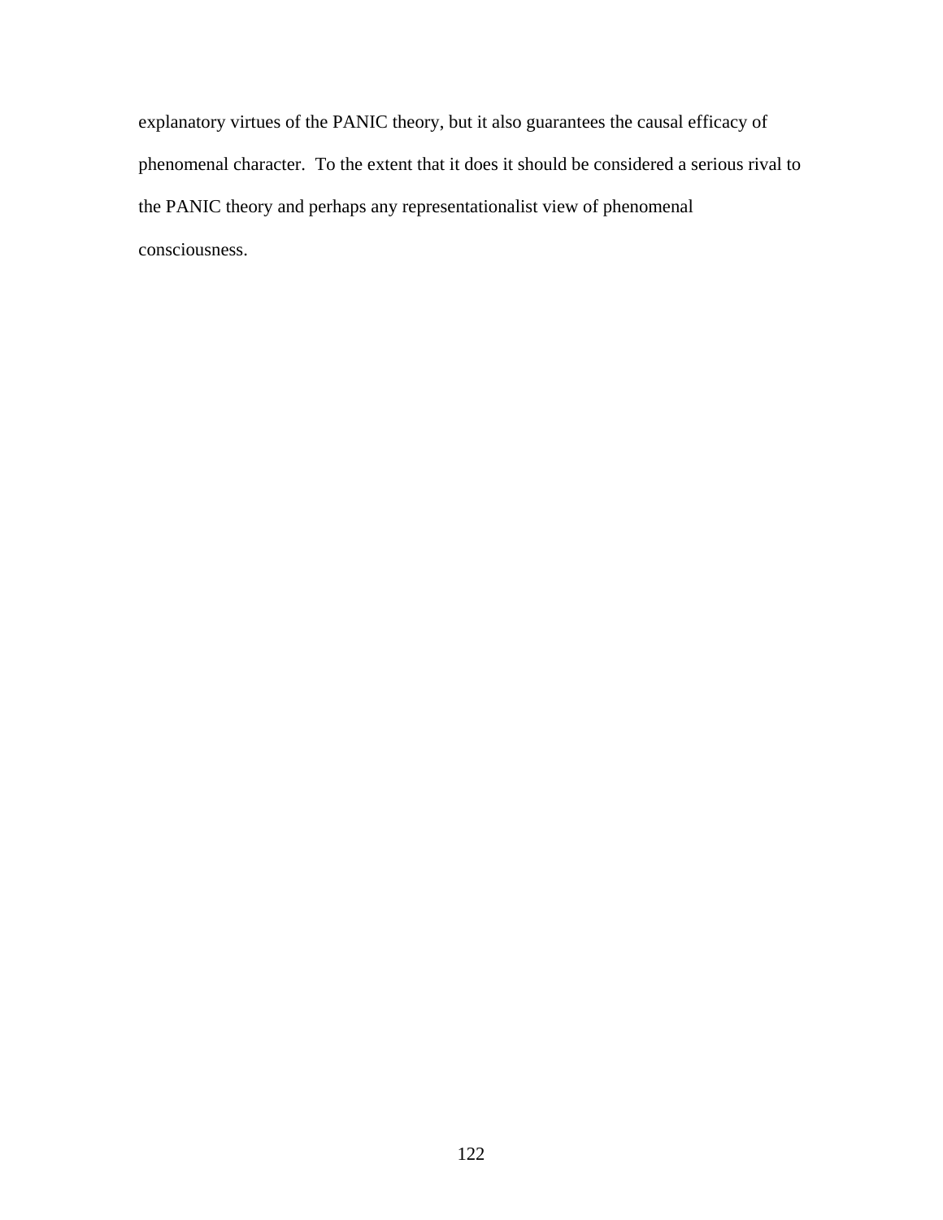explanatory virtues of the PANIC theory, but it also guarantees the causal efficacy of phenomenal character. To the extent that it does it should be considered a serious rival to the PANIC theory and perhaps any representationalist view of phenomenal consciousness.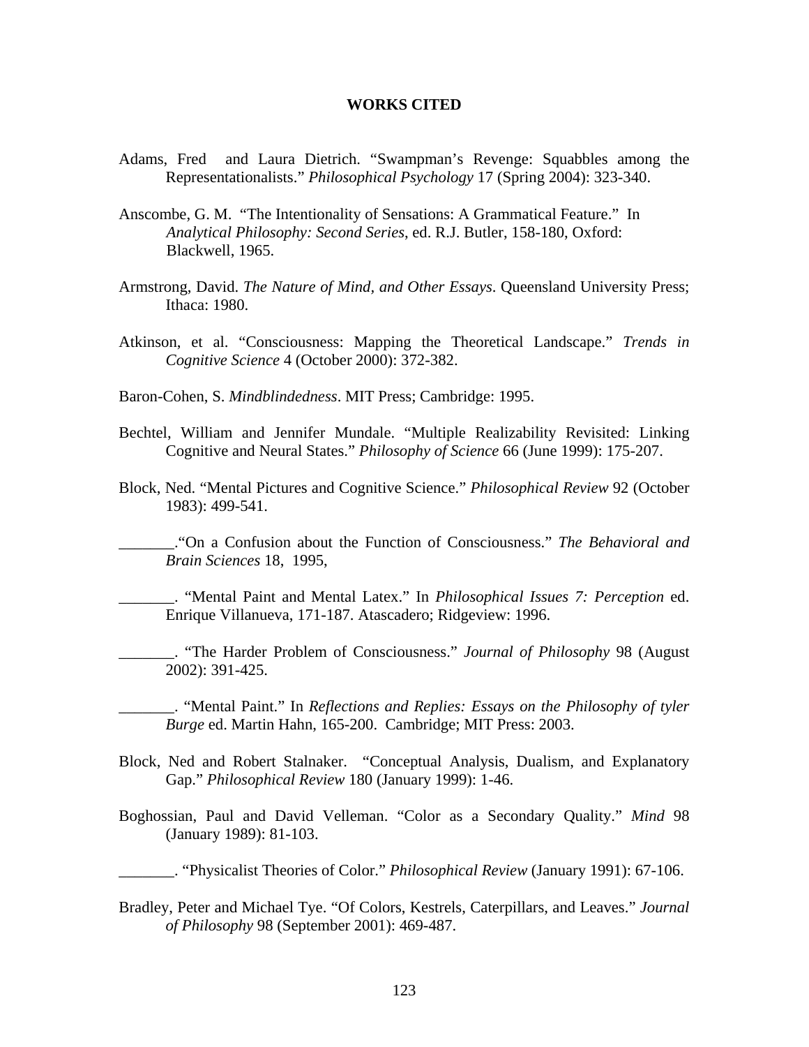**WORKS CITED**

Adams, Fred and Laura Dietrich. "Swampman's Revenge: Squabbles among the Representationalists." *Philosophical Psychology* 17 (Spring 2004): 323-340.

Anscombe, G. M. "The Intentionality of Sensations: A Grammatical Feature." In *Analytical Philosophy: Second Series*, ed. R.J. Butler, 158-180, Oxford: Blackwell, 1965.

Armstrong, David. *The Nature of Mind, and Other Essays*. Queensland University Press; Ithaca: 1980.

Atkinson, et al. "Consciousness: Mapping the Theoretical Landscape." *Trends in Cognitive Science* 4 (October 2000): 372-382.

Baron-Cohen, S. *Mindblindedness*. MIT Press; Cambridge: 1995.

Bechtel, William and Jennifer Mundale. "Multiple Realizability Revisited: Linking Cognitive and Neural States." *Philosophy of Science* 66 (June 1999): 175-207.

Block, Ned. "Mental Pictures and Cognitive Science." *Philosophical Review* 92 (October 1983): 499-541.

_______."On a Confusion about the Function of Consciousness." *The Behavioral and Brain Sciences* 18, 1995,

_______. "Mental Paint and Mental Latex." In *Philosophical Issues 7: Perception* ed. Enrique Villanueva, 171-187. Atascadero; Ridgeview: 1996.

_______. "The Harder Problem of Consciousness." *Journal of Philosophy* 98 (August 2002): 391-425.

_______. "Mental Paint." In *Reflections and Replies: Essays on the Philosophy of tyler Burge* ed. Martin Hahn, 165-200. Cambridge; MIT Press: 2003.

Block, Ned and Robert Stalnaker. "Conceptual Analysis, Dualism, and Explanatory Gap." *Philosophical Review* 180 (January 1999): 1-46.

Boghossian, Paul and David Velleman. "Color as a Secondary Quality." *Mind* 98 (January 1989): 81-103.

_______. "Physicalist Theories of Color." *Philosophical Review* (January 1991): 67-106.

Bradley, Peter and Michael Tye. "Of Colors, Kestrels, Caterpillars, and Leaves." *Journal of Philosophy* 98 (September 2001): 469-487.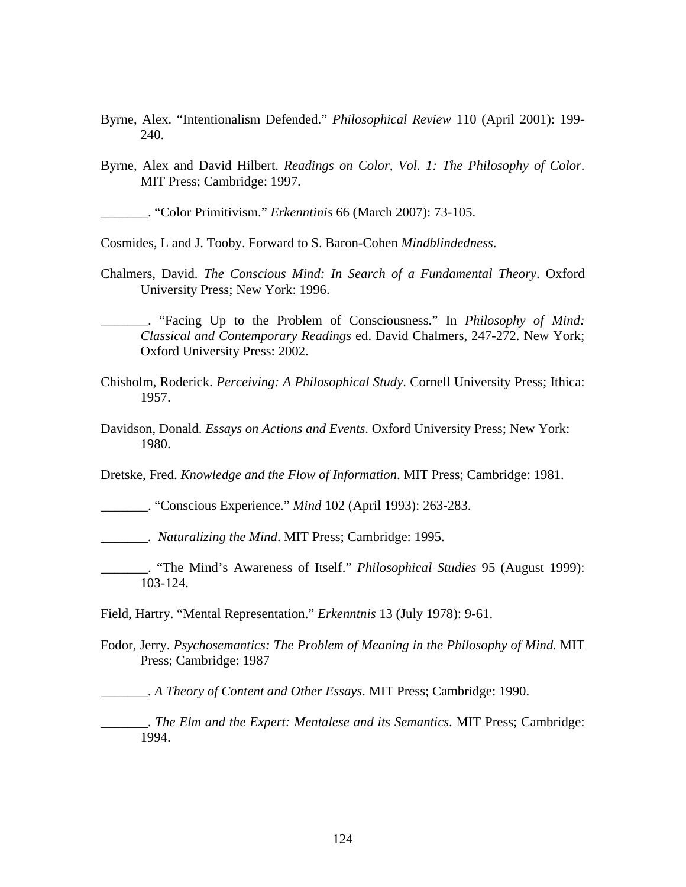Byrne, Alex. “Intentionalism Defended.” *Philosophical Review* 110 (April 2001): 199-240.

Byrne, Alex and David Hilbert. *Readings on Color, Vol. 1: The Philosophy of Color*. MIT Press; Cambridge: 1997.

_______. “Color Primitivism.” *Erkenntinis* 66 (March 2007): 73-105.

Cosmides, L and J. Tooby. Forward to S. Baron-Cohen *Mindblindedness*.

Chalmers, David. *The Conscious Mind: In Search of a Fundamental Theory*. Oxford University Press; New York: 1996.

_______. “Facing Up to the Problem of Consciousness.” In *Philosophy of Mind: Classical and Contemporary Readings* ed. David Chalmers, 247-272. New York; Oxford University Press: 2002.

Chisholm, Roderick. *Perceiving: A Philosophical Study*. Cornell University Press; Ithica: 1957.

Davidson, Donald. *Essays on Actions and Events*. Oxford University Press; New York: 1980.

Dretske, Fred. *Knowledge and the Flow of Information*. MIT Press; Cambridge: 1981.

_______. “Conscious Experience.” *Mind* 102 (April 1993): 263-283.

_______. *Naturalizing the Mind*. MIT Press; Cambridge: 1995.

_______. “The Mind’s Awareness of Itself.” *Philosophical Studies* 95 (August 1999): 103-124.

Field, Hartry. “Mental Representation.” *Erkenntnis* 13 (July 1978): 9-61.

Fodor, Jerry. *Psychosemantics: The Problem of Meaning in the Philosophy of Mind.* MIT Press; Cambridge: 1987

_______. *A Theory of Content and Other Essays*. MIT Press; Cambridge: 1990.

_______. *The Elm and the Expert: Mentalese and its Semantics*. MIT Press; Cambridge: 1994.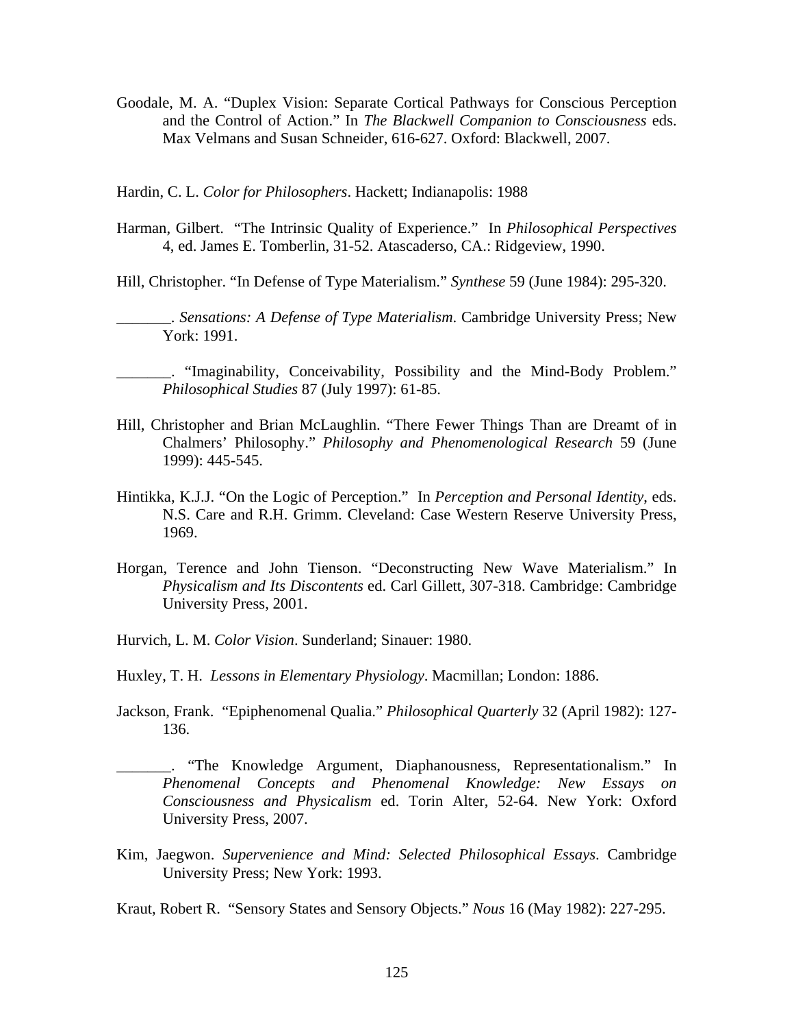Goodale, M. A. "Duplex Vision: Separate Cortical Pathways for Conscious Perception and the Control of Action." In *The Blackwell Companion to Consciousness* eds. Max Velmans and Susan Schneider, 616-627. Oxford: Blackwell, 2007.

Hardin, C. L. *Color for Philosophers*. Hackett; Indianapolis: 1988

Harman, Gilbert. "The Intrinsic Quality of Experience." In *Philosophical Perspectives* 4, ed. James E. Tomberlin, 31-52. Atascaderso, CA.: Ridgeview, 1990.

Hill, Christopher. "In Defense of Type Materialism." *Synthese* 59 (June 1984): 295-320.

_______. *Sensations: A Defense of Type Materialism*. Cambridge University Press; New York: 1991.

_______. "Imaginability, Conceivability, Possibility and the Mind-Body Problem." *Philosophical Studies* 87 (July 1997): 61-85.

Hill, Christopher and Brian McLaughlin. "There Fewer Things Than are Dreamt of in Chalmers' Philosophy." *Philosophy and Phenomenological Research* 59 (June 1999): 445-545.

Hintikka, K.J.J. "On the Logic of Perception." In *Perception and Personal Identity*, eds. N.S. Care and R.H. Grimm. Cleveland: Case Western Reserve University Press, 1969.

Horgan, Terence and John Tienson. "Deconstructing New Wave Materialism." In *Physicalism and Its Discontents* ed. Carl Gillett, 307-318. Cambridge: Cambridge University Press, 2001.

Hurvich, L. M. *Color Vision*. Sunderland; Sinauer: 1980.

Huxley, T. H. *Lessons in Elementary Physiology*. Macmillan; London: 1886.

Jackson, Frank. "Epiphenomenal Qualia." *Philosophical Quarterly* 32 (April 1982): 127-136.

_______. "The Knowledge Argument, Diaphanousness, Representationalism." In *Phenomenal Concepts and Phenomenal Knowledge: New Essays on Consciousness and Physicalism* ed. Torin Alter, 52-64. New York: Oxford University Press, 2007.

Kim, Jaegwon. *Supervenience and Mind: Selected Philosophical Essays*. Cambridge University Press; New York: 1993.

Kraut, Robert R. "Sensory States and Sensory Objects." *Nous* 16 (May 1982): 227-295.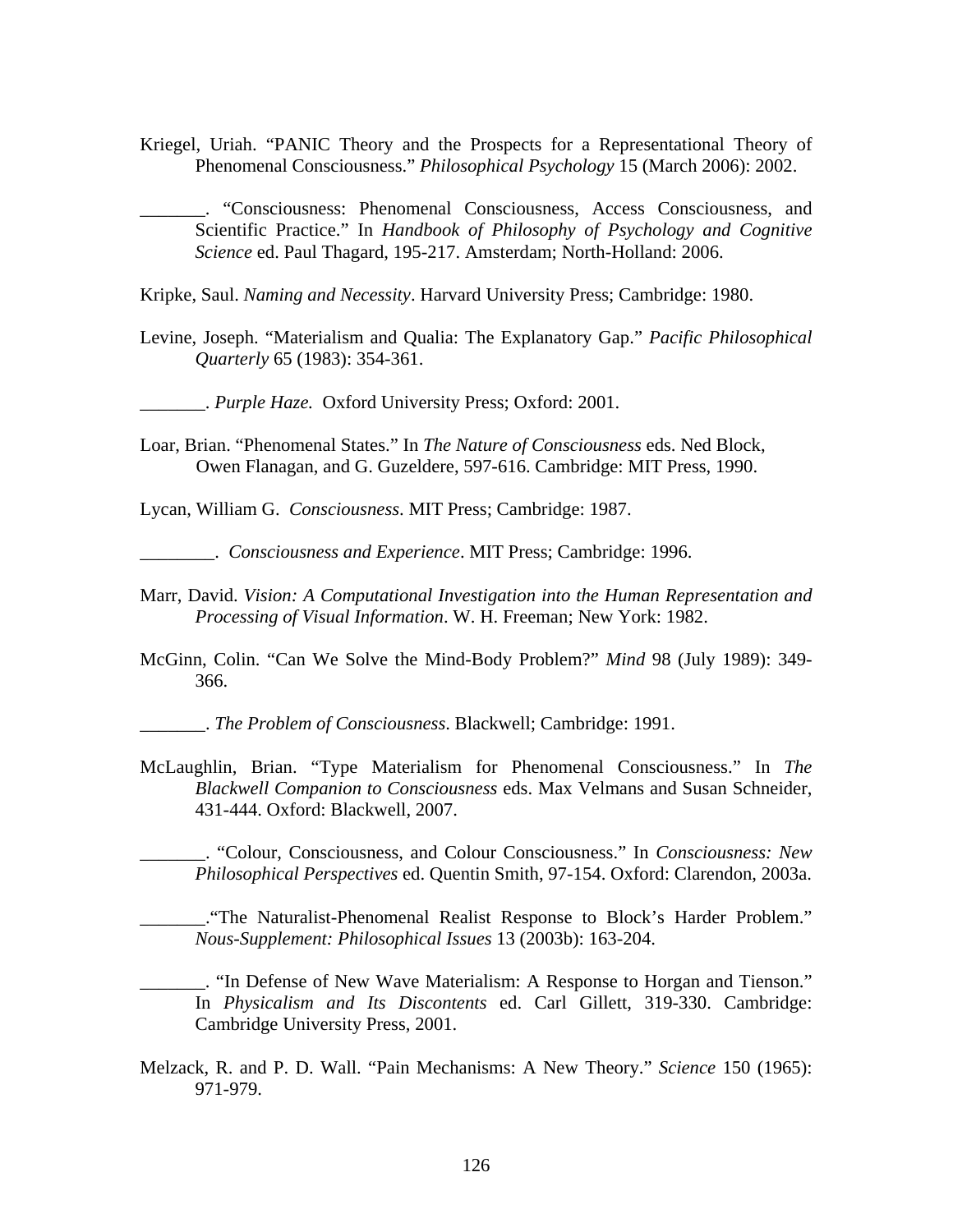Kriegel, Uriah. “PANIC Theory and the Prospects for a Representational Theory of Phenomenal Consciousness.” *Philosophical Psychology* 15 (March 2006): 2002.

_______. “Consciousness: Phenomenal Consciousness, Access Consciousness, and Scientific Practice.” In *Handbook of Philosophy of Psychology and Cognitive Science* ed. Paul Thagard, 195-217. Amsterdam; North-Holland: 2006.

Kripke, Saul. *Naming and Necessity*. Harvard University Press; Cambridge: 1980.

Levine, Joseph. “Materialism and Qualia: The Explanatory Gap.” *Pacific Philosophical Quarterly* 65 (1983): 354-361.

_______. *Purple Haze.* Oxford University Press; Oxford: 2001.

Loar, Brian. “Phenomenal States.” In *The Nature of Consciousness* eds. Ned Block, Owen Flanagan, and G. Guzeldere, 597-616. Cambridge: MIT Press, 1990.

Lycan, William G. *Consciousness*. MIT Press; Cambridge: 1987.

________. *Consciousness and Experience*. MIT Press; Cambridge: 1996.

Marr, David. *Vision: A Computational Investigation into the Human Representation and Processing of Visual Information*. W. H. Freeman; New York: 1982.

McGinn, Colin. “Can We Solve the Mind-Body Problem?” *Mind* 98 (July 1989): 349-366.

_______. *The Problem of Consciousness*. Blackwell; Cambridge: 1991.

McLaughlin, Brian. “Type Materialism for Phenomenal Consciousness.” In *The Blackwell Companion to Consciousness* eds. Max Velmans and Susan Schneider, 431-444. Oxford: Blackwell, 2007.

_______. “Colour, Consciousness, and Colour Consciousness.” In *Consciousness: New Philosophical Perspectives* ed. Quentin Smith, 97-154. Oxford: Clarendon, 2003a.

_______.“The Naturalist-Phenomenal Realist Response to Block’s Harder Problem.” *Nous-Supplement: Philosophical Issues* 13 (2003b): 163-204.

_______. “In Defense of New Wave Materialism: A Response to Horgan and Tienson.” In *Physicalism and Its Discontents* ed. Carl Gillett, 319-330. Cambridge: Cambridge University Press, 2001.

Melzack, R. and P. D. Wall. “Pain Mechanisms: A New Theory.” *Science* 150 (1965): 971-979.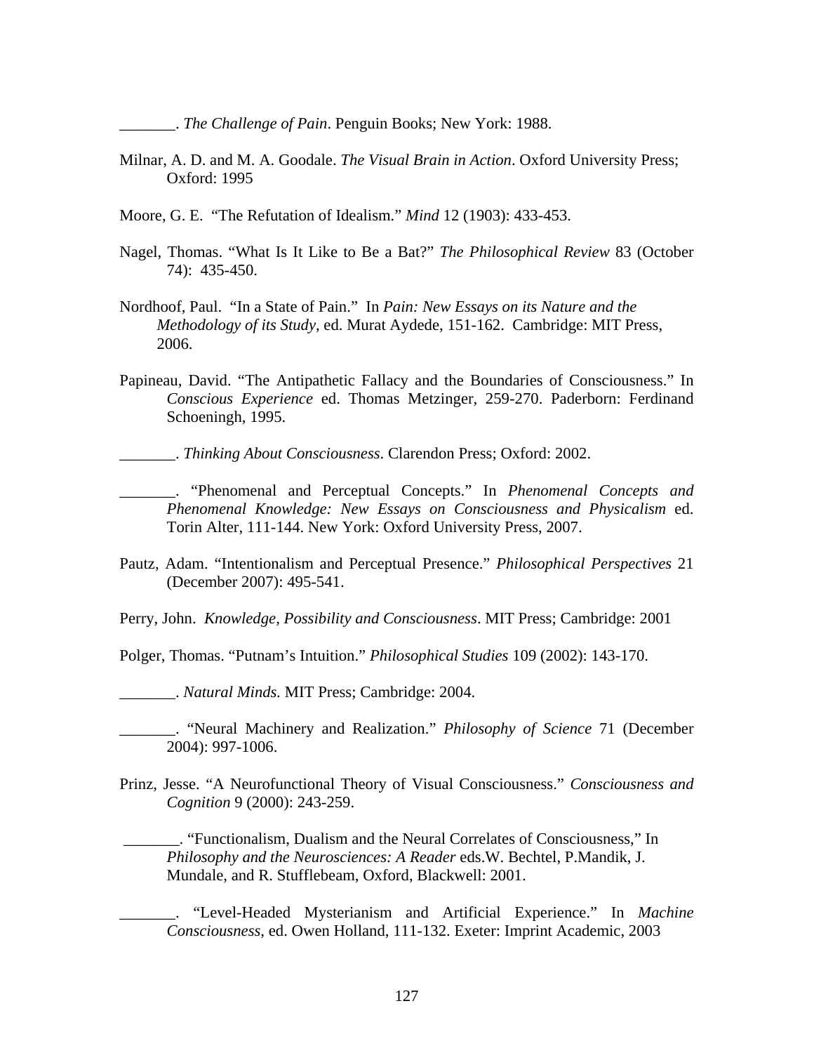_______. *The Challenge of Pain*. Penguin Books; New York: 1988.

Milnar, A. D. and M. A. Goodale. *The Visual Brain in Action*. Oxford University Press; Oxford: 1995

Moore, G. E. "The Refutation of Idealism." *Mind* 12 (1903): 433-453.

Nagel, Thomas. "What Is It Like to Be a Bat?" *The Philosophical Review* 83 (October 74): 435-450.

Nordhoof, Paul. "In a State of Pain." In *Pain: New Essays on its Nature and the Methodology of its Study*, ed. Murat Aydede, 151-162. Cambridge: MIT Press, 2006.

Papineau, David. "The Antipathetic Fallacy and the Boundaries of Consciousness." In *Conscious Experience* ed. Thomas Metzinger, 259-270. Paderborn: Ferdinand Schoeningh, 1995.

_______. *Thinking About Consciousness*. Clarendon Press; Oxford: 2002.

_______. "Phenomenal and Perceptual Concepts." In *Phenomenal Concepts and Phenomenal Knowledge: New Essays on Consciousness and Physicalism* ed. Torin Alter, 111-144. New York: Oxford University Press, 2007.

Pautz, Adam. "Intentionalism and Perceptual Presence." *Philosophical Perspectives* 21 (December 2007): 495-541.

Perry, John. *Knowledge, Possibility and Consciousness*. MIT Press; Cambridge: 2001

Polger, Thomas. "Putnam's Intuition." *Philosophical Studies* 109 (2002): 143-170.

_______. *Natural Minds.* MIT Press; Cambridge: 2004.

_______. "Neural Machinery and Realization." *Philosophy of Science* 71 (December 2004): 997-1006.

Prinz, Jesse. "A Neurofunctional Theory of Visual Consciousness." *Consciousness and Cognition* 9 (2000): 243-259.

_______. "Functionalism, Dualism and the Neural Correlates of Consciousness," In *Philosophy and the Neurosciences: A Reader* eds.W. Bechtel, P.Mandik, J. Mundale, and R. Stufflebeam, Oxford, Blackwell: 2001.

_______. "Level-Headed Mysterianism and Artificial Experience." In *Machine Consciousness*, ed. Owen Holland, 111-132. Exeter: Imprint Academic, 2003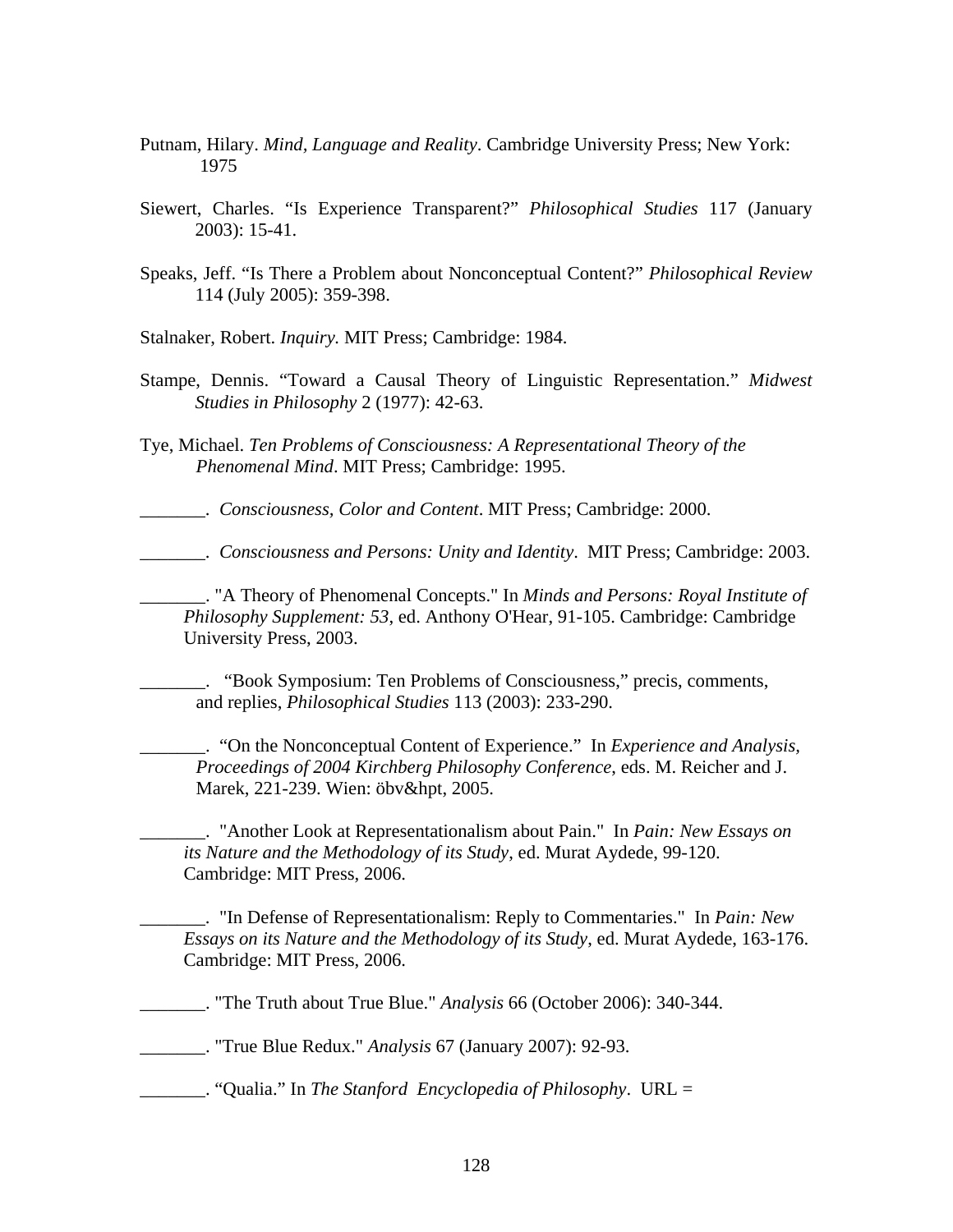Putnam, Hilary. *Mind, Language and Reality*. Cambridge University Press; New York: 1975

Siewert, Charles. "Is Experience Transparent?" *Philosophical Studies* 117 (January 2003): 15-41.

Speaks, Jeff. "Is There a Problem about Nonconceptual Content?" *Philosophical Review* 114 (July 2005): 359-398.

Stalnaker, Robert. *Inquiry.* MIT Press; Cambridge: 1984.

Stampe, Dennis. "Toward a Causal Theory of Linguistic Representation." *Midwest Studies in Philosophy* 2 (1977): 42-63.

Tye, Michael. *Ten Problems of Consciousness: A Representational Theory of the Phenomenal Mind*. MIT Press; Cambridge: 1995.

_______. *Consciousness, Color and Content*. MIT Press; Cambridge: 2000.

_______. *Consciousness and Persons: Unity and Identity*. MIT Press; Cambridge: 2003.

_______. "A Theory of Phenomenal Concepts." In *Minds and Persons: Royal Institute of Philosophy Supplement: 53*, ed. Anthony O'Hear, 91-105. Cambridge: Cambridge University Press, 2003.

_______. "Book Symposium: Ten Problems of Consciousness," precis, comments, and replies, *Philosophical Studies* 113 (2003): 233-290.

_______. "On the Nonconceptual Content of Experience." In *Experience and Analysis, Proceedings of 2004 Kirchberg Philosophy Conference*, eds. M. Reicher and J. Marek, 221-239. Wien: öbv&hpt, 2005.

_______. "Another Look at Representationalism about Pain." In *Pain: New Essays on its Nature and the Methodology of its Study*, ed. Murat Aydede, 99-120. Cambridge: MIT Press, 2006.

_______. "In Defense of Representationalism: Reply to Commentaries." In *Pain: New Essays on its Nature and the Methodology of its Study*, ed. Murat Aydede, 163-176. Cambridge: MIT Press, 2006.

_______. "The Truth about True Blue." *Analysis* 66 (October 2006): 340-344.

_______. "True Blue Redux." *Analysis* 67 (January 2007): 92-93.

_______. "Qualia." In *The Stanford Encyclopedia of Philosophy*. URL =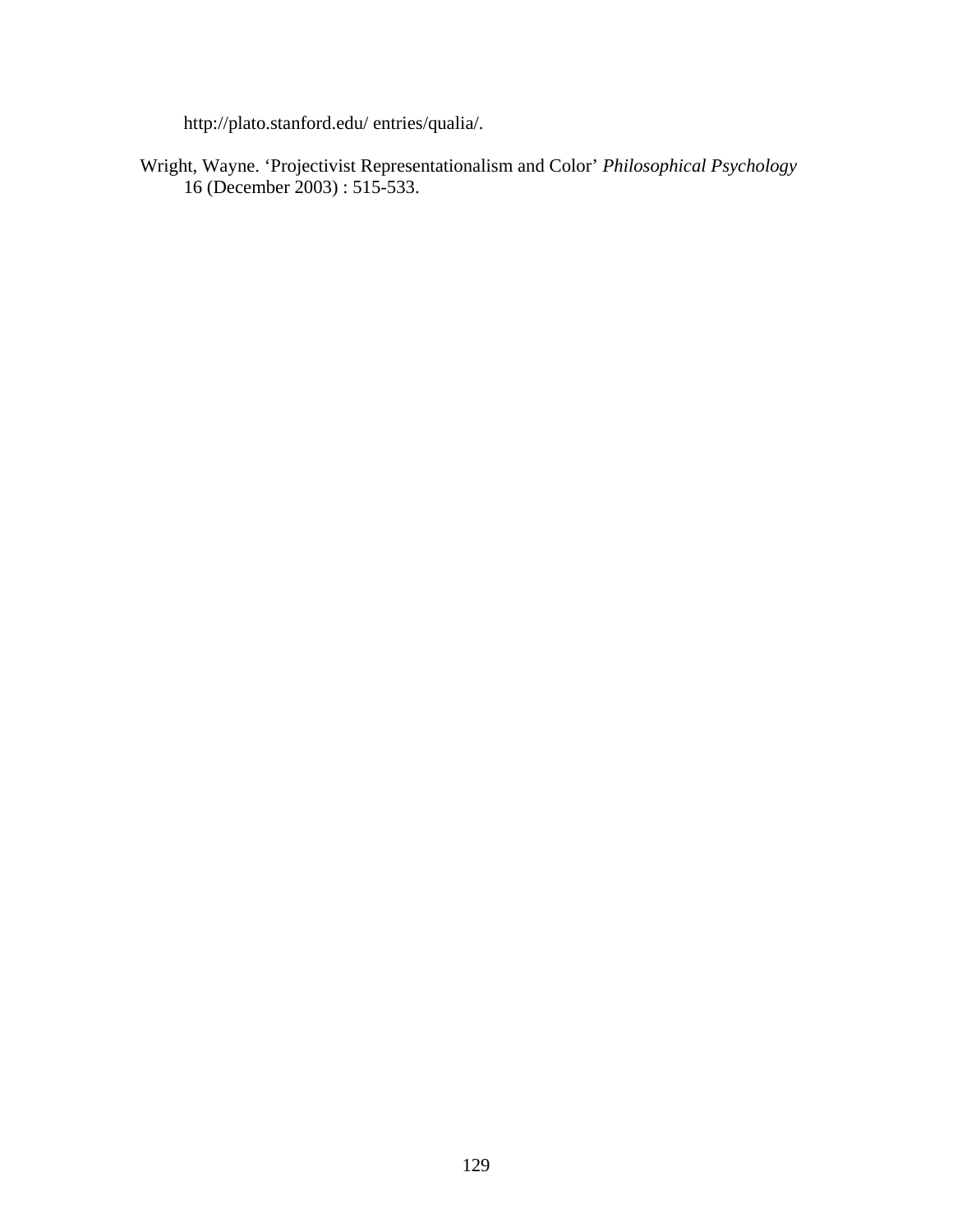http://plato.stanford.edu/ entries/qualia/.

Wright, Wayne. 'Projectivist Representationalism and Color' *Philosophical Psychology* 16 (December 2003) : 515-533.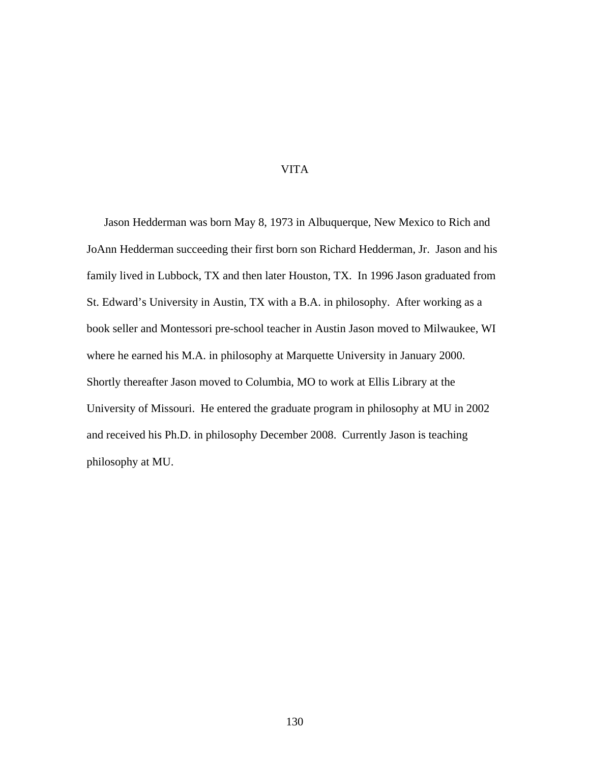# VITA

Jason Hedderman was born May 8, 1973 in Albuquerque, New Mexico to Rich and JoAnn Hedderman succeeding their first born son Richard Hedderman, Jr. Jason and his family lived in Lubbock, TX and then later Houston, TX. In 1996 Jason graduated from St. Edward's University in Austin, TX with a B.A. in philosophy. After working as a book seller and Montessori pre-school teacher in Austin Jason moved to Milwaukee, WI where he earned his M.A. in philosophy at Marquette University in January 2000. Shortly thereafter Jason moved to Columbia, MO to work at Ellis Library at the University of Missouri. He entered the graduate program in philosophy at MU in 2002 and received his Ph.D. in philosophy December 2008. Currently Jason is teaching philosophy at MU.